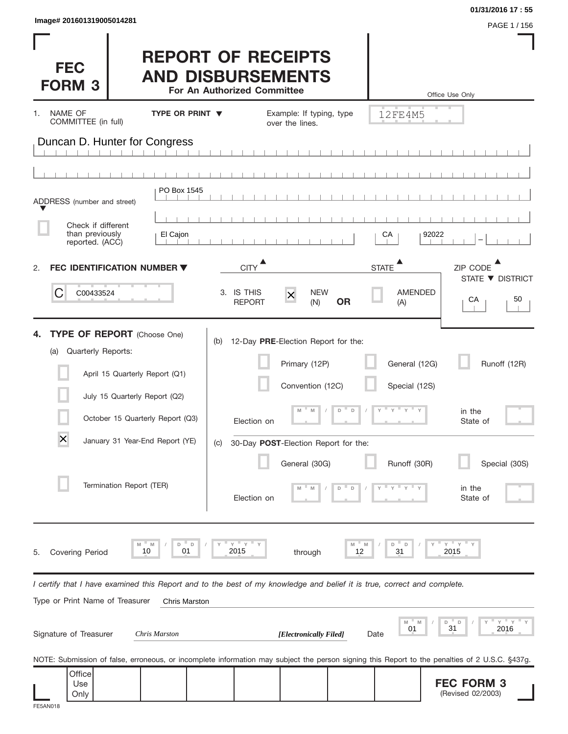Image# 201601319005014281

01/31/2016 17 : 55

# FEC FORM 3

# REPORT OF RECEIPTS AND DISBURSEMENTS

**For An Authorized Committee**

Office Use Only

12FE4M5

1. NAME OF COMMITTEE (in full) — TYPE OR PRINT ▼ — Example: If typing, type over the lines.

Duncan D. Hunter for Congress

ADDRESS (number and street): PO Box 1545

☐ Check if different than previously reported. (ACC)

| CITY | STATE | ZIP CODE |
|---|---|---|
| El Cajon | CA | 92022 |

2. **FEC IDENTIFICATION NUMBER** ▼

C00433524

3. IS THIS REPORT ☒ NEW (N) **OR** ☐ AMENDED (A)

| STATE | DISTRICT |
|---|---|
| CA | 50 |

4. **TYPE OF REPORT** (Choose One)

(a) Quarterly Reports:

- ☐ April 15 Quarterly Report (Q1)
- ☐ July 15 Quarterly Report (Q2)
- ☐ October 15 Quarterly Report (Q3)
- ☒ January 31 Year-End Report (YE)
- ☐ Termination Report (TER)

(b) 12-Day **PRE**-Election Report for the:

- ☐ Primary (12P)
- ☐ General (12G)
- ☐ Runoff (12R)
- ☐ Convention (12C)
- ☐ Special (12S)

Election on MM / DD / YYYY in the State of

(c) 30-Day **POST**-Election Report for the:

- ☐ General (30G)
- ☐ Runoff (30R)
- ☐ Special (30S)

Election on MM / DD / YYYY in the State of

5. Covering Period 10 / 01 / 2015 through 12 / 31 / 2015

*I certify that I have examined this Report and to the best of my knowledge and belief it is true, correct and complete.*

Type or Print Name of Treasurer: Chris Marston

Signature of Treasurer: *Chris Marston* ***[Electronically Filed]*** Date 01 / 31 / 2016

NOTE: Submission of false, erroneous, or incomplete information may subject the person signing this Report to the penalties of 2 U.S.C. §437g.

Office Use Only

**FEC FORM 3**
(Revised 02/2003)

FE5AN018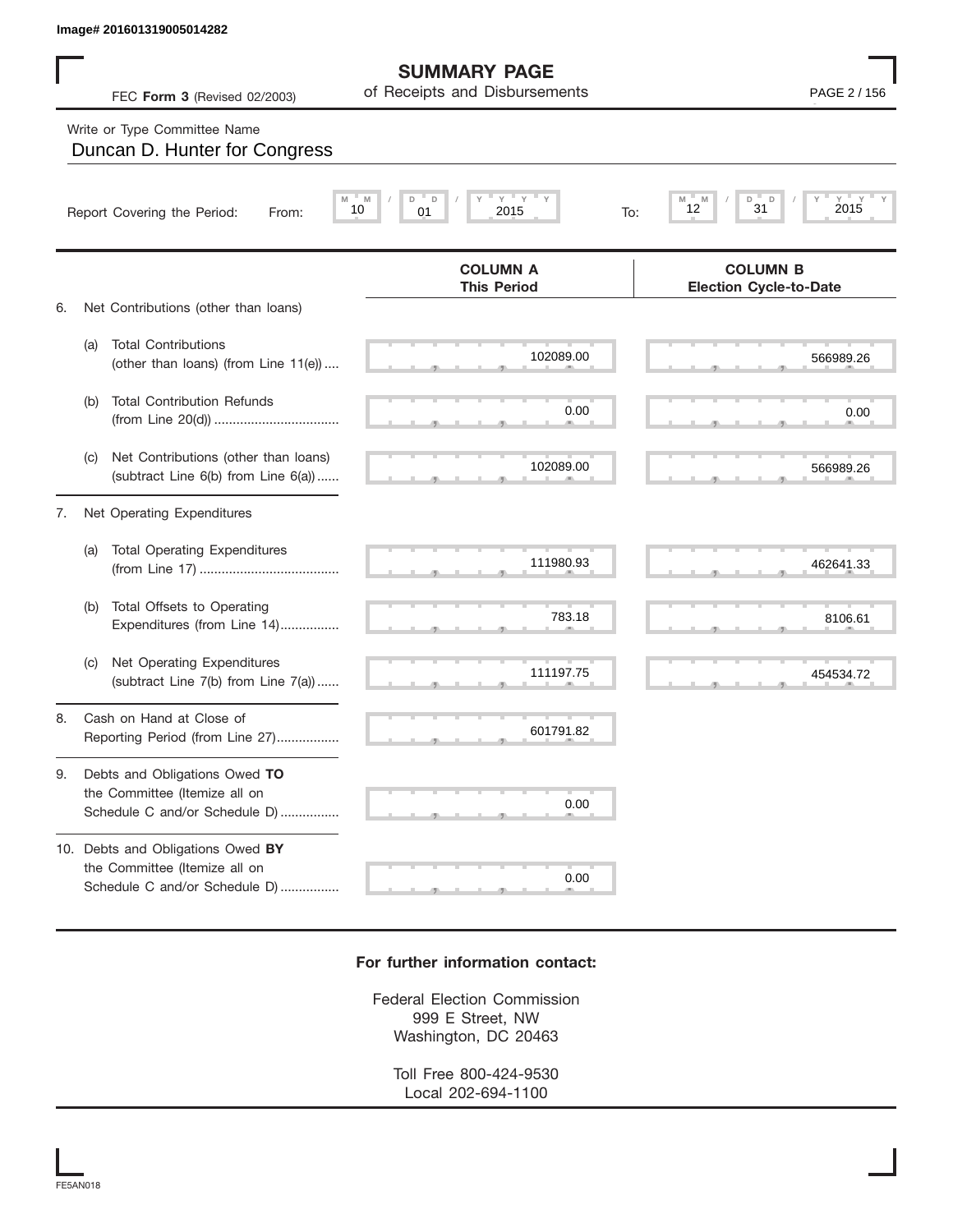Image# 201601319005014282

# SUMMARY PAGE
## of Receipts and Disbursements

FEC **Form 3** (Revised 02/2003)

Write or Type Committee Name

Duncan D. Hunter for Congress

Report Covering the Period: From: 10 / 01 / 2015 To: 12 / 31 / 2015

| | | COLUMN A This Period | COLUMN B Election Cycle-to-Date |
|---|---|---|---|
| 6. | Net Contributions (other than loans) | | |
| | (a) Total Contributions (other than loans) (from Line 11(e)) .... | 102089.00 | 566989.26 |
| | (b) Total Contribution Refunds (from Line 20(d)) .................................. | 0.00 | 0.00 |
| | (c) Net Contributions (other than loans) (subtract Line 6(b) from Line 6(a)) ...... | 102089.00 | 566989.26 |
| 7. | Net Operating Expenditures | | |
| | (a) Total Operating Expenditures (from Line 17) ...................................... | 111980.93 | 462641.33 |
| | (b) Total Offsets to Operating Expenditures (from Line 14)................ | 783.18 | 8106.61 |
| | (c) Net Operating Expenditures (subtract Line 7(b) from Line 7(a)) ...... | 111197.75 | 454534.72 |
| 8. | Cash on Hand at Close of Reporting Period (from Line 27)................. | 601791.82 | |
| 9. | Debts and Obligations Owed **TO** the Committee (Itemize all on Schedule C and/or Schedule D) ................ | 0.00 | |
| 10. | Debts and Obligations Owed **BY** the Committee (Itemize all on Schedule C and/or Schedule D) ................ | 0.00 | |

**For further information contact:**

Federal Election Commission
999 E Street, NW
Washington, DC 20463

Toll Free 800-424-9530
Local 202-694-1100

FE5AN018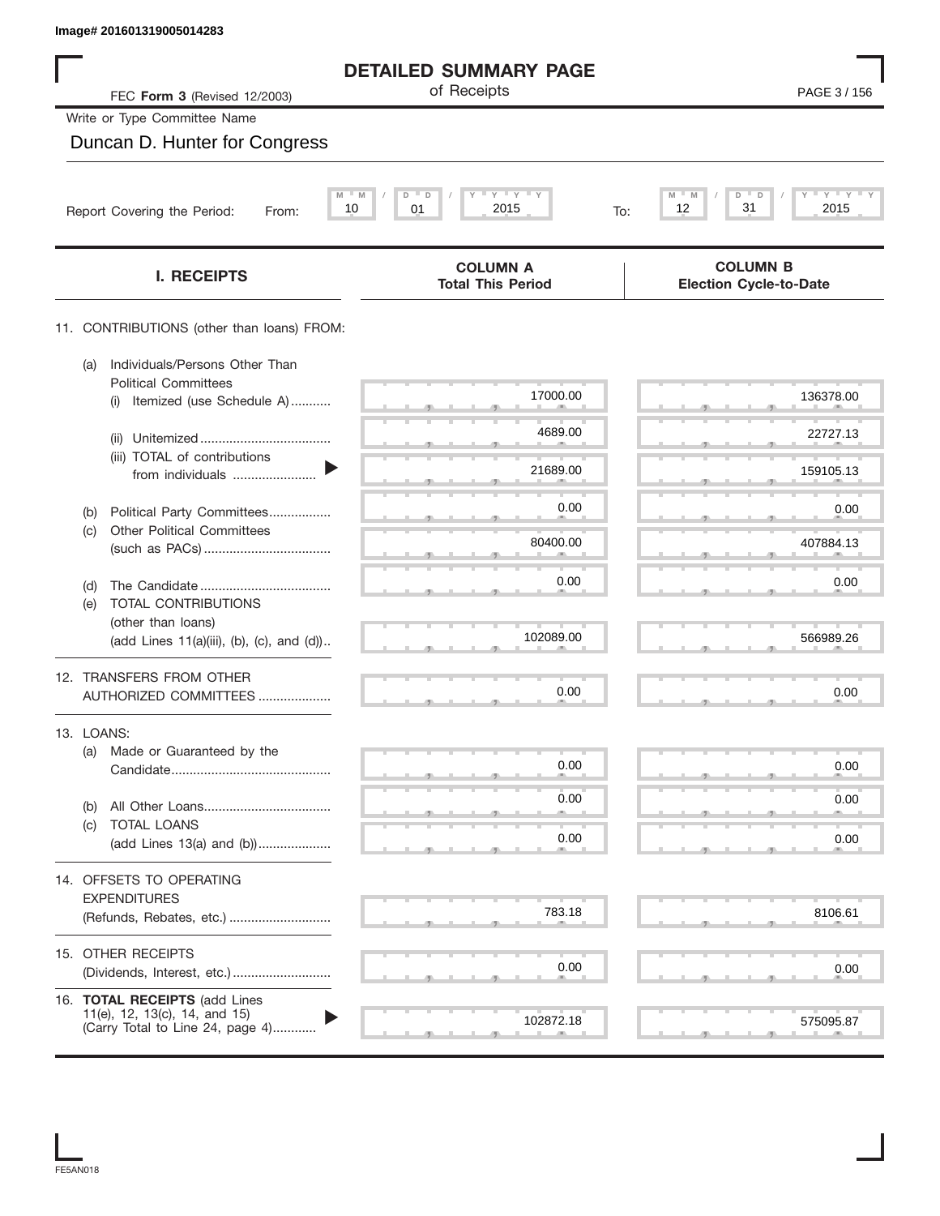Image# 201601319005014283

# DETAILED SUMMARY PAGE
## of Receipts

FEC **Form 3** (Revised 12/2003)

Write or Type Committee Name

Duncan D. Hunter for Congress

Report Covering the Period: From: 10 / 01 / 2015 To: 12 / 31 / 2015

| I. RECEIPTS | COLUMN A Total This Period | COLUMN B Election Cycle-to-Date |
|---|---|---|
| 11. CONTRIBUTIONS (other than loans) FROM: | | |
| (a) Individuals/Persons Other Than Political Committees (i) Itemized (use Schedule A) | 17000.00 | 136378.00 |
| (ii) Unitemized | 4689.00 | 22727.13 |
| (iii) TOTAL of contributions from individuals | 21689.00 | 159105.13 |
| (b) Political Party Committees | 0.00 | 0.00 |
| (c) Other Political Committees (such as PACs) | 80400.00 | 407884.13 |
| (d) The Candidate | 0.00 | 0.00 |
| (e) TOTAL CONTRIBUTIONS (other than loans) (add Lines 11(a)(iii), (b), (c), and (d)) | 102089.00 | 566989.26 |
| 12. TRANSFERS FROM OTHER AUTHORIZED COMMITTEES | 0.00 | 0.00 |
| 13. LOANS: | | |
| (a) Made or Guaranteed by the Candidate | 0.00 | 0.00 |
| (b) All Other Loans | 0.00 | 0.00 |
| (c) TOTAL LOANS (add Lines 13(a) and (b)) | 0.00 | 0.00 |
| 14. OFFSETS TO OPERATING EXPENDITURES (Refunds, Rebates, etc.) | 783.18 | 8106.61 |
| 15. OTHER RECEIPTS (Dividends, Interest, etc.) | 0.00 | 0.00 |
| 16. **TOTAL RECEIPTS** (add Lines 11(e), 12, 13(c), 14, and 15) (Carry Total to Line 24, page 4) | 102872.18 | 575095.87 |

FE5AN018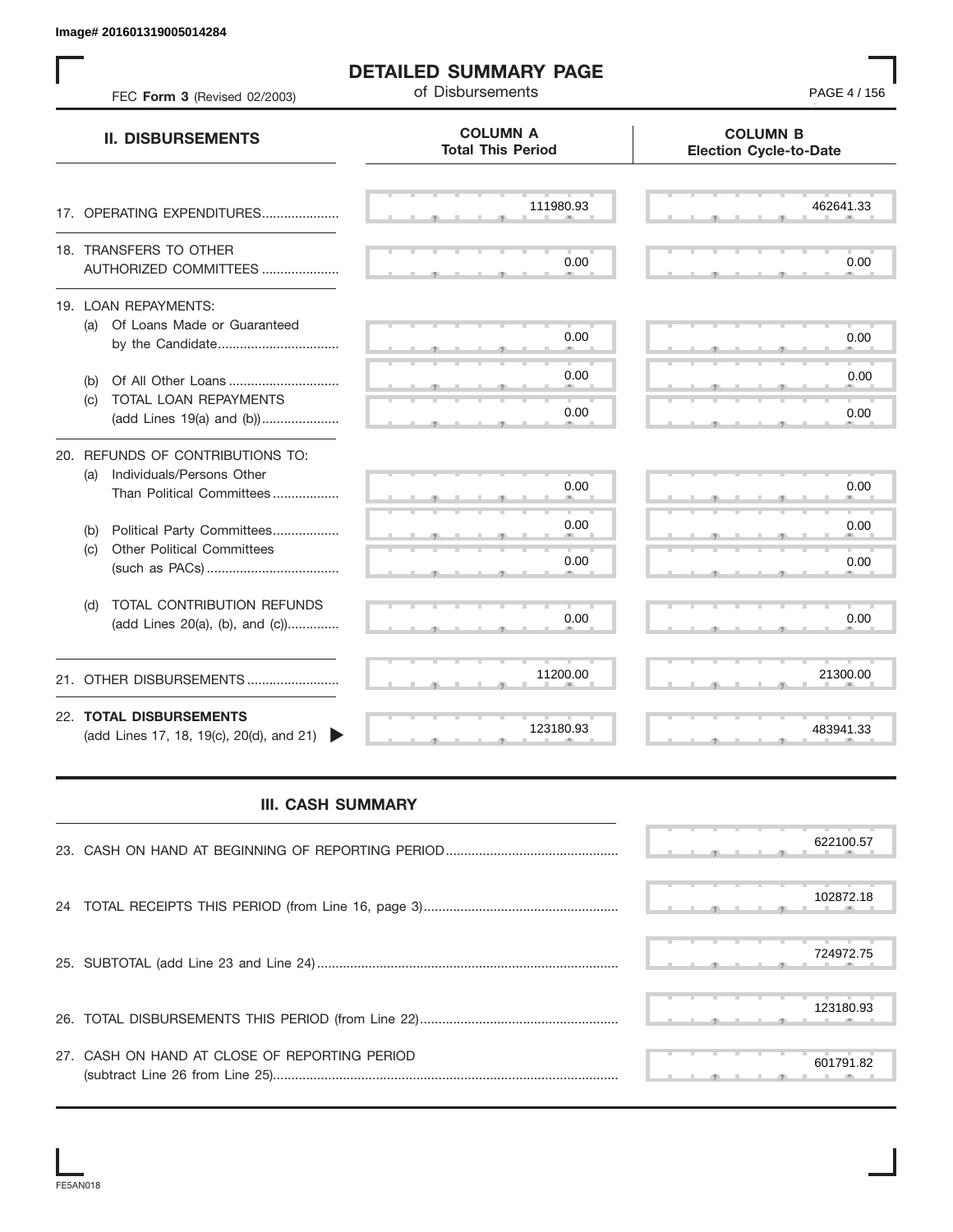Image# 201601319005014284

# DETAILED SUMMARY PAGE
of Disbursements

FEC **Form 3** (Revised 02/2003)

| **II. DISBURSEMENTS** | **COLUMN A** Total This Period | **COLUMN B** Election Cycle-to-Date |
|---|---|---|
| 17. OPERATING EXPENDITURES..................... | 111980.93 | 462641.33 |
| 18. TRANSFERS TO OTHER AUTHORIZED COMMITTEES ..................... | 0.00 | 0.00 |
| 19. LOAN REPAYMENTS: | | |
| (a) Of Loans Made or Guaranteed by the Candidate................................ | 0.00 | 0.00 |
| (b) Of All Other Loans ............................. | 0.00 | 0.00 |
| (c) TOTAL LOAN REPAYMENTS (add Lines 19(a) and (b))..................... | 0.00 | 0.00 |
| 20. REFUNDS OF CONTRIBUTIONS TO: | | |
| (a) Individuals/Persons Other Than Political Committees.................. | 0.00 | 0.00 |
| (b) Political Party Committees.................. | 0.00 | 0.00 |
| (c) Other Political Committees (such as PACs).................................... | 0.00 | 0.00 |
| (d) TOTAL CONTRIBUTION REFUNDS (add Lines 20(a), (b), and (c)).............. | 0.00 | 0.00 |
| 21. OTHER DISBURSEMENTS ......................... | 11200.00 | 21300.00 |
| 22. **TOTAL DISBURSEMENTS** (add Lines 17, 18, 19(c), 20(d), and 21) | 123180.93 | 483941.33 |

## III. CASH SUMMARY

| | |
|---|---|
| 23. CASH ON HAND AT BEGINNING OF REPORTING PERIOD.............................................. | 622100.57 |
| 24 TOTAL RECEIPTS THIS PERIOD (from Line 16, page 3).................................................... | 102872.18 |
| 25. SUBTOTAL (add Line 23 and Line 24)................................................................................. | 724972.75 |
| 26. TOTAL DISBURSEMENTS THIS PERIOD (from Line 22)..................................................... | 123180.93 |
| 27. CASH ON HAND AT CLOSE OF REPORTING PERIOD (subtract Line 26 from Line 25)............................................................................................ | 601791.82 |

FE5AN018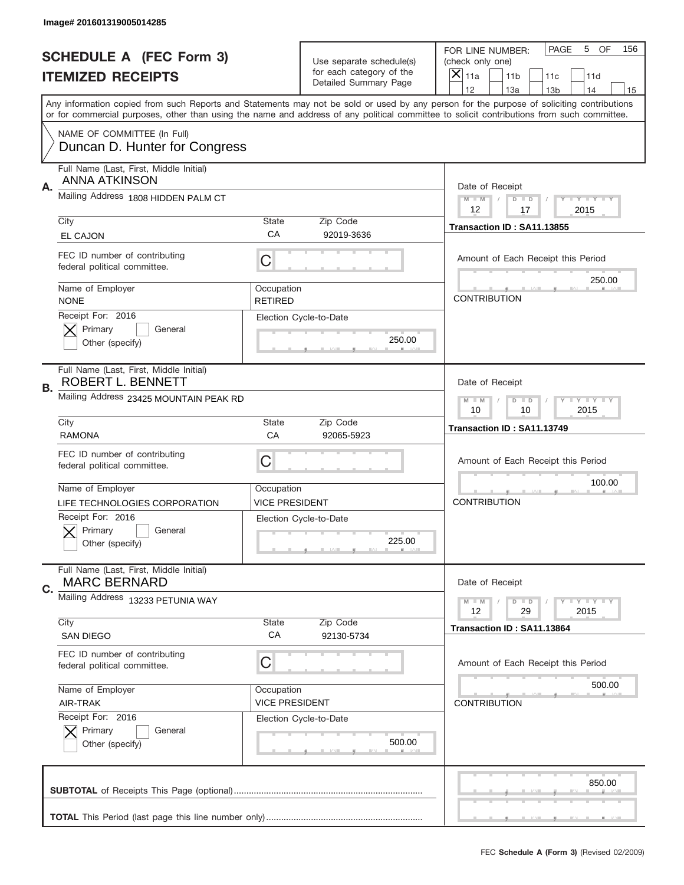Image# 201601319005014285

# SCHEDULE A (FEC Form 3)
# ITEMIZED RECEIPTS

Use separate schedule(s) for each category of the Detailed Summary Page

FOR LINE NUMBER: (check only one)

[X] 11a [ ] 11b [ ] 11c [ ] 11d [ ] 12 [ ] 13a [ ] 13b [ ] 14 [ ] 15

PAGE 5 OF 156

Any information copied from such Reports and Statements may not be sold or used by any person for the purpose of soliciting contributions or for commercial purposes, other than using the name and address of any political committee to solicit contributions from such committee.

NAME OF COMMITTEE (In Full)
Duncan D. Hunter for Congress

---

**A.** Full Name (Last, First, Middle Initial): ANNA ATKINSON

Mailing Address: 1808 HIDDEN PALM CT

City: EL CAJON | State: CA | Zip Code: 92019-3636

FEC ID number of contributing federal political committee: C

Name of Employer: NONE | Occupation: RETIRED

Receipt For: 2016 [X] Primary [ ] General [ ] Other (specify)

Election Cycle-to-Date: 250.00

Date of Receipt: 12 / 17 / 2015

Transaction ID : SA11.13855

Amount of Each Receipt this Period: 250.00

CONTRIBUTION

---

**B.** Full Name (Last, First, Middle Initial): ROBERT L. BENNETT

Mailing Address: 23425 MOUNTAIN PEAK RD

City: RAMONA | State: CA | Zip Code: 92065-5923

FEC ID number of contributing federal political committee: C

Name of Employer: LIFE TECHNOLOGIES CORPORATION | Occupation: VICE PRESIDENT

Receipt For: 2016 [X] Primary [ ] General [ ] Other (specify)

Election Cycle-to-Date: 225.00

Date of Receipt: 10 / 10 / 2015

Transaction ID : SA11.13749

Amount of Each Receipt this Period: 100.00

CONTRIBUTION

---

**C.** Full Name (Last, First, Middle Initial): MARC BERNARD

Mailing Address: 13233 PETUNIA WAY

City: SAN DIEGO | State: CA | Zip Code: 92130-5734

FEC ID number of contributing federal political committee: C

Name of Employer: AIR-TRAK | Occupation: VICE PRESIDENT

Receipt For: 2016 [X] Primary [ ] General [ ] Other (specify)

Election Cycle-to-Date: 500.00

Date of Receipt: 12 / 29 / 2015

Transaction ID : SA11.13864

Amount of Each Receipt this Period: 500.00

CONTRIBUTION

---

**SUBTOTAL** of Receipts This Page (optional): 850.00

**TOTAL** This Period (last page this line number only):

FEC Schedule A (Form 3) (Revised 02/2009)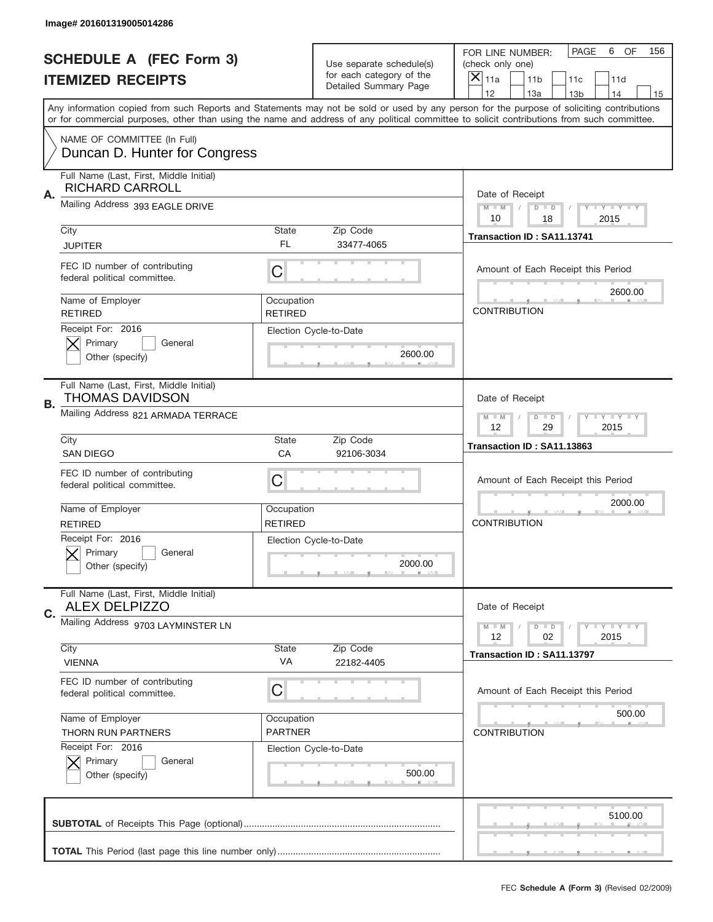Image# 201601319005014286

# SCHEDULE A (FEC Form 3)
# ITEMIZED RECEIPTS

Use separate schedule(s) for each category of the Detailed Summary Page

FOR LINE NUMBER: (check only one)
[X] 11a  [ ] 11b  [ ] 11c  [ ] 11d  [ ] 12  [ ] 13a  [ ] 13b  [ ] 14  [ ] 15

PAGE 6 OF 156

Any information copied from such Reports and Statements may not be sold or used by any person for the purpose of soliciting contributions or for commercial purposes, other than using the name and address of any political committee to solicit contributions from such committee.

NAME OF COMMITTEE (In Full)
Duncan D. Hunter for Congress

---

**A.**
Full Name (Last, First, Middle Initial): RICHARD CARROLL
Mailing Address: 393 EAGLE DRIVE
City: JUPITER | State: FL | Zip Code: 33477-4065
FEC ID number of contributing federal political committee: C
Name of Employer: RETIRED | Occupation: RETIRED
Receipt For: 2016 [X] Primary [ ] General [ ] Other (specify)
Election Cycle-to-Date: 2600.00
Date of Receipt: 10 / 18 / 2015
Transaction ID : SA11.13741
Amount of Each Receipt this Period: 2600.00
CONTRIBUTION

---

**B.**
Full Name (Last, First, Middle Initial): THOMAS DAVIDSON
Mailing Address: 821 ARMADA TERRACE
City: SAN DIEGO | State: CA | Zip Code: 92106-3034
FEC ID number of contributing federal political committee: C
Name of Employer: RETIRED | Occupation: RETIRED
Receipt For: 2016 [X] Primary [ ] General [ ] Other (specify)
Election Cycle-to-Date: 2000.00
Date of Receipt: 12 / 29 / 2015
Transaction ID : SA11.13863
Amount of Each Receipt this Period: 2000.00
CONTRIBUTION

---

**C.**
Full Name (Last, First, Middle Initial): ALEX DELPIZZO
Mailing Address: 9703 LAYMINSTER LN
City: VIENNA | State: VA | Zip Code: 22182-4405
FEC ID number of contributing federal political committee: C
Name of Employer: THORN RUN PARTNERS | Occupation: PARTNER
Receipt For: 2016 [X] Primary [ ] General [ ] Other (specify)
Election Cycle-to-Date: 500.00
Date of Receipt: 12 / 02 / 2015
Transaction ID : SA11.13797
Amount of Each Receipt this Period: 500.00
CONTRIBUTION

---

**SUBTOTAL** of Receipts This Page (optional): 5100.00

**TOTAL** This Period (last page this line number only):

FEC Schedule A (Form 3) (Revised 02/2009)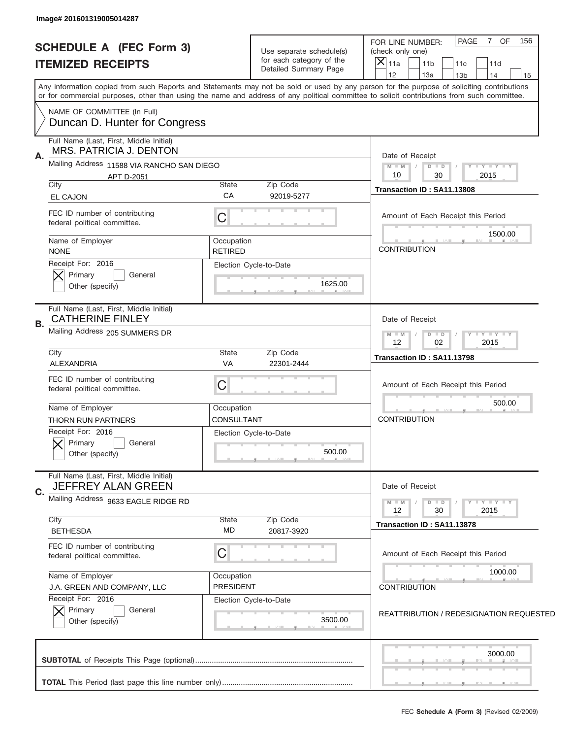Image# 201601319005014287

# SCHEDULE A (FEC Form 3)
## ITEMIZED RECEIPTS

Use separate schedule(s) for each category of the Detailed Summary Page

FOR LINE NUMBER: (check only one)
[X] 11a  [ ] 11b  [ ] 11c  [ ] 11d  [ ] 12  [ ] 13a  [ ] 13b  [ ] 14  [ ] 15

PAGE 7 OF 156

Any information copied from such Reports and Statements may not be sold or used by any person for the purpose of soliciting contributions or for commercial purposes, other than using the name and address of any political committee to solicit contributions from such committee.

NAME OF COMMITTEE (In Full)
Duncan D. Hunter for Congress

---

**A.** Full Name (Last, First, Middle Initial): MRS. PATRICIA J. DENTON

Mailing Address: 11588 VIA RANCHO SAN DIEGO, APT D-2051

| City | State | Zip Code |
|---|---|---|
| EL CAJON | CA | 92019-5277 |

FEC ID number of contributing federal political committee: C

| Name of Employer | Occupation |
|---|---|
| NONE | RETIRED |

Receipt For: 2016 — [X] Primary [ ] General [ ] Other (specify)

Election Cycle-to-Date: 1625.00

Date of Receipt: 10 / 30 / 2015

Transaction ID : SA11.13808

Amount of Each Receipt this Period: 1500.00

CONTRIBUTION

---

**B.** Full Name (Last, First, Middle Initial): CATHERINE FINLEY

Mailing Address: 205 SUMMERS DR

| City | State | Zip Code |
|---|---|---|
| ALEXANDRIA | VA | 22301-2444 |

FEC ID number of contributing federal political committee: C

| Name of Employer | Occupation |
|---|---|
| THORN RUN PARTNERS | CONSULTANT |

Receipt For: 2016 — [X] Primary [ ] General [ ] Other (specify)

Election Cycle-to-Date: 500.00

Date of Receipt: 12 / 02 / 2015

Transaction ID : SA11.13798

Amount of Each Receipt this Period: 500.00

CONTRIBUTION

---

**C.** Full Name (Last, First, Middle Initial): JEFFREY ALAN GREEN

Mailing Address: 9633 EAGLE RIDGE RD

| City | State | Zip Code |
|---|---|---|
| BETHESDA | MD | 20817-3920 |

FEC ID number of contributing federal political committee: C

| Name of Employer | Occupation |
|---|---|
| J.A. GREEN AND COMPANY, LLC | PRESIDENT |

Receipt For: 2016 — [X] Primary [ ] General [ ] Other (specify)

Election Cycle-to-Date: 3500.00

Date of Receipt: 12 / 30 / 2015

Transaction ID : SA11.13878

Amount of Each Receipt this Period: 1000.00

CONTRIBUTION

REATTRIBUTION / REDESIGNATION REQUESTED

---

**SUBTOTAL** of Receipts This Page (optional): 3000.00

**TOTAL** This Period (last page this line number only):

FEC **Schedule A (Form 3)** (Revised 02/2009)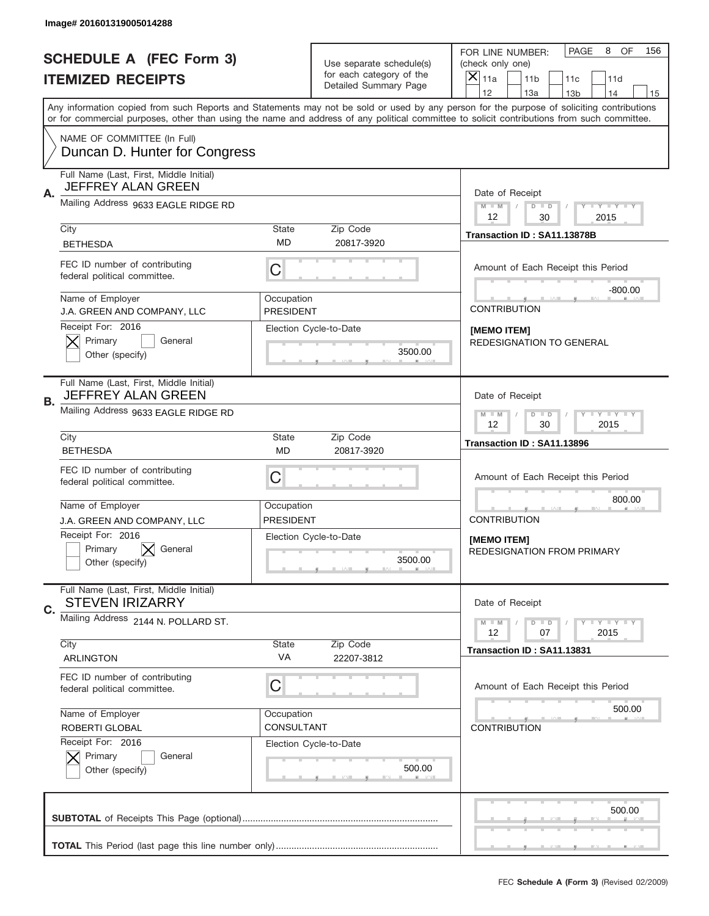Image# 201601319005014288

# SCHEDULE A (FEC Form 3)
## ITEMIZED RECEIPTS

Use separate schedule(s) for each category of the Detailed Summary Page

FOR LINE NUMBER: (check only one)
[X] 11a [ ] 11b [ ] 11c [ ] 11d [ ] 12 [ ] 13a [ ] 13b [ ] 14 [ ] 15

PAGE 8 OF 156

Any information copied from such Reports and Statements may not be sold or used by any person for the purpose of soliciting contributions or for commercial purposes, other than using the name and address of any political committee to solicit contributions from such committee.

NAME OF COMMITTEE (In Full)
Duncan D. Hunter for Congress

---

**A.**
Full Name (Last, First, Middle Initial): JEFFREY ALAN GREEN
Mailing Address: 9633 EAGLE RIDGE RD
City: BETHESDA | State: MD | Zip Code: 20817-3920
FEC ID number of contributing federal political committee: C
Name of Employer: J.A. GREEN AND COMPANY, LLC
Occupation: PRESIDENT
Receipt For: 2016 — [X] Primary [ ] General [ ] Other (specify)
Election Cycle-to-Date: 3500.00

Date of Receipt: 12 / 30 / 2015
Transaction ID : SA11.13878B
Amount of Each Receipt this Period: -800.00
CONTRIBUTION
[MEMO ITEM]
REDESIGNATION TO GENERAL

---

**B.**
Full Name (Last, First, Middle Initial): JEFFREY ALAN GREEN
Mailing Address: 9633 EAGLE RIDGE RD
City: BETHESDA | State: MD | Zip Code: 20817-3920
FEC ID number of contributing federal political committee: C
Name of Employer: J.A. GREEN AND COMPANY, LLC
Occupation: PRESIDENT
Receipt For: 2016 — [ ] Primary [X] General [ ] Other (specify)
Election Cycle-to-Date: 3500.00

Date of Receipt: 12 / 30 / 2015
Transaction ID : SA11.13896
Amount of Each Receipt this Period: 800.00
CONTRIBUTION
[MEMO ITEM]
REDESIGNATION FROM PRIMARY

---

**C.**
Full Name (Last, First, Middle Initial): STEVEN IRIZARRY
Mailing Address: 2144 N. POLLARD ST.
City: ARLINGTON | State: VA | Zip Code: 22207-3812
FEC ID number of contributing federal political committee: C
Name of Employer: ROBERTI GLOBAL
Occupation: CONSULTANT
Receipt For: 2016 — [X] Primary [ ] General [ ] Other (specify)
Election Cycle-to-Date: 500.00

Date of Receipt: 12 / 07 / 2015
Transaction ID : SA11.13831
Amount of Each Receipt this Period: 500.00
CONTRIBUTION

---

**SUBTOTAL** of Receipts This Page (optional): 500.00

**TOTAL** This Period (last page this line number only):

FEC **Schedule A (Form 3)** (Revised 02/2009)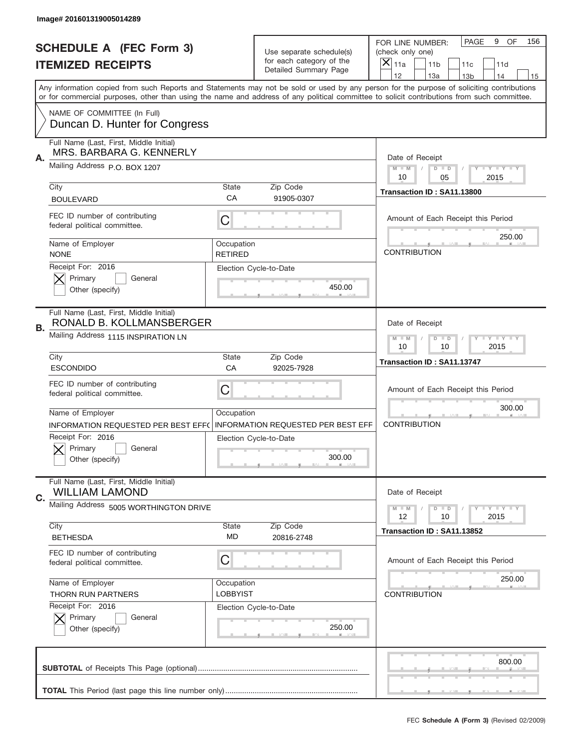Image# 201601319005014289

# SCHEDULE A (FEC Form 3)
## ITEMIZED RECEIPTS

Use separate schedule(s) for each category of the Detailed Summary Page

FOR LINE NUMBER: (check only one)
[X] 11a [ ] 11b [ ] 11c [ ] 11d [ ] 12 [ ] 13a [ ] 13b [ ] 14 [ ] 15

PAGE 9 OF 156

Any information copied from such Reports and Statements may not be sold or used by any person for the purpose of soliciting contributions or for commercial purposes, other than using the name and address of any political committee to solicit contributions from such committee.

NAME OF COMMITTEE (In Full)
Duncan D. Hunter for Congress

---

**A.** Full Name (Last, First, Middle Initial): MRS. BARBARA G. KENNERLY

Mailing Address: P.O. BOX 1207

City: BOULEVARD | State: CA | Zip Code: 91905-0307

FEC ID number of contributing federal political committee: C

Name of Employer: NONE | Occupation: RETIRED

Receipt For: 2016 — [X] Primary [ ] General [ ] Other (specify)

Election Cycle-to-Date: 450.00

Date of Receipt: 10 / 05 / 2015

Transaction ID : SA11.13800

Amount of Each Receipt this Period: 250.00

CONTRIBUTION

---

**B.** Full Name (Last, First, Middle Initial): RONALD B. KOLLMANSBERGER

Mailing Address: 1115 INSPIRATION LN

City: ESCONDIDO | State: CA | Zip Code: 92025-7928

FEC ID number of contributing federal political committee: C

Name of Employer: INFORMATION REQUESTED PER BEST EFF( | Occupation: INFORMATION REQUESTED PER BEST EFF

Receipt For: 2016 — [X] Primary [ ] General [ ] Other (specify)

Election Cycle-to-Date: 300.00

Date of Receipt: 10 / 10 / 2015

Transaction ID : SA11.13747

Amount of Each Receipt this Period: 300.00

CONTRIBUTION

---

**C.** Full Name (Last, First, Middle Initial): WILLIAM LAMOND

Mailing Address: 5005 WORTHINGTON DRIVE

City: BETHESDA | State: MD | Zip Code: 20816-2748

FEC ID number of contributing federal political committee: C

Name of Employer: THORN RUN PARTNERS | Occupation: LOBBYIST

Receipt For: 2016 — [X] Primary [ ] General [ ] Other (specify)

Election Cycle-to-Date: 250.00

Date of Receipt: 12 / 10 / 2015

Transaction ID : SA11.13852

Amount of Each Receipt this Period: 250.00

CONTRIBUTION

---

**SUBTOTAL** of Receipts This Page (optional): 800.00

**TOTAL** This Period (last page this line number only):

FEC **Schedule A (Form 3)** (Revised 02/2009)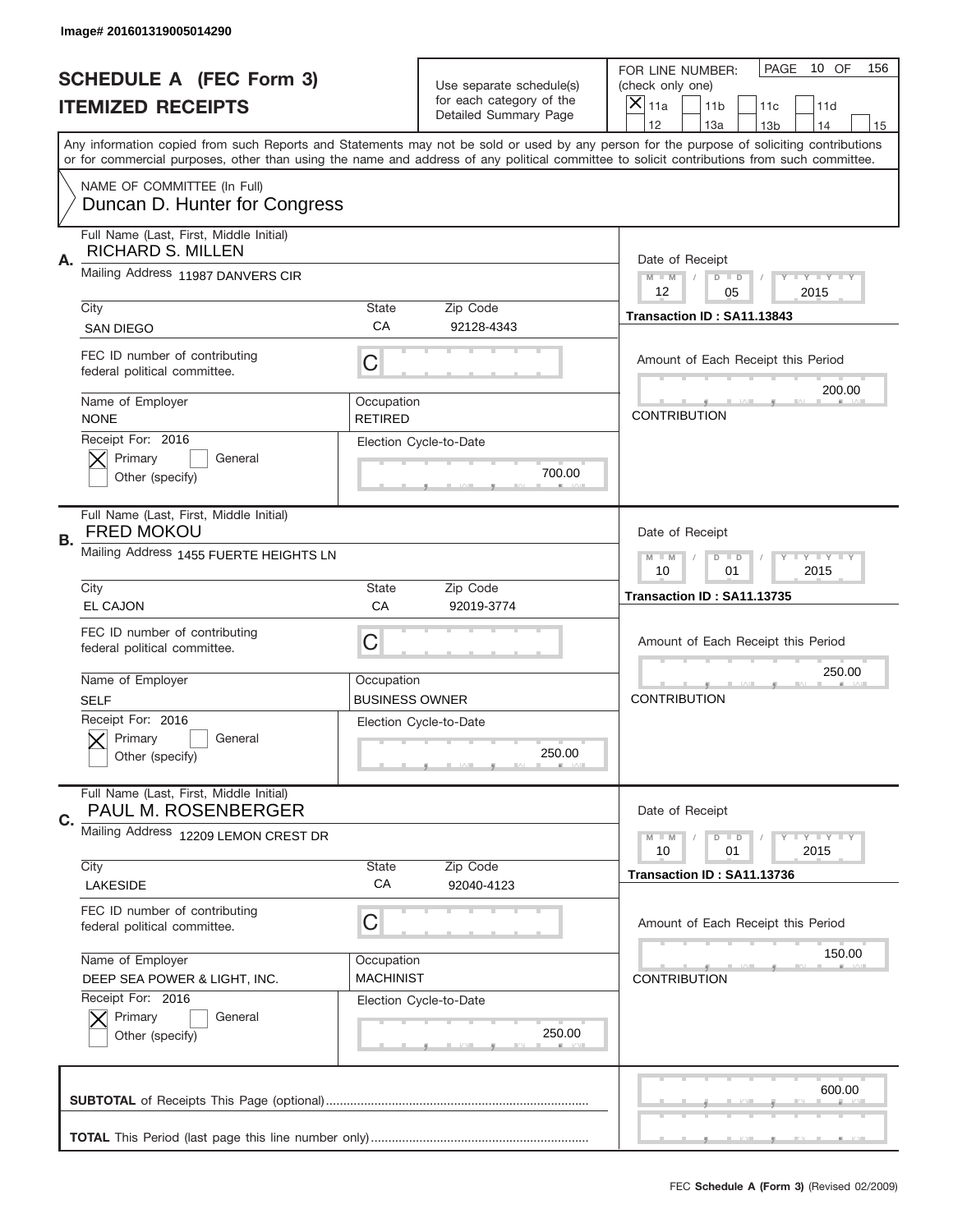Image# 201601319005014290

# SCHEDULE A (FEC Form 3)
## ITEMIZED RECEIPTS

Use separate schedule(s) for each category of the Detailed Summary Page

FOR LINE NUMBER: (check only one)
[X] 11a [ ] 11b [ ] 11c [ ] 11d [ ] 12 [ ] 13a [ ] 13b [ ] 14 [ ] 15

PAGE 10 OF 156

Any information copied from such Reports and Statements may not be sold or used by any person for the purpose of soliciting contributions or for commercial purposes, other than using the name and address of any political committee to solicit contributions from such committee.

NAME OF COMMITTEE (In Full)
Duncan D. Hunter for Congress

---

**A.** Full Name (Last, First, Middle Initial): RICHARD S. MILLEN

Mailing Address: 11987 DANVERS CIR

City: SAN DIEGO | State: CA | Zip Code: 92128-4343

FEC ID number of contributing federal political committee: C

Name of Employer: NONE | Occupation: RETIRED

Receipt For: 2016 — [X] Primary [ ] General [ ] Other (specify)

Election Cycle-to-Date: 700.00

Date of Receipt: 12 / 05 / 2015

Transaction ID : SA11.13843

Amount of Each Receipt this Period: 200.00

CONTRIBUTION

---

**B.** Full Name (Last, First, Middle Initial): FRED MOKOU

Mailing Address: 1455 FUERTE HEIGHTS LN

City: EL CAJON | State: CA | Zip Code: 92019-3774

FEC ID number of contributing federal political committee: C

Name of Employer: SELF | Occupation: BUSINESS OWNER

Receipt For: 2016 — [X] Primary [ ] General [ ] Other (specify)

Election Cycle-to-Date: 250.00

Date of Receipt: 10 / 01 / 2015

Transaction ID : SA11.13735

Amount of Each Receipt this Period: 250.00

CONTRIBUTION

---

**C.** Full Name (Last, First, Middle Initial): PAUL M. ROSENBERGER

Mailing Address: 12209 LEMON CREST DR

City: LAKESIDE | State: CA | Zip Code: 92040-4123

FEC ID number of contributing federal political committee: C

Name of Employer: DEEP SEA POWER & LIGHT, INC. | Occupation: MACHINIST

Receipt For: 2016 — [X] Primary [ ] General [ ] Other (specify)

Election Cycle-to-Date: 250.00

Date of Receipt: 10 / 01 / 2015

Transaction ID : SA11.13736

Amount of Each Receipt this Period: 150.00

CONTRIBUTION

---

**SUBTOTAL** of Receipts This Page (optional): 600.00

**TOTAL** This Period (last page this line number only):

FEC **Schedule A (Form 3)** (Revised 02/2009)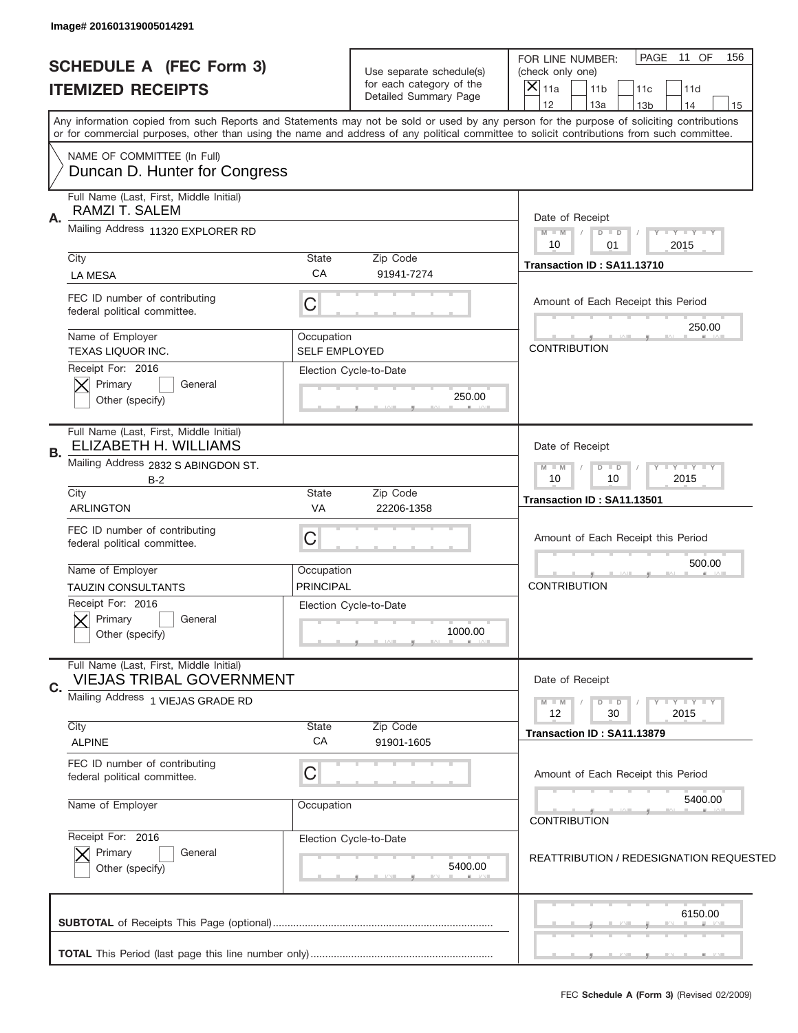Image# 201601319005014291

# SCHEDULE A (FEC Form 3)
## ITEMIZED RECEIPTS

Use separate schedule(s) for each category of the Detailed Summary Page

FOR LINE NUMBER: (check only one)
[X] 11a [ ] 11b [ ] 11c [ ] 11d [ ] 12 [ ] 13a [ ] 13b [ ] 14 [ ] 15

PAGE 11 OF 156

Any information copied from such Reports and Statements may not be sold or used by any person for the purpose of soliciting contributions or for commercial purposes, other than using the name and address of any political committee to solicit contributions from such committee.

NAME OF COMMITTEE (In Full)
Duncan D. Hunter for Congress

---

**A.** Full Name (Last, First, Middle Initial): RAMZI T. SALEM

Mailing Address: 11320 EXPLORER RD

City: LA MESA | State: CA | Zip Code: 91941-7274

FEC ID number of contributing federal political committee: C

Name of Employer: TEXAS LIQUOR INC.

Occupation: SELF EMPLOYED

Receipt For: 2016 [X] Primary [ ] General [ ] Other (specify)

Election Cycle-to-Date: 250.00

Date of Receipt: 10 / 01 / 2015

Transaction ID : SA11.13710

Amount of Each Receipt this Period: 250.00

CONTRIBUTION

---

**B.** Full Name (Last, First, Middle Initial): ELIZABETH H. WILLIAMS

Mailing Address: 2832 S ABINGDON ST. B-2

City: ARLINGTON | State: VA | Zip Code: 22206-1358

FEC ID number of contributing federal political committee: C

Name of Employer: TAUZIN CONSULTANTS

Occupation: PRINCIPAL

Receipt For: 2016 [X] Primary [ ] General [ ] Other (specify)

Election Cycle-to-Date: 1000.00

Date of Receipt: 10 / 10 / 2015

Transaction ID : SA11.13501

Amount of Each Receipt this Period: 500.00

CONTRIBUTION

---

**C.** Full Name (Last, First, Middle Initial): VIEJAS TRIBAL GOVERNMENT

Mailing Address: 1 VIEJAS GRADE RD

City: ALPINE | State: CA | Zip Code: 91901-1605

FEC ID number of contributing federal political committee: C

Name of Employer:

Occupation:

Receipt For: 2016 [X] Primary [ ] General [ ] Other (specify)

Election Cycle-to-Date: 5400.00

Date of Receipt: 12 / 30 / 2015

Transaction ID : SA11.13879

Amount of Each Receipt this Period: 5400.00

CONTRIBUTION

REATTRIBUTION / REDESIGNATION REQUESTED

---

**SUBTOTAL** of Receipts This Page (optional): 6150.00

**TOTAL** This Period (last page this line number only):

FEC **Schedule A (Form 3)** (Revised 02/2009)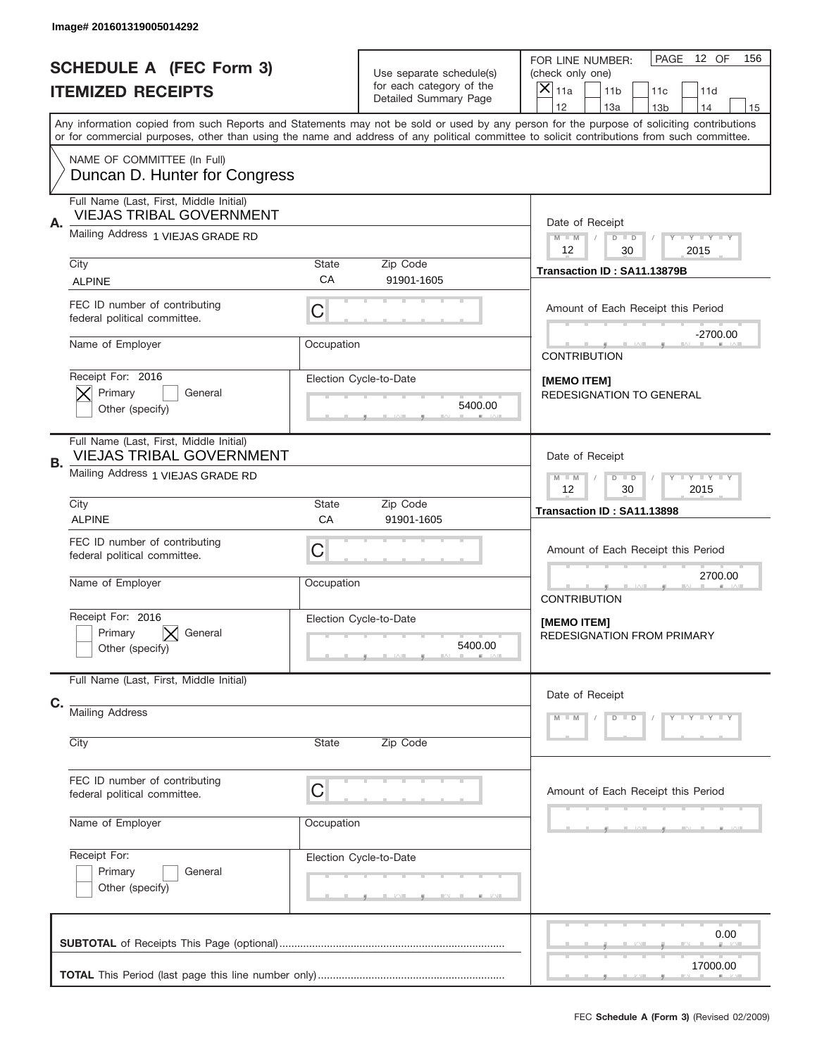Image# 201601319005014292

# SCHEDULE A (FEC Form 3)
# ITEMIZED RECEIPTS

Use separate schedule(s) for each category of the Detailed Summary Page

FOR LINE NUMBER: (check only one)

[X] 11a [ ] 11b [ ] 11c [ ] 11d [ ] 12 [ ] 13a [ ] 13b [ ] 14 [ ] 15

PAGE 12 OF 156

Any information copied from such Reports and Statements may not be sold or used by any person for the purpose of soliciting contributions or for commercial purposes, other than using the name and address of any political committee to solicit contributions from such committee.

NAME OF COMMITTEE (In Full)
Duncan D. Hunter for Congress

## A.

Full Name (Last, First, Middle Initial): VIEJAS TRIBAL GOVERNMENT

Mailing Address: 1 VIEJAS GRADE RD

City: ALPINE | State: CA | Zip Code: 91901-1605

FEC ID number of contributing federal political committee: C

Name of Employer:

Occupation:

Receipt For: 2016 — [X] Primary [ ] General [ ] Other (specify)

Election Cycle-to-Date: 5400.00

Date of Receipt: 12 / 30 / 2015

Transaction ID : SA11.13879B

Amount of Each Receipt this Period: -2700.00

CONTRIBUTION

**[MEMO ITEM]**
REDESIGNATION TO GENERAL

## B.

Full Name (Last, First, Middle Initial): VIEJAS TRIBAL GOVERNMENT

Mailing Address: 1 VIEJAS GRADE RD

City: ALPINE | State: CA | Zip Code: 91901-1605

FEC ID number of contributing federal political committee: C

Name of Employer:

Occupation:

Receipt For: 2016 — [ ] Primary [X] General [ ] Other (specify)

Election Cycle-to-Date: 5400.00

Date of Receipt: 12 / 30 / 2015

Transaction ID : SA11.13898

Amount of Each Receipt this Period: 2700.00

CONTRIBUTION

**[MEMO ITEM]**
REDESIGNATION FROM PRIMARY

## C.

Full Name (Last, First, Middle Initial):

Mailing Address:

City: | State: | Zip Code:

FEC ID number of contributing federal political committee: C

Name of Employer:

Occupation:

Receipt For: [ ] Primary [ ] General [ ] Other (specify)

Election Cycle-to-Date:

Date of Receipt:

Amount of Each Receipt this Period:

**SUBTOTAL** of Receipts This Page (optional): 0.00

**TOTAL** This Period (last page this line number only): 17000.00

FEC **Schedule A (Form 3)** (Revised 02/2009)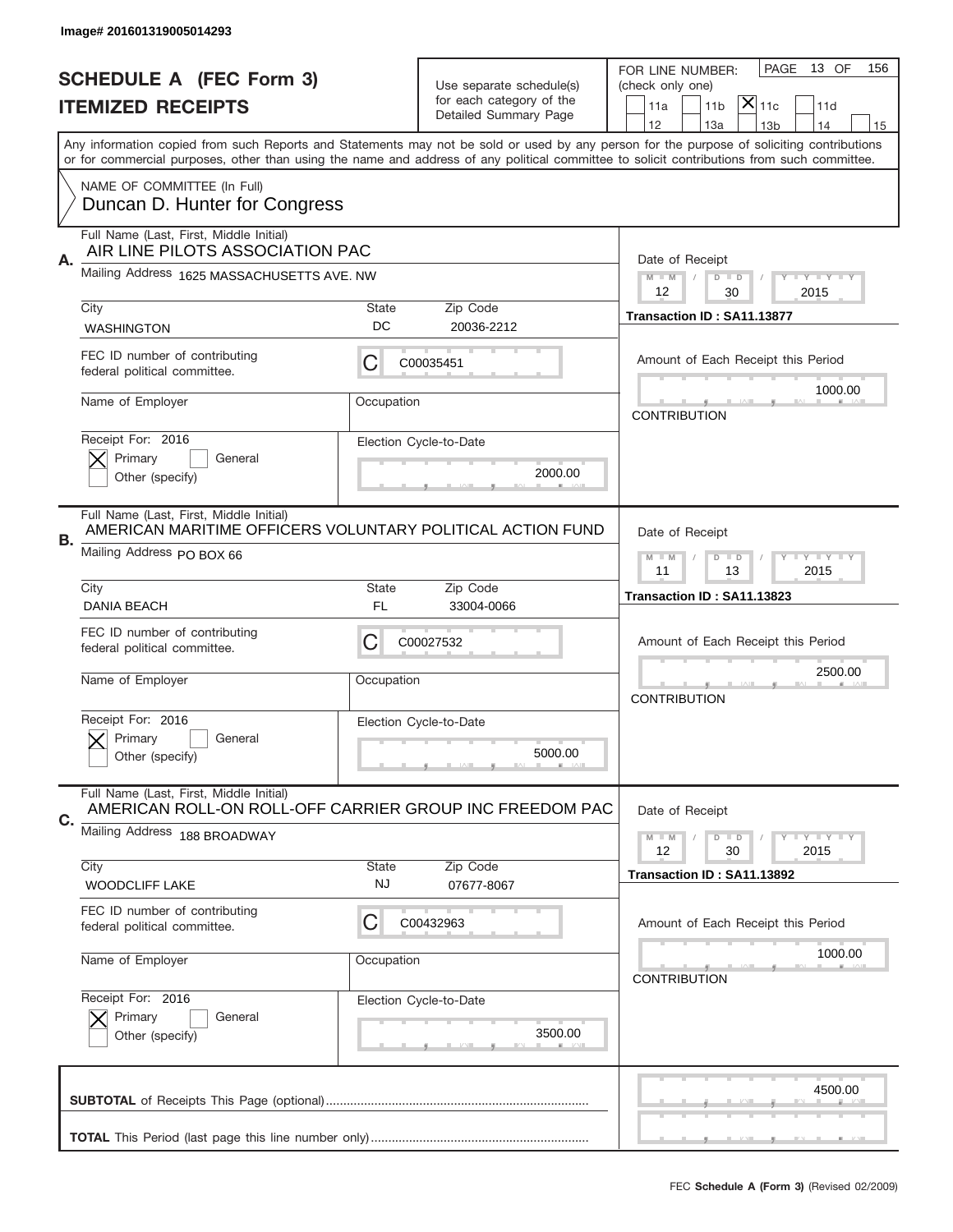Image# 201601319005014293

# SCHEDULE A (FEC Form 3)
## ITEMIZED RECEIPTS

Use separate schedule(s) for each category of the Detailed Summary Page

FOR LINE NUMBER: (check only one)
11a | 11b | [X] 11c | 11d | 12 | 13a | 13b | 14 | 15

PAGE 13 OF 156

Any information copied from such Reports and Statements may not be sold or used by any person for the purpose of soliciting contributions or for commercial purposes, other than using the name and address of any political committee to solicit contributions from such committee.

NAME OF COMMITTEE (In Full)
Duncan D. Hunter for Congress

---

**A.** Full Name (Last, First, Middle Initial): AIR LINE PILOTS ASSOCIATION PAC

Mailing Address: 1625 MASSACHUSETTS AVE. NW

City: WASHINGTON | State: DC | Zip Code: 20036-2212

FEC ID number of contributing federal political committee: C C00035451

Name of Employer: | Occupation:

Receipt For: 2016 — [X] Primary [ ] General [ ] Other (specify)

Election Cycle-to-Date: 2000.00

Date of Receipt: 12 / 30 / 2015

Transaction ID : SA11.13877

Amount of Each Receipt this Period: 1000.00

CONTRIBUTION

---

**B.** Full Name (Last, First, Middle Initial): AMERICAN MARITIME OFFICERS VOLUNTARY POLITICAL ACTION FUND

Mailing Address: PO BOX 66

City: DANIA BEACH | State: FL | Zip Code: 33004-0066

FEC ID number of contributing federal political committee: C C00027532

Name of Employer: | Occupation:

Receipt For: 2016 — [X] Primary [ ] General [ ] Other (specify)

Election Cycle-to-Date: 5000.00

Date of Receipt: 11 / 13 / 2015

Transaction ID : SA11.13823

Amount of Each Receipt this Period: 2500.00

CONTRIBUTION

---

**C.** Full Name (Last, First, Middle Initial): AMERICAN ROLL-ON ROLL-OFF CARRIER GROUP INC FREEDOM PAC

Mailing Address: 188 BROADWAY

City: WOODCLIFF LAKE | State: NJ | Zip Code: 07677-8067

FEC ID number of contributing federal political committee: C C00432963

Name of Employer: | Occupation:

Receipt For: 2016 — [X] Primary [ ] General [ ] Other (specify)

Election Cycle-to-Date: 3500.00

Date of Receipt: 12 / 30 / 2015

Transaction ID : SA11.13892

Amount of Each Receipt this Period: 1000.00

CONTRIBUTION

---

**SUBTOTAL** of Receipts This Page (optional): 4500.00

**TOTAL** This Period (last page this line number only):

FEC Schedule A (Form 3) (Revised 02/2009)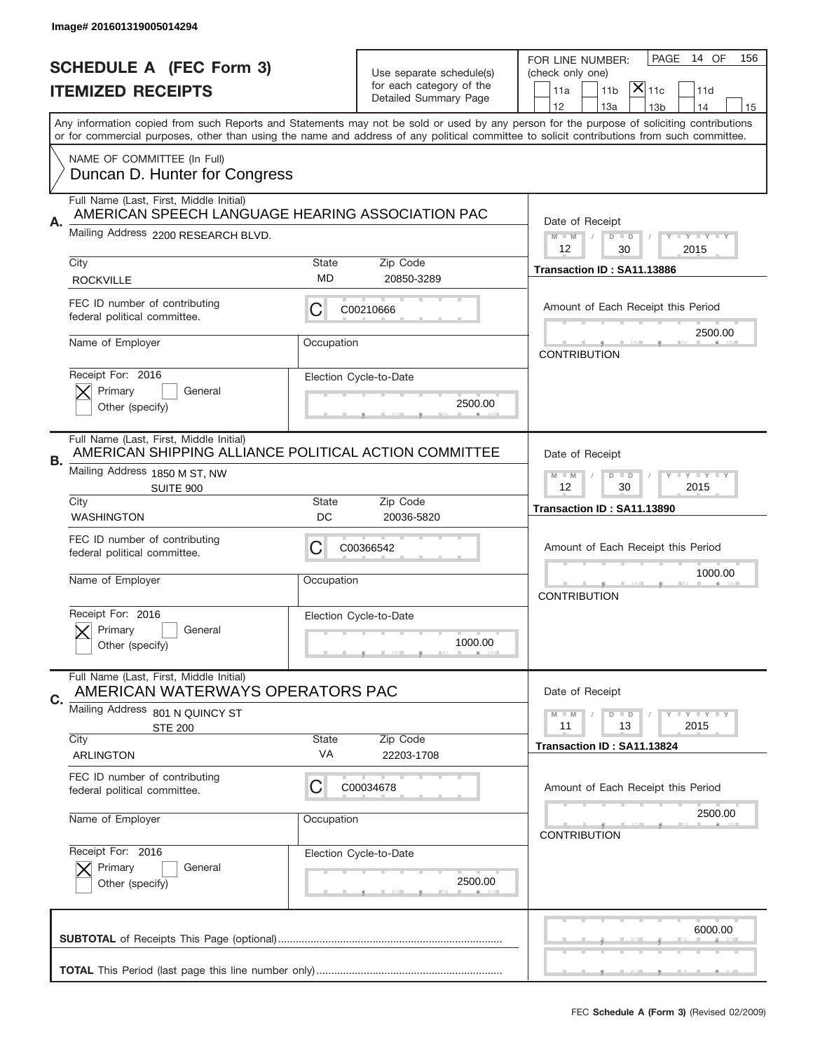Image# 201601319005014294

# SCHEDULE A (FEC Form 3)
## ITEMIZED RECEIPTS

Use separate schedule(s) for each category of the Detailed Summary Page

FOR LINE NUMBER: (check only one)

☐ 11a ☐ 11b ☒ 11c ☐ 11d
☐ 12 ☐ 13a ☐ 13b ☐ 14 ☐ 15

PAGE 14 OF 156

Any information copied from such Reports and Statements may not be sold or used by any person for the purpose of soliciting contributions or for commercial purposes, other than using the name and address of any political committee to solicit contributions from such committee.

NAME OF COMMITTEE (In Full)
Duncan D. Hunter for Congress

---

**A.**

Full Name (Last, First, Middle Initial): AMERICAN SPEECH LANGUAGE HEARING ASSOCIATION PAC

Mailing Address: 2200 RESEARCH BLVD.

| City | State | Zip Code |
|---|---|---|
| ROCKVILLE | MD | 20850-3289 |

FEC ID number of contributing federal political committee: C C00210666

Name of Employer:

Occupation:

Receipt For: 2016
☒ Primary ☐ General
☐ Other (specify)

Election Cycle-to-Date: 2500.00

Date of Receipt: 12 / 30 / 2015

Transaction ID : SA11.13886

Amount of Each Receipt this Period: 2500.00

CONTRIBUTION

---

**B.**

Full Name (Last, First, Middle Initial): AMERICAN SHIPPING ALLIANCE POLITICAL ACTION COMMITTEE

Mailing Address: 1850 M ST, NW
SUITE 900

| City | State | Zip Code |
|---|---|---|
| WASHINGTON | DC | 20036-5820 |

FEC ID number of contributing federal political committee: C C00366542

Name of Employer:

Occupation:

Receipt For: 2016
☒ Primary ☐ General
☐ Other (specify)

Election Cycle-to-Date: 1000.00

Date of Receipt: 12 / 30 / 2015

Transaction ID : SA11.13890

Amount of Each Receipt this Period: 1000.00

CONTRIBUTION

---

**C.**

Full Name (Last, First, Middle Initial): AMERICAN WATERWAYS OPERATORS PAC

Mailing Address: 801 N QUINCY ST
STE 200

| City | State | Zip Code |
|---|---|---|
| ARLINGTON | VA | 22203-1708 |

FEC ID number of contributing federal political committee: C C00034678

Name of Employer:

Occupation:

Receipt For: 2016
☒ Primary ☐ General
☐ Other (specify)

Election Cycle-to-Date: 2500.00

Date of Receipt: 11 / 13 / 2015

Transaction ID : SA11.13824

Amount of Each Receipt this Period: 2500.00

CONTRIBUTION

---

**SUBTOTAL** of Receipts This Page (optional): 6000.00

**TOTAL** This Period (last page this line number only):

FEC **Schedule A (Form 3)** (Revised 02/2009)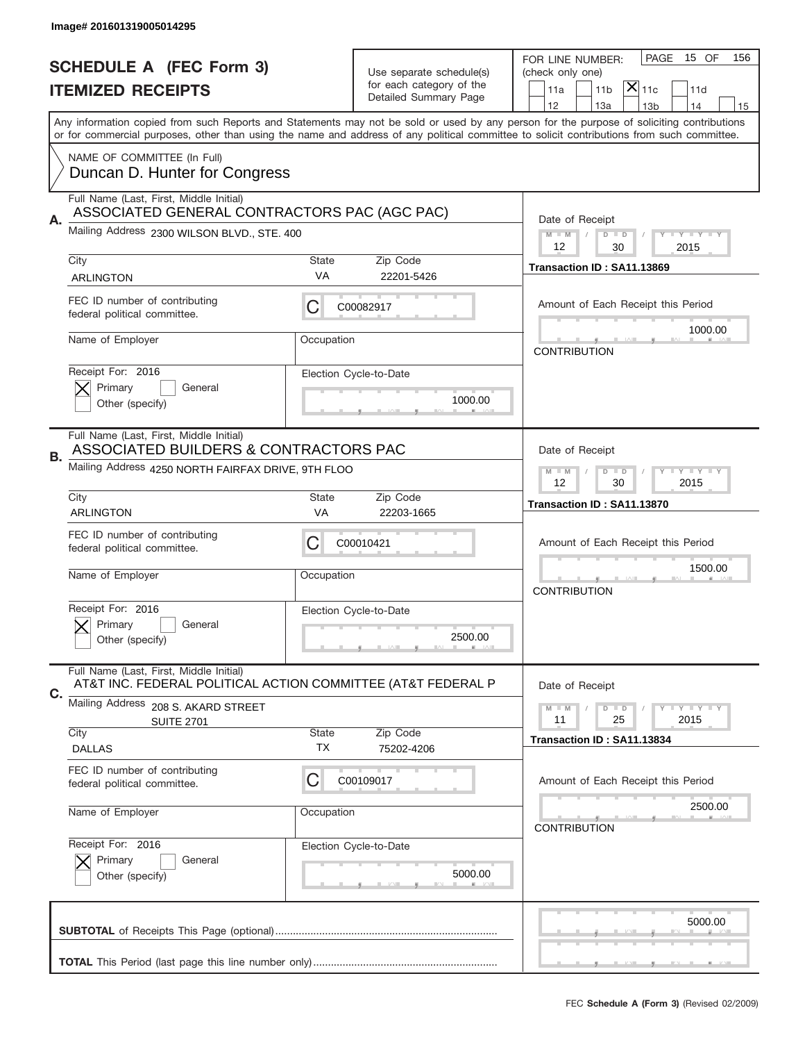Image# 201601319005014295

# SCHEDULE A (FEC Form 3)
# ITEMIZED RECEIPTS

Use separate schedule(s) for each category of the Detailed Summary Page

FOR LINE NUMBER: (check only one)

11a | 11b | [X] 11c | 11d | 12 | 13a | 13b | 14 | 15

PAGE 15 OF 156

Any information copied from such Reports and Statements may not be sold or used by any person for the purpose of soliciting contributions or for commercial purposes, other than using the name and address of any political committee to solicit contributions from such committee.

NAME OF COMMITTEE (In Full)
Duncan D. Hunter for Congress

---

**A.** Full Name (Last, First, Middle Initial): ASSOCIATED GENERAL CONTRACTORS PAC (AGC PAC)

Mailing Address: 2300 WILSON BLVD., STE. 400

City: ARLINGTON | State: VA | Zip Code: 22201-5426

FEC ID number of contributing federal political committee: C C00082917

Name of Employer: | Occupation:

Receipt For: 2016 — [X] Primary [ ] General [ ] Other (specify)

Election Cycle-to-Date: 1000.00

Date of Receipt: 12 / 30 / 2015

Transaction ID : SA11.13869

Amount of Each Receipt this Period: 1000.00

CONTRIBUTION

---

**B.** Full Name (Last, First, Middle Initial): ASSOCIATED BUILDERS & CONTRACTORS PAC

Mailing Address: 4250 NORTH FAIRFAX DRIVE, 9TH FLOO

City: ARLINGTON | State: VA | Zip Code: 22203-1665

FEC ID number of contributing federal political committee: C C00010421

Name of Employer: | Occupation:

Receipt For: 2016 — [X] Primary [ ] General [ ] Other (specify)

Election Cycle-to-Date: 2500.00

Date of Receipt: 12 / 30 / 2015

Transaction ID : SA11.13870

Amount of Each Receipt this Period: 1500.00

CONTRIBUTION

---

**C.** Full Name (Last, First, Middle Initial): AT&T INC. FEDERAL POLITICAL ACTION COMMITTEE (AT&T FEDERAL P

Mailing Address: 208 S. AKARD STREET, SUITE 2701

City: DALLAS | State: TX | Zip Code: 75202-4206

FEC ID number of contributing federal political committee: C C00109017

Name of Employer: | Occupation:

Receipt For: 2016 — [X] Primary [ ] General [ ] Other (specify)

Election Cycle-to-Date: 5000.00

Date of Receipt: 11 / 25 / 2015

Transaction ID : SA11.13834

Amount of Each Receipt this Period: 2500.00

CONTRIBUTION

---

**SUBTOTAL** of Receipts This Page (optional): 5000.00

**TOTAL** This Period (last page this line number only):

FEC **Schedule A (Form 3)** (Revised 02/2009)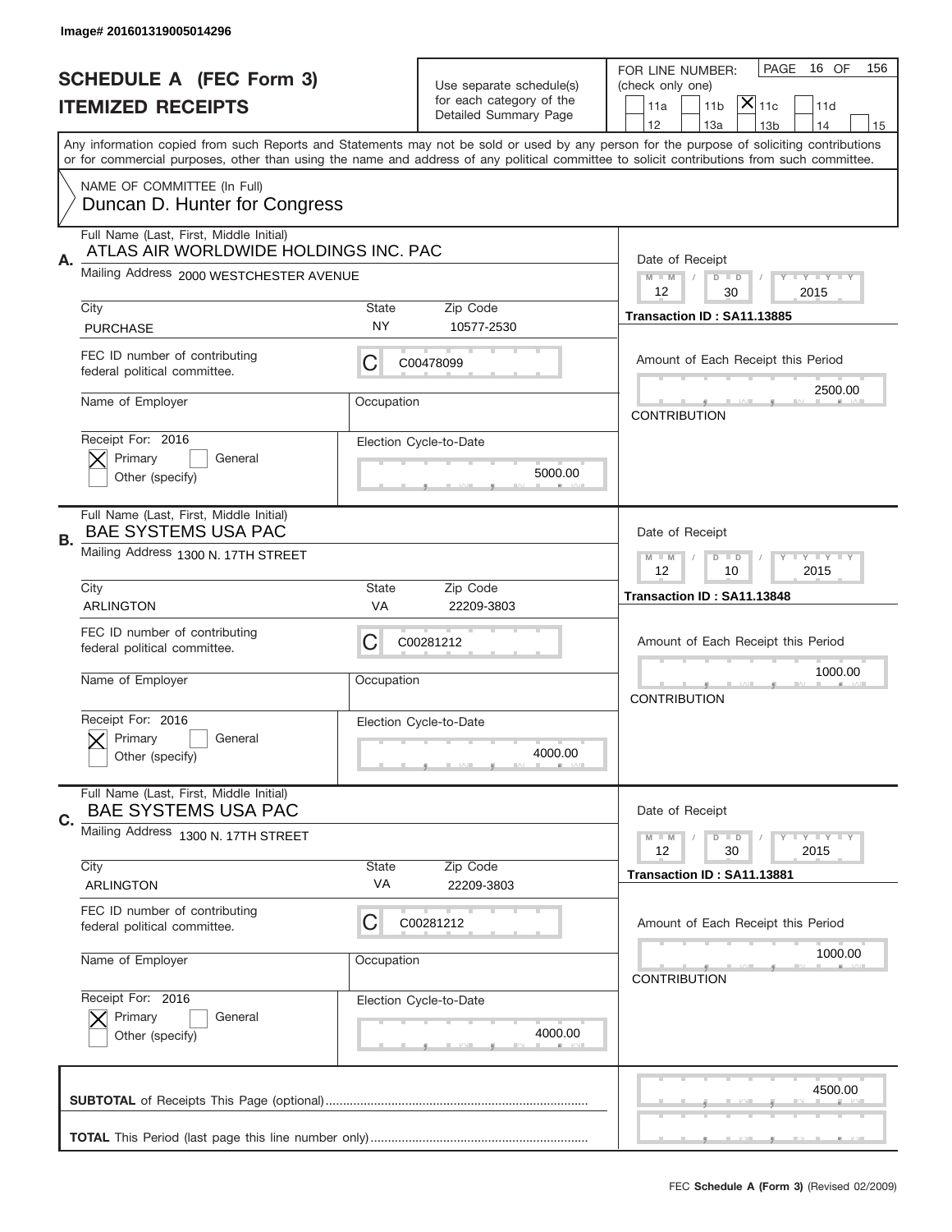Image# 201601319005014296

# SCHEDULE A (FEC Form 3)
## ITEMIZED RECEIPTS

Use separate schedule(s) for each category of the Detailed Summary Page

FOR LINE NUMBER: (check only one)

11a | 11b | [X] 11c | 11d | 12 | 13a | 13b | 14 | 15

PAGE 16 OF 156

Any information copied from such Reports and Statements may not be sold or used by any person for the purpose of soliciting contributions or for commercial purposes, other than using the name and address of any political committee to solicit contributions from such committee.

NAME OF COMMITTEE (In Full)
Duncan D. Hunter for Congress

---

**A.** Full Name (Last, First, Middle Initial): ATLAS AIR WORLDWIDE HOLDINGS INC. PAC

Mailing Address: 2000 WESTCHESTER AVENUE

City: PURCHASE | State: NY | Zip Code: 10577-2530

FEC ID number of contributing federal political committee: C C00478099

Name of Employer: | Occupation:

Receipt For: 2016 — [X] Primary [ ] General [ ] Other (specify)

Election Cycle-to-Date: 5000.00

Date of Receipt: 12 / 30 / 2015

Transaction ID : SA11.13885

Amount of Each Receipt this Period: 2500.00

CONTRIBUTION

---

**B.** Full Name (Last, First, Middle Initial): BAE SYSTEMS USA PAC

Mailing Address: 1300 N. 17TH STREET

City: ARLINGTON | State: VA | Zip Code: 22209-3803

FEC ID number of contributing federal political committee: C C00281212

Name of Employer: | Occupation:

Receipt For: 2016 — [X] Primary [ ] General [ ] Other (specify)

Election Cycle-to-Date: 4000.00

Date of Receipt: 12 / 10 / 2015

Transaction ID : SA11.13848

Amount of Each Receipt this Period: 1000.00

CONTRIBUTION

---

**C.** Full Name (Last, First, Middle Initial): BAE SYSTEMS USA PAC

Mailing Address: 1300 N. 17TH STREET

City: ARLINGTON | State: VA | Zip Code: 22209-3803

FEC ID number of contributing federal political committee: C C00281212

Name of Employer: | Occupation:

Receipt For: 2016 — [X] Primary [ ] General [ ] Other (specify)

Election Cycle-to-Date: 4000.00

Date of Receipt: 12 / 30 / 2015

Transaction ID : SA11.13881

Amount of Each Receipt this Period: 1000.00

CONTRIBUTION

---

**SUBTOTAL** of Receipts This Page (optional): 4500.00

**TOTAL** This Period (last page this line number only):

FEC **Schedule A (Form 3)** (Revised 02/2009)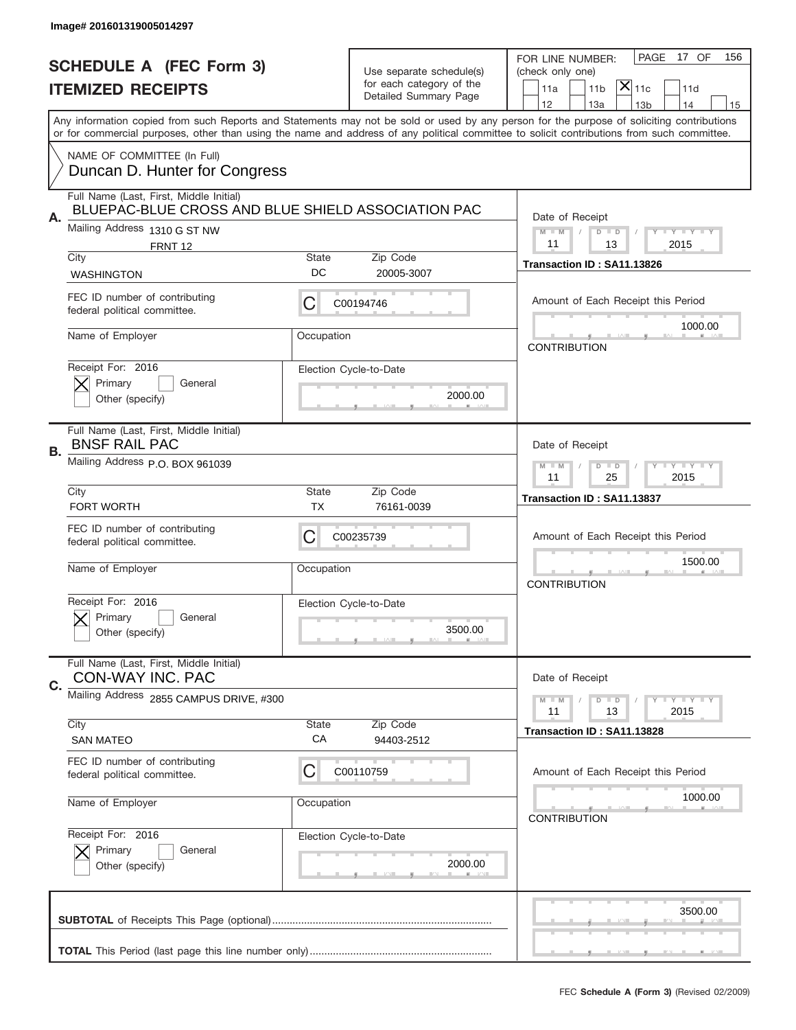Image# 201601319005014297

# SCHEDULE A (FEC Form 3)
# ITEMIZED RECEIPTS

Use separate schedule(s) for each category of the Detailed Summary Page

FOR LINE NUMBER: (check only one)

PAGE 17 OF 156

11a | 11b | [X] 11c | 11d | 12 | 13a | 13b | 14 | 15

Any information copied from such Reports and Statements may not be sold or used by any person for the purpose of soliciting contributions or for commercial purposes, other than using the name and address of any political committee to solicit contributions from such committee.

NAME OF COMMITTEE (In Full)
Duncan D. Hunter for Congress

---

**A.** Full Name (Last, First, Middle Initial)
BLUEPAC-BLUE CROSS AND BLUE SHIELD ASSOCIATION PAC

Mailing Address 1310 G ST NW
FRNT 12

City: WASHINGTON | State: DC | Zip Code: 20005-3007

FEC ID number of contributing federal political committee. C C00194746

Name of Employer | Occupation

Receipt For: 2016
[X] Primary [ ] General
Other (specify)

Election Cycle-to-Date: 2000.00

Date of Receipt: 11 / 13 / 2015
Transaction ID : SA11.13826

Amount of Each Receipt this Period: 1000.00
CONTRIBUTION

---

**B.** Full Name (Last, First, Middle Initial)
BNSF RAIL PAC

Mailing Address P.O. BOX 961039

City: FORT WORTH | State: TX | Zip Code: 76161-0039

FEC ID number of contributing federal political committee. C C00235739

Name of Employer | Occupation

Receipt For: 2016
[X] Primary [ ] General
Other (specify)

Election Cycle-to-Date: 3500.00

Date of Receipt: 11 / 25 / 2015
Transaction ID : SA11.13837

Amount of Each Receipt this Period: 1500.00
CONTRIBUTION

---

**C.** Full Name (Last, First, Middle Initial)
CON-WAY INC. PAC

Mailing Address 2855 CAMPUS DRIVE, #300

City: SAN MATEO | State: CA | Zip Code: 94403-2512

FEC ID number of contributing federal political committee. C C00110759

Name of Employer | Occupation

Receipt For: 2016
[X] Primary [ ] General
Other (specify)

Election Cycle-to-Date: 2000.00

Date of Receipt: 11 / 13 / 2015
Transaction ID : SA11.13828

Amount of Each Receipt this Period: 1000.00
CONTRIBUTION

---

**SUBTOTAL** of Receipts This Page (optional): 3500.00

**TOTAL** This Period (last page this line number only):

FEC **Schedule A (Form 3)** (Revised 02/2009)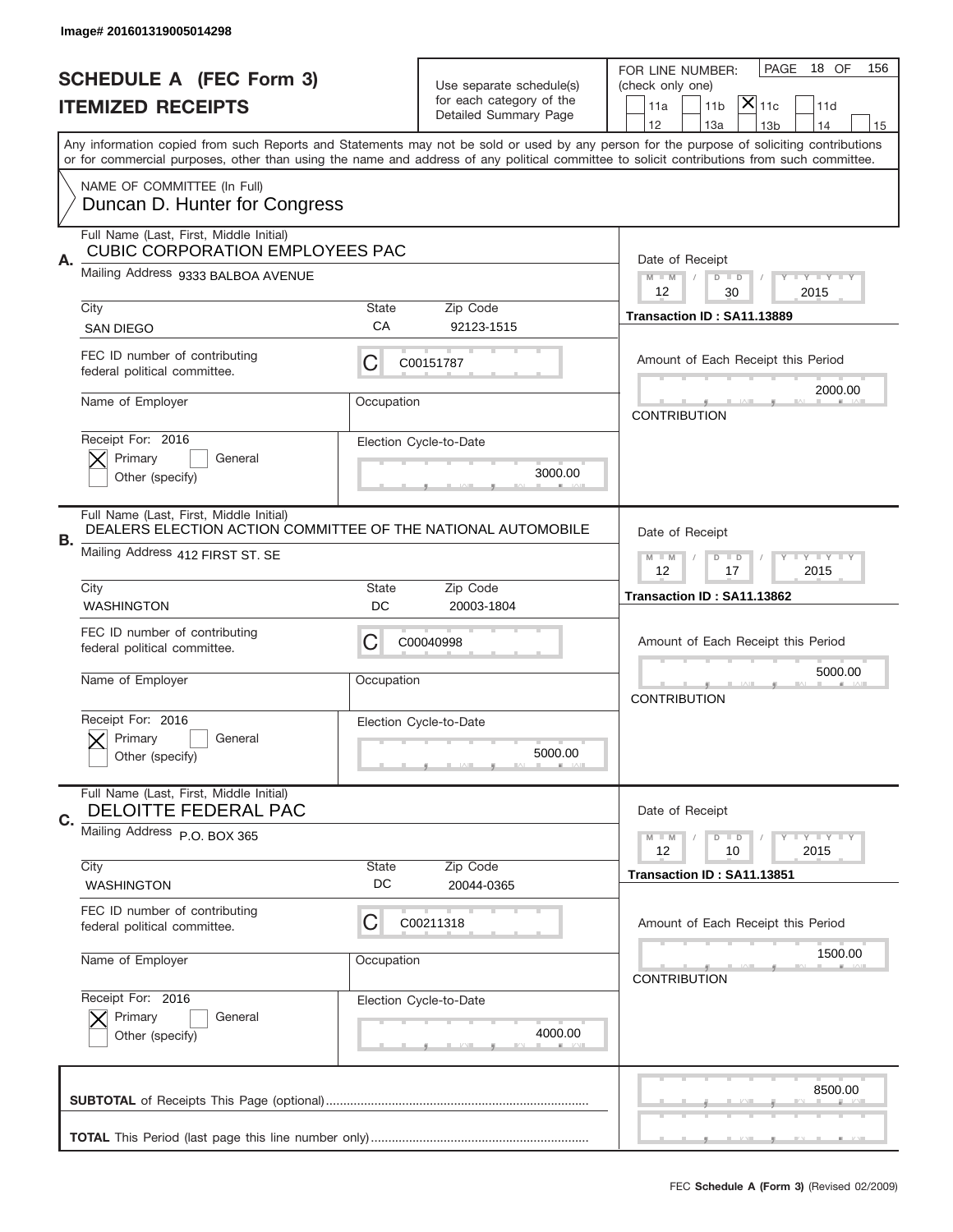Image# 201601319005014298

# SCHEDULE A (FEC Form 3)
# ITEMIZED RECEIPTS

Use separate schedule(s) for each category of the Detailed Summary Page

FOR LINE NUMBER: (check only one)

- [ ] 11a
- [ ] 11b
- [x] 11c
- [ ] 11d
- [ ] 12
- [ ] 13a
- [ ] 13b
- [ ] 14
- [ ] 15

PAGE 18 OF 156

Any information copied from such Reports and Statements may not be sold or used by any person for the purpose of soliciting contributions or for commercial purposes, other than using the name and address of any political committee to solicit contributions from such committee.

NAME OF COMMITTEE (In Full)
Duncan D. Hunter for Congress

---

**A.** Full Name (Last, First, Middle Initial): CUBIC CORPORATION EMPLOYEES PAC

Mailing Address: 9333 BALBOA AVENUE

City: SAN DIEGO | State: CA | Zip Code: 92123-1515

FEC ID number of contributing federal political committee: C00151787

Name of Employer: | Occupation:

Receipt For: 2016 — [x] Primary [ ] General [ ] Other (specify)

Election Cycle-to-Date: 3000.00

Date of Receipt: 12 / 30 / 2015

Transaction ID : SA11.13889

Amount of Each Receipt this Period: 2000.00

CONTRIBUTION

---

**B.** Full Name (Last, First, Middle Initial): DEALERS ELECTION ACTION COMMITTEE OF THE NATIONAL AUTOMOBILE

Mailing Address: 412 FIRST ST. SE

City: WASHINGTON | State: DC | Zip Code: 20003-1804

FEC ID number of contributing federal political committee: C00040998

Name of Employer: | Occupation:

Receipt For: 2016 — [x] Primary [ ] General [ ] Other (specify)

Election Cycle-to-Date: 5000.00

Date of Receipt: 12 / 17 / 2015

Transaction ID : SA11.13862

Amount of Each Receipt this Period: 5000.00

CONTRIBUTION

---

**C.** Full Name (Last, First, Middle Initial): DELOITTE FEDERAL PAC

Mailing Address: P.O. BOX 365

City: WASHINGTON | State: DC | Zip Code: 20044-0365

FEC ID number of contributing federal political committee: C00211318

Name of Employer: | Occupation:

Receipt For: 2016 — [x] Primary [ ] General [ ] Other (specify)

Election Cycle-to-Date: 4000.00

Date of Receipt: 12 / 10 / 2015

Transaction ID : SA11.13851

Amount of Each Receipt this Period: 1500.00

CONTRIBUTION

---

**SUBTOTAL** of Receipts This Page (optional): 8500.00

**TOTAL** This Period (last page this line number only):

FEC **Schedule A (Form 3)** (Revised 02/2009)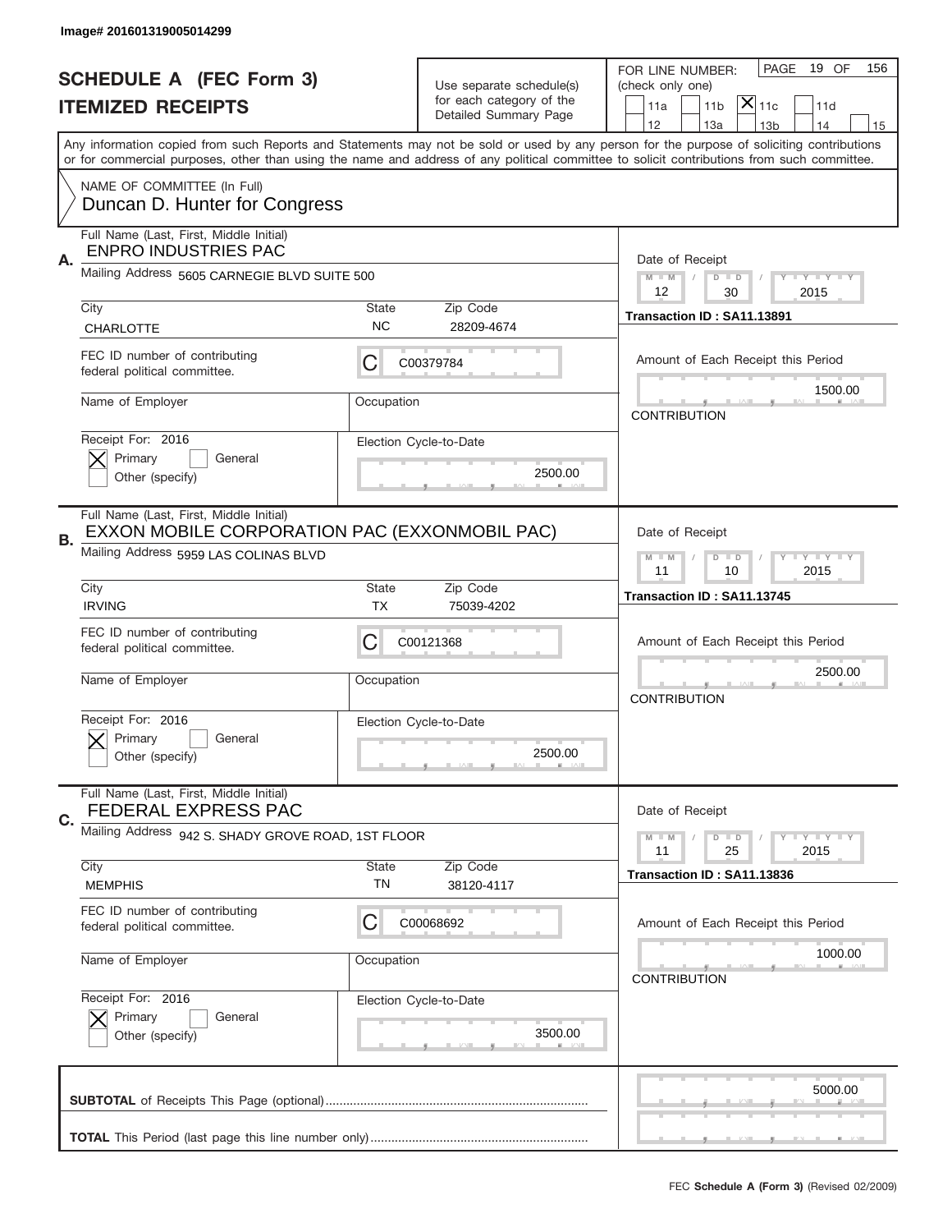Image# 201601319005014299

# SCHEDULE A (FEC Form 3)
## ITEMIZED RECEIPTS

Use separate schedule(s) for each category of the Detailed Summary Page

FOR LINE NUMBER: (check only one)
PAGE 19 OF 156

- [ ] 11a
- [ ] 11b
- [x] 11c
- [ ] 11d
- [ ] 12
- [ ] 13a
- [ ] 13b
- [ ] 14
- [ ] 15

Any information copied from such Reports and Statements may not be sold or used by any person for the purpose of soliciting contributions or for commercial purposes, other than using the name and address of any political committee to solicit contributions from such committee.

NAME OF COMMITTEE (In Full)
Duncan D. Hunter for Congress

---

**A.** Full Name (Last, First, Middle Initial)
ENPRO INDUSTRIES PAC

Mailing Address 5605 CARNEGIE BLVD SUITE 500

| City | State | Zip Code |
|---|---|---|
| CHARLOTTE | NC | 28209-4674 |

FEC ID number of contributing federal political committee. C C00379784

Name of Employer | Occupation

Receipt For: 2016
- [x] Primary
- [ ] General
- [ ] Other (specify)

Election Cycle-to-Date: 2500.00

Date of Receipt: 12 / 30 / 2015
Transaction ID : SA11.13891

Amount of Each Receipt this Period: 1500.00
CONTRIBUTION

---

**B.** Full Name (Last, First, Middle Initial)
EXXON MOBILE CORPORATION PAC (EXXONMOBIL PAC)

Mailing Address 5959 LAS COLINAS BLVD

| City | State | Zip Code |
|---|---|---|
| IRVING | TX | 75039-4202 |

FEC ID number of contributing federal political committee. C C00121368

Name of Employer | Occupation

Receipt For: 2016
- [x] Primary
- [ ] General
- [ ] Other (specify)

Election Cycle-to-Date: 2500.00

Date of Receipt: 11 / 10 / 2015
Transaction ID : SA11.13745

Amount of Each Receipt this Period: 2500.00
CONTRIBUTION

---

**C.** Full Name (Last, First, Middle Initial)
FEDERAL EXPRESS PAC

Mailing Address 942 S. SHADY GROVE ROAD, 1ST FLOOR

| City | State | Zip Code |
|---|---|---|
| MEMPHIS | TN | 38120-4117 |

FEC ID number of contributing federal political committee. C C00068692

Name of Employer | Occupation

Receipt For: 2016
- [x] Primary
- [ ] General
- [ ] Other (specify)

Election Cycle-to-Date: 3500.00

Date of Receipt: 11 / 25 / 2015
Transaction ID : SA11.13836

Amount of Each Receipt this Period: 1000.00
CONTRIBUTION

---

**SUBTOTAL** of Receipts This Page (optional): 5000.00

**TOTAL** This Period (last page this line number only):

FEC Schedule A (Form 3) (Revised 02/2009)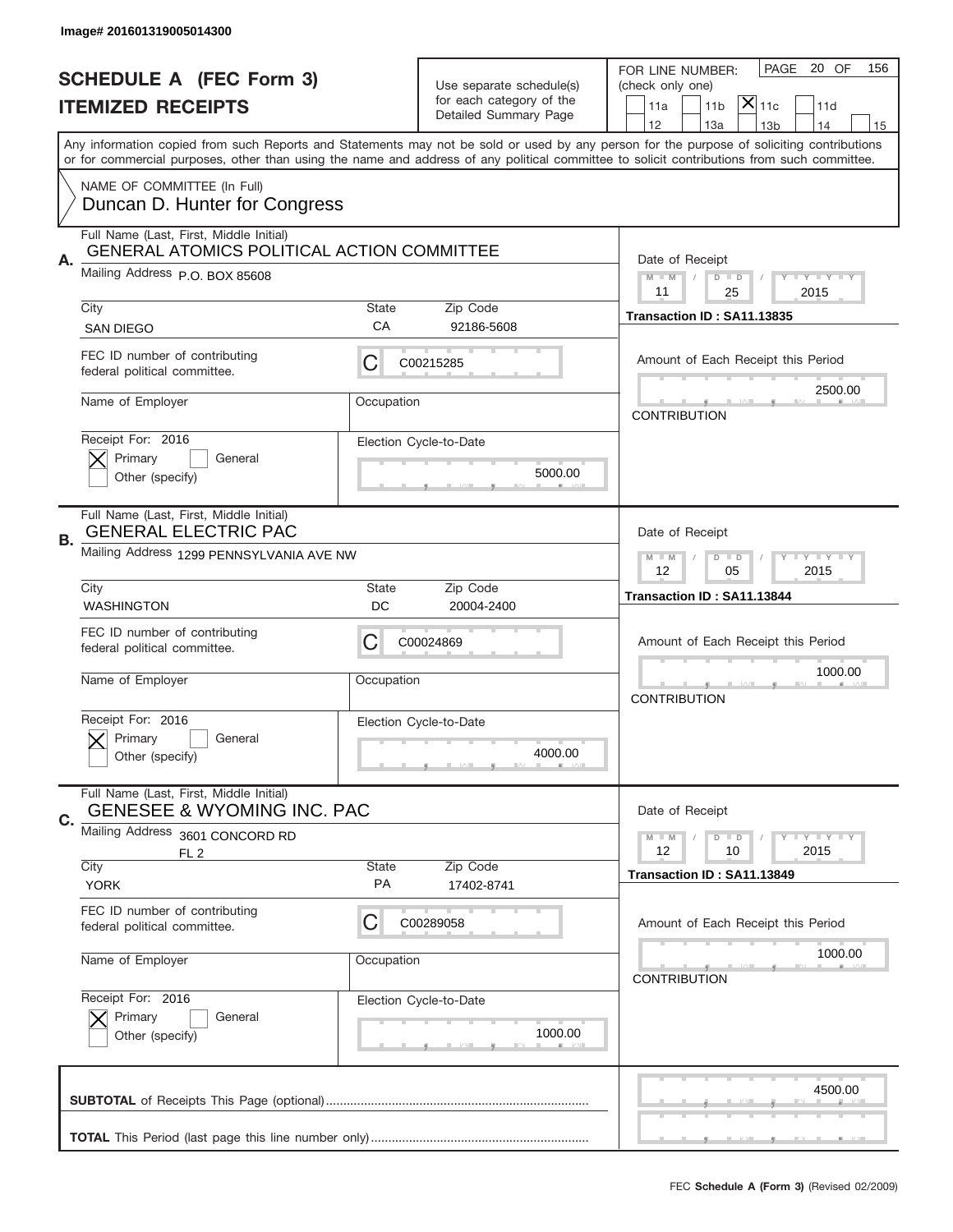Image# 201601319005014300

# SCHEDULE A (FEC Form 3)
## ITEMIZED RECEIPTS

Use separate schedule(s) for each category of the Detailed Summary Page

FOR LINE NUMBER: (check only one)
11a | 11b | [X] 11c | 11d | 12 | 13a | 13b | 14 | 15

PAGE 20 OF 156

Any information copied from such Reports and Statements may not be sold or used by any person for the purpose of soliciting contributions or for commercial purposes, other than using the name and address of any political committee to solicit contributions from such committee.

NAME OF COMMITTEE (In Full)
Duncan D. Hunter for Congress

---

**A.** Full Name (Last, First, Middle Initial): GENERAL ATOMICS POLITICAL ACTION COMMITTEE

Mailing Address: P.O. BOX 85608

City: SAN DIEGO | State: CA | Zip Code: 92186-5608

FEC ID number of contributing federal political committee: C C00215285

Name of Employer: | Occupation:

Receipt For: 2016 — [X] Primary [ ] General [ ] Other (specify)

Election Cycle-to-Date: 5000.00

Date of Receipt: 11 / 25 / 2015

Transaction ID : SA11.13835

Amount of Each Receipt this Period: 2500.00

CONTRIBUTION

---

**B.** Full Name (Last, First, Middle Initial): GENERAL ELECTRIC PAC

Mailing Address: 1299 PENNSYLVANIA AVE NW

City: WASHINGTON | State: DC | Zip Code: 20004-2400

FEC ID number of contributing federal political committee: C C00024869

Name of Employer: | Occupation:

Receipt For: 2016 — [X] Primary [ ] General [ ] Other (specify)

Election Cycle-to-Date: 4000.00

Date of Receipt: 12 / 05 / 2015

Transaction ID : SA11.13844

Amount of Each Receipt this Period: 1000.00

CONTRIBUTION

---

**C.** Full Name (Last, First, Middle Initial): GENESEE & WYOMING INC. PAC

Mailing Address: 3601 CONCORD RD FL 2

City: YORK | State: PA | Zip Code: 17402-8741

FEC ID number of contributing federal political committee: C C00289058

Name of Employer: | Occupation:

Receipt For: 2016 — [X] Primary [ ] General [ ] Other (specify)

Election Cycle-to-Date: 1000.00

Date of Receipt: 12 / 10 / 2015

Transaction ID : SA11.13849

Amount of Each Receipt this Period: 1000.00

CONTRIBUTION

---

**SUBTOTAL** of Receipts This Page (optional): 4500.00

**TOTAL** This Period (last page this line number only):

FEC **Schedule A (Form 3)** (Revised 02/2009)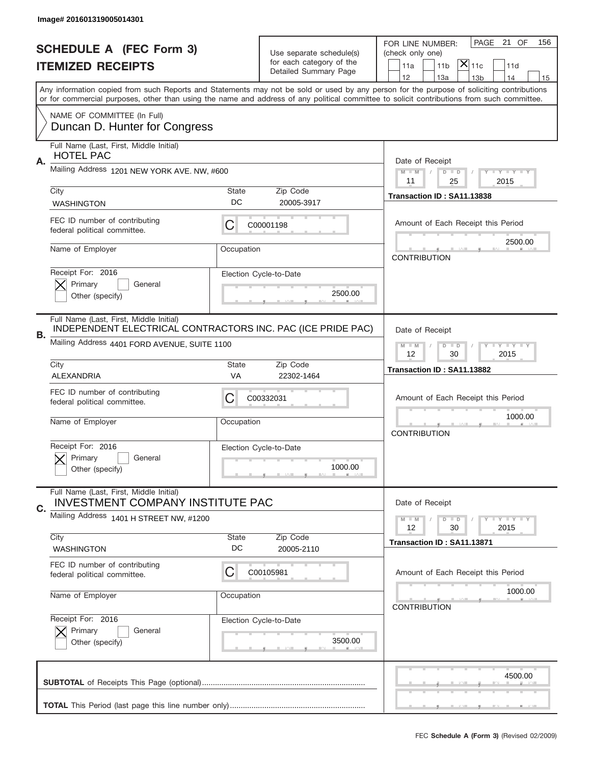Image# 201601319005014301

# SCHEDULE A (FEC Form 3)
## ITEMIZED RECEIPTS

Use separate schedule(s) for each category of the Detailed Summary Page

FOR LINE NUMBER: (check only one)

- [ ] 11a
- [ ] 11b
- [X] 11c
- [ ] 11d
- [ ] 12
- [ ] 13a
- [ ] 13b
- [ ] 14
- [ ] 15

Any information copied from such Reports and Statements may not be sold or used by any person for the purpose of soliciting contributions or for commercial purposes, other than using the name and address of any political committee to solicit contributions from such committee.

NAME OF COMMITTEE (In Full)
Duncan D. Hunter for Congress

---

**A.** Full Name (Last, First, Middle Initial): HOTEL PAC

Mailing Address: 1201 NEW YORK AVE. NW, #600

City: WASHINGTON | State: DC | Zip Code: 20005-3917

FEC ID number of contributing federal political committee: C C00001198

Name of Employer: | Occupation:

Receipt For: 2016 — [X] Primary [ ] General [ ] Other (specify)

Election Cycle-to-Date: 2500.00

Date of Receipt: 11 / 25 / 2015

Transaction ID : SA11.13838

Amount of Each Receipt this Period: 2500.00

CONTRIBUTION

---

**B.** Full Name (Last, First, Middle Initial): INDEPENDENT ELECTRICAL CONTRACTORS INC. PAC (ICE PRIDE PAC)

Mailing Address: 4401 FORD AVENUE, SUITE 1100

City: ALEXANDRIA | State: VA | Zip Code: 22302-1464

FEC ID number of contributing federal political committee: C C00332031

Name of Employer: | Occupation:

Receipt For: 2016 — [X] Primary [ ] General [ ] Other (specify)

Election Cycle-to-Date: 1000.00

Date of Receipt: 12 / 30 / 2015

Transaction ID : SA11.13882

Amount of Each Receipt this Period: 1000.00

CONTRIBUTION

---

**C.** Full Name (Last, First, Middle Initial): INVESTMENT COMPANY INSTITUTE PAC

Mailing Address: 1401 H STREET NW, #1200

City: WASHINGTON | State: DC | Zip Code: 20005-2110

FEC ID number of contributing federal political committee: C C00105981

Name of Employer: | Occupation:

Receipt For: 2016 — [X] Primary [ ] General [ ] Other (specify)

Election Cycle-to-Date: 3500.00

Date of Receipt: 12 / 30 / 2015

Transaction ID : SA11.13871

Amount of Each Receipt this Period: 1000.00

CONTRIBUTION

---

**SUBTOTAL** of Receipts This Page (optional): 4500.00

**TOTAL** This Period (last page this line number only):

FEC **Schedule A (Form 3)** (Revised 02/2009)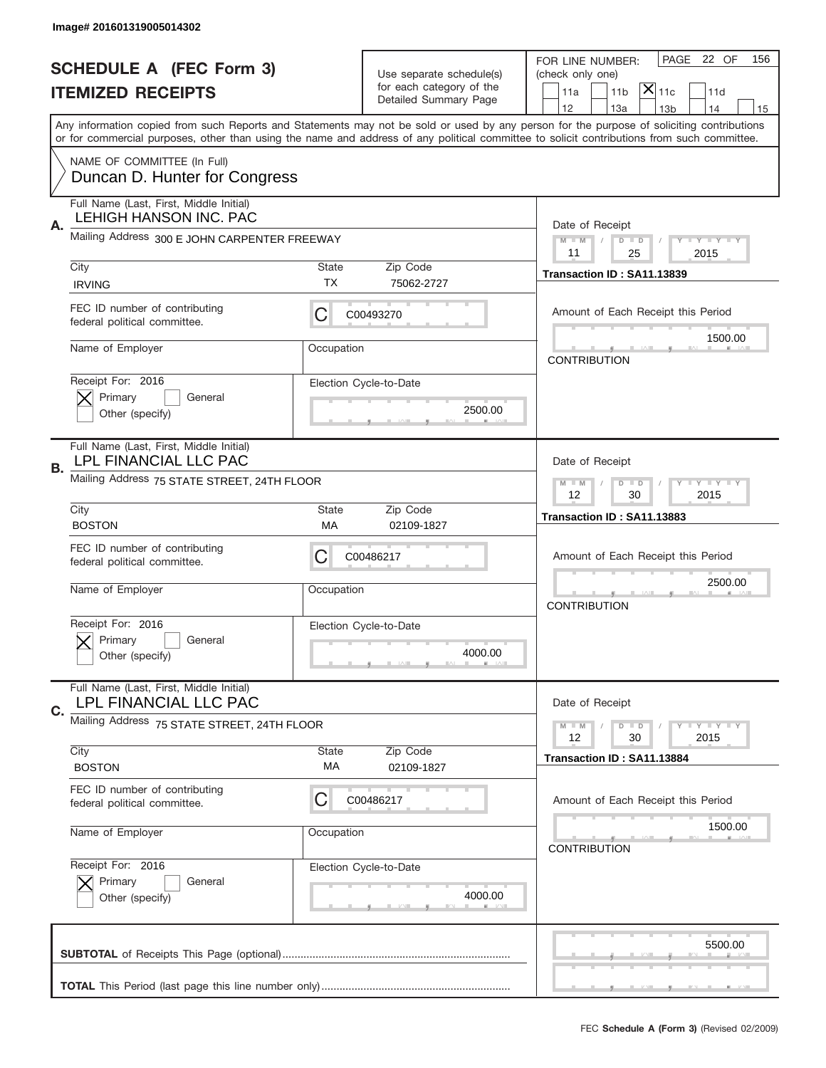Image# 201601319005014302

# SCHEDULE A (FEC Form 3)
## ITEMIZED RECEIPTS

Use separate schedule(s) for each category of the Detailed Summary Page

FOR LINE NUMBER: (check only one)

11a | 11b | [X] 11c | 11d | 12 | 13a | 13b | 14 | 15

PAGE 22 OF 156

Any information copied from such Reports and Statements may not be sold or used by any person for the purpose of soliciting contributions or for commercial purposes, other than using the name and address of any political committee to solicit contributions from such committee.

NAME OF COMMITTEE (In Full)
Duncan D. Hunter for Congress

---

**A.** Full Name (Last, First, Middle Initial): LEHIGH HANSON INC. PAC

Mailing Address: 300 E JOHN CARPENTER FREEWAY

City: IRVING | State: TX | Zip Code: 75062-2727

FEC ID number of contributing federal political committee: C C00493270

Name of Employer: | Occupation:

Receipt For: 2016 — [X] Primary [ ] General [ ] Other (specify)

Election Cycle-to-Date: 2500.00

Date of Receipt: 11 / 25 / 2015

Transaction ID : SA11.13839

Amount of Each Receipt this Period: 1500.00

CONTRIBUTION

---

**B.** Full Name (Last, First, Middle Initial): LPL FINANCIAL LLC PAC

Mailing Address: 75 STATE STREET, 24TH FLOOR

City: BOSTON | State: MA | Zip Code: 02109-1827

FEC ID number of contributing federal political committee: C C00486217

Name of Employer: | Occupation:

Receipt For: 2016 — [X] Primary [ ] General [ ] Other (specify)

Election Cycle-to-Date: 4000.00

Date of Receipt: 12 / 30 / 2015

Transaction ID : SA11.13883

Amount of Each Receipt this Period: 2500.00

CONTRIBUTION

---

**C.** Full Name (Last, First, Middle Initial): LPL FINANCIAL LLC PAC

Mailing Address: 75 STATE STREET, 24TH FLOOR

City: BOSTON | State: MA | Zip Code: 02109-1827

FEC ID number of contributing federal political committee: C C00486217

Name of Employer: | Occupation:

Receipt For: 2016 — [X] Primary [ ] General [ ] Other (specify)

Election Cycle-to-Date: 4000.00

Date of Receipt: 12 / 30 / 2015

Transaction ID : SA11.13884

Amount of Each Receipt this Period: 1500.00

CONTRIBUTION

---

**SUBTOTAL** of Receipts This Page (optional): 5500.00

**TOTAL** This Period (last page this line number only):

FEC **Schedule A (Form 3)** (Revised 02/2009)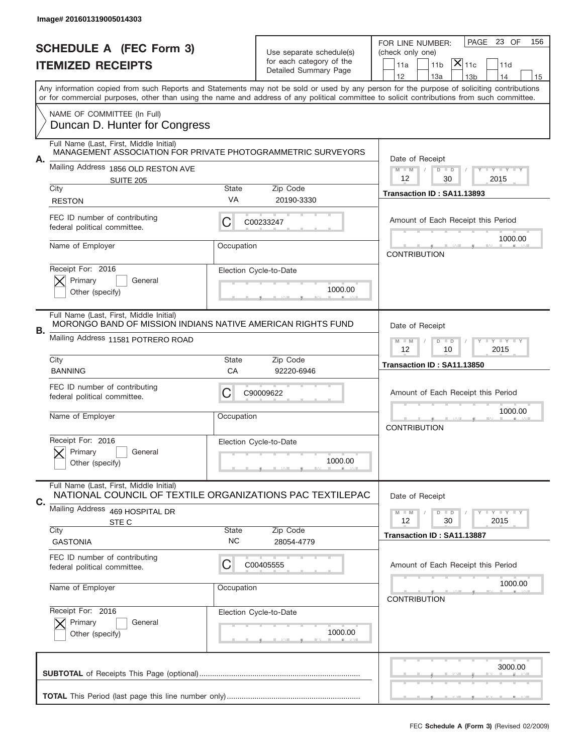Image# 201601319005014303

# SCHEDULE A (FEC Form 3)
## ITEMIZED RECEIPTS

Use separate schedule(s) for each category of the Detailed Summary Page

FOR LINE NUMBER: (check only one)

- [ ] 11a
- [ ] 11b
- [x] 11c
- [ ] 11d
- [ ] 12
- [ ] 13a
- [ ] 13b
- [ ] 14
- [ ] 15

PAGE 23 OF 156

Any information copied from such Reports and Statements may not be sold or used by any person for the purpose of soliciting contributions or for commercial purposes, other than using the name and address of any political committee to solicit contributions from such committee.

NAME OF COMMITTEE (In Full)
Duncan D. Hunter for Congress

---

**A.** Full Name (Last, First, Middle Initial): MANAGEMENT ASSOCIATION FOR PRIVATE PHOTOGRAMMETRIC SURVEYORS

Mailing Address: 1856 OLD RESTON AVE, SUITE 205

City: RESTON | State: VA | Zip Code: 20190-3330

FEC ID number of contributing federal political committee: C00233247

Name of Employer: | Occupation:

Receipt For: 2016 — [x] Primary [ ] General [ ] Other (specify)

Election Cycle-to-Date: 1000.00

Date of Receipt: 12 / 30 / 2015

Transaction ID : SA11.13893

Amount of Each Receipt this Period: 1000.00

CONTRIBUTION

---

**B.** Full Name (Last, First, Middle Initial): MORONGO BAND OF MISSION INDIANS NATIVE AMERICAN RIGHTS FUND

Mailing Address: 11581 POTRERO ROAD

City: BANNING | State: CA | Zip Code: 92220-6946

FEC ID number of contributing federal political committee: C90009622

Name of Employer: | Occupation:

Receipt For: 2016 — [x] Primary [ ] General [ ] Other (specify)

Election Cycle-to-Date: 1000.00

Date of Receipt: 12 / 10 / 2015

Transaction ID : SA11.13850

Amount of Each Receipt this Period: 1000.00

CONTRIBUTION

---

**C.** Full Name (Last, First, Middle Initial): NATIONAL COUNCIL OF TEXTILE ORGANIZATIONS PAC TEXTILEPAC

Mailing Address: 469 HOSPITAL DR, STE C

City: GASTONIA | State: NC | Zip Code: 28054-4779

FEC ID number of contributing federal political committee: C00405555

Name of Employer: | Occupation:

Receipt For: 2016 — [x] Primary [ ] General [ ] Other (specify)

Election Cycle-to-Date: 1000.00

Date of Receipt: 12 / 30 / 2015

Transaction ID : SA11.13887

Amount of Each Receipt this Period: 1000.00

CONTRIBUTION

---

**SUBTOTAL** of Receipts This Page (optional): 3000.00

**TOTAL** This Period (last page this line number only):

FEC **Schedule A (Form 3)** (Revised 02/2009)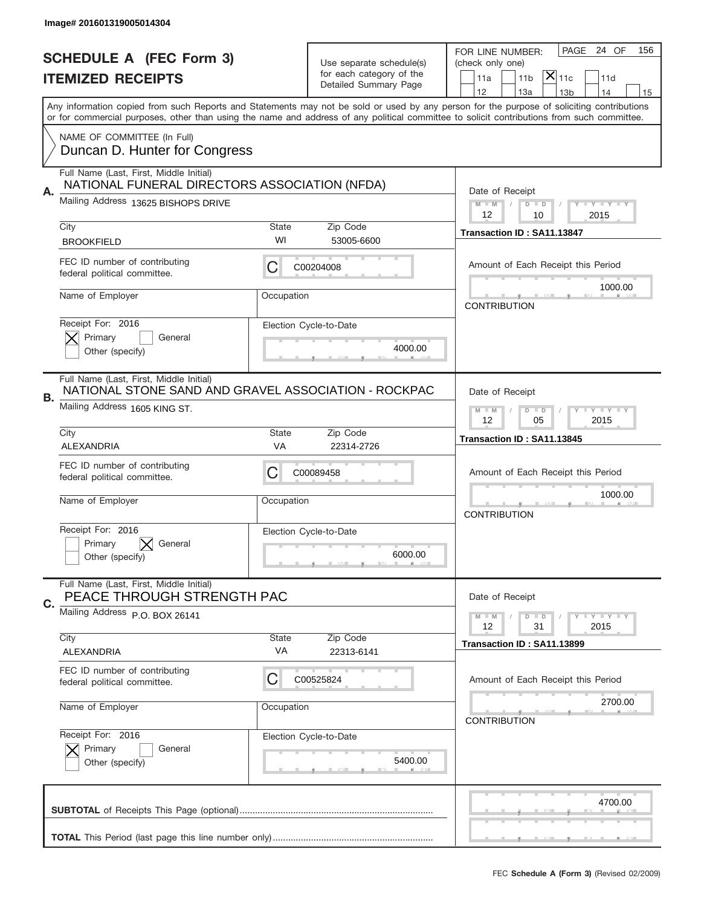Image# 201601319005014304

# SCHEDULE A (FEC Form 3)
## ITEMIZED RECEIPTS

Use separate schedule(s) for each category of the Detailed Summary Page

FOR LINE NUMBER: (check only one)

11a | 11b | [X] 11c | 11d | 12 | 13a | 13b | 14 | 15

PAGE 24 OF 156

Any information copied from such Reports and Statements may not be sold or used by any person for the purpose of soliciting contributions or for commercial purposes, other than using the name and address of any political committee to solicit contributions from such committee.

NAME OF COMMITTEE (In Full)
Duncan D. Hunter for Congress

---

**A.** Full Name (Last, First, Middle Initial): NATIONAL FUNERAL DIRECTORS ASSOCIATION (NFDA)

Mailing Address: 13625 BISHOPS DRIVE

| City | State | Zip Code |
|---|---|---|
| BROOKFIELD | WI | 53005-6600 |

FEC ID number of contributing federal political committee: C C00204008

Name of Employer:
Occupation:

Receipt For: 2016 [X] Primary [ ] General [ ] Other (specify)

Election Cycle-to-Date: 4000.00

Date of Receipt: 12 / 10 / 2015

Transaction ID : SA11.13847

Amount of Each Receipt this Period: 1000.00

CONTRIBUTION

---

**B.** Full Name (Last, First, Middle Initial): NATIONAL STONE SAND AND GRAVEL ASSOCIATION - ROCKPAC

Mailing Address: 1605 KING ST.

| City | State | Zip Code |
|---|---|---|
| ALEXANDRIA | VA | 22314-2726 |

FEC ID number of contributing federal political committee: C C00089458

Name of Employer:
Occupation:

Receipt For: 2016 [ ] Primary [X] General [ ] Other (specify)

Election Cycle-to-Date: 6000.00

Date of Receipt: 12 / 05 / 2015

Transaction ID : SA11.13845

Amount of Each Receipt this Period: 1000.00

CONTRIBUTION

---

**C.** Full Name (Last, First, Middle Initial): PEACE THROUGH STRENGTH PAC

Mailing Address: P.O. BOX 26141

| City | State | Zip Code |
|---|---|---|
| ALEXANDRIA | VA | 22313-6141 |

FEC ID number of contributing federal political committee: C C00525824

Name of Employer:
Occupation:

Receipt For: 2016 [X] Primary [ ] General [ ] Other (specify)

Election Cycle-to-Date: 5400.00

Date of Receipt: 12 / 31 / 2015

Transaction ID : SA11.13899

Amount of Each Receipt this Period: 2700.00

CONTRIBUTION

---

**SUBTOTAL** of Receipts This Page (optional): 4700.00

**TOTAL** This Period (last page this line number only):

FEC **Schedule A (Form 3)** (Revised 02/2009)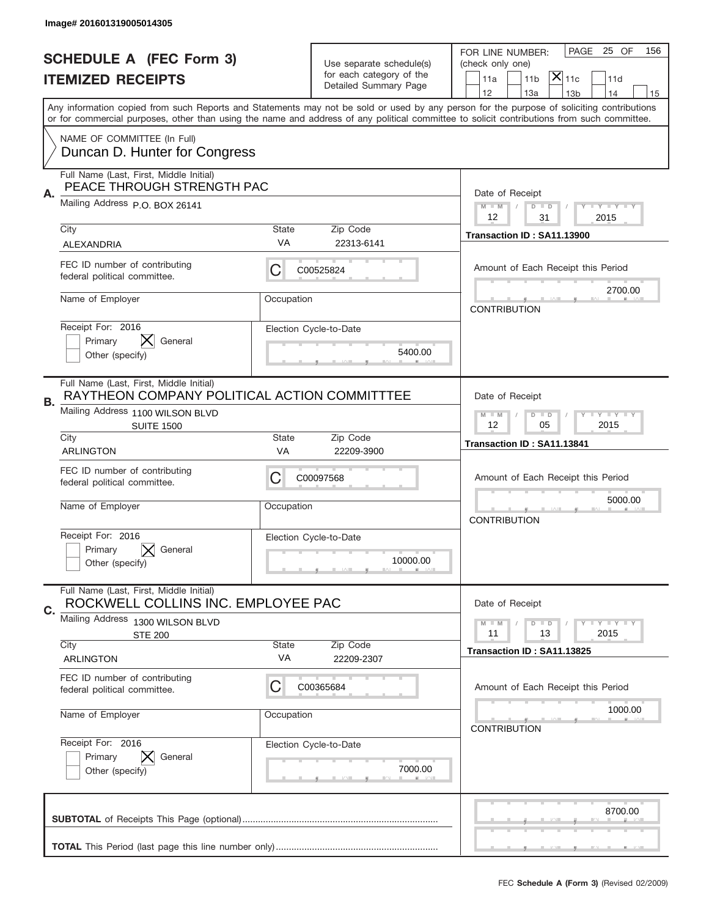Image# 201601319005014305

# SCHEDULE A (FEC Form 3)
# ITEMIZED RECEIPTS

Use separate schedule(s) for each category of the Detailed Summary Page

FOR LINE NUMBER: (check only one)

PAGE 25 OF 156

- [ ] 11a
- [ ] 11b
- [X] 11c
- [ ] 11d
- [ ] 12
- [ ] 13a
- [ ] 13b
- [ ] 14
- [ ] 15

Any information copied from such Reports and Statements may not be sold or used by any person for the purpose of soliciting contributions or for commercial purposes, other than using the name and address of any political committee to solicit contributions from such committee.

NAME OF COMMITTEE (In Full)
Duncan D. Hunter for Congress

## A.

Full Name (Last, First, Middle Initial): PEACE THROUGH STRENGTH PAC

Mailing Address: P.O. BOX 26141

City: ALEXANDRIA | State: VA | Zip Code: 22313-6141

FEC ID number of contributing federal political committee: C C00525824

Name of Employer: | Occupation:

Receipt For: 2016 — [ ] Primary [X] General [ ] Other (specify)

Election Cycle-to-Date: 5400.00

Date of Receipt: 12 / 31 / 2015

Transaction ID : SA11.13900

Amount of Each Receipt this Period: 2700.00

CONTRIBUTION

## B.

Full Name (Last, First, Middle Initial): RAYTHEON COMPANY POLITICAL ACTION COMMITTTEE

Mailing Address: 1100 WILSON BLVD SUITE 1500

City: ARLINGTON | State: VA | Zip Code: 22209-3900

FEC ID number of contributing federal political committee: C C00097568

Name of Employer: | Occupation:

Receipt For: 2016 — [ ] Primary [X] General [ ] Other (specify)

Election Cycle-to-Date: 10000.00

Date of Receipt: 12 / 05 / 2015

Transaction ID : SA11.13841

Amount of Each Receipt this Period: 5000.00

CONTRIBUTION

## C.

Full Name (Last, First, Middle Initial): ROCKWELL COLLINS INC. EMPLOYEE PAC

Mailing Address: 1300 WILSON BLVD STE 200

City: ARLINGTON | State: VA | Zip Code: 22209-2307

FEC ID number of contributing federal political committee: C C00365684

Name of Employer: | Occupation:

Receipt For: 2016 — [ ] Primary [X] General [ ] Other (specify)

Election Cycle-to-Date: 7000.00

Date of Receipt: 11 / 13 / 2015

Transaction ID : SA11.13825

Amount of Each Receipt this Period: 1000.00

CONTRIBUTION

**SUBTOTAL** of Receipts This Page (optional): 8700.00

**TOTAL** This Period (last page this line number only):

FEC **Schedule A (Form 3)** (Revised 02/2009)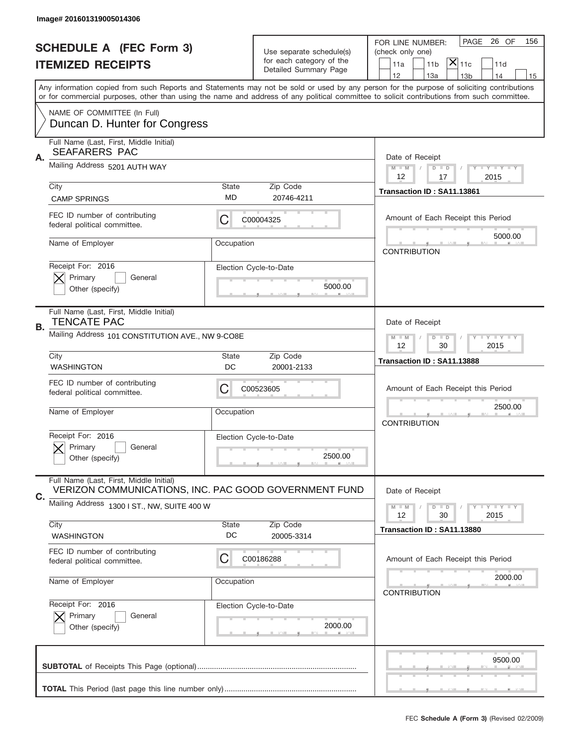Image# 201601319005014306

# SCHEDULE A (FEC Form 3)
## ITEMIZED RECEIPTS

Use separate schedule(s) for each category of the Detailed Summary Page

FOR LINE NUMBER: (check only one)

11a | 11b | [X] 11c | 11d | 12 | 13a | 13b | 14 | 15

PAGE 26 OF 156

Any information copied from such Reports and Statements may not be sold or used by any person for the purpose of soliciting contributions or for commercial purposes, other than using the name and address of any political committee to solicit contributions from such committee.

NAME OF COMMITTEE (In Full)
Duncan D. Hunter for Congress

---

**A.** Full Name (Last, First, Middle Initial): SEAFARERS PAC

Mailing Address: 5201 AUTH WAY

City: CAMP SPRINGS | State: MD | Zip Code: 20746-4211

FEC ID number of contributing federal political committee: C | C00004325

Name of Employer: | Occupation:

Receipt For: 2016 — [X] Primary [ ] General [ ] Other (specify)

Election Cycle-to-Date: 5000.00

Date of Receipt: 12 / 17 / 2015

Transaction ID : SA11.13861

Amount of Each Receipt this Period: 5000.00

CONTRIBUTION

---

**B.** Full Name (Last, First, Middle Initial): TENCATE PAC

Mailing Address: 101 CONSTITUTION AVE., NW 9-CO8E

City: WASHINGTON | State: DC | Zip Code: 20001-2133

FEC ID number of contributing federal political committee: C | C00523605

Name of Employer: | Occupation:

Receipt For: 2016 — [X] Primary [ ] General [ ] Other (specify)

Election Cycle-to-Date: 2500.00

Date of Receipt: 12 / 30 / 2015

Transaction ID : SA11.13888

Amount of Each Receipt this Period: 2500.00

CONTRIBUTION

---

**C.** Full Name (Last, First, Middle Initial): VERIZON COMMUNICATIONS, INC. PAC GOOD GOVERNMENT FUND

Mailing Address: 1300 I ST., NW, SUITE 400 W

City: WASHINGTON | State: DC | Zip Code: 20005-3314

FEC ID number of contributing federal political committee: C | C00186288

Name of Employer: | Occupation:

Receipt For: 2016 — [X] Primary [ ] General [ ] Other (specify)

Election Cycle-to-Date: 2000.00

Date of Receipt: 12 / 30 / 2015

Transaction ID : SA11.13880

Amount of Each Receipt this Period: 2000.00

CONTRIBUTION

---

**SUBTOTAL** of Receipts This Page (optional): 9500.00

**TOTAL** This Period (last page this line number only):

FEC **Schedule A (Form 3)** (Revised 02/2009)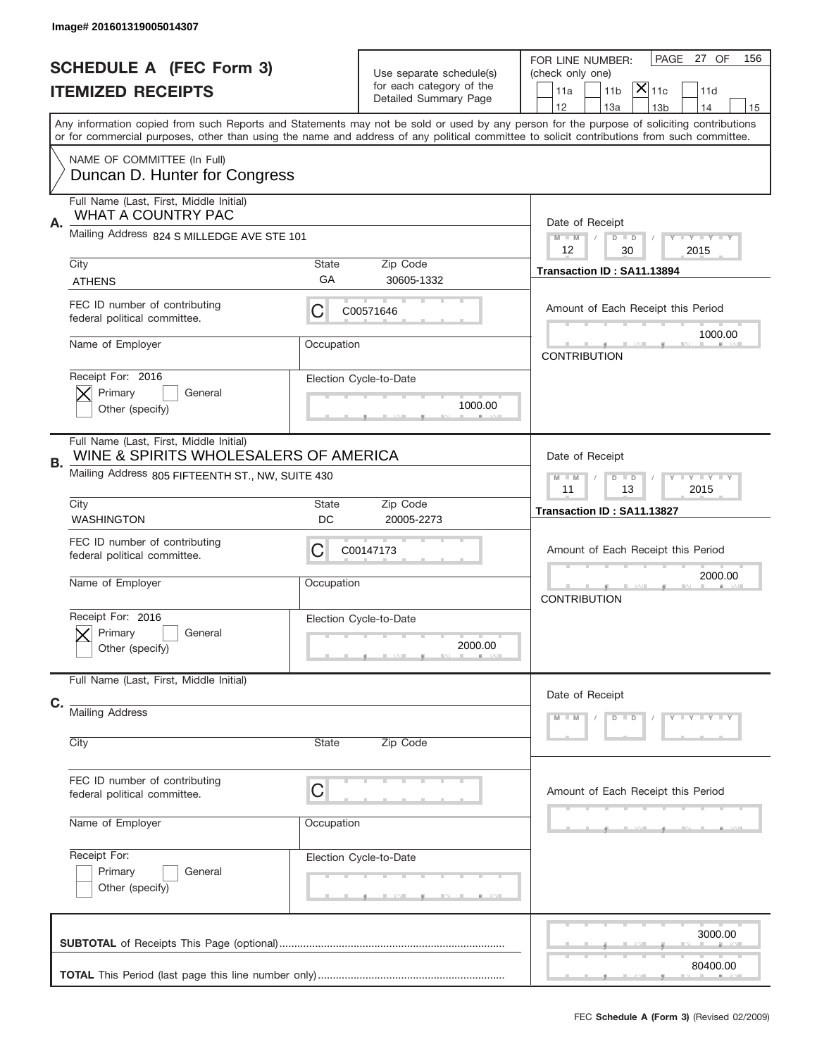Image# 201601319005014307

# SCHEDULE A (FEC Form 3)
# ITEMIZED RECEIPTS

Use separate schedule(s) for each category of the Detailed Summary Page

FOR LINE NUMBER: (check only one)

11a | 11b | [X] 11c | 11d
12 | 13a | 13b | 14 | 15

PAGE 27 OF 156

Any information copied from such Reports and Statements may not be sold or used by any person for the purpose of soliciting contributions or for commercial purposes, other than using the name and address of any political committee to solicit contributions from such committee.

NAME OF COMMITTEE (In Full)
Duncan D. Hunter for Congress

**A.**
Full Name (Last, First, Middle Initial): WHAT A COUNTRY PAC
Mailing Address: 824 S MILLEDGE AVE STE 101
City: ATHENS | State: GA | Zip Code: 30605-1332
FEC ID number of contributing federal political committee: C00571646
Name of Employer: | Occupation:
Receipt For: 2016 — [X] Primary [ ] General [ ] Other (specify)
Election Cycle-to-Date: 1000.00
Date of Receipt: 12 / 30 / 2015
Transaction ID : SA11.13894
Amount of Each Receipt this Period: 1000.00
CONTRIBUTION

**B.**
Full Name (Last, First, Middle Initial): WINE & SPIRITS WHOLESALERS OF AMERICA
Mailing Address: 805 FIFTEENTH ST., NW, SUITE 430
City: WASHINGTON | State: DC | Zip Code: 20005-2273
FEC ID number of contributing federal political committee: C00147173
Name of Employer: | Occupation:
Receipt For: 2016 — [X] Primary [ ] General [ ] Other (specify)
Election Cycle-to-Date: 2000.00
Date of Receipt: 11 / 13 / 2015
Transaction ID : SA11.13827
Amount of Each Receipt this Period: 2000.00
CONTRIBUTION

**C.**
Full Name (Last, First, Middle Initial):
Mailing Address:
City: | State: | Zip Code:
FEC ID number of contributing federal political committee: C
Name of Employer: | Occupation:
Receipt For: [ ] Primary [ ] General [ ] Other (specify)
Election Cycle-to-Date:
Date of Receipt: M M / D D / Y Y Y Y
Amount of Each Receipt this Period:

**SUBTOTAL** of Receipts This Page (optional): 3000.00

**TOTAL** This Period (last page this line number only): 80400.00

FEC **Schedule A (Form 3)** (Revised 02/2009)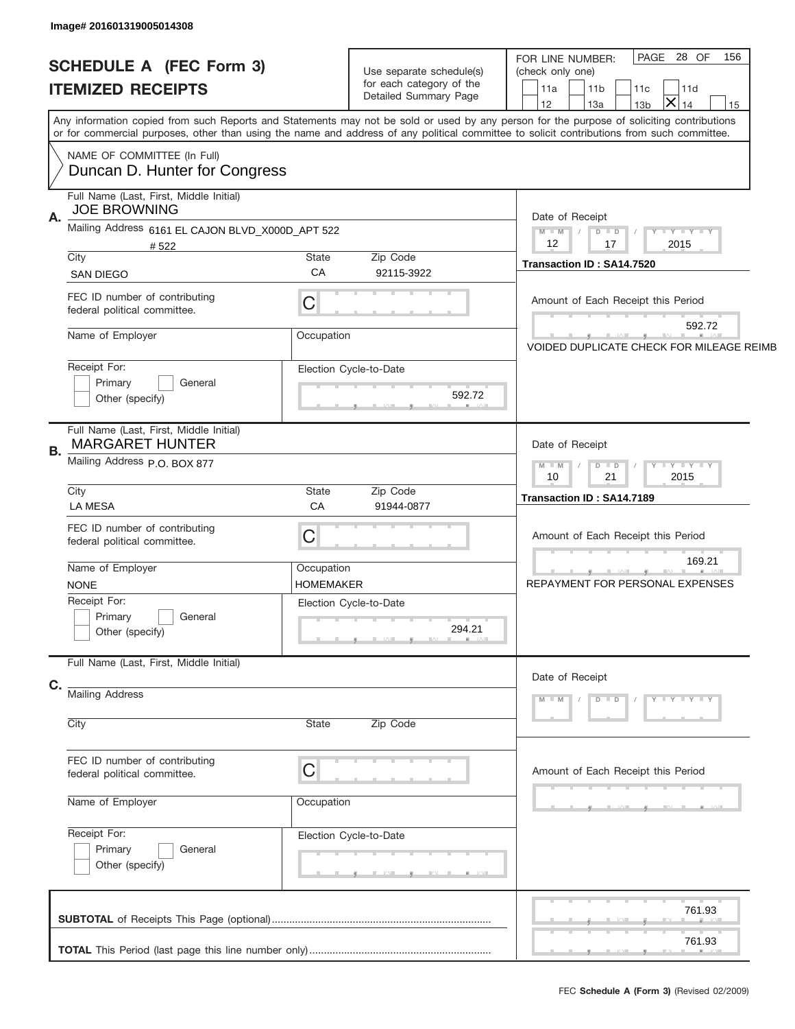Image# 201601319005014308

# SCHEDULE A (FEC Form 3)
## ITEMIZED RECEIPTS

Use separate schedule(s) for each category of the Detailed Summary Page

FOR LINE NUMBER: (check only one)

11a | 11b | 11c | 11d | 12 | 13a | 13b | **X** 14 | 15

PAGE 28 OF 156

Any information copied from such Reports and Statements may not be sold or used by any person for the purpose of soliciting contributions or for commercial purposes, other than using the name and address of any political committee to solicit contributions from such committee.

NAME OF COMMITTEE (In Full)
Duncan D. Hunter for Congress

---

**A.**

Full Name (Last, First, Middle Initial): JOE BROWNING

Mailing Address: 6161 EL CAJON BLVD_X000D_APT 522 # 522

City: SAN DIEGO | State: CA | Zip Code: 92115-3922

FEC ID number of contributing federal political committee: C

Name of Employer: | Occupation:

Receipt For: Primary / General / Other (specify)

Election Cycle-to-Date: 592.72

Date of Receipt: 12 / 17 / 2015

Transaction ID : SA14.7520

Amount of Each Receipt this Period: 592.72

VOIDED DUPLICATE CHECK FOR MILEAGE REIMB

---

**B.**

Full Name (Last, First, Middle Initial): MARGARET HUNTER

Mailing Address: P.O. BOX 877

City: LA MESA | State: CA | Zip Code: 91944-0877

FEC ID number of contributing federal political committee: C

Name of Employer: NONE | Occupation: HOMEMAKER

Receipt For: Primary / General / Other (specify)

Election Cycle-to-Date: 294.21

Date of Receipt: 10 / 21 / 2015

Transaction ID : SA14.7189

Amount of Each Receipt this Period: 169.21

REPAYMENT FOR PERSONAL EXPENSES

---

**C.**

Full Name (Last, First, Middle Initial):

Mailing Address:

City: | State: | Zip Code:

FEC ID number of contributing federal political committee: C

Name of Employer: | Occupation:

Receipt For: Primary / General / Other (specify)

Election Cycle-to-Date:

Date of Receipt: M M / D D / Y Y Y Y

Amount of Each Receipt this Period:

---

**SUBTOTAL** of Receipts This Page (optional): 761.93

**TOTAL** This Period (last page this line number only): 761.93

FEC **Schedule A (Form 3)** (Revised 02/2009)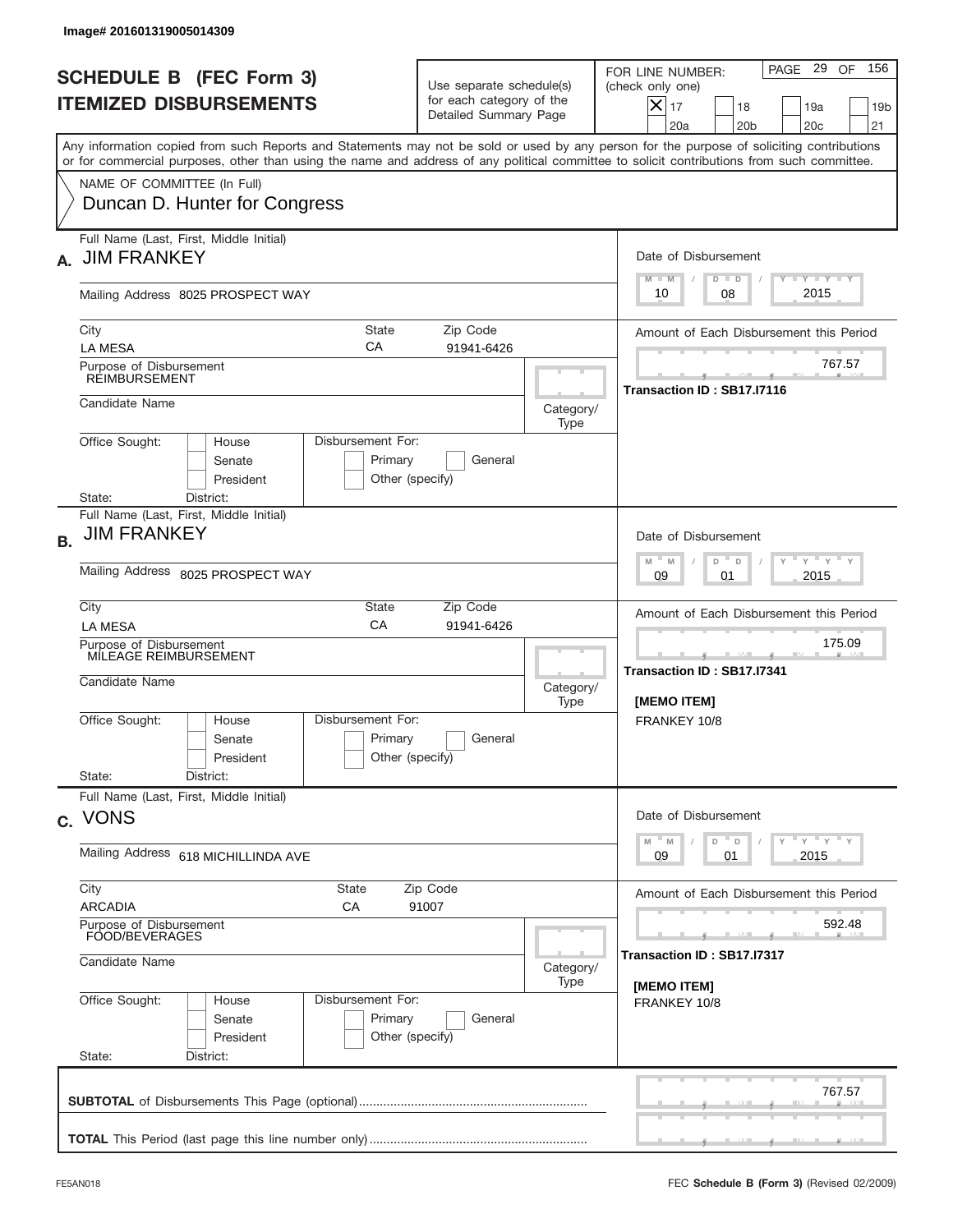Image# 201601319005014309

# SCHEDULE B (FEC Form 3)
# ITEMIZED DISBURSEMENTS

Use separate schedule(s) for each category of the Detailed Summary Page

FOR LINE NUMBER: (check only one)

[X] 17 [ ] 18 [ ] 19a [ ] 19b [ ] 20a [ ] 20b [ ] 20c [ ] 21

PAGE 29 OF 156

Any information copied from such Reports and Statements may not be sold or used by any person for the purpose of soliciting contributions or for commercial purposes, other than using the name and address of any political committee to solicit contributions from such committee.

NAME OF COMMITTEE (In Full)
Duncan D. Hunter for Congress

---

**A.** Full Name (Last, First, Middle Initial): JIM FRANKEY

Mailing Address: 8025 PROSPECT WAY

City: LA MESA | State: CA | Zip Code: 91941-6426

Purpose of Disbursement: REIMBURSEMENT

Candidate Name:

Category/Type:

Office Sought: [ ] House [ ] Senate [ ] President

State: District:

Disbursement For: [ ] Primary [ ] General [ ] Other (specify)

Date of Disbursement: 10 / 08 / 2015

Amount of Each Disbursement this Period: 767.57

Transaction ID : SB17.I7116

---

**B.** Full Name (Last, First, Middle Initial): JIM FRANKEY

Mailing Address: 8025 PROSPECT WAY

City: LA MESA | State: CA | Zip Code: 91941-6426

Purpose of Disbursement: MILEAGE REIMBURSEMENT

Candidate Name:

Category/Type:

Office Sought: [ ] House [ ] Senate [ ] President

State: District:

Disbursement For: [ ] Primary [ ] General [ ] Other (specify)

Date of Disbursement: 09 / 01 / 2015

Amount of Each Disbursement this Period: 175.09

Transaction ID : SB17.I7341

[MEMO ITEM]
FRANKEY 10/8

---

**C.** Full Name (Last, First, Middle Initial): VONS

Mailing Address: 618 MICHILLINDA AVE

City: ARCADIA | State: CA | Zip Code: 91007

Purpose of Disbursement: FOOD/BEVERAGES

Candidate Name:

Category/Type:

Office Sought: [ ] House [ ] Senate [ ] President

State: District:

Disbursement For: [ ] Primary [ ] General [ ] Other (specify)

Date of Disbursement: 09 / 01 / 2015

Amount of Each Disbursement this Period: 592.48

Transaction ID : SB17.I7317

[MEMO ITEM]
FRANKEY 10/8

---

**SUBTOTAL** of Disbursements This Page (optional): 767.57

**TOTAL** This Period (last page this line number only):

FE5AN018 FEC **Schedule B (Form 3)** (Revised 02/2009)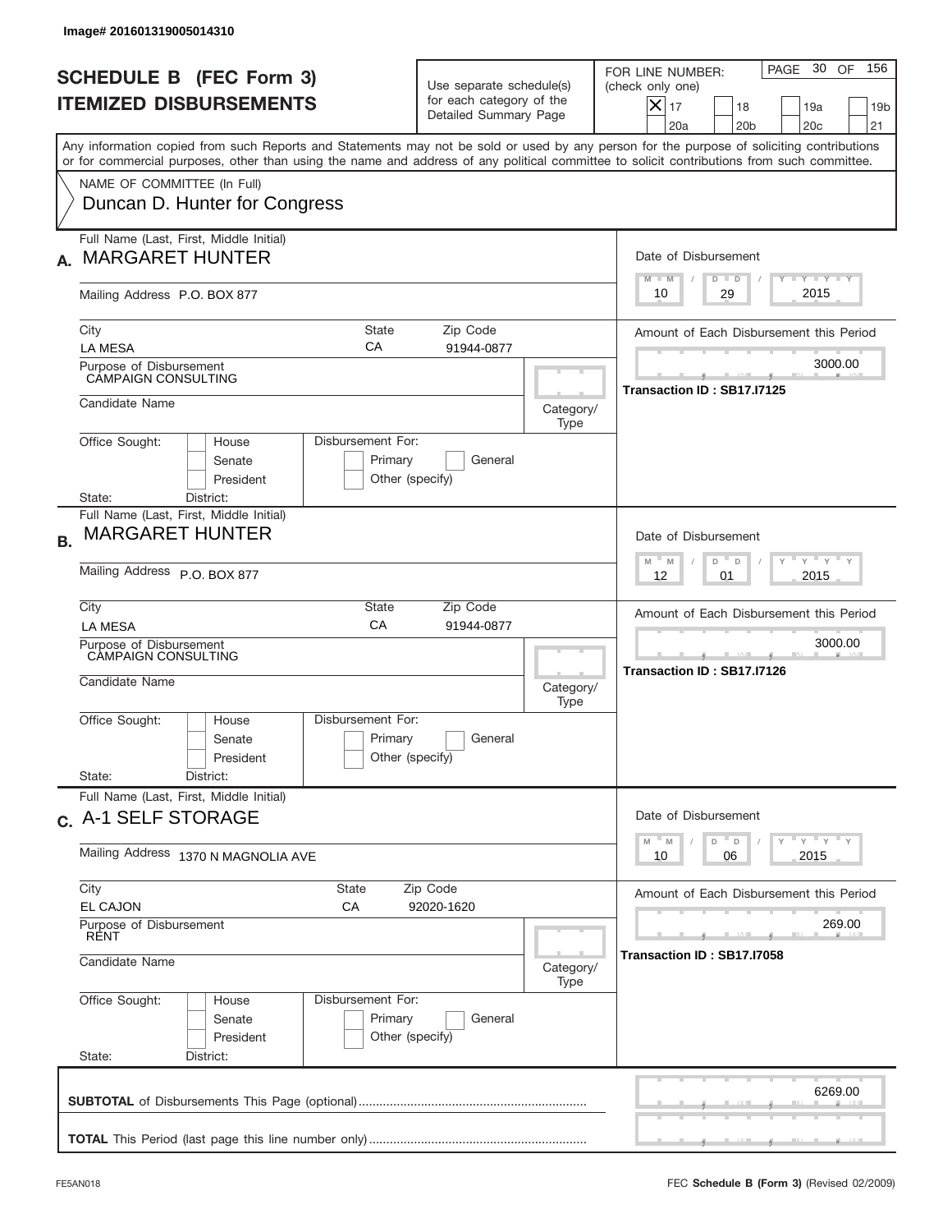Image# 201601319005014310

# SCHEDULE B (FEC Form 3)
## ITEMIZED DISBURSEMENTS

Use separate schedule(s) for each category of the Detailed Summary Page

FOR LINE NUMBER: (check only one)

- [X] 17
- [ ] 18
- [ ] 19a
- [ ] 19b
- [ ] 20a
- [ ] 20b
- [ ] 20c
- [ ] 21

PAGE 30 OF 156

Any information copied from such Reports and Statements may not be sold or used by any person for the purpose of soliciting contributions or for commercial purposes, other than using the name and address of any political committee to solicit contributions from such committee.

NAME OF COMMITTEE (In Full)
Duncan D. Hunter for Congress

---

**A.** Full Name (Last, First, Middle Initial): MARGARET HUNTER

Mailing Address: P.O. BOX 877

City: LA MESA | State: CA | Zip Code: 91944-0877

Purpose of Disbursement: CAMPAIGN CONSULTING

Candidate Name:

Category/Type:

Office Sought: House / Senate / President

Disbursement For: Primary / General / Other (specify)

State: District:

Date of Disbursement: 10 / 29 / 2015

Amount of Each Disbursement this Period: 3000.00

Transaction ID : SB17.I7125

---

**B.** Full Name (Last, First, Middle Initial): MARGARET HUNTER

Mailing Address: P.O. BOX 877

City: LA MESA | State: CA | Zip Code: 91944-0877

Purpose of Disbursement: CAMPAIGN CONSULTING

Candidate Name:

Category/Type:

Office Sought: House / Senate / President

Disbursement For: Primary / General / Other (specify)

State: District:

Date of Disbursement: 12 / 01 / 2015

Amount of Each Disbursement this Period: 3000.00

Transaction ID : SB17.I7126

---

**C.** Full Name (Last, First, Middle Initial): A-1 SELF STORAGE

Mailing Address: 1370 N MAGNOLIA AVE

City: EL CAJON | State: CA | Zip Code: 92020-1620

Purpose of Disbursement: RENT

Candidate Name:

Category/Type:

Office Sought: House / Senate / President

Disbursement For: Primary / General / Other (specify)

State: District:

Date of Disbursement: 10 / 06 / 2015

Amount of Each Disbursement this Period: 269.00

Transaction ID : SB17.I7058

---

**SUBTOTAL** of Disbursements This Page (optional): 6269.00

**TOTAL** This Period (last page this line number only):

FE5AN018

FEC **Schedule B (Form 3)** (Revised 02/2009)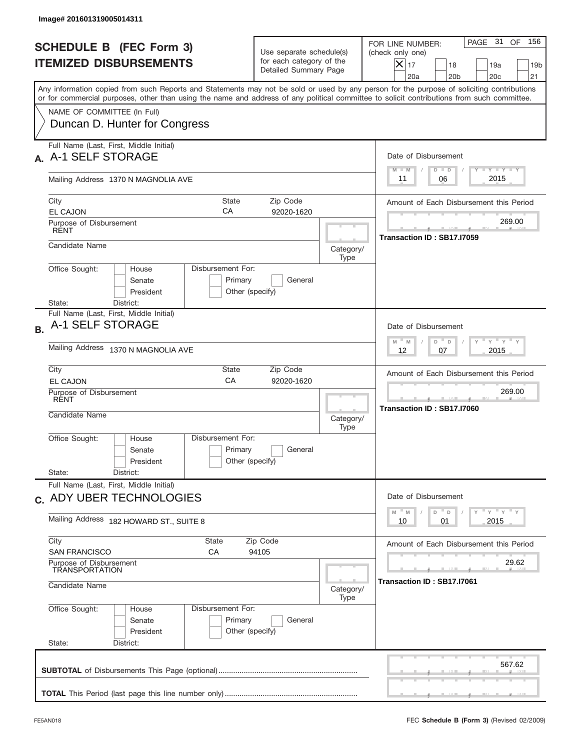Image# 201601319005014311

# SCHEDULE B (FEC Form 3)
## ITEMIZED DISBURSEMENTS

Use separate schedule(s) for each category of the Detailed Summary Page

FOR LINE NUMBER: (check only one)

[X] 17 [ ] 18 [ ] 19a [ ] 19b [ ] 20a [ ] 20b [ ] 20c [ ] 21

PAGE 31 OF 156

Any information copied from such Reports and Statements may not be sold or used by any person for the purpose of soliciting contributions or for commercial purposes, other than using the name and address of any political committee to solicit contributions from such committee.

NAME OF COMMITTEE (In Full)
Duncan D. Hunter for Congress

---

**A.** Full Name (Last, First, Middle Initial): A-1 SELF STORAGE

Mailing Address: 1370 N MAGNOLIA AVE

City: EL CAJON | State: CA | Zip Code: 92020-1620

Purpose of Disbursement: RENT

Candidate Name:

Category/Type:

Office Sought: [ ] House [ ] Senate [ ] President

Disbursement For: [ ] Primary [ ] General [ ] Other (specify)

State: District:

Date of Disbursement: 11 / 06 / 2015

Amount of Each Disbursement this Period: 269.00

Transaction ID : SB17.I7059

---

**B.** Full Name (Last, First, Middle Initial): A-1 SELF STORAGE

Mailing Address: 1370 N MAGNOLIA AVE

City: EL CAJON | State: CA | Zip Code: 92020-1620

Purpose of Disbursement: RENT

Candidate Name:

Category/Type:

Office Sought: [ ] House [ ] Senate [ ] President

Disbursement For: [ ] Primary [ ] General [ ] Other (specify)

State: District:

Date of Disbursement: 12 / 07 / 2015

Amount of Each Disbursement this Period: 269.00

Transaction ID : SB17.I7060

---

**C.** Full Name (Last, First, Middle Initial): ADY UBER TECHNOLOGIES

Mailing Address: 182 HOWARD ST., SUITE 8

City: SAN FRANCISCO | State: CA | Zip Code: 94105

Purpose of Disbursement: TRANSPORTATION

Candidate Name:

Category/Type:

Office Sought: [ ] House [ ] Senate [ ] President

Disbursement For: [ ] Primary [ ] General [ ] Other (specify)

State: District:

Date of Disbursement: 10 / 01 / 2015

Amount of Each Disbursement this Period: 29.62

Transaction ID : SB17.I7061

---

**SUBTOTAL** of Disbursements This Page (optional): 567.62

**TOTAL** This Period (last page this line number only):

FE5AN018

FEC **Schedule B (Form 3)** (Revised 02/2009)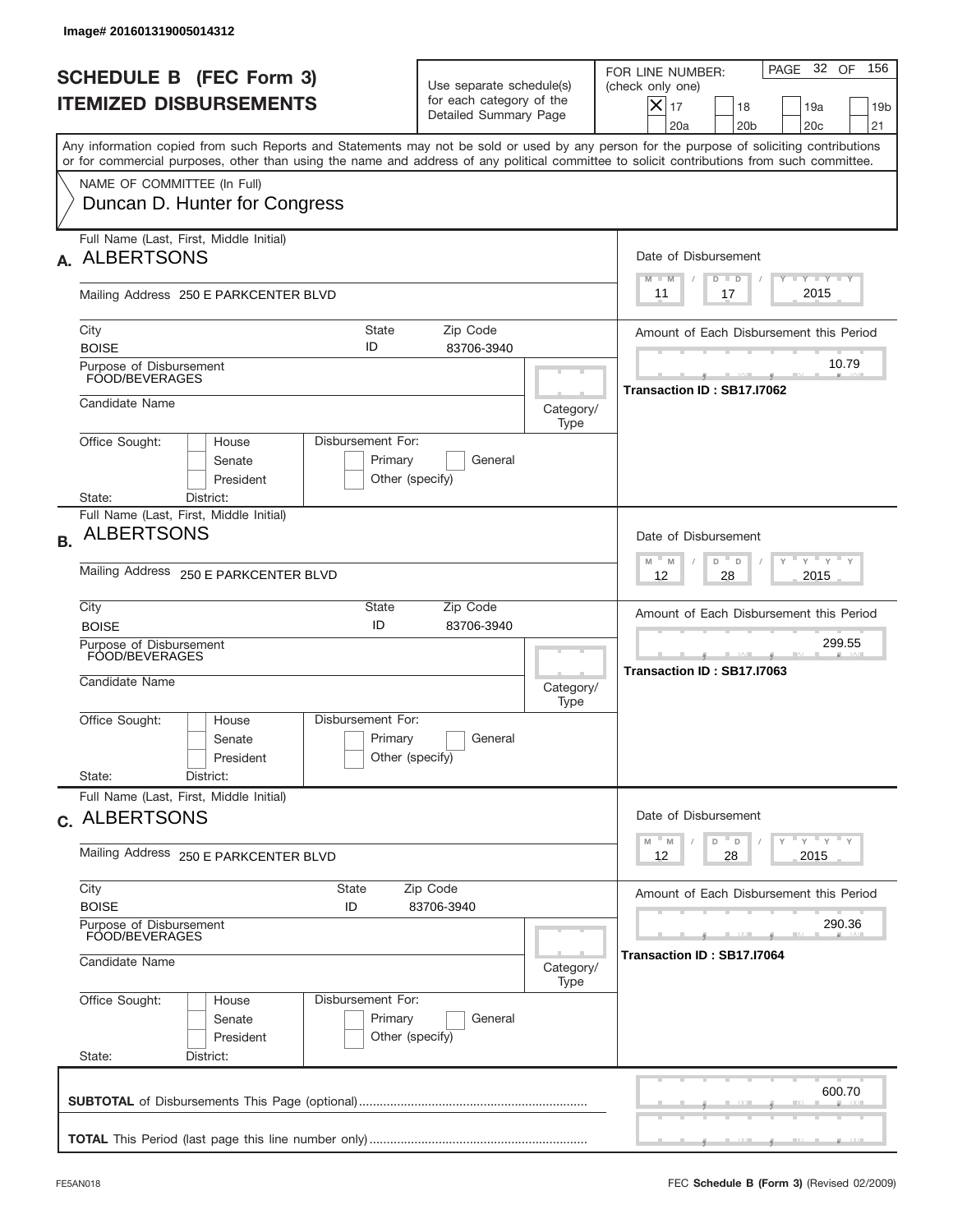Image# 201601319005014312

# SCHEDULE B (FEC Form 3)
## ITEMIZED DISBURSEMENTS

Use separate schedule(s) for each category of the Detailed Summary Page

FOR LINE NUMBER: (check only one)

- [x] 17
- [ ] 18
- [ ] 19a
- [ ] 19b
- [ ] 20a
- [ ] 20b
- [ ] 20c
- [ ] 21

PAGE 32 OF 156

Any information copied from such Reports and Statements may not be sold or used by any person for the purpose of soliciting contributions or for commercial purposes, other than using the name and address of any political committee to solicit contributions from such committee.

NAME OF COMMITTEE (In Full)
Duncan D. Hunter for Congress

---

**A.** Full Name (Last, First, Middle Initial): ALBERTSONS

Mailing Address: 250 E PARKCENTER BLVD

City: BOISE | State: ID | Zip Code: 83706-3940

Purpose of Disbursement: FOOD/BEVERAGES

Candidate Name:

Category/Type:

Office Sought: House / Senate / President

Disbursement For: Primary / General / Other (specify)

State: District:

Date of Disbursement: 11/17/2015

Amount of Each Disbursement this Period: 10.79

Transaction ID : SB17.I7062

---

**B.** Full Name (Last, First, Middle Initial): ALBERTSONS

Mailing Address: 250 E PARKCENTER BLVD

City: BOISE | State: ID | Zip Code: 83706-3940

Purpose of Disbursement: FOOD/BEVERAGES

Candidate Name:

Category/Type:

Office Sought: House / Senate / President

Disbursement For: Primary / General / Other (specify)

State: District:

Date of Disbursement: 12/28/2015

Amount of Each Disbursement this Period: 299.55

Transaction ID : SB17.I7063

---

**C.** Full Name (Last, First, Middle Initial): ALBERTSONS

Mailing Address: 250 E PARKCENTER BLVD

City: BOISE | State: ID | Zip Code: 83706-3940

Purpose of Disbursement: FOOD/BEVERAGES

Candidate Name:

Category/Type:

Office Sought: House / Senate / President

Disbursement For: Primary / General / Other (specify)

State: District:

Date of Disbursement: 12/28/2015

Amount of Each Disbursement this Period: 290.36

Transaction ID : SB17.I7064

---

**SUBTOTAL** of Disbursements This Page (optional): 600.70

**TOTAL** This Period (last page this line number only):

FE5AN018 — FEC **Schedule B (Form 3)** (Revised 02/2009)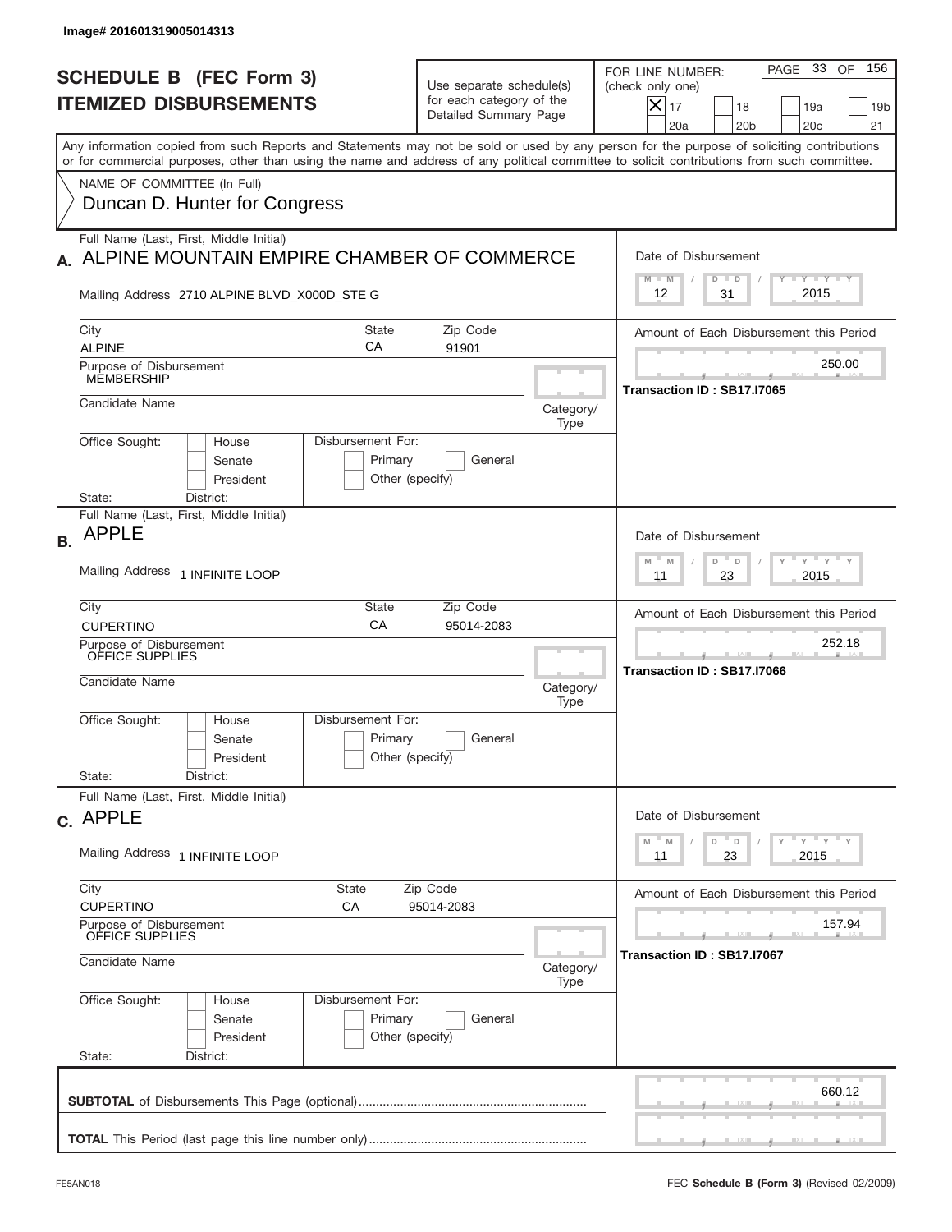Image# 201601319005014313

# SCHEDULE B (FEC Form 3)
# ITEMIZED DISBURSEMENTS

Use separate schedule(s) for each category of the Detailed Summary Page

FOR LINE NUMBER: (check only one)

- [X] 17
- [ ] 18
- [ ] 19a
- [ ] 19b
- [ ] 20a
- [ ] 20b
- [ ] 20c
- [ ] 21

PAGE 33 OF 156

Any information copied from such Reports and Statements may not be sold or used by any person for the purpose of soliciting contributions or for commercial purposes, other than using the name and address of any political committee to solicit contributions from such committee.

NAME OF COMMITTEE (In Full)
Duncan D. Hunter for Congress

---

**A.** Full Name (Last, First, Middle Initial): ALPINE MOUNTAIN EMPIRE CHAMBER OF COMMERCE

Mailing Address: 2710 ALPINE BLVD_X000D_STE G

| City | State | Zip Code |
|---|---|---|
| ALPINE | CA | 91901 |

Purpose of Disbursement: MEMBERSHIP

Candidate Name:

Category/Type:

Office Sought: [ ] House [ ] Senate [ ] President
State: District:

Disbursement For: [ ] Primary [ ] General [ ] Other (specify)

Date of Disbursement: 12 / 31 / 2015

Amount of Each Disbursement this Period: 250.00

Transaction ID : SB17.I7065

---

**B.** Full Name (Last, First, Middle Initial): APPLE

Mailing Address: 1 INFINITE LOOP

| City | State | Zip Code |
|---|---|---|
| CUPERTINO | CA | 95014-2083 |

Purpose of Disbursement: OFFICE SUPPLIES

Candidate Name:

Category/Type:

Office Sought: [ ] House [ ] Senate [ ] President
State: District:

Disbursement For: [ ] Primary [ ] General [ ] Other (specify)

Date of Disbursement: 11 / 23 / 2015

Amount of Each Disbursement this Period: 252.18

Transaction ID : SB17.I7066

---

**C.** Full Name (Last, First, Middle Initial): APPLE

Mailing Address: 1 INFINITE LOOP

| City | State | Zip Code |
|---|---|---|
| CUPERTINO | CA | 95014-2083 |

Purpose of Disbursement: OFFICE SUPPLIES

Candidate Name:

Category/Type:

Office Sought: [ ] House [ ] Senate [ ] President
State: District:

Disbursement For: [ ] Primary [ ] General [ ] Other (specify)

Date of Disbursement: 11 / 23 / 2015

Amount of Each Disbursement this Period: 157.94

Transaction ID : SB17.I7067

---

**SUBTOTAL** of Disbursements This Page (optional): 660.12

**TOTAL** This Period (last page this line number only):

FE5AN018

FEC **Schedule B (Form 3)** (Revised 02/2009)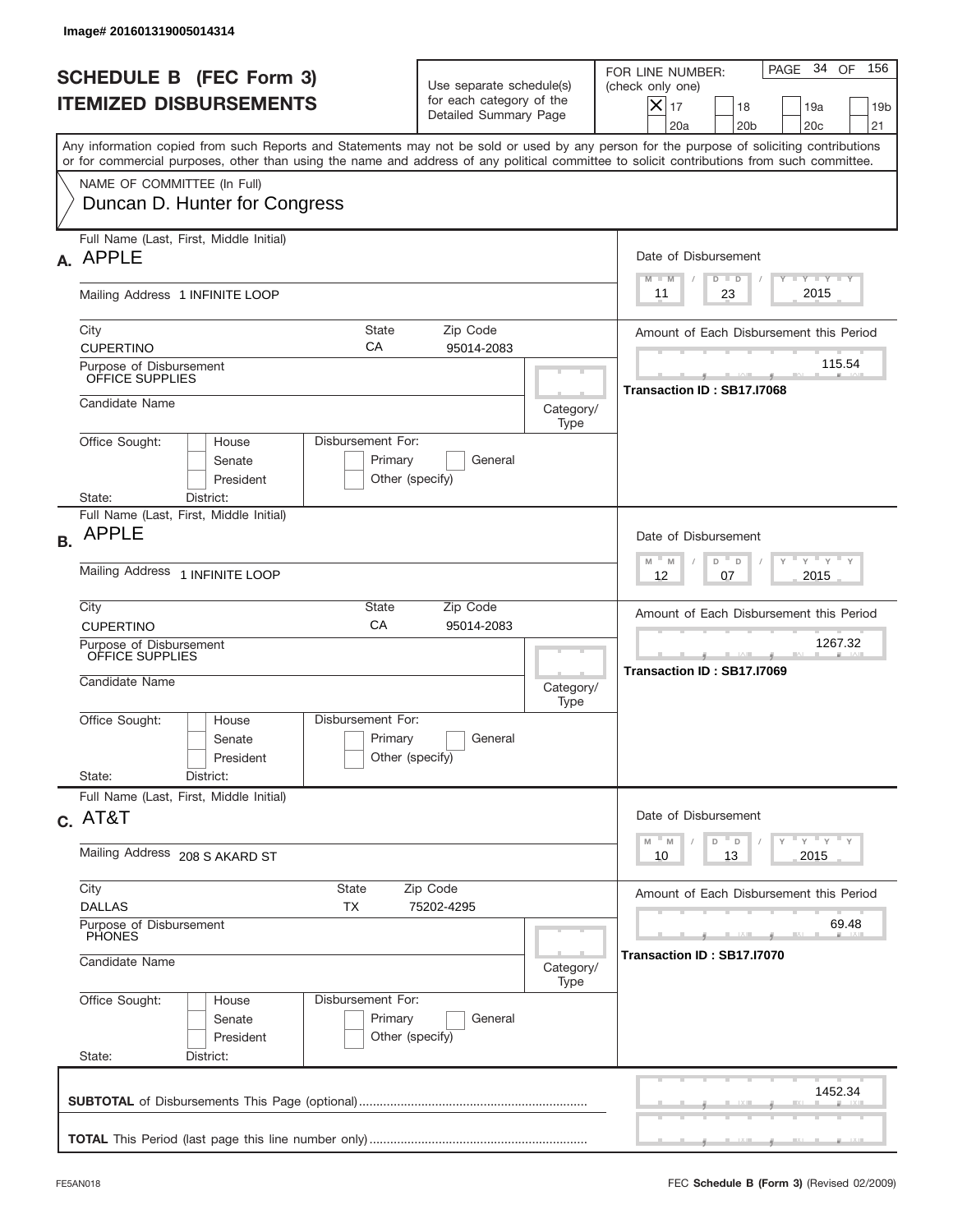Image# 201601319005014314

# SCHEDULE B (FEC Form 3)
# ITEMIZED DISBURSEMENTS

Use separate schedule(s) for each category of the Detailed Summary Page

FOR LINE NUMBER: (check only one)

- [X] 17
- [ ] 18
- [ ] 19a
- [ ] 19b
- [ ] 20a
- [ ] 20b
- [ ] 20c
- [ ] 21

PAGE 34 OF 156

Any information copied from such Reports and Statements may not be sold or used by any person for the purpose of soliciting contributions or for commercial purposes, other than using the name and address of any political committee to solicit contributions from such committee.

NAME OF COMMITTEE (In Full)
Duncan D. Hunter for Congress

---

**A.** Full Name (Last, First, Middle Initial): APPLE

Mailing Address: 1 INFINITE LOOP

City: CUPERTINO | State: CA | Zip Code: 95014-2083

Purpose of Disbursement: OFFICE SUPPLIES

Candidate Name:

Category/Type:

Office Sought: [ ] House [ ] Senate [ ] President
State: District:

Disbursement For: [ ] Primary [ ] General [ ] Other (specify)

Date of Disbursement: 11 / 23 / 2015

Amount of Each Disbursement this Period: 115.54

Transaction ID : SB17.I7068

---

**B.** Full Name (Last, First, Middle Initial): APPLE

Mailing Address: 1 INFINITE LOOP

City: CUPERTINO | State: CA | Zip Code: 95014-2083

Purpose of Disbursement: OFFICE SUPPLIES

Candidate Name:

Category/Type:

Office Sought: [ ] House [ ] Senate [ ] President
State: District:

Disbursement For: [ ] Primary [ ] General [ ] Other (specify)

Date of Disbursement: 12 / 07 / 2015

Amount of Each Disbursement this Period: 1267.32

Transaction ID : SB17.I7069

---

**C.** Full Name (Last, First, Middle Initial): AT&T

Mailing Address: 208 S AKARD ST

City: DALLAS | State: TX | Zip Code: 75202-4295

Purpose of Disbursement: PHONES

Candidate Name:

Category/Type:

Office Sought: [ ] House [ ] Senate [ ] President
State: District:

Disbursement For: [ ] Primary [ ] General [ ] Other (specify)

Date of Disbursement: 10 / 13 / 2015

Amount of Each Disbursement this Period: 69.48

Transaction ID : SB17.I7070

---

**SUBTOTAL** of Disbursements This Page (optional): 1452.34

**TOTAL** This Period (last page this line number only):

FE5AN018

FEC **Schedule B (Form 3)** (Revised 02/2009)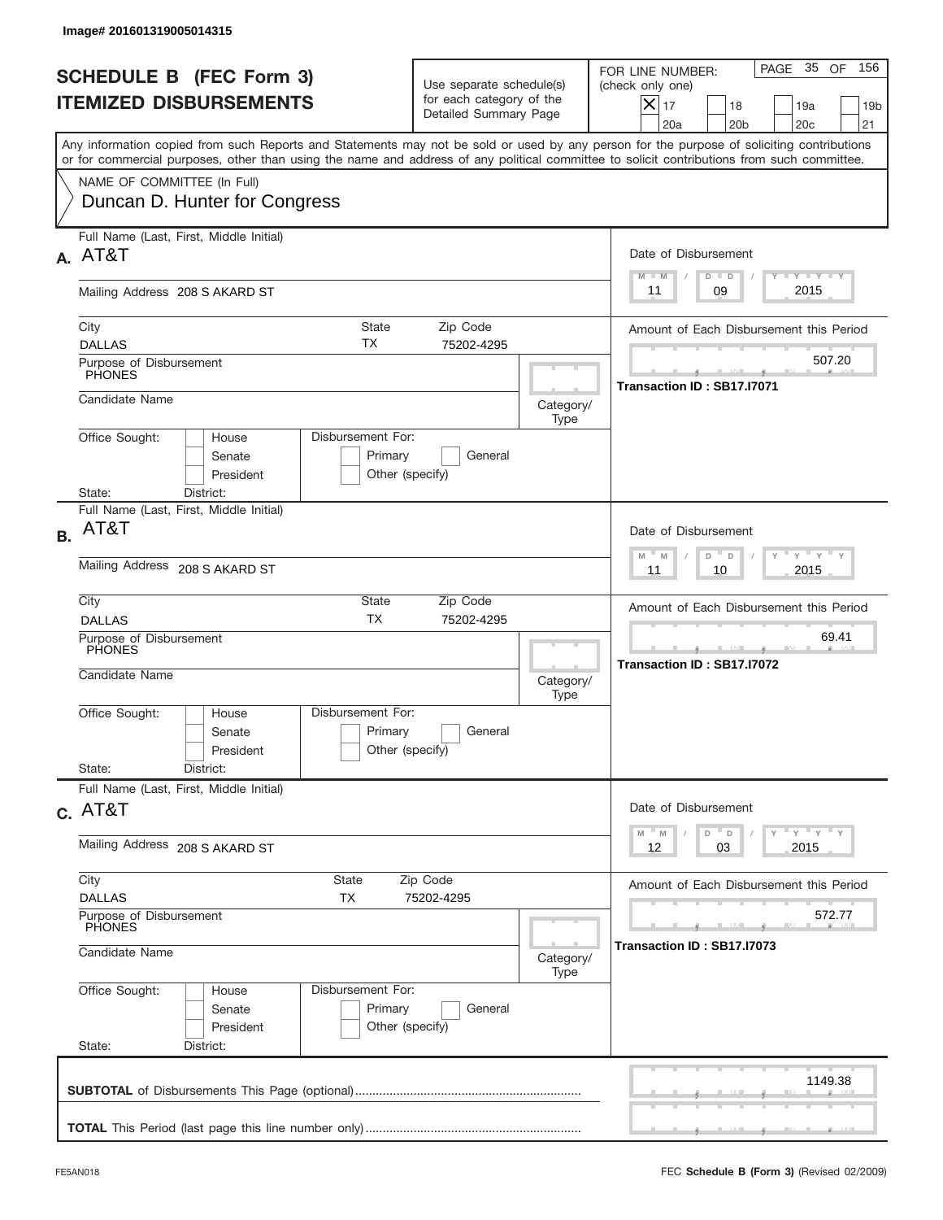Image# 201601319005014315

# SCHEDULE B (FEC Form 3)
## ITEMIZED DISBURSEMENTS

Use separate schedule(s) for each category of the Detailed Summary Page

FOR LINE NUMBER: (check only one)

- [X] 17
- [ ] 18
- [ ] 19a
- [ ] 19b
- [ ] 20a
- [ ] 20b
- [ ] 20c
- [ ] 21

PAGE 35 OF 156

Any information copied from such Reports and Statements may not be sold or used by any person for the purpose of soliciting contributions or for commercial purposes, other than using the name and address of any political committee to solicit contributions from such committee.

NAME OF COMMITTEE (In Full)
Duncan D. Hunter for Congress

---

**A.** Full Name (Last, First, Middle Initial): AT&T

Mailing Address: 208 S AKARD ST

City: DALLAS | State: TX | Zip Code: 75202-4295

Purpose of Disbursement: PHONES

Candidate Name:

Category/Type:

Office Sought: House / Senate / President

Disbursement For: Primary / General / Other (specify)

State: District:

Date of Disbursement: 11/09/2015

Amount of Each Disbursement this Period: 507.20

Transaction ID : SB17.I7071

---

**B.** Full Name (Last, First, Middle Initial): AT&T

Mailing Address: 208 S AKARD ST

City: DALLAS | State: TX | Zip Code: 75202-4295

Purpose of Disbursement: PHONES

Candidate Name:

Category/Type:

Office Sought: House / Senate / President

Disbursement For: Primary / General / Other (specify)

State: District:

Date of Disbursement: 11/10/2015

Amount of Each Disbursement this Period: 69.41

Transaction ID : SB17.I7072

---

**C.** Full Name (Last, First, Middle Initial): AT&T

Mailing Address: 208 S AKARD ST

City: DALLAS | State: TX | Zip Code: 75202-4295

Purpose of Disbursement: PHONES

Candidate Name:

Category/Type:

Office Sought: House / Senate / President

Disbursement For: Primary / General / Other (specify)

State: District:

Date of Disbursement: 12/03/2015

Amount of Each Disbursement this Period: 572.77

Transaction ID : SB17.I7073

---

**SUBTOTAL** of Disbursements This Page (optional): 1149.38

**TOTAL** This Period (last page this line number only):

FE5AN018

FEC **Schedule B (Form 3)** (Revised 02/2009)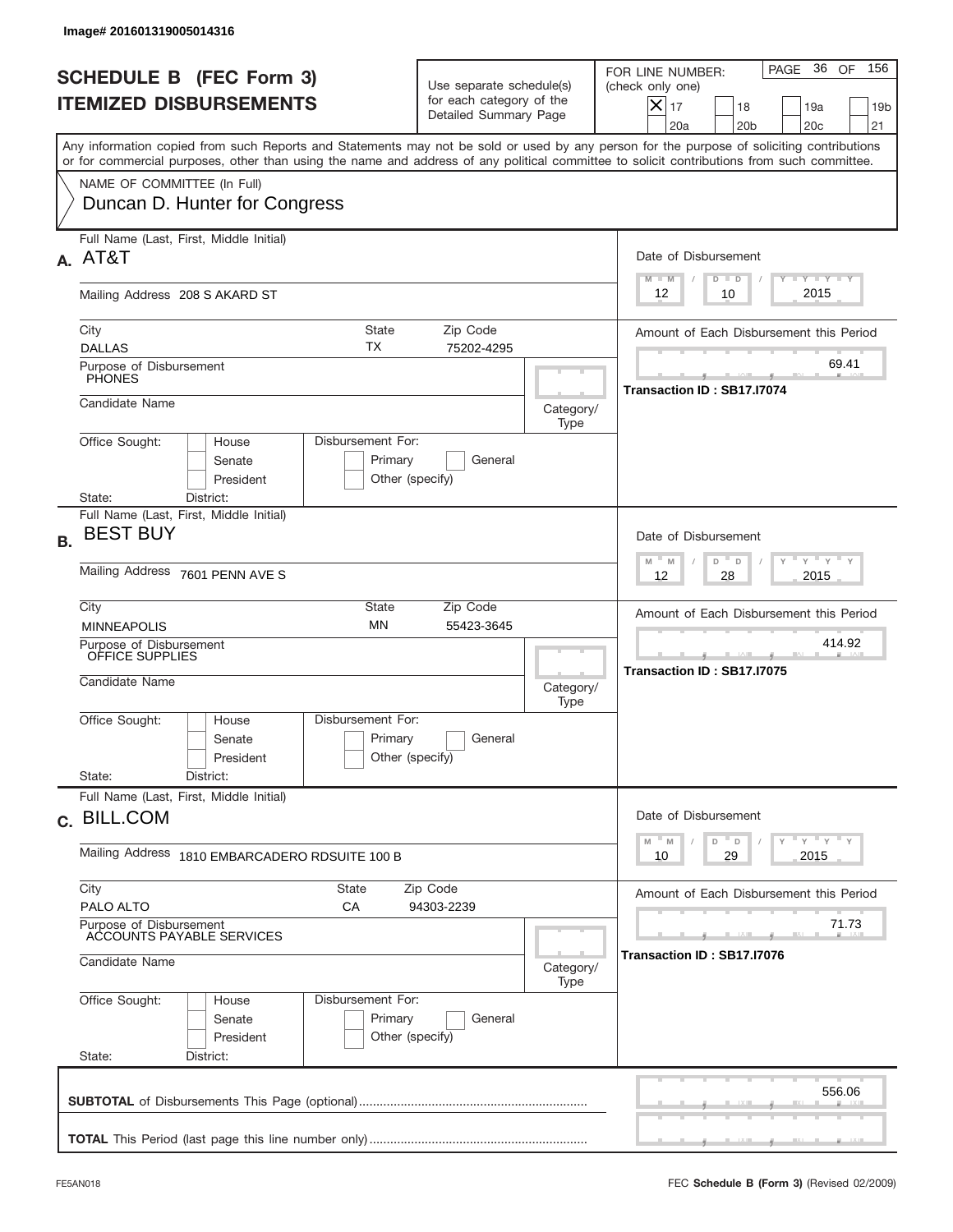Image# 201601319005014316

# SCHEDULE B (FEC Form 3)
## ITEMIZED DISBURSEMENTS

Use separate schedule(s) for each category of the Detailed Summary Page

FOR LINE NUMBER: (check only one)
[X] 17 [ ] 18 [ ] 19a [ ] 19b [ ] 20a [ ] 20b [ ] 20c [ ] 21

Any information copied from such Reports and Statements may not be sold or used by any person for the purpose of soliciting contributions or for commercial purposes, other than using the name and address of any political committee to solicit contributions from such committee.

NAME OF COMMITTEE (In Full)
Duncan D. Hunter for Congress

---

**A.** Full Name (Last, First, Middle Initial): AT&T

Mailing Address: 208 S AKARD ST

City: DALLAS | State: TX | Zip Code: 75202-4295

Purpose of Disbursement: PHONES

Candidate Name:

Category/Type:

Office Sought: [ ] House [ ] Senate [ ] President

Disbursement For: [ ] Primary [ ] General [ ] Other (specify)

State: District:

Date of Disbursement: 12 / 10 / 2015

Amount of Each Disbursement this Period: 69.41

Transaction ID : SB17.I7074

---

**B.** Full Name (Last, First, Middle Initial): BEST BUY

Mailing Address: 7601 PENN AVE S

City: MINNEAPOLIS | State: MN | Zip Code: 55423-3645

Purpose of Disbursement: OFFICE SUPPLIES

Candidate Name:

Category/Type:

Office Sought: [ ] House [ ] Senate [ ] President

Disbursement For: [ ] Primary [ ] General [ ] Other (specify)

State: District:

Date of Disbursement: 12 / 28 / 2015

Amount of Each Disbursement this Period: 414.92

Transaction ID : SB17.I7075

---

**C.** Full Name (Last, First, Middle Initial): BILL.COM

Mailing Address: 1810 EMBARCADERO RDSUITE 100 B

City: PALO ALTO | State: CA | Zip Code: 94303-2239

Purpose of Disbursement: ACCOUNTS PAYABLE SERVICES

Candidate Name:

Category/Type:

Office Sought: [ ] House [ ] Senate [ ] President

Disbursement For: [ ] Primary [ ] General [ ] Other (specify)

State: District:

Date of Disbursement: 10 / 29 / 2015

Amount of Each Disbursement this Period: 71.73

Transaction ID : SB17.I7076

---

**SUBTOTAL** of Disbursements This Page (optional): 556.06

**TOTAL** This Period (last page this line number only):

FE5AN018 FEC **Schedule B (Form 3)** (Revised 02/2009)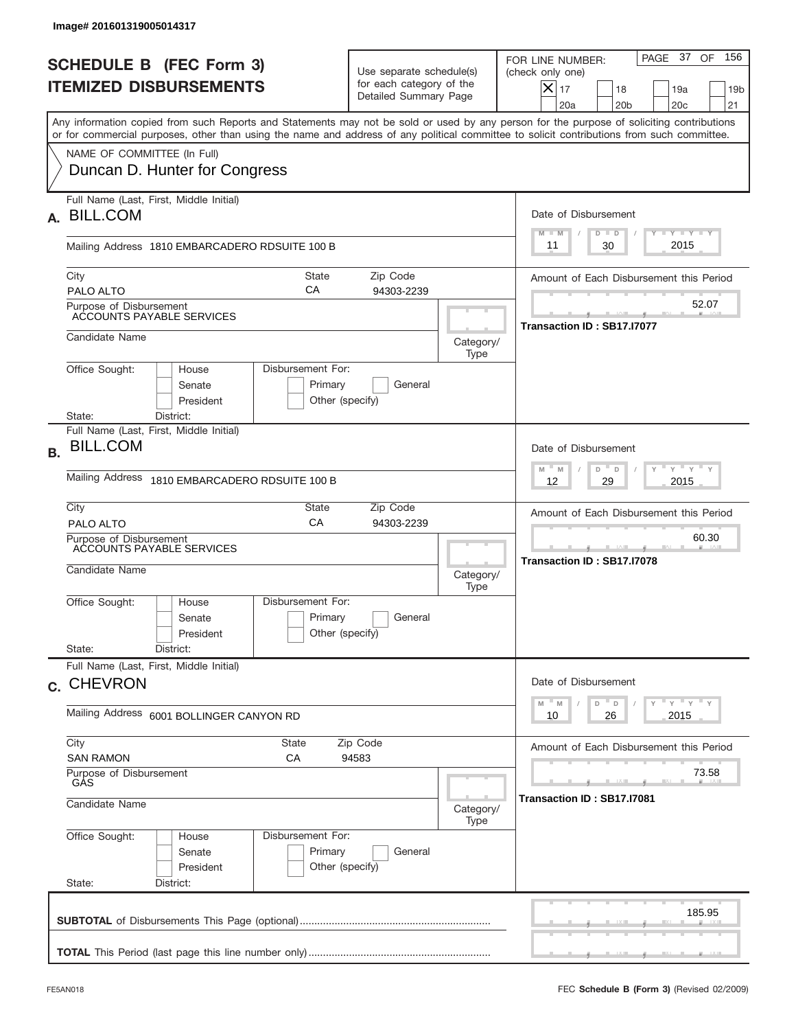Image# 201601319005014317

# SCHEDULE B (FEC Form 3)
## ITEMIZED DISBURSEMENTS

Use separate schedule(s) for each category of the Detailed Summary Page

FOR LINE NUMBER: (check only one)

- [X] 17
- [ ] 18
- [ ] 19a
- [ ] 19b
- [ ] 20a
- [ ] 20b
- [ ] 20c
- [ ] 21

PAGE 37 OF 156

Any information copied from such Reports and Statements may not be sold or used by any person for the purpose of soliciting contributions or for commercial purposes, other than using the name and address of any political committee to solicit contributions from such committee.

NAME OF COMMITTEE (In Full)
Duncan D. Hunter for Congress

---

**A.** Full Name (Last, First, Middle Initial): BILL.COM

Mailing Address: 1810 EMBARCADERO RDSUITE 100 B

City: PALO ALTO | State: CA | Zip Code: 94303-2239

Purpose of Disbursement: ACCOUNTS PAYABLE SERVICES

Candidate Name:

Category/Type:

Office Sought: [ ] House [ ] Senate [ ] President

State: District:

Disbursement For: [ ] Primary [ ] General [ ] Other (specify)

Date of Disbursement: 11 / 30 / 2015

Amount of Each Disbursement this Period: 52.07

Transaction ID : SB17.I7077

---

**B.** Full Name (Last, First, Middle Initial): BILL.COM

Mailing Address: 1810 EMBARCADERO RDSUITE 100 B

City: PALO ALTO | State: CA | Zip Code: 94303-2239

Purpose of Disbursement: ACCOUNTS PAYABLE SERVICES

Candidate Name:

Category/Type:

Office Sought: [ ] House [ ] Senate [ ] President

State: District:

Disbursement For: [ ] Primary [ ] General [ ] Other (specify)

Date of Disbursement: 12 / 29 / 2015

Amount of Each Disbursement this Period: 60.30

Transaction ID : SB17.I7078

---

**C.** Full Name (Last, First, Middle Initial): CHEVRON

Mailing Address: 6001 BOLLINGER CANYON RD

City: SAN RAMON | State: CA | Zip Code: 94583

Purpose of Disbursement: GAS

Candidate Name:

Category/Type:

Office Sought: [ ] House [ ] Senate [ ] President

State: District:

Disbursement For: [ ] Primary [ ] General [ ] Other (specify)

Date of Disbursement: 10 / 26 / 2015

Amount of Each Disbursement this Period: 73.58

Transaction ID : SB17.I7081

---

**SUBTOTAL** of Disbursements This Page (optional): 185.95

**TOTAL** This Period (last page this line number only):

FE5AN018 — FEC **Schedule B (Form 3)** (Revised 02/2009)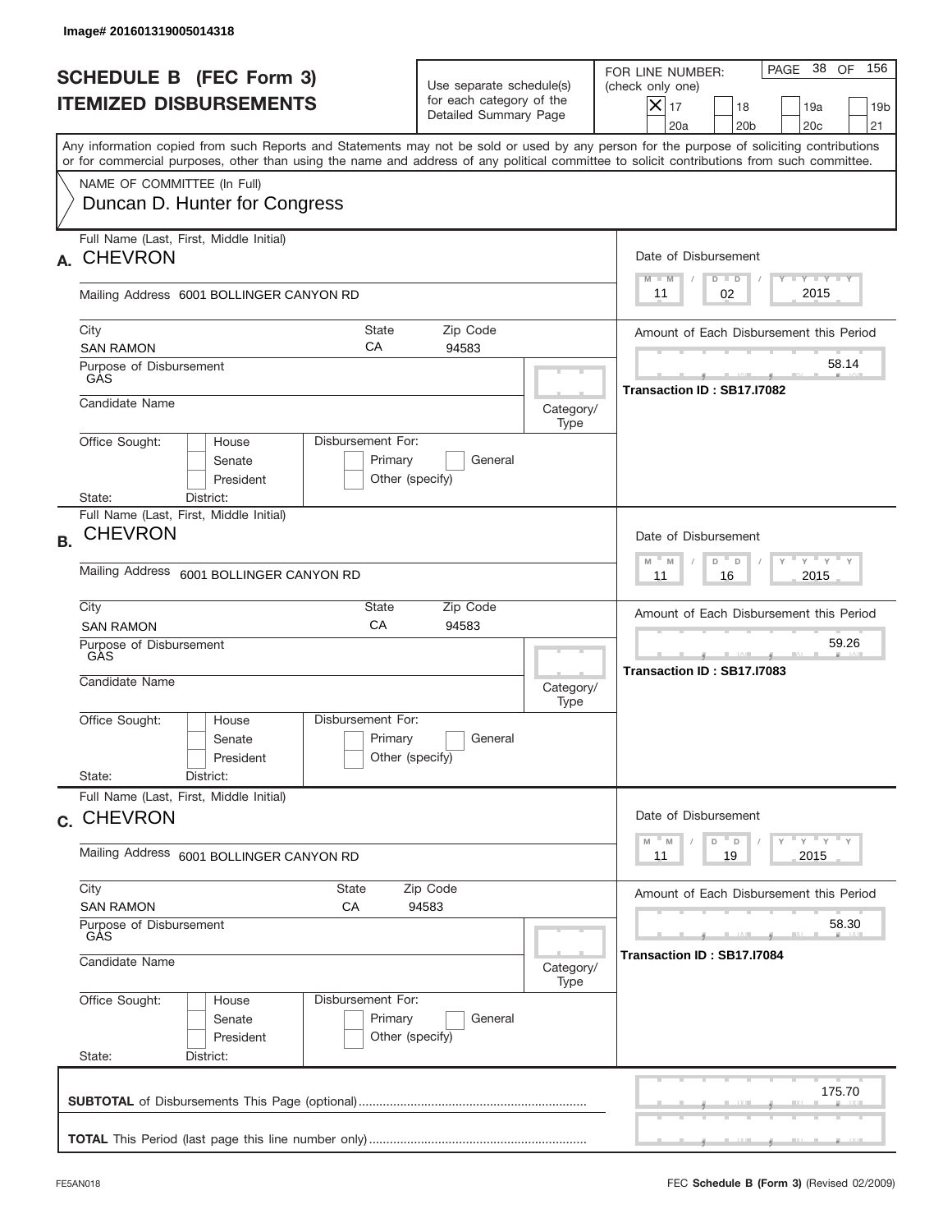Image# 201601319005014318

# SCHEDULE B (FEC Form 3)
# ITEMIZED DISBURSEMENTS

Use separate schedule(s) for each category of the Detailed Summary Page

FOR LINE NUMBER: (check only one)

- [X] 17
- [ ] 18
- [ ] 19a
- [ ] 19b
- [ ] 20a
- [ ] 20b
- [ ] 20c
- [ ] 21

PAGE 38 OF 156

Any information copied from such Reports and Statements may not be sold or used by any person for the purpose of soliciting contributions or for commercial purposes, other than using the name and address of any political committee to solicit contributions from such committee.

NAME OF COMMITTEE (In Full)
Duncan D. Hunter for Congress

---

**A.** Full Name (Last, First, Middle Initial): CHEVRON

Mailing Address: 6001 BOLLINGER CANYON RD

City: SAN RAMON | State: CA | Zip Code: 94583

Purpose of Disbursement: GAS

Candidate Name:

Category/Type:

Office Sought: [ ] House [ ] Senate [ ] President

Disbursement For: [ ] Primary [ ] General [ ] Other (specify)

State: District:

Date of Disbursement: 11 / 02 / 2015

Amount of Each Disbursement this Period: 58.14

Transaction ID : SB17.I7082

---

**B.** Full Name (Last, First, Middle Initial): CHEVRON

Mailing Address: 6001 BOLLINGER CANYON RD

City: SAN RAMON | State: CA | Zip Code: 94583

Purpose of Disbursement: GAS

Candidate Name:

Category/Type:

Office Sought: [ ] House [ ] Senate [ ] President

Disbursement For: [ ] Primary [ ] General [ ] Other (specify)

State: District:

Date of Disbursement: 11 / 16 / 2015

Amount of Each Disbursement this Period: 59.26

Transaction ID : SB17.I7083

---

**C.** Full Name (Last, First, Middle Initial): CHEVRON

Mailing Address: 6001 BOLLINGER CANYON RD

City: SAN RAMON | State: CA | Zip Code: 94583

Purpose of Disbursement: GAS

Candidate Name:

Category/Type:

Office Sought: [ ] House [ ] Senate [ ] President

Disbursement For: [ ] Primary [ ] General [ ] Other (specify)

State: District:

Date of Disbursement: 11 / 19 / 2015

Amount of Each Disbursement this Period: 58.30

Transaction ID : SB17.I7084

---

**SUBTOTAL** of Disbursements This Page (optional): 175.70

**TOTAL** This Period (last page this line number only):

FE5AN018 FEC **Schedule B (Form 3)** (Revised 02/2009)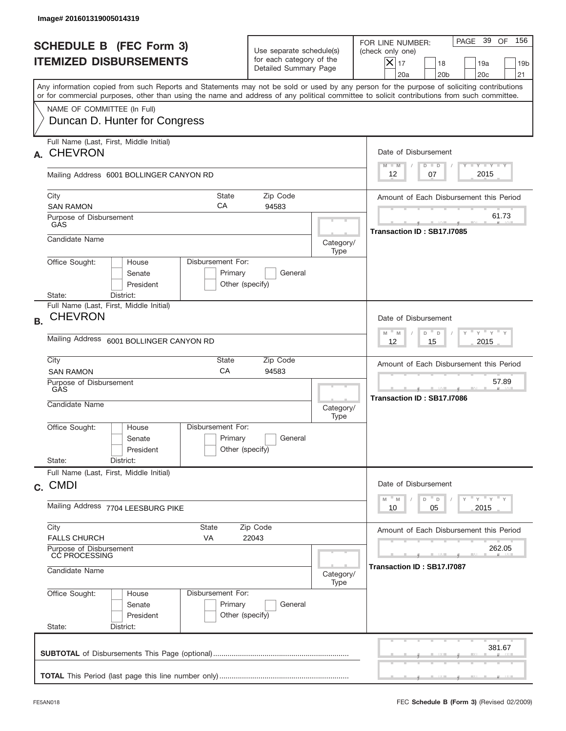Image# 201601319005014319

# SCHEDULE B (FEC Form 3)
## ITEMIZED DISBURSEMENTS

Use separate schedule(s) for each category of the Detailed Summary Page

FOR LINE NUMBER: (check only one)
[X] 17 [ ] 18 [ ] 19a [ ] 19b [ ] 20a [ ] 20b [ ] 20c [ ] 21

PAGE 39 OF 156

Any information copied from such Reports and Statements may not be sold or used by any person for the purpose of soliciting contributions or for commercial purposes, other than using the name and address of any political committee to solicit contributions from such committee.

NAME OF COMMITTEE (In Full)
Duncan D. Hunter for Congress

---

**A.** Full Name (Last, First, Middle Initial): **CHEVRON**

Mailing Address: 6001 BOLLINGER CANYON RD

City: SAN RAMON | State: CA | Zip Code: 94583

Purpose of Disbursement: GAS

Candidate Name:

Category/Type:

Office Sought: [ ] House [ ] Senate [ ] President

State: District:

Disbursement For: [ ] Primary [ ] General [ ] Other (specify)

Date of Disbursement: 12 / 07 / 2015

Amount of Each Disbursement this Period: 61.73

Transaction ID : SB17.I7085

---

**B.** Full Name (Last, First, Middle Initial): **CHEVRON**

Mailing Address: 6001 BOLLINGER CANYON RD

City: SAN RAMON | State: CA | Zip Code: 94583

Purpose of Disbursement: GAS

Candidate Name:

Category/Type:

Office Sought: [ ] House [ ] Senate [ ] President

State: District:

Disbursement For: [ ] Primary [ ] General [ ] Other (specify)

Date of Disbursement: 12 / 15 / 2015

Amount of Each Disbursement this Period: 57.89

Transaction ID : SB17.I7086

---

**C.** Full Name (Last, First, Middle Initial): **CMDI**

Mailing Address: 7704 LEESBURG PIKE

City: FALLS CHURCH | State: VA | Zip Code: 22043

Purpose of Disbursement: CC PROCESSING

Candidate Name:

Category/Type:

Office Sought: [ ] House [ ] Senate [ ] President

State: District:

Disbursement For: [ ] Primary [ ] General [ ] Other (specify)

Date of Disbursement: 10 / 05 / 2015

Amount of Each Disbursement this Period: 262.05

Transaction ID : SB17.I7087

---

**SUBTOTAL** of Disbursements This Page (optional): 381.67

**TOTAL** This Period (last page this line number only):

FE5AN018 — FEC **Schedule B (Form 3)** (Revised 02/2009)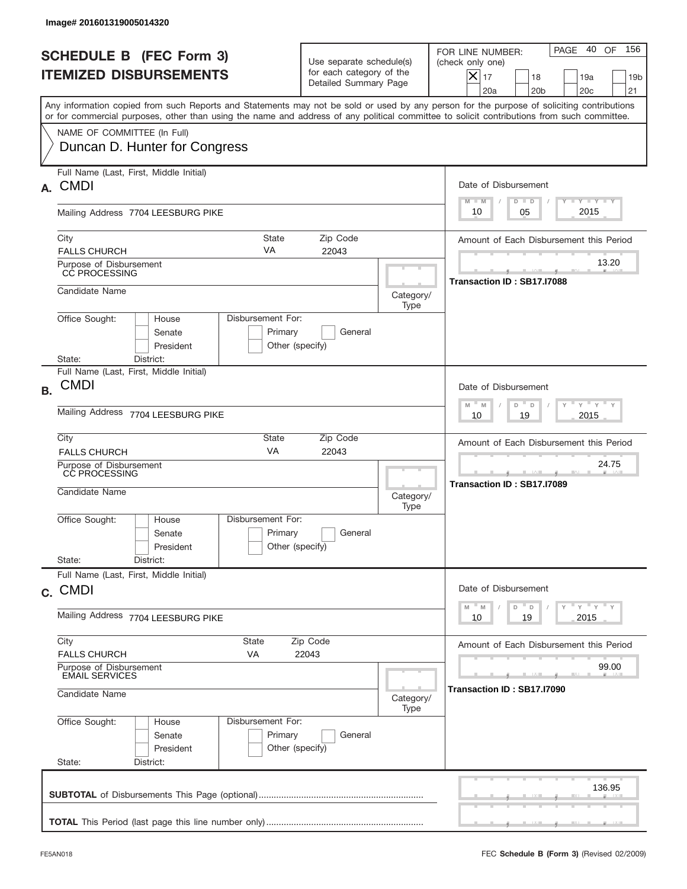Image# 201601319005014320

# SCHEDULE B (FEC Form 3)
## ITEMIZED DISBURSEMENTS

Use separate schedule(s) for each category of the Detailed Summary Page

FOR LINE NUMBER: (check only one)

- [X] 17
- [ ] 18
- [ ] 19a
- [ ] 19b
- [ ] 20a
- [ ] 20b
- [ ] 20c
- [ ] 21

Any information copied from such Reports and Statements may not be sold or used by any person for the purpose of soliciting contributions or for commercial purposes, other than using the name and address of any political committee to solicit contributions from such committee.

NAME OF COMMITTEE (In Full)
Duncan D. Hunter for Congress

---

**A.** Full Name (Last, First, Middle Initial): CMDI

Mailing Address: 7704 LEESBURG PIKE

City: FALLS CHURCH | State: VA | Zip Code: 22043

Purpose of Disbursement: CC PROCESSING

Candidate Name:

Category/Type:

Office Sought: [ ] House [ ] Senate [ ] President

State: District:

Disbursement For: [ ] Primary [ ] General [ ] Other (specify)

Date of Disbursement: 10 / 05 / 2015

Amount of Each Disbursement this Period: 13.20

Transaction ID : SB17.I7088

---

**B.** Full Name (Last, First, Middle Initial): CMDI

Mailing Address: 7704 LEESBURG PIKE

City: FALLS CHURCH | State: VA | Zip Code: 22043

Purpose of Disbursement: CC PROCESSING

Candidate Name:

Category/Type:

Office Sought: [ ] House [ ] Senate [ ] President

State: District:

Disbursement For: [ ] Primary [ ] General [ ] Other (specify)

Date of Disbursement: 10 / 19 / 2015

Amount of Each Disbursement this Period: 24.75

Transaction ID : SB17.I7089

---

**C.** Full Name (Last, First, Middle Initial): CMDI

Mailing Address: 7704 LEESBURG PIKE

City: FALLS CHURCH | State: VA | Zip Code: 22043

Purpose of Disbursement: EMAIL SERVICES

Candidate Name:

Category/Type:

Office Sought: [ ] House [ ] Senate [ ] President

State: District:

Disbursement For: [ ] Primary [ ] General [ ] Other (specify)

Date of Disbursement: 10 / 19 / 2015

Amount of Each Disbursement this Period: 99.00

Transaction ID : SB17.I7090

---

**SUBTOTAL** of Disbursements This Page (optional): 136.95

**TOTAL** This Period (last page this line number only):

FE5AN018

FEC **Schedule B (Form 3)** (Revised 02/2009)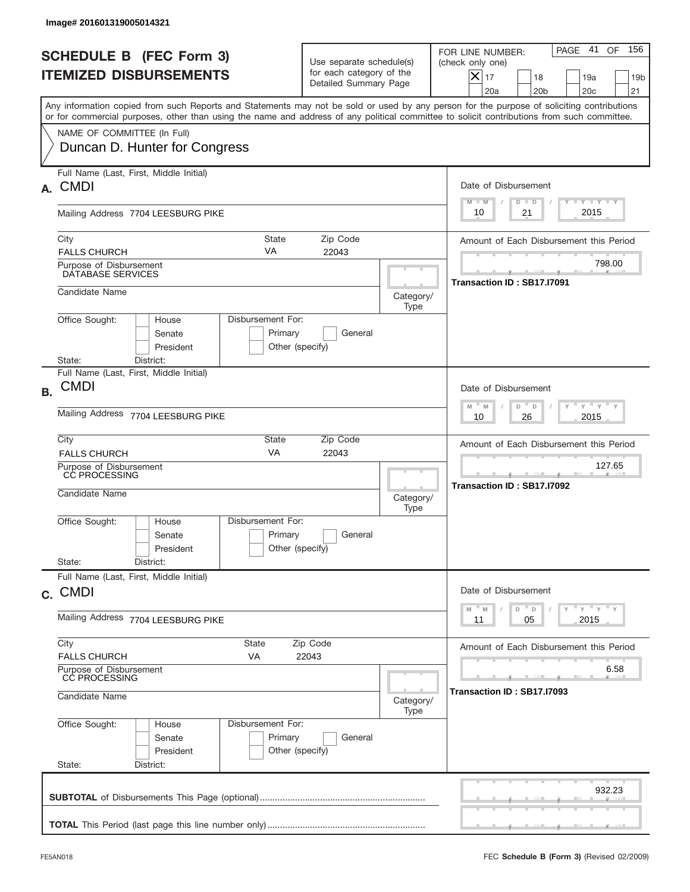Image# 201601319005014321

# SCHEDULE B (FEC Form 3)
# ITEMIZED DISBURSEMENTS

Use separate schedule(s) for each category of the Detailed Summary Page

FOR LINE NUMBER: (check only one)

- [X] 17
- [ ] 18
- [ ] 19a
- [ ] 19b
- [ ] 20a
- [ ] 20b
- [ ] 20c
- [ ] 21

PAGE 41 OF 156

Any information copied from such Reports and Statements may not be sold or used by any person for the purpose of soliciting contributions or for commercial purposes, other than using the name and address of any political committee to solicit contributions from such committee.

NAME OF COMMITTEE (In Full)
Duncan D. Hunter for Congress

---

**A.** Full Name (Last, First, Middle Initial): CMDI

Mailing Address: 7704 LEESBURG PIKE

City: FALLS CHURCH | State: VA | Zip Code: 22043

Purpose of Disbursement: DATABASE SERVICES

Candidate Name:

Category/Type:

Office Sought: House / Senate / President

Disbursement For: Primary / General / Other (specify)

State: District:

Date of Disbursement: 10 / 21 / 2015

Amount of Each Disbursement this Period: 798.00

Transaction ID : SB17.I7091

---

**B.** Full Name (Last, First, Middle Initial): CMDI

Mailing Address: 7704 LEESBURG PIKE

City: FALLS CHURCH | State: VA | Zip Code: 22043

Purpose of Disbursement: CC PROCESSING

Candidate Name:

Category/Type:

Office Sought: House / Senate / President

Disbursement For: Primary / General / Other (specify)

State: District:

Date of Disbursement: 10 / 26 / 2015

Amount of Each Disbursement this Period: 127.65

Transaction ID : SB17.I7092

---

**C.** Full Name (Last, First, Middle Initial): CMDI

Mailing Address: 7704 LEESBURG PIKE

City: FALLS CHURCH | State: VA | Zip Code: 22043

Purpose of Disbursement: CC PROCESSING

Candidate Name:

Category/Type:

Office Sought: House / Senate / President

Disbursement For: Primary / General / Other (specify)

State: District:

Date of Disbursement: 11 / 05 / 2015

Amount of Each Disbursement this Period: 6.58

Transaction ID : SB17.I7093

---

**SUBTOTAL** of Disbursements This Page (optional): 932.23

**TOTAL** This Period (last page this line number only):

FE5AN018

FEC **Schedule B (Form 3)** (Revised 02/2009)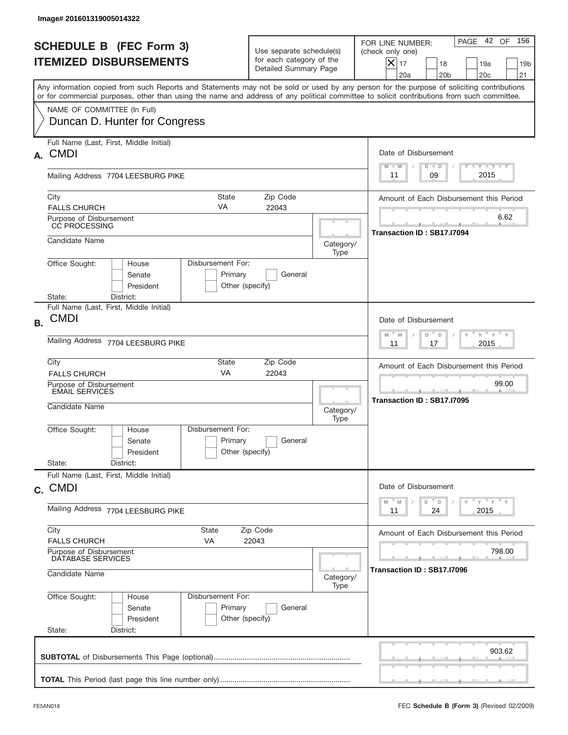Image# 201601319005014322

# SCHEDULE B (FEC Form 3)
# ITEMIZED DISBURSEMENTS

Use separate schedule(s) for each category of the Detailed Summary Page

FOR LINE NUMBER: (check only one)

[X] 17 [ ] 18 [ ] 19a [ ] 19b [ ] 20a [ ] 20b [ ] 20c [ ] 21

PAGE 42 OF 156

Any information copied from such Reports and Statements may not be sold or used by any person for the purpose of soliciting contributions or for commercial purposes, other than using the name and address of any political committee to solicit contributions from such committee.

NAME OF COMMITTEE (In Full)
Duncan D. Hunter for Congress

---

**A.** Full Name (Last, First, Middle Initial): CMDI

Mailing Address: 7704 LEESBURG PIKE

City: FALLS CHURCH | State: VA | Zip Code: 22043

Purpose of Disbursement: CC PROCESSING

Candidate Name:

Category/Type:

Office Sought: [ ] House [ ] Senate [ ] President

State: District:

Disbursement For: [ ] Primary [ ] General [ ] Other (specify)

Date of Disbursement: 11 / 09 / 2015

Amount of Each Disbursement this Period: 6.62

Transaction ID : SB17.I7094

---

**B.** Full Name (Last, First, Middle Initial): CMDI

Mailing Address: 7704 LEESBURG PIKE

City: FALLS CHURCH | State: VA | Zip Code: 22043

Purpose of Disbursement: EMAIL SERVICES

Candidate Name:

Category/Type:

Office Sought: [ ] House [ ] Senate [ ] President

State: District:

Disbursement For: [ ] Primary [ ] General [ ] Other (specify)

Date of Disbursement: 11 / 17 / 2015

Amount of Each Disbursement this Period: 99.00

Transaction ID : SB17.I7095

---

**C.** Full Name (Last, First, Middle Initial): CMDI

Mailing Address: 7704 LEESBURG PIKE

City: FALLS CHURCH | State: VA | Zip Code: 22043

Purpose of Disbursement: DATABASE SERVICES

Candidate Name:

Category/Type:

Office Sought: [ ] House [ ] Senate [ ] President

State: District:

Disbursement For: [ ] Primary [ ] General [ ] Other (specify)

Date of Disbursement: 11 / 24 / 2015

Amount of Each Disbursement this Period: 798.00

Transaction ID : SB17.I7096

---

**SUBTOTAL** of Disbursements This Page (optional): 903.62

**TOTAL** This Period (last page this line number only):

FE5AN018 — FEC **Schedule B (Form 3)** (Revised 02/2009)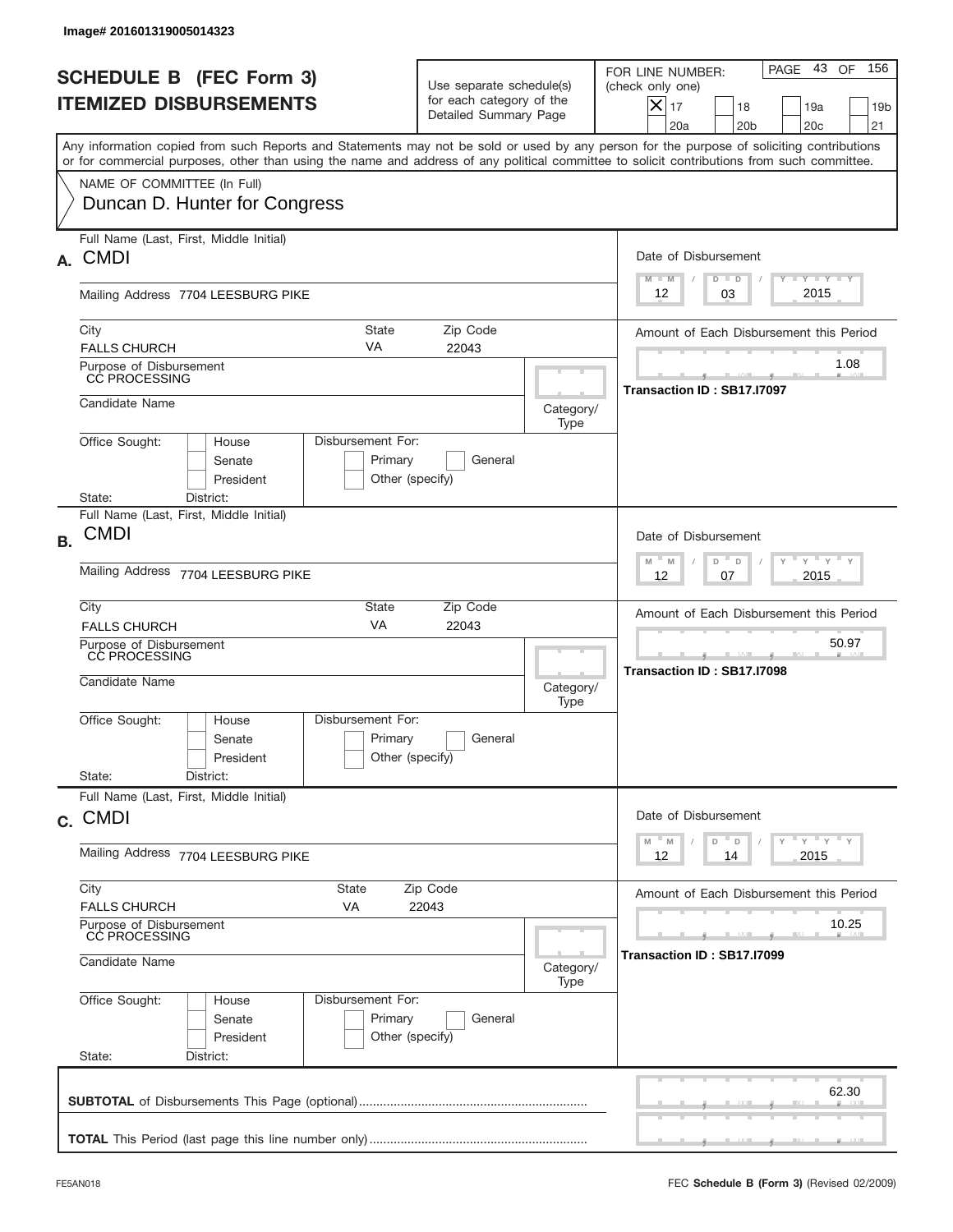Image# 201601319005014323

# SCHEDULE B (FEC Form 3)
# ITEMIZED DISBURSEMENTS

Use separate schedule(s) for each category of the Detailed Summary Page

FOR LINE NUMBER: (check only one)

- [x] 17
- [ ] 18
- [ ] 19a
- [ ] 19b
- [ ] 20a
- [ ] 20b
- [ ] 20c
- [ ] 21

Any information copied from such Reports and Statements may not be sold or used by any person for the purpose of soliciting contributions or for commercial purposes, other than using the name and address of any political committee to solicit contributions from such committee.

NAME OF COMMITTEE (In Full)
Duncan D. Hunter for Congress

## A.

Full Name (Last, First, Middle Initial): CMDI

Mailing Address: 7704 LEESBURG PIKE

City: FALLS CHURCH | State: VA | Zip Code: 22043

Purpose of Disbursement: CC PROCESSING

Candidate Name:

Category/Type:

Office Sought: House / Senate / President

Disbursement For: Primary / General / Other (specify)

State: District:

Date of Disbursement: 12 / 03 / 2015

Amount of Each Disbursement this Period: 1.08

Transaction ID : SB17.I7097

## B.

Full Name (Last, First, Middle Initial): CMDI

Mailing Address: 7704 LEESBURG PIKE

City: FALLS CHURCH | State: VA | Zip Code: 22043

Purpose of Disbursement: CC PROCESSING

Candidate Name:

Category/Type:

Office Sought: House / Senate / President

Disbursement For: Primary / General / Other (specify)

State: District:

Date of Disbursement: 12 / 07 / 2015

Amount of Each Disbursement this Period: 50.97

Transaction ID : SB17.I7098

## C.

Full Name (Last, First, Middle Initial): CMDI

Mailing Address: 7704 LEESBURG PIKE

City: FALLS CHURCH | State: VA | Zip Code: 22043

Purpose of Disbursement: CC PROCESSING

Candidate Name:

Category/Type:

Office Sought: House / Senate / President

Disbursement For: Primary / General / Other (specify)

State: District:

Date of Disbursement: 12 / 14 / 2015

Amount of Each Disbursement this Period: 10.25

Transaction ID : SB17.I7099

**SUBTOTAL** of Disbursements This Page (optional): 62.30

**TOTAL** This Period (last page this line number only):

FE5AN018

FEC **Schedule B (Form 3)** (Revised 02/2009)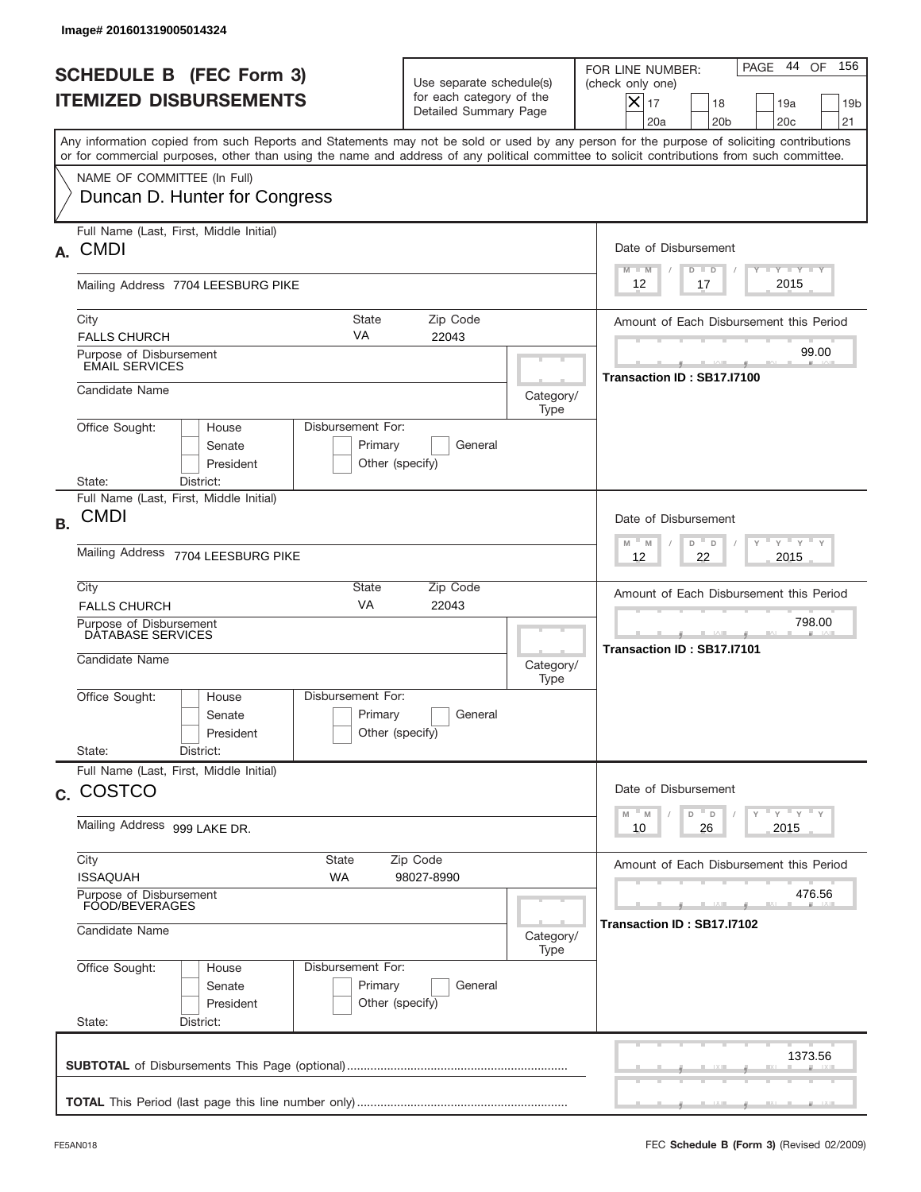Image# 201601319005014324

# SCHEDULE B (FEC Form 3)
## ITEMIZED DISBURSEMENTS

Use separate schedule(s) for each category of the Detailed Summary Page

FOR LINE NUMBER: (check only one)

- [x] 17
- [ ] 18
- [ ] 19a
- [ ] 19b
- [ ] 20a
- [ ] 20b
- [ ] 20c
- [ ] 21

Any information copied from such Reports and Statements may not be sold or used by any person for the purpose of soliciting contributions or for commercial purposes, other than using the name and address of any political committee to solicit contributions from such committee.

NAME OF COMMITTEE (In Full)
Duncan D. Hunter for Congress

---

**A.** Full Name (Last, First, Middle Initial): CMDI

Mailing Address: 7704 LEESBURG PIKE

City: FALLS CHURCH | State: VA | Zip Code: 22043

Purpose of Disbursement: EMAIL SERVICES

Candidate Name:

Category/Type:

Office Sought: House / Senate / President

Disbursement For: Primary / General / Other (specify)

State: District:

Date of Disbursement: 12/17/2015

Amount of Each Disbursement this Period: 99.00

Transaction ID : SB17.I7100

---

**B.** Full Name (Last, First, Middle Initial): CMDI

Mailing Address: 7704 LEESBURG PIKE

City: FALLS CHURCH | State: VA | Zip Code: 22043

Purpose of Disbursement: DATABASE SERVICES

Candidate Name:

Category/Type:

Office Sought: House / Senate / President

Disbursement For: Primary / General / Other (specify)

State: District:

Date of Disbursement: 12/22/2015

Amount of Each Disbursement this Period: 798.00

Transaction ID : SB17.I7101

---

**C.** Full Name (Last, First, Middle Initial): COSTCO

Mailing Address: 999 LAKE DR.

City: ISSAQUAH | State: WA | Zip Code: 98027-8990

Purpose of Disbursement: FOOD/BEVERAGES

Candidate Name:

Category/Type:

Office Sought: House / Senate / President

Disbursement For: Primary / General / Other (specify)

State: District:

Date of Disbursement: 10/26/2015

Amount of Each Disbursement this Period: 476.56

Transaction ID : SB17.I7102

---

**SUBTOTAL** of Disbursements This Page (optional): 1373.56

**TOTAL** This Period (last page this line number only):

FE5AN018

FEC **Schedule B (Form 3)** (Revised 02/2009)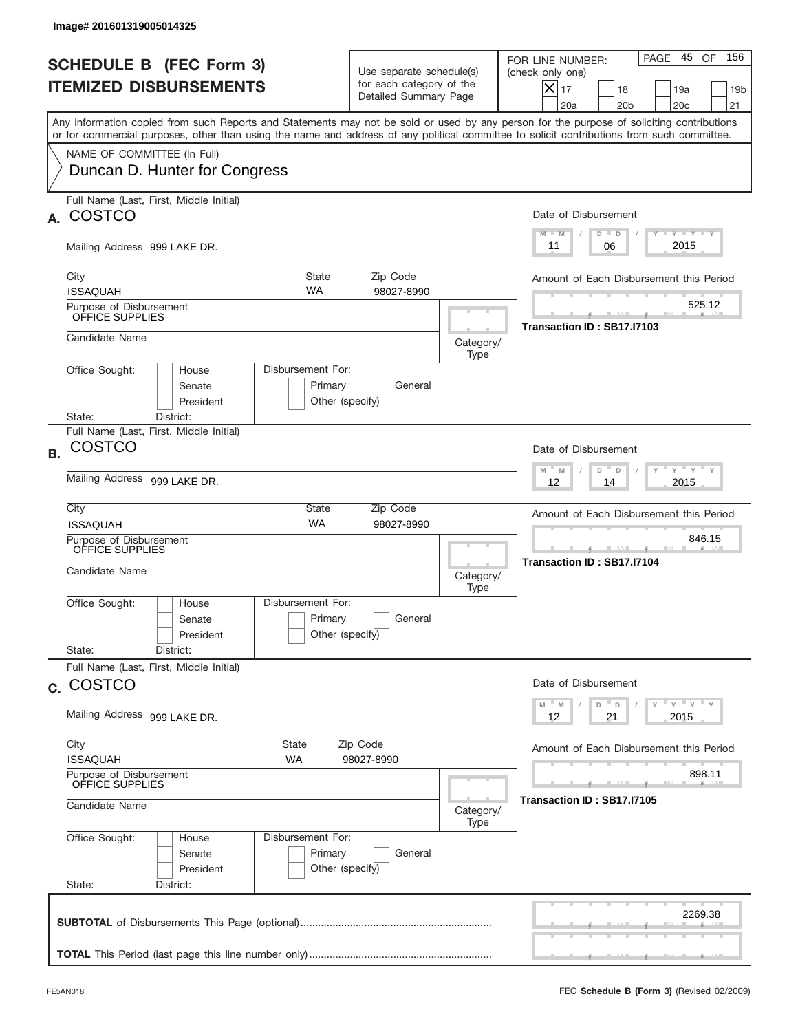Image# 201601319005014325

# SCHEDULE B (FEC Form 3)
## ITEMIZED DISBURSEMENTS

Use separate schedule(s) for each category of the Detailed Summary Page

FOR LINE NUMBER: (check only one)

- [X] 17
- [ ] 18
- [ ] 19a
- [ ] 19b
- [ ] 20a
- [ ] 20b
- [ ] 20c
- [ ] 21

Any information copied from such Reports and Statements may not be sold or used by any person for the purpose of soliciting contributions or for commercial purposes, other than using the name and address of any political committee to solicit contributions from such committee.

NAME OF COMMITTEE (In Full)
Duncan D. Hunter for Congress

---

**A.** Full Name (Last, First, Middle Initial): COSTCO

Mailing Address: 999 LAKE DR.

City: ISSAQUAH | State: WA | Zip Code: 98027-8990

Purpose of Disbursement: OFFICE SUPPLIES

Candidate Name:

Category/Type:

Office Sought: [ ] House [ ] Senate [ ] President

Disbursement For: [ ] Primary [ ] General [ ] Other (specify)

State: District:

Date of Disbursement: 11 / 06 / 2015

Amount of Each Disbursement this Period: 525.12

Transaction ID : SB17.I7103

---

**B.** Full Name (Last, First, Middle Initial): COSTCO

Mailing Address: 999 LAKE DR.

City: ISSAQUAH | State: WA | Zip Code: 98027-8990

Purpose of Disbursement: OFFICE SUPPLIES

Candidate Name:

Category/Type:

Office Sought: [ ] House [ ] Senate [ ] President

Disbursement For: [ ] Primary [ ] General [ ] Other (specify)

State: District:

Date of Disbursement: 12 / 14 / 2015

Amount of Each Disbursement this Period: 846.15

Transaction ID : SB17.I7104

---

**C.** Full Name (Last, First, Middle Initial): COSTCO

Mailing Address: 999 LAKE DR.

City: ISSAQUAH | State: WA | Zip Code: 98027-8990

Purpose of Disbursement: OFFICE SUPPLIES

Candidate Name:

Category/Type:

Office Sought: [ ] House [ ] Senate [ ] President

Disbursement For: [ ] Primary [ ] General [ ] Other (specify)

State: District:

Date of Disbursement: 12 / 21 / 2015

Amount of Each Disbursement this Period: 898.11

Transaction ID : SB17.I7105

---

**SUBTOTAL** of Disbursements This Page (optional): 2269.38

**TOTAL** This Period (last page this line number only):

FE5AN018 — FEC **Schedule B (Form 3)** (Revised 02/2009)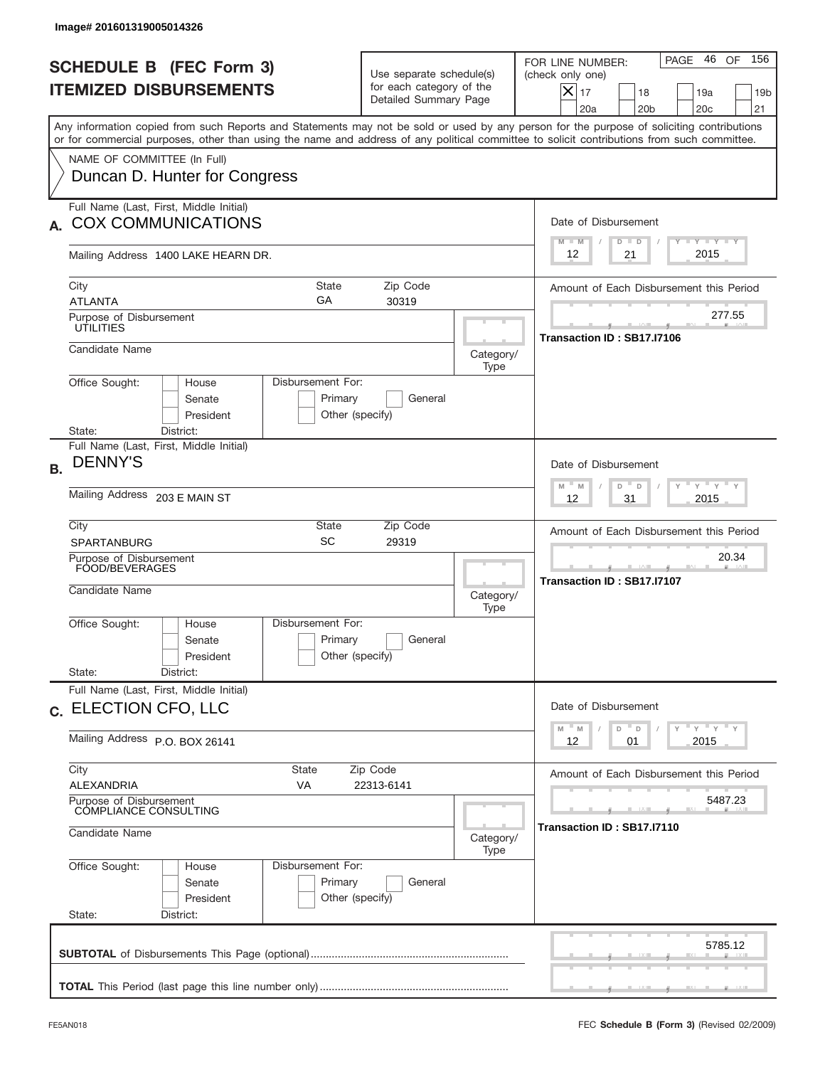Image# 201601319005014326

# SCHEDULE B (FEC Form 3)
## ITEMIZED DISBURSEMENTS

Use separate schedule(s) for each category of the Detailed Summary Page

FOR LINE NUMBER: (check only one)

- [X] 17
- [ ] 18
- [ ] 19a
- [ ] 19b
- [ ] 20a
- [ ] 20b
- [ ] 20c
- [ ] 21

PAGE 46 OF 156

Any information copied from such Reports and Statements may not be sold or used by any person for the purpose of soliciting contributions or for commercial purposes, other than using the name and address of any political committee to solicit contributions from such committee.

NAME OF COMMITTEE (In Full)
Duncan D. Hunter for Congress

---

**A.** Full Name (Last, First, Middle Initial): COX COMMUNICATIONS

Mailing Address: 1400 LAKE HEARN DR.

City: ATLANTA | State: GA | Zip Code: 30319

Purpose of Disbursement: UTILITIES

Candidate Name:

Category/Type:

Office Sought: [ ] House [ ] Senate [ ] President

State: District:

Disbursement For: [ ] Primary [ ] General [ ] Other (specify)

Date of Disbursement: 12 / 21 / 2015

Amount of Each Disbursement this Period: 277.55

Transaction ID : SB17.I7106

---

**B.** Full Name (Last, First, Middle Initial): DENNY'S

Mailing Address: 203 E MAIN ST

City: SPARTANBURG | State: SC | Zip Code: 29319

Purpose of Disbursement: FOOD/BEVERAGES

Candidate Name:

Category/Type:

Office Sought: [ ] House [ ] Senate [ ] President

State: District:

Disbursement For: [ ] Primary [ ] General [ ] Other (specify)

Date of Disbursement: 12 / 31 / 2015

Amount of Each Disbursement this Period: 20.34

Transaction ID : SB17.I7107

---

**C.** Full Name (Last, First, Middle Initial): ELECTION CFO, LLC

Mailing Address: P.O. BOX 26141

City: ALEXANDRIA | State: VA | Zip Code: 22313-6141

Purpose of Disbursement: COMPLIANCE CONSULTING

Candidate Name:

Category/Type:

Office Sought: [ ] House [ ] Senate [ ] President

State: District:

Disbursement For: [ ] Primary [ ] General [ ] Other (specify)

Date of Disbursement: 12 / 01 / 2015

Amount of Each Disbursement this Period: 5487.23

Transaction ID : SB17.I7110

---

**SUBTOTAL** of Disbursements This Page (optional): 5785.12

**TOTAL** This Period (last page this line number only):

FE5AN018 — FEC **Schedule B (Form 3)** (Revised 02/2009)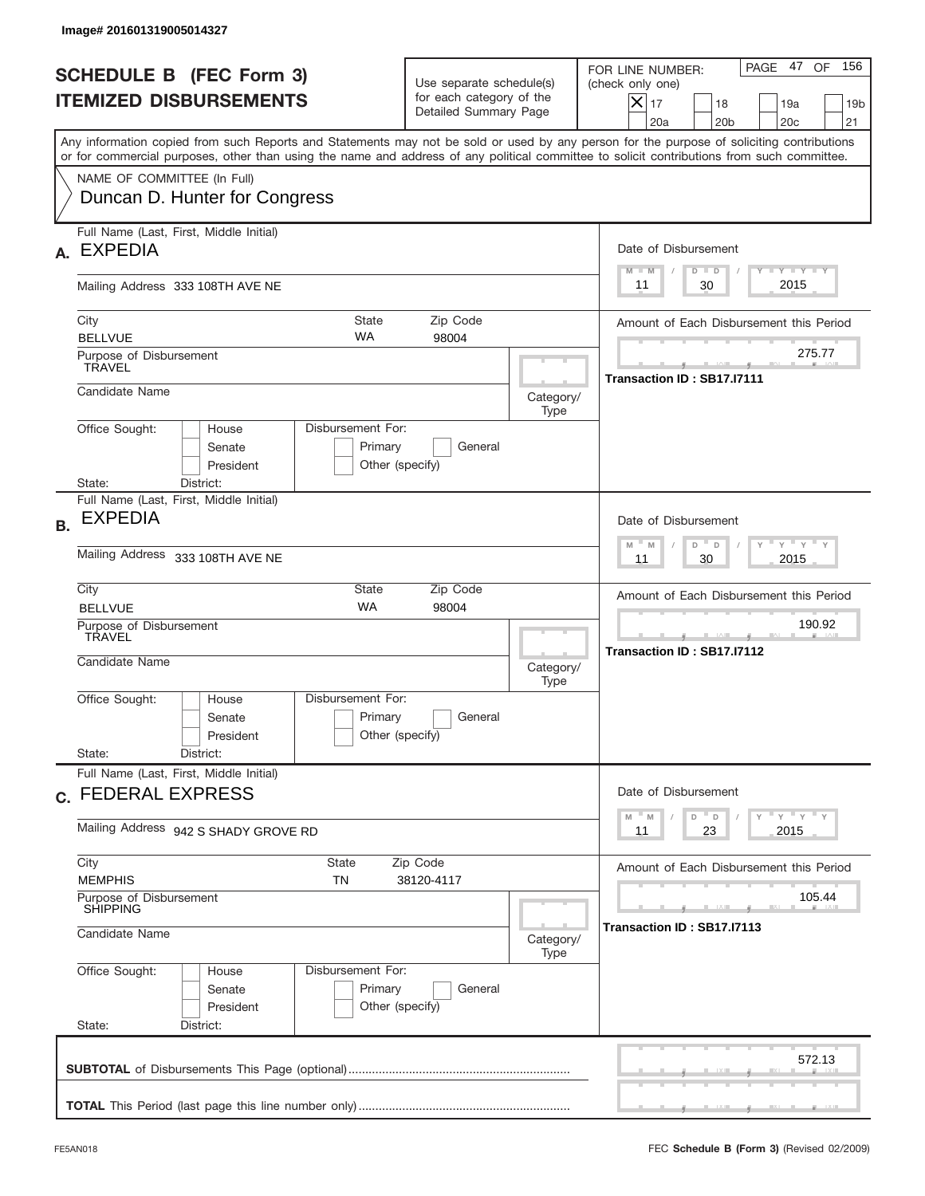Image# 201601319005014327

# SCHEDULE B (FEC Form 3)
## ITEMIZED DISBURSEMENTS

Use separate schedule(s) for each category of the Detailed Summary Page

FOR LINE NUMBER: (check only one)

- [X] 17
- [ ] 18
- [ ] 19a
- [ ] 19b
- [ ] 20a
- [ ] 20b
- [ ] 20c
- [ ] 21

PAGE 47 OF 156

Any information copied from such Reports and Statements may not be sold or used by any person for the purpose of soliciting contributions or for commercial purposes, other than using the name and address of any political committee to solicit contributions from such committee.

NAME OF COMMITTEE (In Full)
Duncan D. Hunter for Congress

---

**A.** Full Name (Last, First, Middle Initial): EXPEDIA

Mailing Address: 333 108TH AVE NE

City: BELLVUE | State: WA | Zip Code: 98004

Purpose of Disbursement: TRAVEL

Candidate Name:

Category/Type:

Office Sought: House / Senate / President

Disbursement For: Primary / General / Other (specify)

State: District:

Date of Disbursement: 11 / 30 / 2015

Amount of Each Disbursement this Period: 275.77

Transaction ID : SB17.I7111

---

**B.** Full Name (Last, First, Middle Initial): EXPEDIA

Mailing Address: 333 108TH AVE NE

City: BELLVUE | State: WA | Zip Code: 98004

Purpose of Disbursement: TRAVEL

Candidate Name:

Category/Type:

Office Sought: House / Senate / President

Disbursement For: Primary / General / Other (specify)

State: District:

Date of Disbursement: 11 / 30 / 2015

Amount of Each Disbursement this Period: 190.92

Transaction ID : SB17.I7112

---

**C.** Full Name (Last, First, Middle Initial): FEDERAL EXPRESS

Mailing Address: 942 S SHADY GROVE RD

City: MEMPHIS | State: TN | Zip Code: 38120-4117

Purpose of Disbursement: SHIPPING

Candidate Name:

Category/Type:

Office Sought: House / Senate / President

Disbursement For: Primary / General / Other (specify)

State: District:

Date of Disbursement: 11 / 23 / 2015

Amount of Each Disbursement this Period: 105.44

Transaction ID : SB17.I7113

---

**SUBTOTAL** of Disbursements This Page (optional): 572.13

**TOTAL** This Period (last page this line number only):

FE5AN018

FEC **Schedule B (Form 3)** (Revised 02/2009)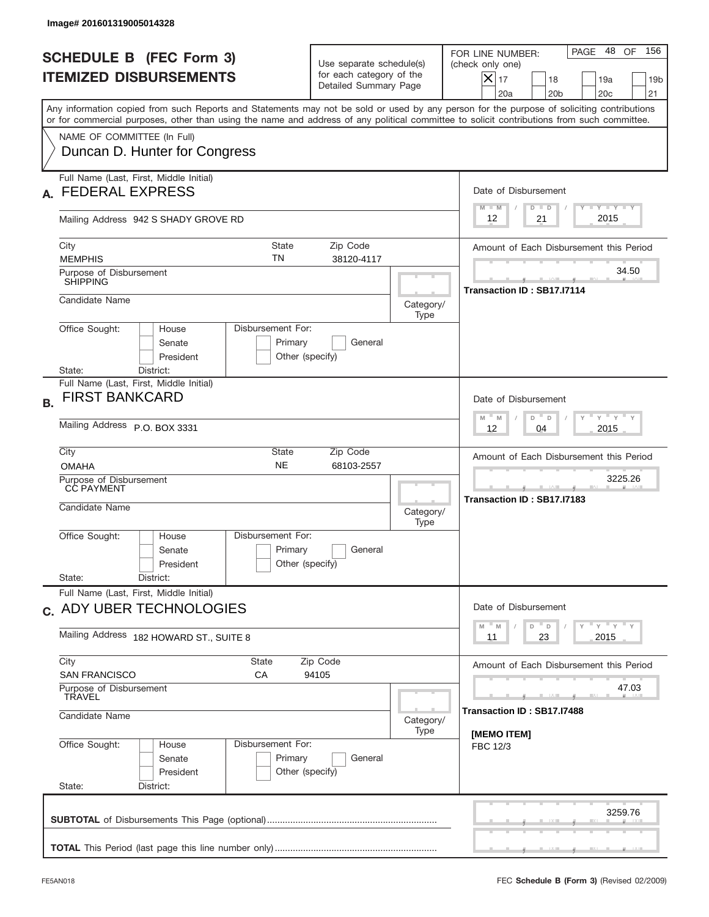Image# 201601319005014328

# SCHEDULE B (FEC Form 3)
## ITEMIZED DISBURSEMENTS

Use separate schedule(s) for each category of the Detailed Summary Page

FOR LINE NUMBER: (check only one)
- [X] 17
- [ ] 18
- [ ] 19a
- [ ] 19b
- [ ] 20a
- [ ] 20b
- [ ] 20c
- [ ] 21

PAGE 48 OF 156

Any information copied from such Reports and Statements may not be sold or used by any person for the purpose of soliciting contributions or for commercial purposes, other than using the name and address of any political committee to solicit contributions from such committee.

NAME OF COMMITTEE (In Full)
Duncan D. Hunter for Congress

---

**A.** Full Name (Last, First, Middle Initial): **FEDERAL EXPRESS**

Mailing Address: 942 S SHADY GROVE RD

City: MEMPHIS | State: TN | Zip Code: 38120-4117

Purpose of Disbursement: SHIPPING

Candidate Name:

Category/Type:

Office Sought: House / Senate / President

Disbursement For: Primary / General / Other (specify)

State: District:

Date of Disbursement: 12 / 21 / 2015

Amount of Each Disbursement this Period: 34.50

Transaction ID : SB17.I7114

---

**B.** Full Name (Last, First, Middle Initial): **FIRST BANKCARD**

Mailing Address: P.O. BOX 3331

City: OMAHA | State: NE | Zip Code: 68103-2557

Purpose of Disbursement: CC PAYMENT

Candidate Name:

Category/Type:

Office Sought: House / Senate / President

Disbursement For: Primary / General / Other (specify)

State: District:

Date of Disbursement: 12 / 04 / 2015

Amount of Each Disbursement this Period: 3225.26

Transaction ID : SB17.I7183

---

**C.** Full Name (Last, First, Middle Initial): **ADY UBER TECHNOLOGIES**

Mailing Address: 182 HOWARD ST., SUITE 8

City: SAN FRANCISCO | State: CA | Zip Code: 94105

Purpose of Disbursement: TRAVEL

Candidate Name:

Category/Type:

Office Sought: House / Senate / President

Disbursement For: Primary / General / Other (specify)

State: District:

Date of Disbursement: 11 / 23 / 2015

Amount of Each Disbursement this Period: 47.03

Transaction ID : SB17.I7488

[MEMO ITEM]
FBC 12/3

---

**SUBTOTAL** of Disbursements This Page (optional): 3259.76

**TOTAL** This Period (last page this line number only):

FE5AN018 — FEC **Schedule B (Form 3)** (Revised 02/2009)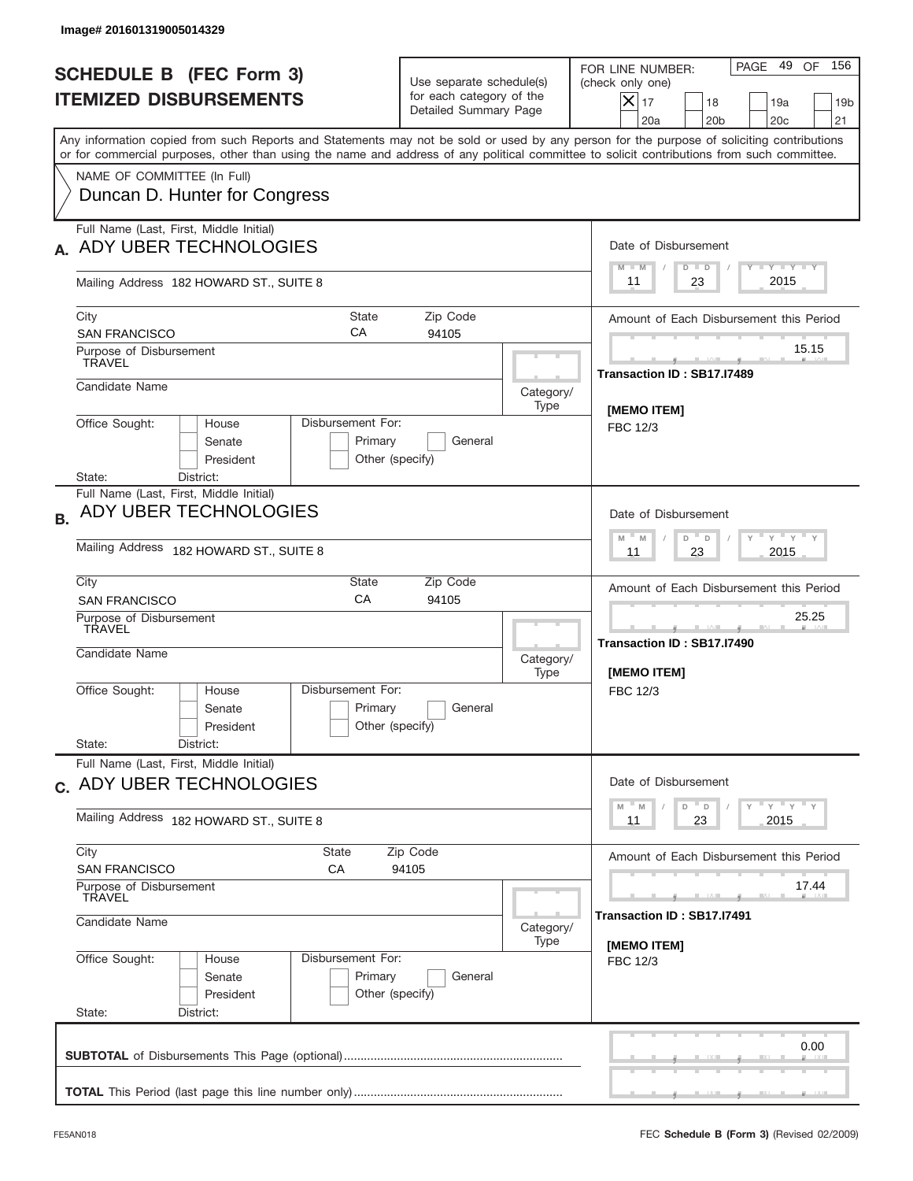Image# 201601319005014329

# SCHEDULE B (FEC Form 3)
## ITEMIZED DISBURSEMENTS

Use separate schedule(s) for each category of the Detailed Summary Page

FOR LINE NUMBER: (check only one)

[X] 17 [ ] 18 [ ] 19a [ ] 19b [ ] 20a [ ] 20b [ ] 20c [ ] 21

Any information copied from such Reports and Statements may not be sold or used by any person for the purpose of soliciting contributions or for commercial purposes, other than using the name and address of any political committee to solicit contributions from such committee.

NAME OF COMMITTEE (In Full)
Duncan D. Hunter for Congress

---

**A.** Full Name (Last, First, Middle Initial): ADY UBER TECHNOLOGIES

Mailing Address: 182 HOWARD ST., SUITE 8

City: SAN FRANCISCO | State: CA | Zip Code: 94105

Purpose of Disbursement: TRAVEL

Candidate Name:

Category/Type:

Office Sought: [ ] House [ ] Senate [ ] President

Disbursement For: [ ] Primary [ ] General [ ] Other (specify)

State: District:

Date of Disbursement: 11 / 23 / 2015

Amount of Each Disbursement this Period: 15.15

Transaction ID : SB17.I7489

[MEMO ITEM]
FBC 12/3

---

**B.** Full Name (Last, First, Middle Initial): ADY UBER TECHNOLOGIES

Mailing Address: 182 HOWARD ST., SUITE 8

City: SAN FRANCISCO | State: CA | Zip Code: 94105

Purpose of Disbursement: TRAVEL

Candidate Name:

Category/Type:

Office Sought: [ ] House [ ] Senate [ ] President

Disbursement For: [ ] Primary [ ] General [ ] Other (specify)

State: District:

Date of Disbursement: 11 / 23 / 2015

Amount of Each Disbursement this Period: 25.25

Transaction ID : SB17.I7490

[MEMO ITEM]
FBC 12/3

---

**C.** Full Name (Last, First, Middle Initial): ADY UBER TECHNOLOGIES

Mailing Address: 182 HOWARD ST., SUITE 8

City: SAN FRANCISCO | State: CA | Zip Code: 94105

Purpose of Disbursement: TRAVEL

Candidate Name:

Category/Type:

Office Sought: [ ] House [ ] Senate [ ] President

Disbursement For: [ ] Primary [ ] General [ ] Other (specify)

State: District:

Date of Disbursement: 11 / 23 / 2015

Amount of Each Disbursement this Period: 17.44

Transaction ID : SB17.I7491

[MEMO ITEM]
FBC 12/3

---

**SUBTOTAL** of Disbursements This Page (optional): 0.00

**TOTAL** This Period (last page this line number only):

FE5AN018 — FEC **Schedule B (Form 3)** (Revised 02/2009)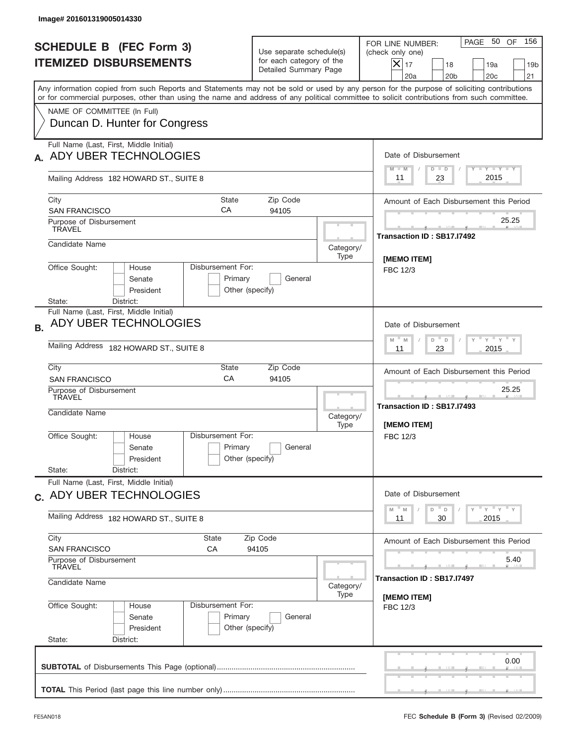Image# 201601319005014330

# SCHEDULE B (FEC Form 3)
# ITEMIZED DISBURSEMENTS

Use separate schedule(s) for each category of the Detailed Summary Page

FOR LINE NUMBER: (check only one)
[X] 17 [ ] 18 [ ] 19a [ ] 19b [ ] 20a [ ] 20b [ ] 20c [ ] 21

Any information copied from such Reports and Statements may not be sold or used by any person for the purpose of soliciting contributions or for commercial purposes, other than using the name and address of any political committee to solicit contributions from such committee.

NAME OF COMMITTEE (In Full)
Duncan D. Hunter for Congress

## A.

Full Name (Last, First, Middle Initial): ADY UBER TECHNOLOGIES

Mailing Address: 182 HOWARD ST., SUITE 8

City: SAN FRANCISCO | State: CA | Zip Code: 94105

Purpose of Disbursement: TRAVEL

Candidate Name:

Category/Type:

Office Sought: [ ] House [ ] Senate [ ] President

Disbursement For: [ ] Primary [ ] General [ ] Other (specify)

State: District:

Date of Disbursement: 11 / 23 / 2015

Amount of Each Disbursement this Period: 25.25

Transaction ID : SB17.I7492

[MEMO ITEM]
FBC 12/3

## B.

Full Name (Last, First, Middle Initial): ADY UBER TECHNOLOGIES

Mailing Address: 182 HOWARD ST., SUITE 8

City: SAN FRANCISCO | State: CA | Zip Code: 94105

Purpose of Disbursement: TRAVEL

Candidate Name:

Category/Type:

Office Sought: [ ] House [ ] Senate [ ] President

Disbursement For: [ ] Primary [ ] General [ ] Other (specify)

State: District:

Date of Disbursement: 11 / 23 / 2015

Amount of Each Disbursement this Period: 25.25

Transaction ID : SB17.I7493

[MEMO ITEM]
FBC 12/3

## C.

Full Name (Last, First, Middle Initial): ADY UBER TECHNOLOGIES

Mailing Address: 182 HOWARD ST., SUITE 8

City: SAN FRANCISCO | State: CA | Zip Code: 94105

Purpose of Disbursement: TRAVEL

Candidate Name:

Category/Type:

Office Sought: [ ] House [ ] Senate [ ] President

Disbursement For: [ ] Primary [ ] General [ ] Other (specify)

State: District:

Date of Disbursement: 11 / 30 / 2015

Amount of Each Disbursement this Period: 5.40

Transaction ID : SB17.I7497

[MEMO ITEM]
FBC 12/3

**SUBTOTAL** of Disbursements This Page (optional): 0.00

**TOTAL** This Period (last page this line number only):

FE5AN018 FEC **Schedule B (Form 3)** (Revised 02/2009)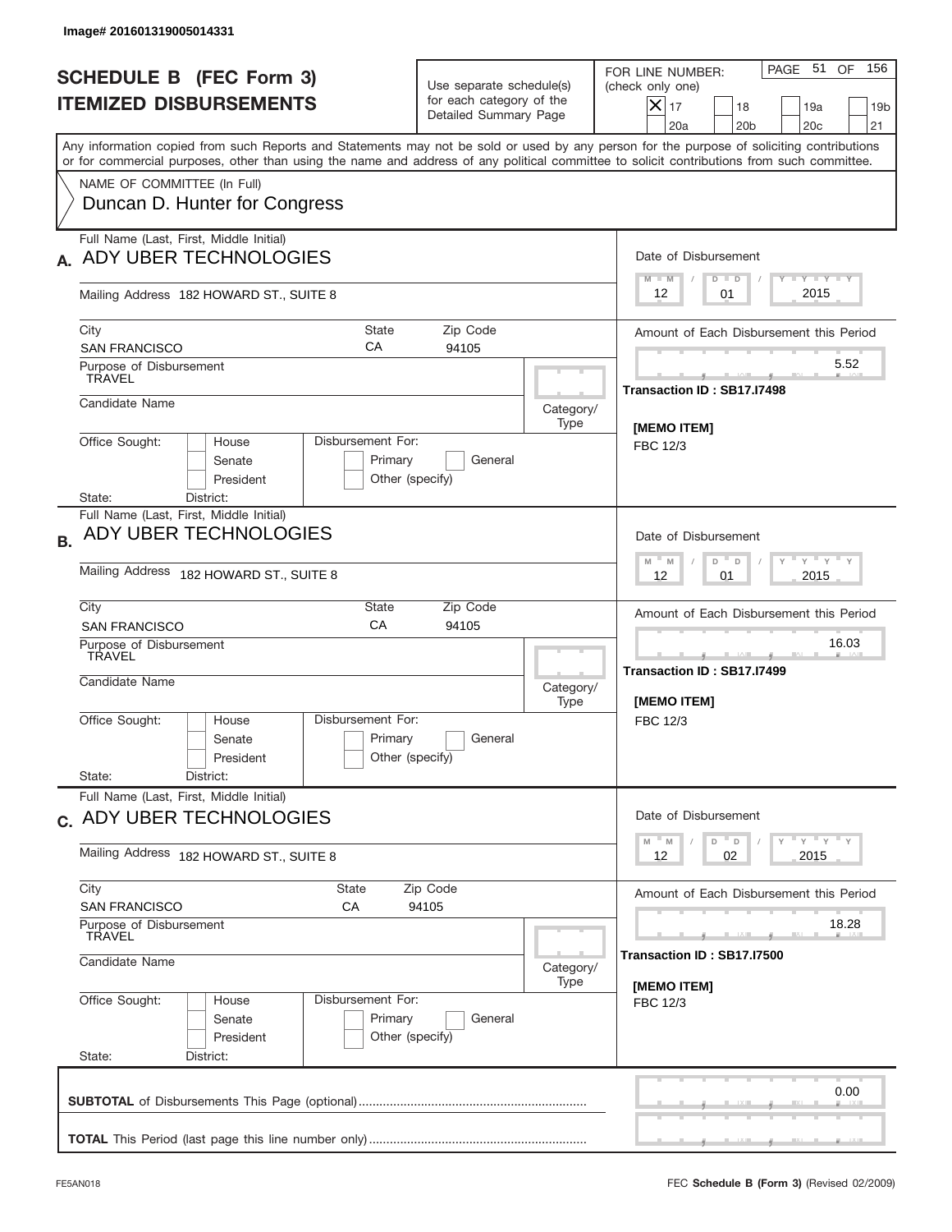Image# 201601319005014331

# SCHEDULE B (FEC Form 3)
## ITEMIZED DISBURSEMENTS

Use separate schedule(s) for each category of the Detailed Summary Page

FOR LINE NUMBER: (check only one)

- [X] 17
- [ ] 18
- [ ] 19a
- [ ] 19b
- [ ] 20a
- [ ] 20b
- [ ] 20c
- [ ] 21

PAGE 51 OF 156

Any information copied from such Reports and Statements may not be sold or used by any person for the purpose of soliciting contributions or for commercial purposes, other than using the name and address of any political committee to solicit contributions from such committee.

NAME OF COMMITTEE (In Full)
Duncan D. Hunter for Congress

---

**A.** Full Name (Last, First, Middle Initial): ADY UBER TECHNOLOGIES

Mailing Address: 182 HOWARD ST., SUITE 8

City: SAN FRANCISCO | State: CA | Zip Code: 94105

Purpose of Disbursement: TRAVEL

Candidate Name:

Category/Type:

Office Sought: House / Senate / President

Disbursement For: Primary / General / Other (specify)

State: District:

Date of Disbursement: 12 / 01 / 2015

Amount of Each Disbursement this Period: 5.52

Transaction ID : SB17.I7498

[MEMO ITEM]
FBC 12/3

---

**B.** Full Name (Last, First, Middle Initial): ADY UBER TECHNOLOGIES

Mailing Address: 182 HOWARD ST., SUITE 8

City: SAN FRANCISCO | State: CA | Zip Code: 94105

Purpose of Disbursement: TRAVEL

Candidate Name:

Category/Type:

Office Sought: House / Senate / President

Disbursement For: Primary / General / Other (specify)

State: District:

Date of Disbursement: 12 / 01 / 2015

Amount of Each Disbursement this Period: 16.03

Transaction ID : SB17.I7499

[MEMO ITEM]
FBC 12/3

---

**C.** Full Name (Last, First, Middle Initial): ADY UBER TECHNOLOGIES

Mailing Address: 182 HOWARD ST., SUITE 8

City: SAN FRANCISCO | State: CA | Zip Code: 94105

Purpose of Disbursement: TRAVEL

Candidate Name:

Category/Type:

Office Sought: House / Senate / President

Disbursement For: Primary / General / Other (specify)

State: District:

Date of Disbursement: 12 / 02 / 2015

Amount of Each Disbursement this Period: 18.28

Transaction ID : SB17.I7500

[MEMO ITEM]
FBC 12/3

---

**SUBTOTAL** of Disbursements This Page (optional): 0.00

**TOTAL** This Period (last page this line number only):

FE5AN018 — FEC **Schedule B (Form 3)** (Revised 02/2009)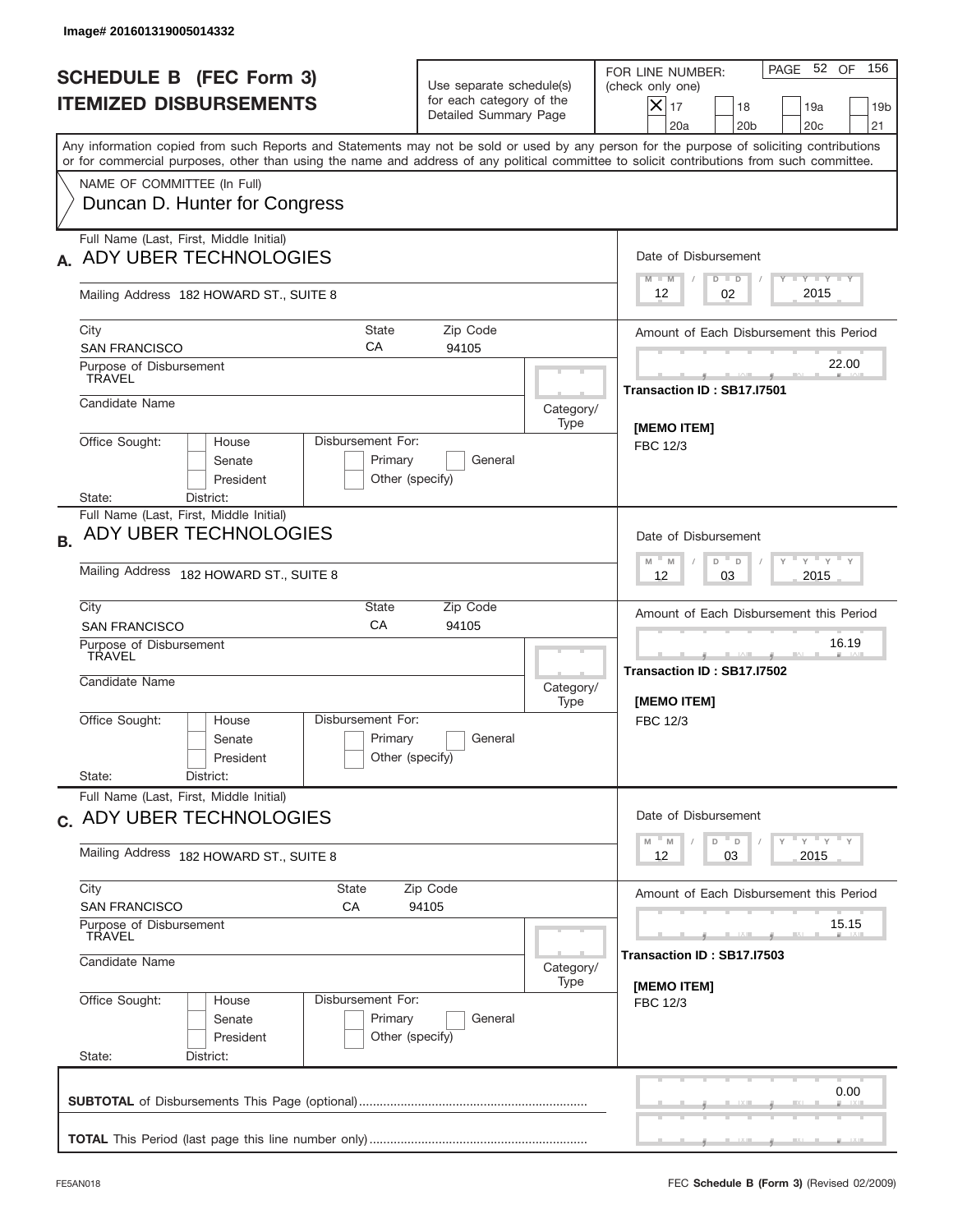Image# 201601319005014332

# SCHEDULE B (FEC Form 3)
## ITEMIZED DISBURSEMENTS

Use separate schedule(s) for each category of the Detailed Summary Page

FOR LINE NUMBER: (check only one)

- [X] 17
- [ ] 18
- [ ] 19a
- [ ] 19b
- [ ] 20a
- [ ] 20b
- [ ] 20c
- [ ] 21

PAGE 52 OF 156

Any information copied from such Reports and Statements may not be sold or used by any person for the purpose of soliciting contributions or for commercial purposes, other than using the name and address of any political committee to solicit contributions from such committee.

NAME OF COMMITTEE (In Full)
Duncan D. Hunter for Congress

---

**A.** Full Name (Last, First, Middle Initial): ADY UBER TECHNOLOGIES

Mailing Address: 182 HOWARD ST., SUITE 8

City: SAN FRANCISCO | State: CA | Zip Code: 94105

Purpose of Disbursement: TRAVEL

Candidate Name:

Category/Type:

Office Sought: House / Senate / President

Disbursement For: Primary / General / Other (specify)

State: District:

Date of Disbursement: 12 / 02 / 2015

Amount of Each Disbursement this Period: 22.00

Transaction ID : SB17.I7501

[MEMO ITEM]
FBC 12/3

---

**B.** Full Name (Last, First, Middle Initial): ADY UBER TECHNOLOGIES

Mailing Address: 182 HOWARD ST., SUITE 8

City: SAN FRANCISCO | State: CA | Zip Code: 94105

Purpose of Disbursement: TRAVEL

Candidate Name:

Category/Type:

Office Sought: House / Senate / President

Disbursement For: Primary / General / Other (specify)

State: District:

Date of Disbursement: 12 / 03 / 2015

Amount of Each Disbursement this Period: 16.19

Transaction ID : SB17.I7502

[MEMO ITEM]
FBC 12/3

---

**C.** Full Name (Last, First, Middle Initial): ADY UBER TECHNOLOGIES

Mailing Address: 182 HOWARD ST., SUITE 8

City: SAN FRANCISCO | State: CA | Zip Code: 94105

Purpose of Disbursement: TRAVEL

Candidate Name:

Category/Type:

Office Sought: House / Senate / President

Disbursement For: Primary / General / Other (specify)

State: District:

Date of Disbursement: 12 / 03 / 2015

Amount of Each Disbursement this Period: 15.15

Transaction ID : SB17.I7503

[MEMO ITEM]
FBC 12/3

---

**SUBTOTAL** of Disbursements This Page (optional): 0.00

**TOTAL** This Period (last page this line number only):

FE5AN018 — FEC **Schedule B (Form 3)** (Revised 02/2009)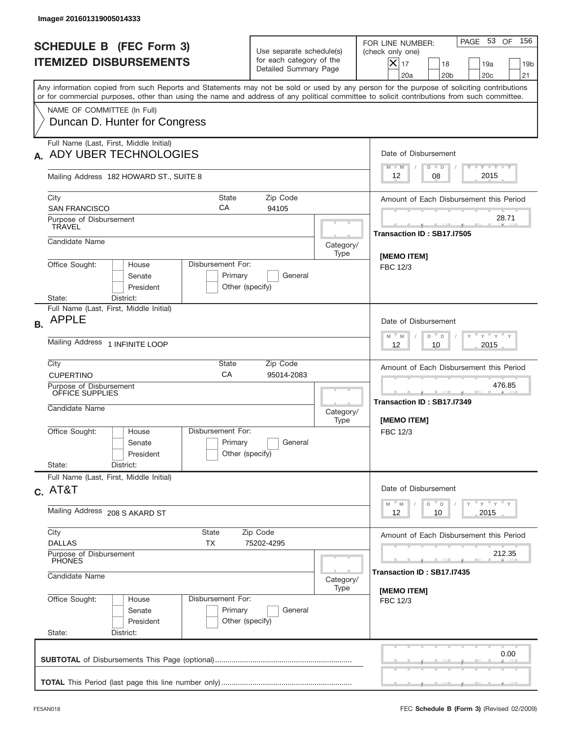Image# 201601319005014333

# SCHEDULE B (FEC Form 3)
## ITEMIZED DISBURSEMENTS

Use separate schedule(s) for each category of the Detailed Summary Page

FOR LINE NUMBER: (check only one)

- [X] 17
- [ ] 18
- [ ] 19a
- [ ] 19b
- [ ] 20a
- [ ] 20b
- [ ] 20c
- [ ] 21

Any information copied from such Reports and Statements may not be sold or used by any person for the purpose of soliciting contributions or for commercial purposes, other than using the name and address of any political committee to solicit contributions from such committee.

NAME OF COMMITTEE (In Full)
Duncan D. Hunter for Congress

---

**A.** Full Name (Last, First, Middle Initial): ADY UBER TECHNOLOGIES

Mailing Address: 182 HOWARD ST., SUITE 8

City: SAN FRANCISCO | State: CA | Zip Code: 94105

Purpose of Disbursement: TRAVEL

Candidate Name:

Category/Type:

Office Sought: House / Senate / President

State: District:

Disbursement For: Primary / General / Other (specify)

Date of Disbursement: 12/08/2015

Amount of Each Disbursement this Period: 28.71

Transaction ID : SB17.I7505

[MEMO ITEM]
FBC 12/3

---

**B.** Full Name (Last, First, Middle Initial): APPLE

Mailing Address: 1 INFINITE LOOP

City: CUPERTINO | State: CA | Zip Code: 95014-2083

Purpose of Disbursement: OFFICE SUPPLIES

Candidate Name:

Category/Type:

Office Sought: House / Senate / President

State: District:

Disbursement For: Primary / General / Other (specify)

Date of Disbursement: 12/10/2015

Amount of Each Disbursement this Period: 476.85

Transaction ID : SB17.I7349

[MEMO ITEM]
FBC 12/3

---

**C.** Full Name (Last, First, Middle Initial): AT&T

Mailing Address: 208 S AKARD ST

City: DALLAS | State: TX | Zip Code: 75202-4295

Purpose of Disbursement: PHONES

Candidate Name:

Category/Type:

Office Sought: House / Senate / President

State: District:

Disbursement For: Primary / General / Other (specify)

Date of Disbursement: 12/10/2015

Amount of Each Disbursement this Period: 212.35

Transaction ID : SB17.I7435

[MEMO ITEM]
FBC 12/3

---

**SUBTOTAL** of Disbursements This Page (optional): 0.00

**TOTAL** This Period (last page this line number only):

FE5AN018 — FEC **Schedule B (Form 3)** (Revised 02/2009)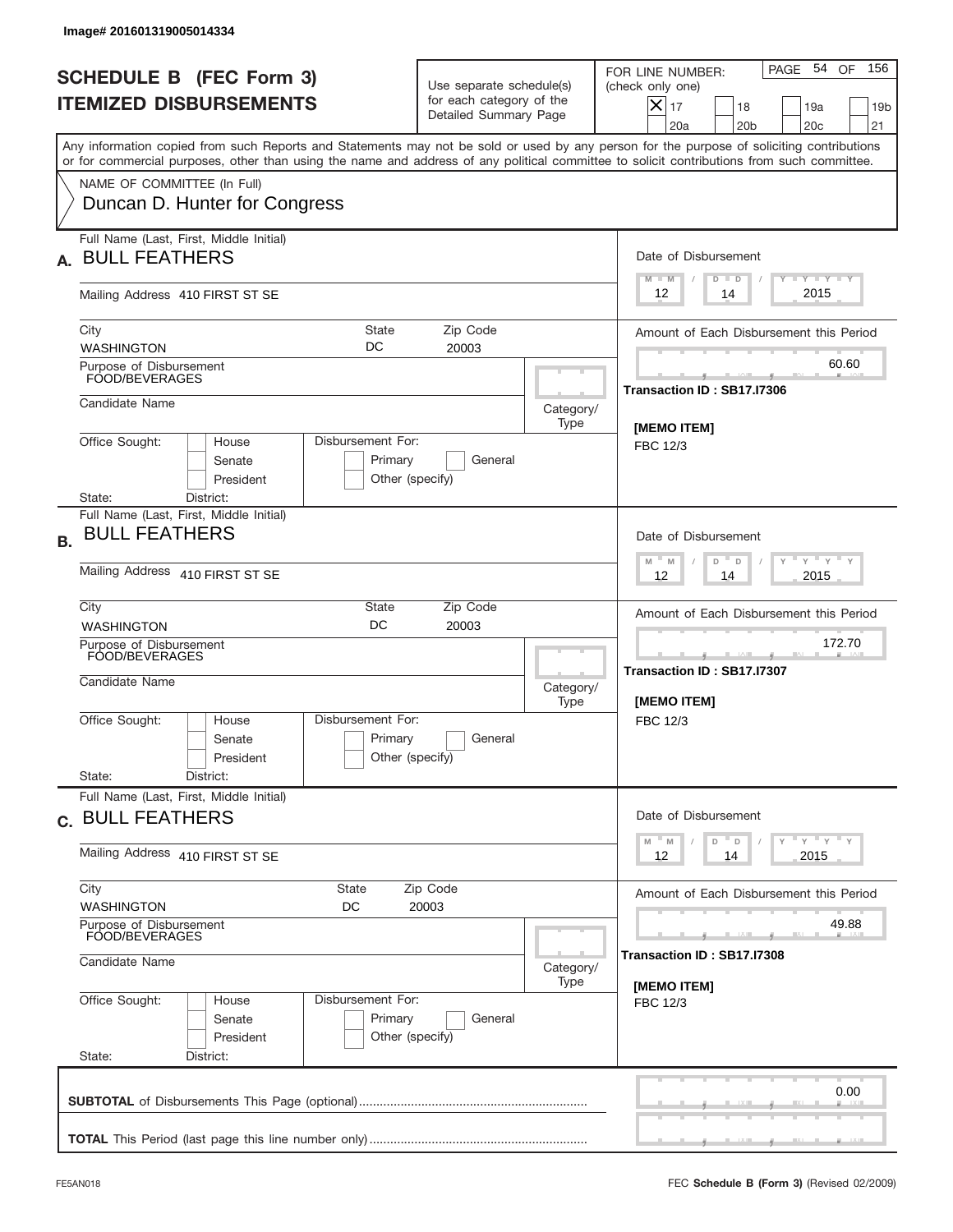Image# 201601319005014334

# SCHEDULE B (FEC Form 3)
## ITEMIZED DISBURSEMENTS

Use separate schedule(s) for each category of the Detailed Summary Page

FOR LINE NUMBER: (check only one)
[X] 17  [ ] 18  [ ] 19a  [ ] 19b  [ ] 20a  [ ] 20b  [ ] 20c  [ ] 21

PAGE 54 OF 156

Any information copied from such Reports and Statements may not be sold or used by any person for the purpose of soliciting contributions or for commercial purposes, other than using the name and address of any political committee to solicit contributions from such committee.

NAME OF COMMITTEE (In Full)
Duncan D. Hunter for Congress

---

**A.** Full Name (Last, First, Middle Initial): BULL FEATHERS

Mailing Address: 410 FIRST ST SE

City: WASHINGTON | State: DC | Zip Code: 20003

Purpose of Disbursement: FOOD/BEVERAGES

Candidate Name:

Category/Type:

Office Sought: [ ] House [ ] Senate [ ] President

Disbursement For: [ ] Primary [ ] General [ ] Other (specify)

State: District:

Date of Disbursement: 12 / 14 / 2015

Amount of Each Disbursement this Period: 60.60

Transaction ID : SB17.I7306

[MEMO ITEM]
FBC 12/3

---

**B.** Full Name (Last, First, Middle Initial): BULL FEATHERS

Mailing Address: 410 FIRST ST SE

City: WASHINGTON | State: DC | Zip Code: 20003

Purpose of Disbursement: FOOD/BEVERAGES

Candidate Name:

Category/Type:

Office Sought: [ ] House [ ] Senate [ ] President

Disbursement For: [ ] Primary [ ] General [ ] Other (specify)

State: District:

Date of Disbursement: 12 / 14 / 2015

Amount of Each Disbursement this Period: 172.70

Transaction ID : SB17.I7307

[MEMO ITEM]
FBC 12/3

---

**C.** Full Name (Last, First, Middle Initial): BULL FEATHERS

Mailing Address: 410 FIRST ST SE

City: WASHINGTON | State: DC | Zip Code: 20003

Purpose of Disbursement: FOOD/BEVERAGES

Candidate Name:

Category/Type:

Office Sought: [ ] House [ ] Senate [ ] President

Disbursement For: [ ] Primary [ ] General [ ] Other (specify)

State: District:

Date of Disbursement: 12 / 14 / 2015

Amount of Each Disbursement this Period: 49.88

Transaction ID : SB17.I7308

[MEMO ITEM]
FBC 12/3

---

**SUBTOTAL** of Disbursements This Page (optional): 0.00

**TOTAL** This Period (last page this line number only):

FE5AN018

FEC **Schedule B (Form 3)** (Revised 02/2009)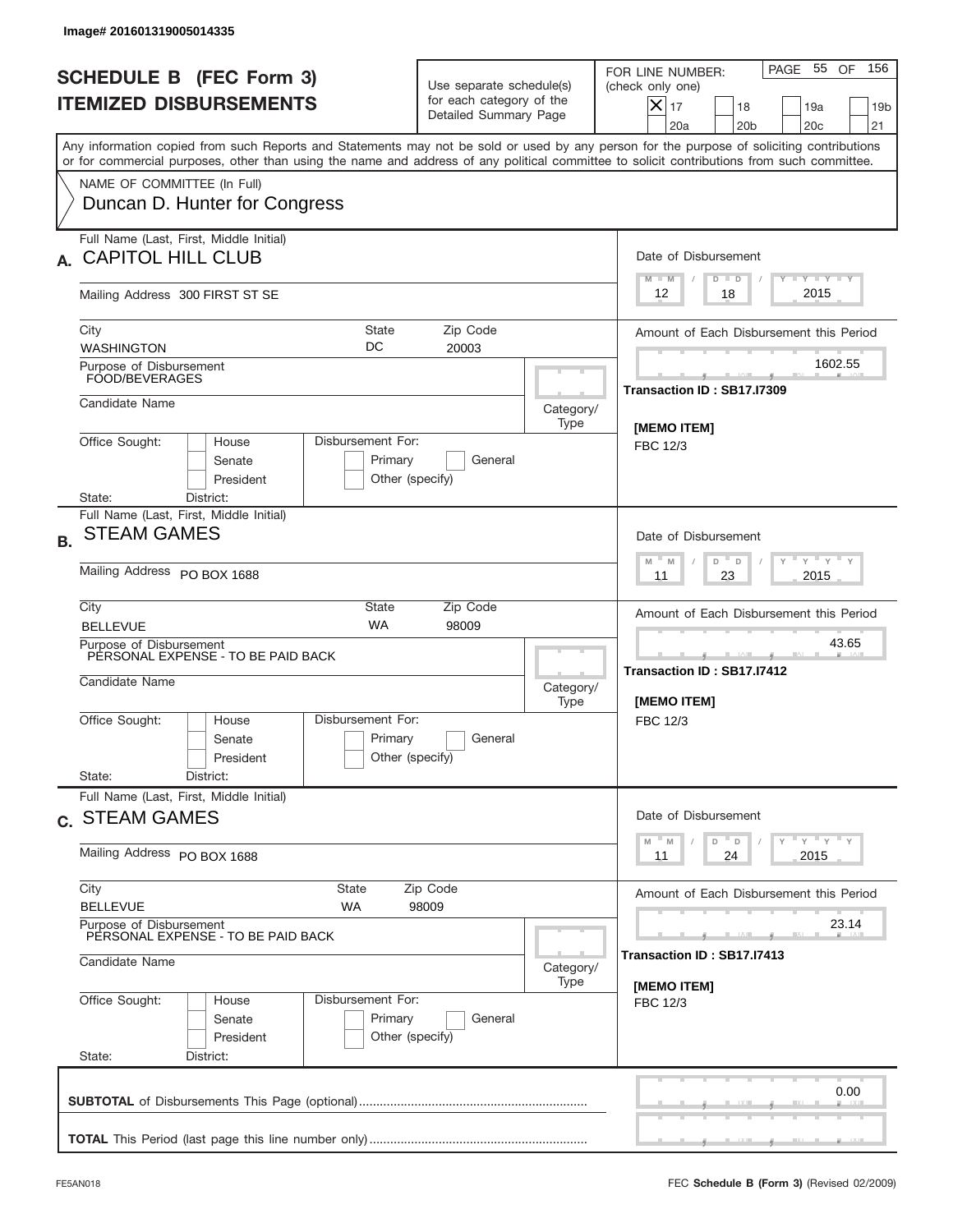Image# 201601319005014335

# SCHEDULE B (FEC Form 3)
## ITEMIZED DISBURSEMENTS

Use separate schedule(s) for each category of the Detailed Summary Page

FOR LINE NUMBER: (check only one)

- [X] 17
- [ ] 18
- [ ] 19a
- [ ] 19b
- [ ] 20a
- [ ] 20b
- [ ] 20c
- [ ] 21

Any information copied from such Reports and Statements may not be sold or used by any person for the purpose of soliciting contributions or for commercial purposes, other than using the name and address of any political committee to solicit contributions from such committee.

NAME OF COMMITTEE (In Full)
Duncan D. Hunter for Congress

---

**A.** Full Name (Last, First, Middle Initial): **CAPITOL HILL CLUB**

Mailing Address: 300 FIRST ST SE

City: WASHINGTON | State: DC | Zip Code: 20003

Purpose of Disbursement: FOOD/BEVERAGES

Candidate Name:

Category/Type:

Office Sought: House / Senate / President

Disbursement For: Primary / General / Other (specify)

State: District:

Date of Disbursement: 12 / 18 / 2015

Amount of Each Disbursement this Period: 1602.55

Transaction ID : SB17.I7309

[MEMO ITEM]
FBC 12/3

---

**B.** Full Name (Last, First, Middle Initial): **STEAM GAMES**

Mailing Address: PO BOX 1688

City: BELLEVUE | State: WA | Zip Code: 98009

Purpose of Disbursement: PERSONAL EXPENSE - TO BE PAID BACK

Candidate Name:

Category/Type:

Office Sought: House / Senate / President

Disbursement For: Primary / General / Other (specify)

State: District:

Date of Disbursement: 11 / 23 / 2015

Amount of Each Disbursement this Period: 43.65

Transaction ID : SB17.I7412

[MEMO ITEM]
FBC 12/3

---

**C.** Full Name (Last, First, Middle Initial): **STEAM GAMES**

Mailing Address: PO BOX 1688

City: BELLEVUE | State: WA | Zip Code: 98009

Purpose of Disbursement: PERSONAL EXPENSE - TO BE PAID BACK

Candidate Name:

Category/Type:

Office Sought: House / Senate / President

Disbursement For: Primary / General / Other (specify)

State: District:

Date of Disbursement: 11 / 24 / 2015

Amount of Each Disbursement this Period: 23.14

Transaction ID : SB17.I7413

[MEMO ITEM]
FBC 12/3

---

**SUBTOTAL** of Disbursements This Page (optional): 0.00

**TOTAL** This Period (last page this line number only):

FE5AN018 FEC **Schedule B (Form 3)** (Revised 02/2009)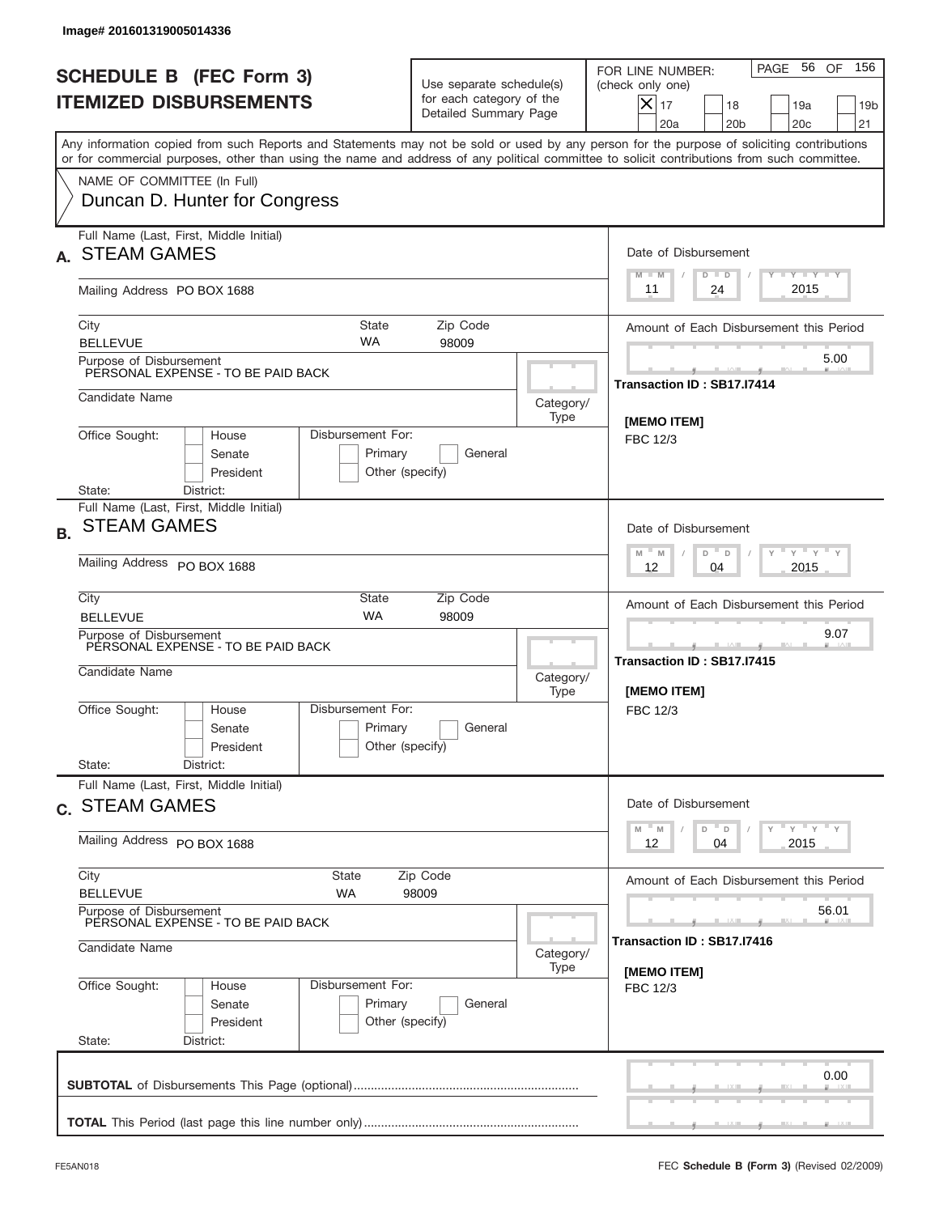Image# 201601319005014336

# SCHEDULE B (FEC Form 3)
# ITEMIZED DISBURSEMENTS

Use separate schedule(s) for each category of the Detailed Summary Page

FOR LINE NUMBER: (check only one)

- [x] 17
- [ ] 18
- [ ] 19a
- [ ] 19b
- [ ] 20a
- [ ] 20b
- [ ] 20c
- [ ] 21

PAGE 56 OF 156

Any information copied from such Reports and Statements may not be sold or used by any person for the purpose of soliciting contributions or for commercial purposes, other than using the name and address of any political committee to solicit contributions from such committee.

NAME OF COMMITTEE (In Full)
Duncan D. Hunter for Congress

---

## A.

Full Name (Last, First, Middle Initial): STEAM GAMES

Mailing Address: PO BOX 1688

City: BELLEVUE | State: WA | Zip Code: 98009

Purpose of Disbursement: PERSONAL EXPENSE - TO BE PAID BACK

Candidate Name:

Category/Type:

Office Sought: House / Senate / President

Disbursement For: Primary / General / Other (specify)

State: District:

Date of Disbursement: 11 / 24 / 2015

Amount of Each Disbursement this Period: 5.00

Transaction ID : SB17.I7414

[MEMO ITEM]
FBC 12/3

---

## B.

Full Name (Last, First, Middle Initial): STEAM GAMES

Mailing Address: PO BOX 1688

City: BELLEVUE | State: WA | Zip Code: 98009

Purpose of Disbursement: PERSONAL EXPENSE - TO BE PAID BACK

Candidate Name:

Category/Type:

Office Sought: House / Senate / President

Disbursement For: Primary / General / Other (specify)

State: District:

Date of Disbursement: 12 / 04 / 2015

Amount of Each Disbursement this Period: 9.07

Transaction ID : SB17.I7415

[MEMO ITEM]
FBC 12/3

---

## C.

Full Name (Last, First, Middle Initial): STEAM GAMES

Mailing Address: PO BOX 1688

City: BELLEVUE | State: WA | Zip Code: 98009

Purpose of Disbursement: PERSONAL EXPENSE - TO BE PAID BACK

Candidate Name:

Category/Type:

Office Sought: House / Senate / President

Disbursement For: Primary / General / Other (specify)

State: District:

Date of Disbursement: 12 / 04 / 2015

Amount of Each Disbursement this Period: 56.01

Transaction ID : SB17.I7416

[MEMO ITEM]
FBC 12/3

---

**SUBTOTAL** of Disbursements This Page (optional): 0.00

**TOTAL** This Period (last page this line number only):

FE5AN018

FEC **Schedule B (Form 3)** (Revised 02/2009)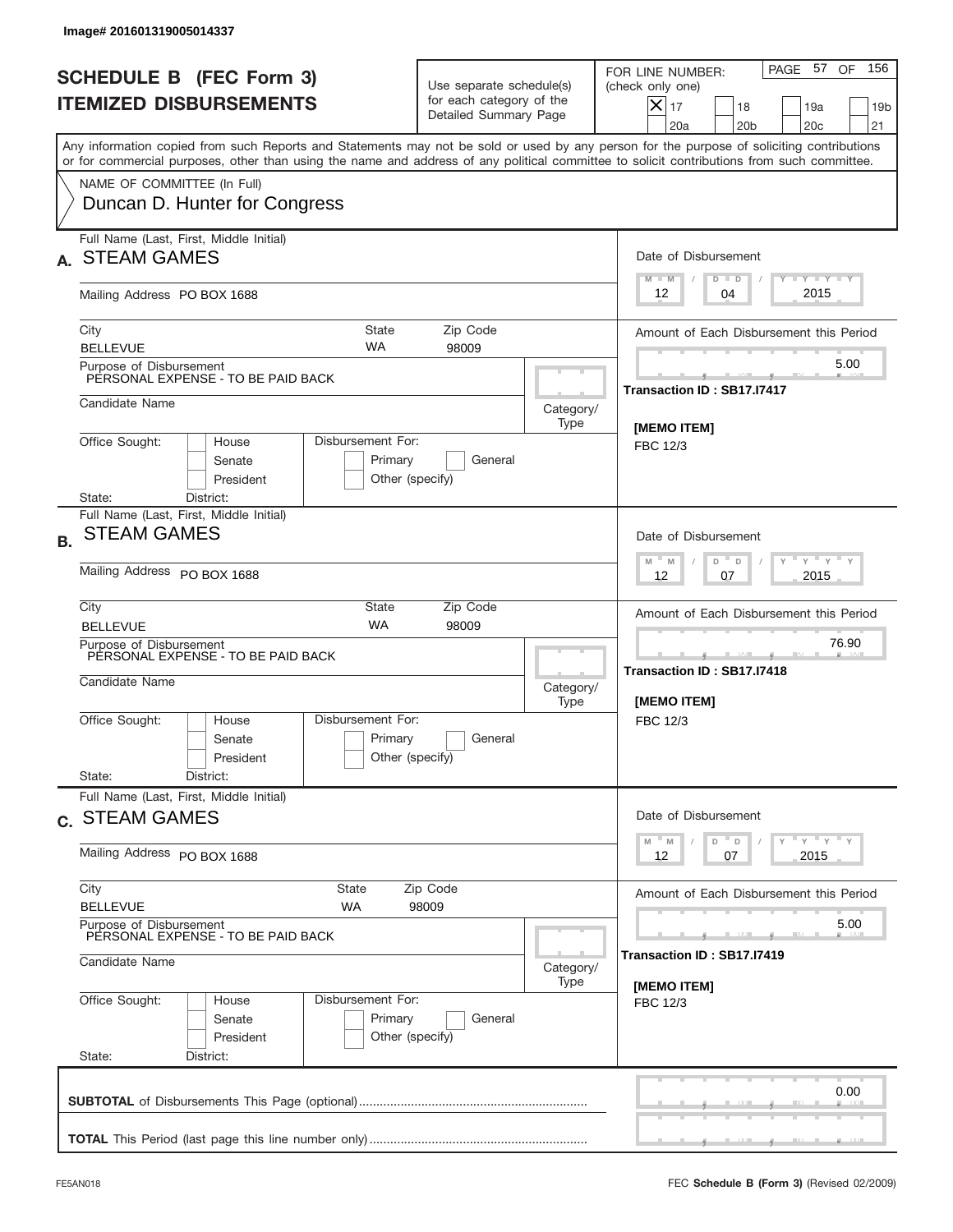Image# 201601319005014337

# SCHEDULE B (FEC Form 3)
# ITEMIZED DISBURSEMENTS

Use separate schedule(s) for each category of the Detailed Summary Page

FOR LINE NUMBER: (check only one)

- [X] 17
- [ ] 18
- [ ] 19a
- [ ] 19b
- [ ] 20a
- [ ] 20b
- [ ] 20c
- [ ] 21

PAGE 57 OF 156

Any information copied from such Reports and Statements may not be sold or used by any person for the purpose of soliciting contributions or for commercial purposes, other than using the name and address of any political committee to solicit contributions from such committee.

NAME OF COMMITTEE (In Full)
Duncan D. Hunter for Congress

## A.

Full Name (Last, First, Middle Initial): STEAM GAMES

Mailing Address: PO BOX 1688

City: BELLEVUE | State: WA | Zip Code: 98009

Purpose of Disbursement: PERSONAL EXPENSE - TO BE PAID BACK

Candidate Name:

Category/Type:

Office Sought: House / Senate / President

State: District:

Disbursement For: Primary / General / Other (specify)

Date of Disbursement: 12 / 04 / 2015

Amount of Each Disbursement this Period: 5.00

Transaction ID : SB17.I7417

[MEMO ITEM]
FBC 12/3

## B.

Full Name (Last, First, Middle Initial): STEAM GAMES

Mailing Address: PO BOX 1688

City: BELLEVUE | State: WA | Zip Code: 98009

Purpose of Disbursement: PERSONAL EXPENSE - TO BE PAID BACK

Candidate Name:

Category/Type:

Office Sought: House / Senate / President

State: District:

Disbursement For: Primary / General / Other (specify)

Date of Disbursement: 12 / 07 / 2015

Amount of Each Disbursement this Period: 76.90

Transaction ID : SB17.I7418

[MEMO ITEM]
FBC 12/3

## C.

Full Name (Last, First, Middle Initial): STEAM GAMES

Mailing Address: PO BOX 1688

City: BELLEVUE | State: WA | Zip Code: 98009

Purpose of Disbursement: PERSONAL EXPENSE - TO BE PAID BACK

Candidate Name:

Category/Type:

Office Sought: House / Senate / President

State: District:

Disbursement For: Primary / General / Other (specify)

Date of Disbursement: 12 / 07 / 2015

Amount of Each Disbursement this Period: 5.00

Transaction ID : SB17.I7419

[MEMO ITEM]
FBC 12/3

**SUBTOTAL** of Disbursements This Page (optional): 0.00

**TOTAL** This Period (last page this line number only):

FE5AN018 — FEC **Schedule B (Form 3)** (Revised 02/2009)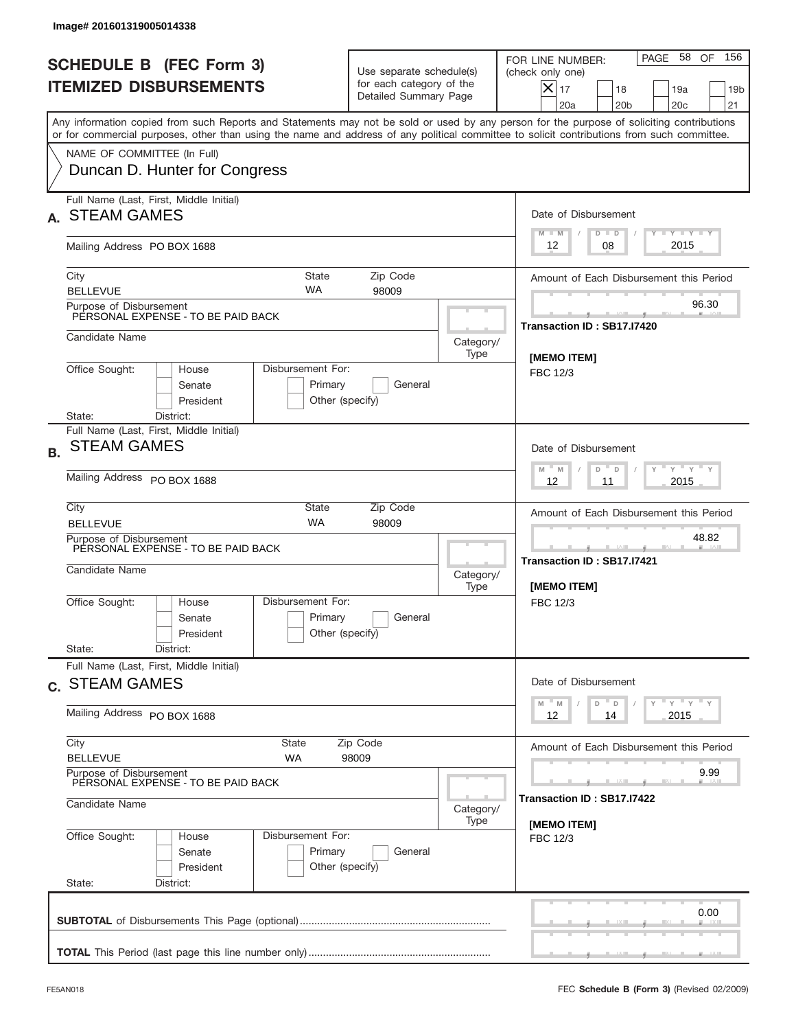Image# 201601319005014338

# SCHEDULE B (FEC Form 3)
# ITEMIZED DISBURSEMENTS

Use separate schedule(s) for each category of the Detailed Summary Page

FOR LINE NUMBER: (check only one)

[X] 17 [ ] 18 [ ] 19a [ ] 19b [ ] 20a [ ] 20b [ ] 20c [ ] 21

PAGE 58 OF 156

Any information copied from such Reports and Statements may not be sold or used by any person for the purpose of soliciting contributions or for commercial purposes, other than using the name and address of any political committee to solicit contributions from such committee.

NAME OF COMMITTEE (In Full)
Duncan D. Hunter for Congress

---

**A.** Full Name (Last, First, Middle Initial): STEAM GAMES

Mailing Address: PO BOX 1688

City: BELLEVUE | State: WA | Zip Code: 98009

Purpose of Disbursement: PERSONAL EXPENSE - TO BE PAID BACK

Candidate Name:

Category/Type:

Office Sought: [ ] House [ ] Senate [ ] President

State: District:

Disbursement For: [ ] Primary [ ] General [ ] Other (specify)

Date of Disbursement: 12 / 08 / 2015

Amount of Each Disbursement this Period: 96.30

Transaction ID : SB17.I7420

[MEMO ITEM]
FBC 12/3

---

**B.** Full Name (Last, First, Middle Initial): STEAM GAMES

Mailing Address: PO BOX 1688

City: BELLEVUE | State: WA | Zip Code: 98009

Purpose of Disbursement: PERSONAL EXPENSE - TO BE PAID BACK

Candidate Name:

Category/Type:

Office Sought: [ ] House [ ] Senate [ ] President

State: District:

Disbursement For: [ ] Primary [ ] General [ ] Other (specify)

Date of Disbursement: 12 / 11 / 2015

Amount of Each Disbursement this Period: 48.82

Transaction ID : SB17.I7421

[MEMO ITEM]
FBC 12/3

---

**C.** Full Name (Last, First, Middle Initial): STEAM GAMES

Mailing Address: PO BOX 1688

City: BELLEVUE | State: WA | Zip Code: 98009

Purpose of Disbursement: PERSONAL EXPENSE - TO BE PAID BACK

Candidate Name:

Category/Type:

Office Sought: [ ] House [ ] Senate [ ] President

State: District:

Disbursement For: [ ] Primary [ ] General [ ] Other (specify)

Date of Disbursement: 12 / 14 / 2015

Amount of Each Disbursement this Period: 9.99

Transaction ID : SB17.I7422

[MEMO ITEM]
FBC 12/3

---

**SUBTOTAL** of Disbursements This Page (optional): 0.00

**TOTAL** This Period (last page this line number only):

FE5AN018 FEC **Schedule B (Form 3)** (Revised 02/2009)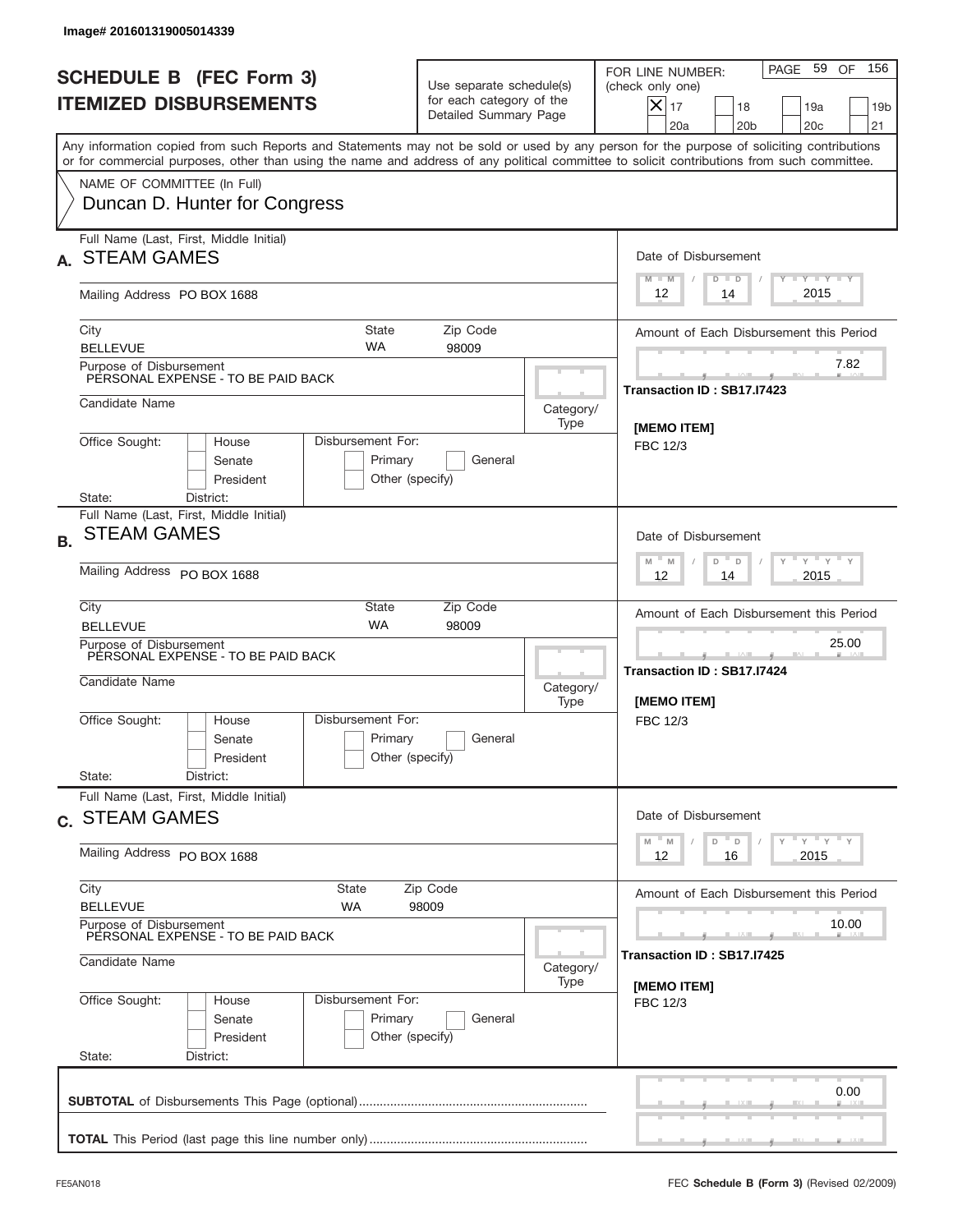Image# 201601319005014339

# SCHEDULE B (FEC Form 3)
## ITEMIZED DISBURSEMENTS

Use separate schedule(s) for each category of the Detailed Summary Page

FOR LINE NUMBER: (check only one)
[X] 17 [ ] 18 [ ] 19a [ ] 19b [ ] 20a [ ] 20b [ ] 20c [ ] 21

PAGE 59 OF 156

Any information copied from such Reports and Statements may not be sold or used by any person for the purpose of soliciting contributions or for commercial purposes, other than using the name and address of any political committee to solicit contributions from such committee.

NAME OF COMMITTEE (In Full)
Duncan D. Hunter for Congress

---

**A.** Full Name (Last, First, Middle Initial): STEAM GAMES

Mailing Address: PO BOX 1688

City: BELLEVUE | State: WA | Zip Code: 98009

Purpose of Disbursement: PERSONAL EXPENSE - TO BE PAID BACK

Candidate Name:

Category/Type:

Office Sought: [ ] House [ ] Senate [ ] President

Disbursement For: [ ] Primary [ ] General [ ] Other (specify)

State: District:

Date of Disbursement: 12 / 14 / 2015

Amount of Each Disbursement this Period: 7.82

Transaction ID : SB17.I7423

[MEMO ITEM]
FBC 12/3

---

**B.** Full Name (Last, First, Middle Initial): STEAM GAMES

Mailing Address: PO BOX 1688

City: BELLEVUE | State: WA | Zip Code: 98009

Purpose of Disbursement: PERSONAL EXPENSE - TO BE PAID BACK

Candidate Name:

Category/Type:

Office Sought: [ ] House [ ] Senate [ ] President

Disbursement For: [ ] Primary [ ] General [ ] Other (specify)

State: District:

Date of Disbursement: 12 / 14 / 2015

Amount of Each Disbursement this Period: 25.00

Transaction ID : SB17.I7424

[MEMO ITEM]
FBC 12/3

---

**C.** Full Name (Last, First, Middle Initial): STEAM GAMES

Mailing Address: PO BOX 1688

City: BELLEVUE | State: WA | Zip Code: 98009

Purpose of Disbursement: PERSONAL EXPENSE - TO BE PAID BACK

Candidate Name:

Category/Type:

Office Sought: [ ] House [ ] Senate [ ] President

Disbursement For: [ ] Primary [ ] General [ ] Other (specify)

State: District:

Date of Disbursement: 12 / 16 / 2015

Amount of Each Disbursement this Period: 10.00

Transaction ID : SB17.I7425

[MEMO ITEM]
FBC 12/3

---

**SUBTOTAL** of Disbursements This Page (optional): 0.00

**TOTAL** This Period (last page this line number only):

FE5AN018 FEC **Schedule B (Form 3)** (Revised 02/2009)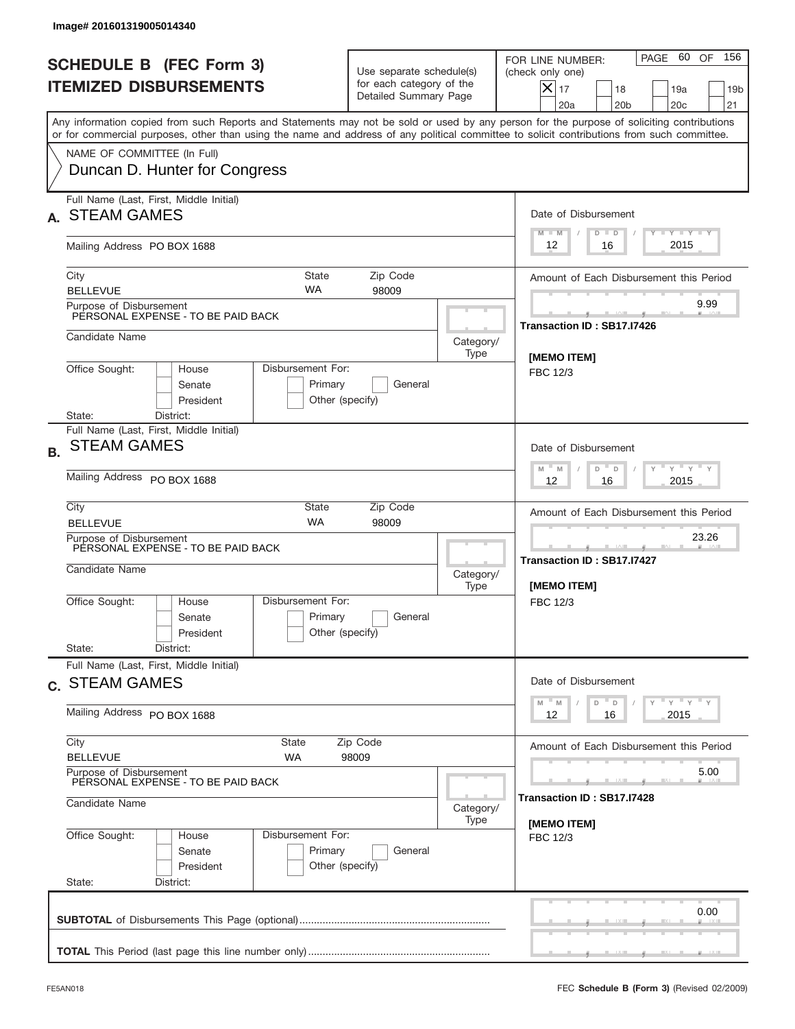Image# 201601319005014340

# SCHEDULE B (FEC Form 3)
## ITEMIZED DISBURSEMENTS

Use separate schedule(s) for each category of the Detailed Summary Page

FOR LINE NUMBER: (check only one)

- [x] 17
- [ ] 18
- [ ] 19a
- [ ] 19b
- [ ] 20a
- [ ] 20b
- [ ] 20c
- [ ] 21

PAGE 60 OF 156

Any information copied from such Reports and Statements may not be sold or used by any person for the purpose of soliciting contributions or for commercial purposes, other than using the name and address of any political committee to solicit contributions from such committee.

NAME OF COMMITTEE (In Full)
Duncan D. Hunter for Congress

---

**A.** Full Name (Last, First, Middle Initial): **STEAM GAMES**

Mailing Address: PO BOX 1688

City: BELLEVUE | State: WA | Zip Code: 98009

Purpose of Disbursement: PERSONAL EXPENSE - TO BE PAID BACK

Candidate Name:

Category/Type:

Office Sought: [ ] House [ ] Senate [ ] President

State: District:

Disbursement For: [ ] Primary [ ] General [ ] Other (specify)

Date of Disbursement: 12 / 16 / 2015

Amount of Each Disbursement this Period: 9.99

Transaction ID : SB17.I7426

[MEMO ITEM]
FBC 12/3

---

**B.** Full Name (Last, First, Middle Initial): **STEAM GAMES**

Mailing Address: PO BOX 1688

City: BELLEVUE | State: WA | Zip Code: 98009

Purpose of Disbursement: PERSONAL EXPENSE - TO BE PAID BACK

Candidate Name:

Category/Type:

Office Sought: [ ] House [ ] Senate [ ] President

State: District:

Disbursement For: [ ] Primary [ ] General [ ] Other (specify)

Date of Disbursement: 12 / 16 / 2015

Amount of Each Disbursement this Period: 23.26

Transaction ID : SB17.I7427

[MEMO ITEM]
FBC 12/3

---

**C.** Full Name (Last, First, Middle Initial): **STEAM GAMES**

Mailing Address: PO BOX 1688

City: BELLEVUE | State: WA | Zip Code: 98009

Purpose of Disbursement: PERSONAL EXPENSE - TO BE PAID BACK

Candidate Name:

Category/Type:

Office Sought: [ ] House [ ] Senate [ ] President

State: District:

Disbursement For: [ ] Primary [ ] General [ ] Other (specify)

Date of Disbursement: 12 / 16 / 2015

Amount of Each Disbursement this Period: 5.00

Transaction ID : SB17.I7428

[MEMO ITEM]
FBC 12/3

---

**SUBTOTAL** of Disbursements This Page (optional) .......... 0.00

**TOTAL** This Period (last page this line number only) ..........

FE5AN018

FEC **Schedule B (Form 3)** (Revised 02/2009)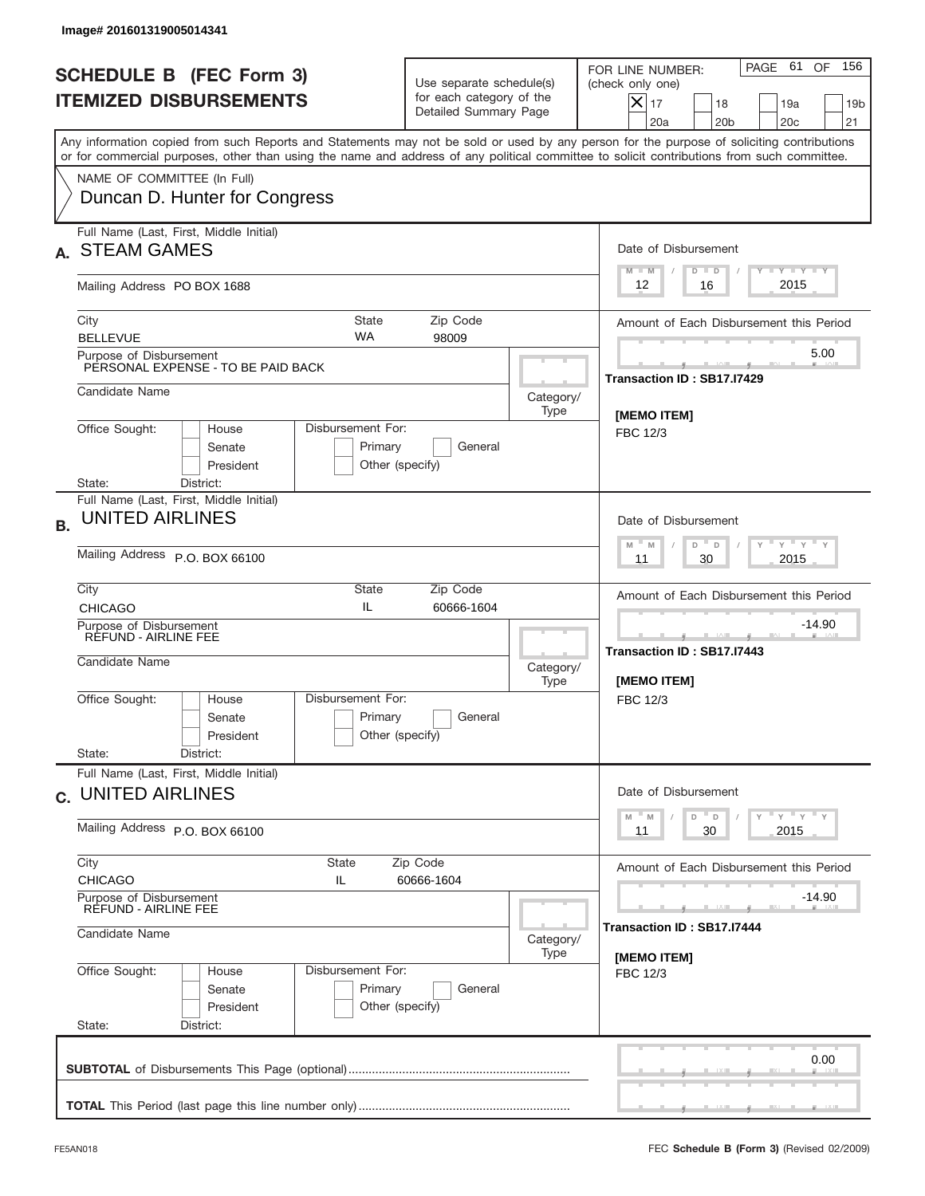Image# 201601319005014341

# SCHEDULE B (FEC Form 3)
# ITEMIZED DISBURSEMENTS

Use separate schedule(s) for each category of the Detailed Summary Page

FOR LINE NUMBER: (check only one)

- [x] 17
- [ ] 18
- [ ] 19a
- [ ] 19b
- [ ] 20a
- [ ] 20b
- [ ] 20c
- [ ] 21

PAGE 61 OF 156

Any information copied from such Reports and Statements may not be sold or used by any person for the purpose of soliciting contributions or for commercial purposes, other than using the name and address of any political committee to solicit contributions from such committee.

NAME OF COMMITTEE (In Full)
Duncan D. Hunter for Congress

---

**A.** Full Name (Last, First, Middle Initial): STEAM GAMES

Mailing Address: PO BOX 1688

City: BELLEVUE | State: WA | Zip Code: 98009

Purpose of Disbursement: PERSONAL EXPENSE - TO BE PAID BACK

Candidate Name:

Category/Type:

Office Sought: House / Senate / President

State: District:

Disbursement For: Primary / General / Other (specify)

Date of Disbursement: 12/16/2015

Amount of Each Disbursement this Period: 5.00

Transaction ID : SB17.I7429

[MEMO ITEM]
FBC 12/3

---

**B.** Full Name (Last, First, Middle Initial): UNITED AIRLINES

Mailing Address: P.O. BOX 66100

City: CHICAGO | State: IL | Zip Code: 60666-1604

Purpose of Disbursement: REFUND - AIRLINE FEE

Candidate Name:

Category/Type:

Office Sought: House / Senate / President

State: District:

Disbursement For: Primary / General / Other (specify)

Date of Disbursement: 11/30/2015

Amount of Each Disbursement this Period: -14.90

Transaction ID : SB17.I7443

[MEMO ITEM]
FBC 12/3

---

**C.** Full Name (Last, First, Middle Initial): UNITED AIRLINES

Mailing Address: P.O. BOX 66100

City: CHICAGO | State: IL | Zip Code: 60666-1604

Purpose of Disbursement: REFUND - AIRLINE FEE

Candidate Name:

Category/Type:

Office Sought: House / Senate / President

State: District:

Disbursement For: Primary / General / Other (specify)

Date of Disbursement: 11/30/2015

Amount of Each Disbursement this Period: -14.90

Transaction ID : SB17.I7444

[MEMO ITEM]
FBC 12/3

---

**SUBTOTAL** of Disbursements This Page (optional): 0.00

**TOTAL** This Period (last page this line number only):

FE5AN018

FEC **Schedule B (Form 3)** (Revised 02/2009)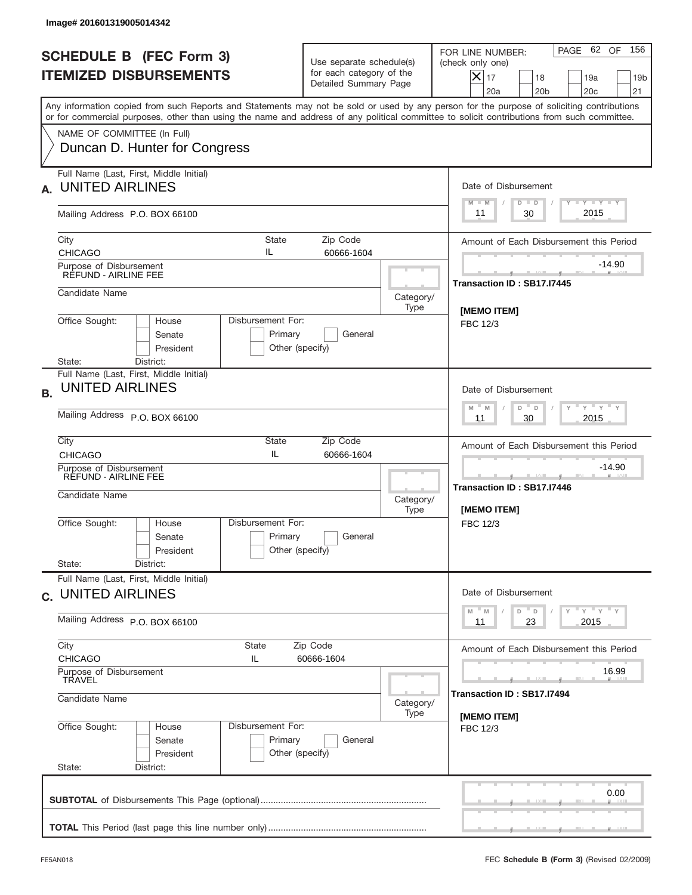Image# 201601319005014342

# SCHEDULE B (FEC Form 3)
## ITEMIZED DISBURSEMENTS

Use separate schedule(s) for each category of the Detailed Summary Page

FOR LINE NUMBER: (check only one)
[X] 17 [ ] 18 [ ] 19a [ ] 19b [ ] 20a [ ] 20b [ ] 20c [ ] 21

PAGE 62 OF 156

Any information copied from such Reports and Statements may not be sold or used by any person for the purpose of soliciting contributions or for commercial purposes, other than using the name and address of any political committee to solicit contributions from such committee.

NAME OF COMMITTEE (In Full)
Duncan D. Hunter for Congress

---

**A.** Full Name (Last, First, Middle Initial): UNITED AIRLINES

Mailing Address: P.O. BOX 66100

City: CHICAGO | State: IL | Zip Code: 60666-1604

Purpose of Disbursement: REFUND - AIRLINE FEE

Candidate Name:

Category/Type:

Office Sought: House / Senate / President

State: District:

Disbursement For: Primary / General / Other (specify)

Date of Disbursement: 11/30/2015

Amount of Each Disbursement this Period: -14.90

Transaction ID : SB17.I7445

[MEMO ITEM]
FBC 12/3

---

**B.** Full Name (Last, First, Middle Initial): UNITED AIRLINES

Mailing Address: P.O. BOX 66100

City: CHICAGO | State: IL | Zip Code: 60666-1604

Purpose of Disbursement: REFUND - AIRLINE FEE

Candidate Name:

Category/Type:

Office Sought: House / Senate / President

State: District:

Disbursement For: Primary / General / Other (specify)

Date of Disbursement: 11/30/2015

Amount of Each Disbursement this Period: -14.90

Transaction ID : SB17.I7446

[MEMO ITEM]
FBC 12/3

---

**C.** Full Name (Last, First, Middle Initial): UNITED AIRLINES

Mailing Address: P.O. BOX 66100

City: CHICAGO | State: IL | Zip Code: 60666-1604

Purpose of Disbursement: TRAVEL

Candidate Name:

Category/Type:

Office Sought: House / Senate / President

State: District:

Disbursement For: Primary / General / Other (specify)

Date of Disbursement: 11/23/2015

Amount of Each Disbursement this Period: 16.99

Transaction ID : SB17.I7494

[MEMO ITEM]
FBC 12/3

---

**SUBTOTAL** of Disbursements This Page (optional): 0.00

**TOTAL** This Period (last page this line number only):

FE5AN018 FEC **Schedule B (Form 3)** (Revised 02/2009)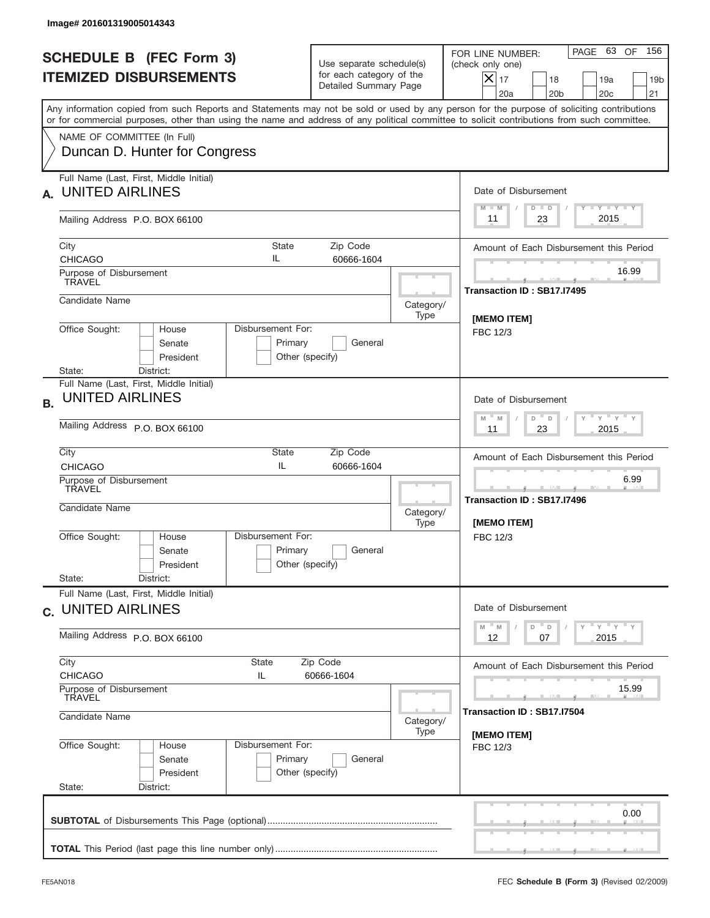Image# 201601319005014343

# SCHEDULE B (FEC Form 3)
## ITEMIZED DISBURSEMENTS

Use separate schedule(s) for each category of the Detailed Summary Page

FOR LINE NUMBER: (check only one)

- [x] 17
- [ ] 18
- [ ] 19a
- [ ] 19b
- [ ] 20a
- [ ] 20b
- [ ] 20c
- [ ] 21

PAGE 63 OF 156

Any information copied from such Reports and Statements may not be sold or used by any person for the purpose of soliciting contributions or for commercial purposes, other than using the name and address of any political committee to solicit contributions from such committee.

NAME OF COMMITTEE (In Full)
Duncan D. Hunter for Congress

---

**A.** Full Name (Last, First, Middle Initial): UNITED AIRLINES

Mailing Address: P.O. BOX 66100

City: CHICAGO | State: IL | Zip Code: 60666-1604

Purpose of Disbursement: TRAVEL

Candidate Name:

Category/Type:

Office Sought: House / Senate / President

State: District:

Disbursement For: Primary / General / Other (specify)

Date of Disbursement: 11 / 23 / 2015

Amount of Each Disbursement this Period: 16.99

Transaction ID : SB17.I7495

[MEMO ITEM]
FBC 12/3

---

**B.** Full Name (Last, First, Middle Initial): UNITED AIRLINES

Mailing Address: P.O. BOX 66100

City: CHICAGO | State: IL | Zip Code: 60666-1604

Purpose of Disbursement: TRAVEL

Candidate Name:

Category/Type:

Office Sought: House / Senate / President

State: District:

Disbursement For: Primary / General / Other (specify)

Date of Disbursement: 11 / 23 / 2015

Amount of Each Disbursement this Period: 6.99

Transaction ID : SB17.I7496

[MEMO ITEM]
FBC 12/3

---

**C.** Full Name (Last, First, Middle Initial): UNITED AIRLINES

Mailing Address: P.O. BOX 66100

City: CHICAGO | State: IL | Zip Code: 60666-1604

Purpose of Disbursement: TRAVEL

Candidate Name:

Category/Type:

Office Sought: House / Senate / President

State: District:

Disbursement For: Primary / General / Other (specify)

Date of Disbursement: 12 / 07 / 2015

Amount of Each Disbursement this Period: 15.99

Transaction ID : SB17.I7504

[MEMO ITEM]
FBC 12/3

---

**SUBTOTAL** of Disbursements This Page (optional): 0.00

**TOTAL** This Period (last page this line number only):

FE5AN018 — FEC **Schedule B (Form 3)** (Revised 02/2009)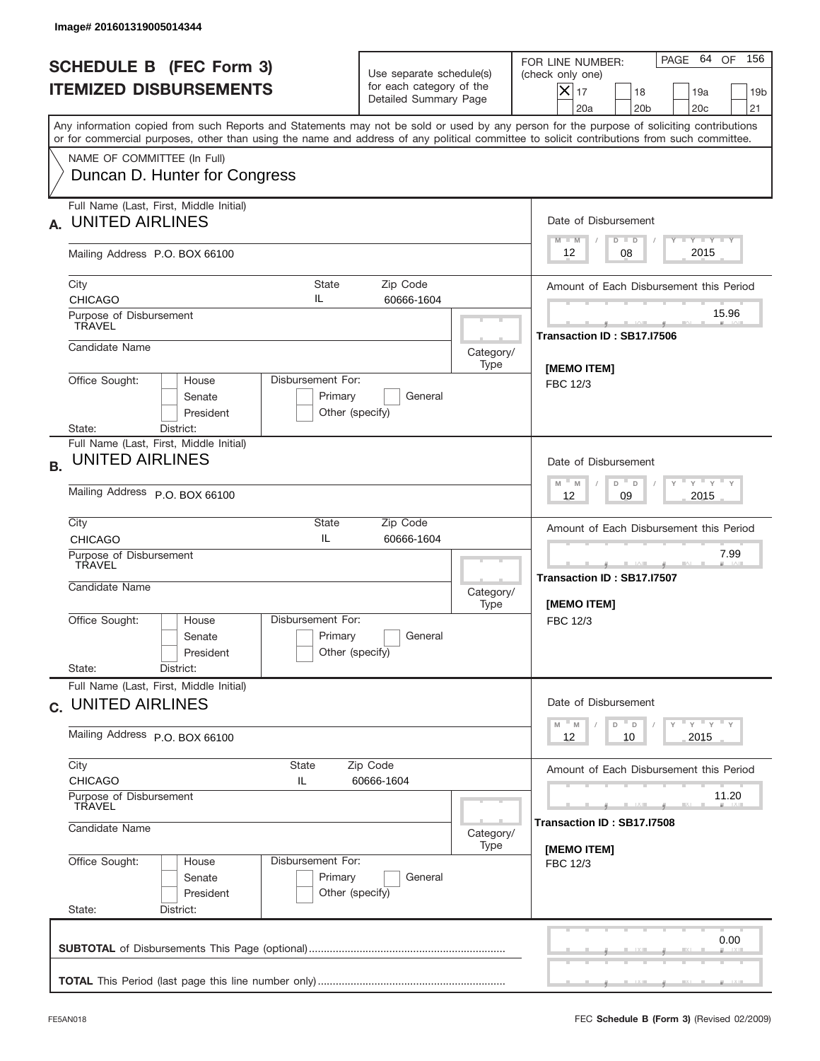Image# 201601319005014344

# SCHEDULE B (FEC Form 3)
## ITEMIZED DISBURSEMENTS

Use separate schedule(s) for each category of the Detailed Summary Page

FOR LINE NUMBER: (check only one)

[X] 17 [ ] 18 [ ] 19a [ ] 19b [ ] 20a [ ] 20b [ ] 20c [ ] 21

PAGE 64 OF 156

Any information copied from such Reports and Statements may not be sold or used by any person for the purpose of soliciting contributions or for commercial purposes, other than using the name and address of any political committee to solicit contributions from such committee.

NAME OF COMMITTEE (In Full)
Duncan D. Hunter for Congress

---

**A.** Full Name (Last, First, Middle Initial): UNITED AIRLINES

Mailing Address: P.O. BOX 66100

City: CHICAGO | State: IL | Zip Code: 60666-1604

Purpose of Disbursement: TRAVEL

Candidate Name:

Category/Type:

Office Sought: [ ] House [ ] Senate [ ] President

State: District:

Disbursement For: [ ] Primary [ ] General [ ] Other (specify)

Date of Disbursement: 12 / 08 / 2015

Amount of Each Disbursement this Period: 15.96

Transaction ID : SB17.I7506

[MEMO ITEM]
FBC 12/3

---

**B.** Full Name (Last, First, Middle Initial): UNITED AIRLINES

Mailing Address: P.O. BOX 66100

City: CHICAGO | State: IL | Zip Code: 60666-1604

Purpose of Disbursement: TRAVEL

Candidate Name:

Category/Type:

Office Sought: [ ] House [ ] Senate [ ] President

State: District:

Disbursement For: [ ] Primary [ ] General [ ] Other (specify)

Date of Disbursement: 12 / 09 / 2015

Amount of Each Disbursement this Period: 7.99

Transaction ID : SB17.I7507

[MEMO ITEM]
FBC 12/3

---

**C.** Full Name (Last, First, Middle Initial): UNITED AIRLINES

Mailing Address: P.O. BOX 66100

City: CHICAGO | State: IL | Zip Code: 60666-1604

Purpose of Disbursement: TRAVEL

Candidate Name:

Category/Type:

Office Sought: [ ] House [ ] Senate [ ] President

State: District:

Disbursement For: [ ] Primary [ ] General [ ] Other (specify)

Date of Disbursement: 12 / 10 / 2015

Amount of Each Disbursement this Period: 11.20

Transaction ID : SB17.I7508

[MEMO ITEM]
FBC 12/3

---

**SUBTOTAL** of Disbursements This Page (optional): 0.00

**TOTAL** This Period (last page this line number only):

FE5AN018 FEC **Schedule B (Form 3)** (Revised 02/2009)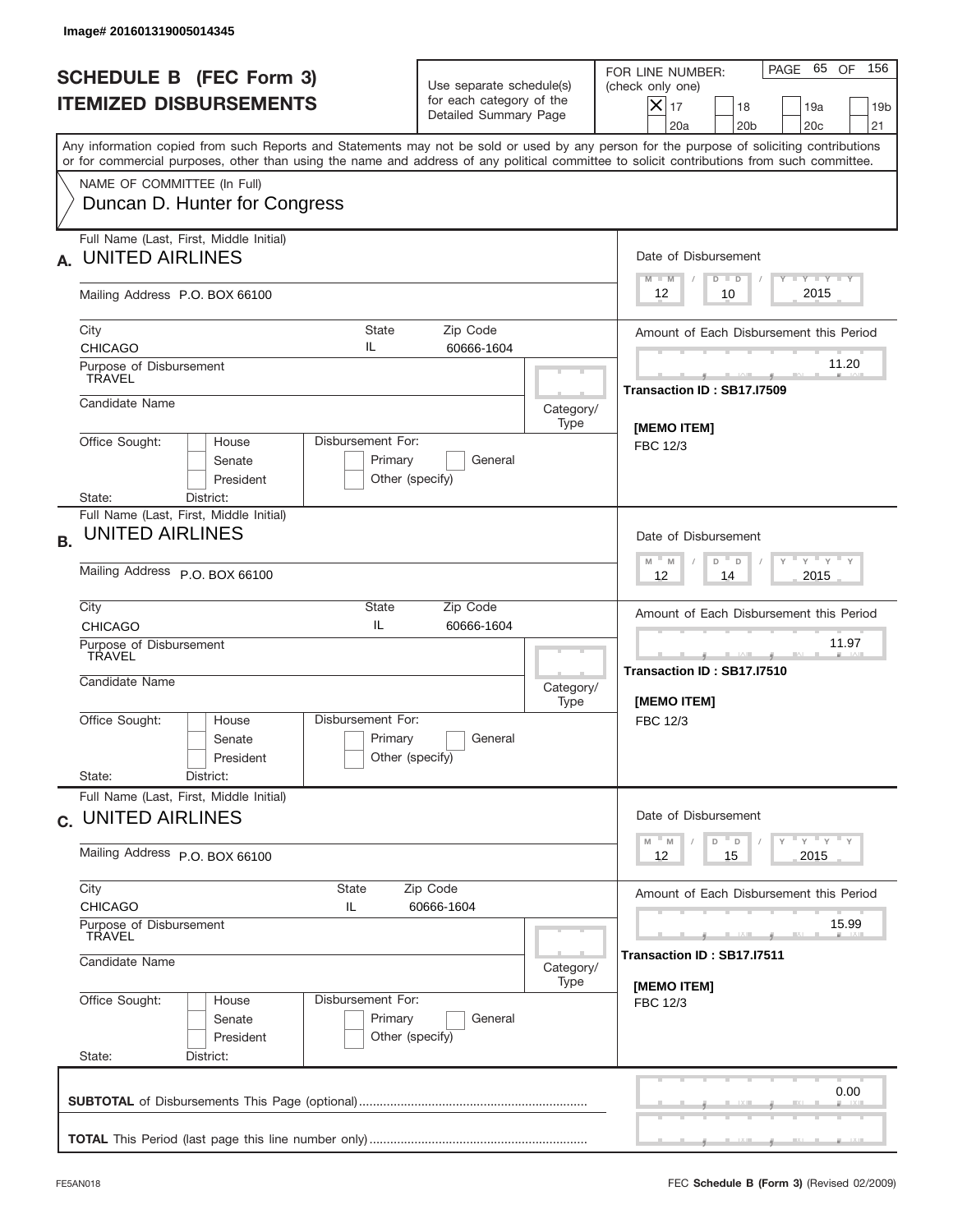Image# 201601319005014345

# SCHEDULE B (FEC Form 3)
## ITEMIZED DISBURSEMENTS

Use separate schedule(s) for each category of the Detailed Summary Page

FOR LINE NUMBER: (check only one)

[X] 17 [ ] 18 [ ] 19a [ ] 19b [ ] 20a [ ] 20b [ ] 20c [ ] 21

Any information copied from such Reports and Statements may not be sold or used by any person for the purpose of soliciting contributions or for commercial purposes, other than using the name and address of any political committee to solicit contributions from such committee.

NAME OF COMMITTEE (In Full)
Duncan D. Hunter for Congress

---

**A.** Full Name (Last, First, Middle Initial): UNITED AIRLINES

Mailing Address: P.O. BOX 66100

City: CHICAGO | State: IL | Zip Code: 60666-1604

Purpose of Disbursement: TRAVEL

Candidate Name:

Category/Type:

Office Sought: [ ] House [ ] Senate [ ] President

State: District:

Disbursement For: [ ] Primary [ ] General [ ] Other (specify)

Date of Disbursement: 12 / 10 / 2015

Amount of Each Disbursement this Period: 11.20

Transaction ID : SB17.I7509

[MEMO ITEM]
FBC 12/3

---

**B.** Full Name (Last, First, Middle Initial): UNITED AIRLINES

Mailing Address: P.O. BOX 66100

City: CHICAGO | State: IL | Zip Code: 60666-1604

Purpose of Disbursement: TRAVEL

Candidate Name:

Category/Type:

Office Sought: [ ] House [ ] Senate [ ] President

State: District:

Disbursement For: [ ] Primary [ ] General [ ] Other (specify)

Date of Disbursement: 12 / 14 / 2015

Amount of Each Disbursement this Period: 11.97

Transaction ID : SB17.I7510

[MEMO ITEM]
FBC 12/3

---

**C.** Full Name (Last, First, Middle Initial): UNITED AIRLINES

Mailing Address: P.O. BOX 66100

City: CHICAGO | State: IL | Zip Code: 60666-1604

Purpose of Disbursement: TRAVEL

Candidate Name:

Category/Type:

Office Sought: [ ] House [ ] Senate [ ] President

State: District:

Disbursement For: [ ] Primary [ ] General [ ] Other (specify)

Date of Disbursement: 12 / 15 / 2015

Amount of Each Disbursement this Period: 15.99

Transaction ID : SB17.I7511

[MEMO ITEM]
FBC 12/3

---

**SUBTOTAL** of Disbursements This Page (optional): 0.00

**TOTAL** This Period (last page this line number only):

FE5AN018 — FEC **Schedule B (Form 3)** (Revised 02/2009)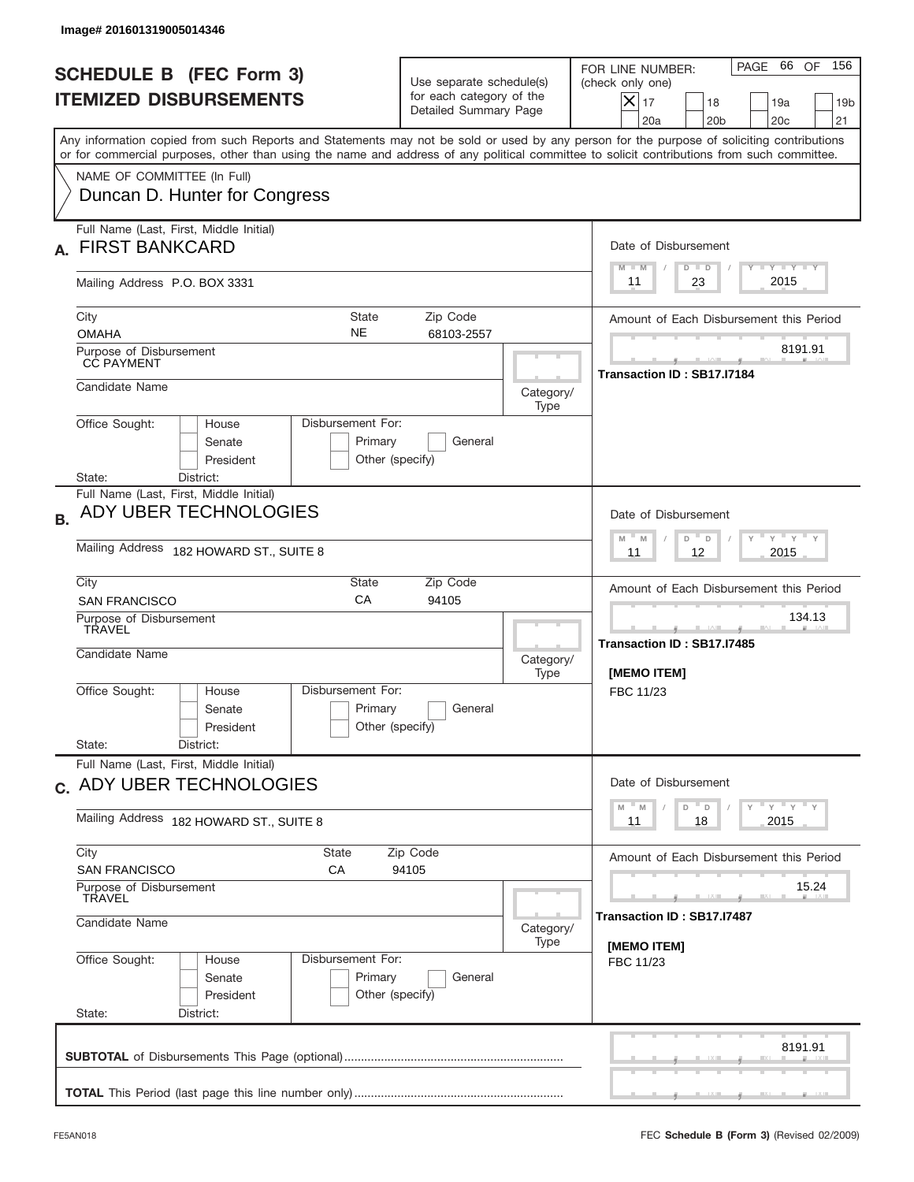Image# 201601319005014346

# SCHEDULE B (FEC Form 3) ITEMIZED DISBURSEMENTS

Use separate schedule(s) for each category of the Detailed Summary Page

FOR LINE NUMBER: (check only one)

- [X] 17
- [ ] 18
- [ ] 19a
- [ ] 19b
- [ ] 20a
- [ ] 20b
- [ ] 20c
- [ ] 21

PAGE 66 OF 156

Any information copied from such Reports and Statements may not be sold or used by any person for the purpose of soliciting contributions or for commercial purposes, other than using the name and address of any political committee to solicit contributions from such committee.

NAME OF COMMITTEE (In Full)
Duncan D. Hunter for Congress

## A.

Full Name (Last, First, Middle Initial): FIRST BANKCARD

Mailing Address: P.O. BOX 3331

City: OMAHA | State: NE | Zip Code: 68103-2557

Purpose of Disbursement: CC PAYMENT

Candidate Name:

Category/Type:

Office Sought: House / Senate / President

Disbursement For: Primary / General / Other (specify)

State: District:

Date of Disbursement: 11 / 23 / 2015

Amount of Each Disbursement this Period: 8191.91

Transaction ID : SB17.I7184

## B.

Full Name (Last, First, Middle Initial): ADY UBER TECHNOLOGIES

Mailing Address: 182 HOWARD ST., SUITE 8

City: SAN FRANCISCO | State: CA | Zip Code: 94105

Purpose of Disbursement: TRAVEL

Candidate Name:

Category/Type:

Office Sought: House / Senate / President

Disbursement For: Primary / General / Other (specify)

State: District:

Date of Disbursement: 11 / 12 / 2015

Amount of Each Disbursement this Period: 134.13

Transaction ID : SB17.I7485

[MEMO ITEM]
FBC 11/23

## C.

Full Name (Last, First, Middle Initial): ADY UBER TECHNOLOGIES

Mailing Address: 182 HOWARD ST., SUITE 8

City: SAN FRANCISCO | State: CA | Zip Code: 94105

Purpose of Disbursement: TRAVEL

Candidate Name:

Category/Type:

Office Sought: House / Senate / President

Disbursement For: Primary / General / Other (specify)

State: District:

Date of Disbursement: 11 / 18 / 2015

Amount of Each Disbursement this Period: 15.24

Transaction ID : SB17.I7487

[MEMO ITEM]
FBC 11/23

**SUBTOTAL** of Disbursements This Page (optional): 8191.91

**TOTAL** This Period (last page this line number only):

FE5AN018

FEC **Schedule B (Form 3)** (Revised 02/2009)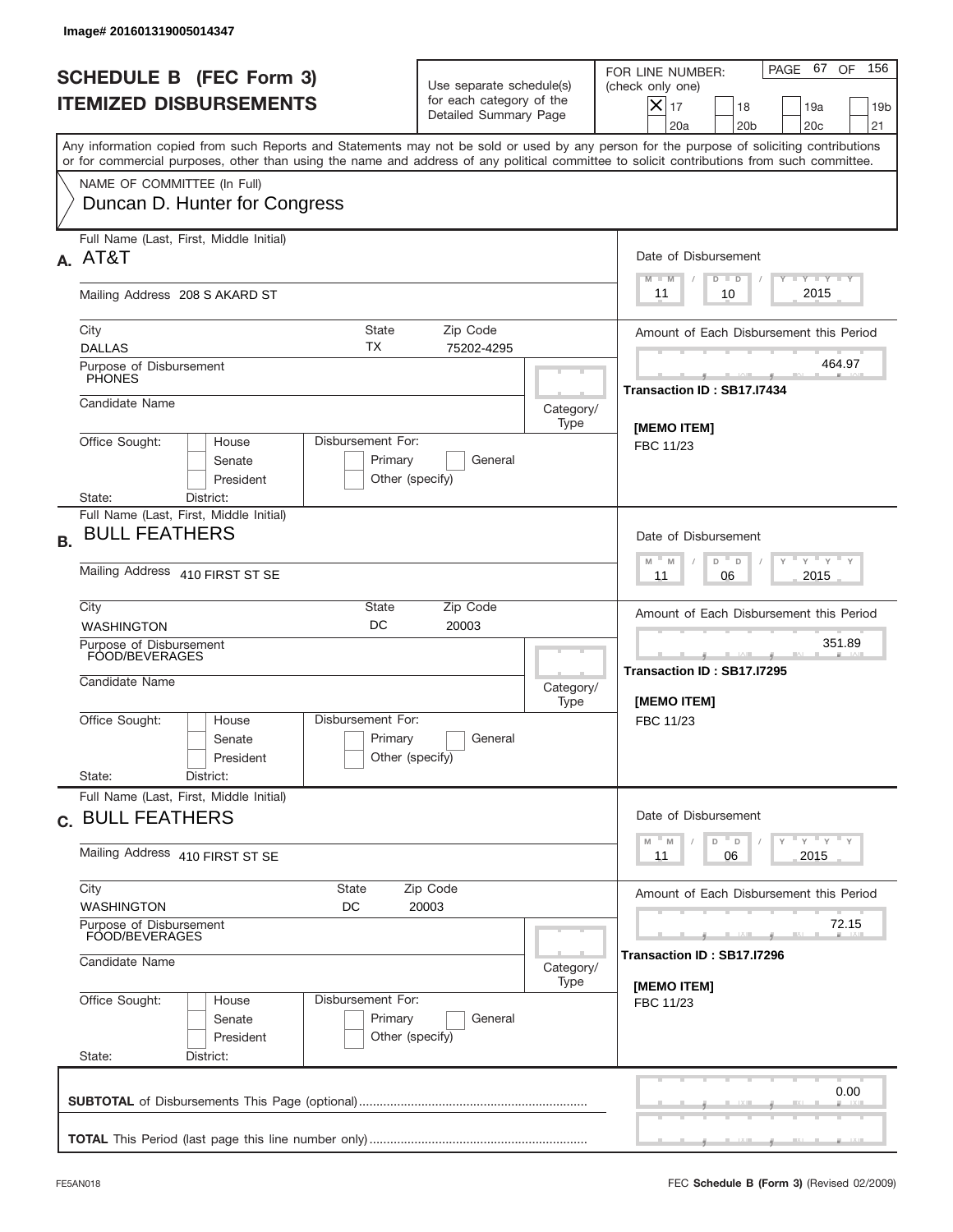Image# 201601319005014347

# SCHEDULE B (FEC Form 3)
## ITEMIZED DISBURSEMENTS

Use separate schedule(s) for each category of the Detailed Summary Page

FOR LINE NUMBER: (check only one)

- [X] 17
- [ ] 18
- [ ] 19a
- [ ] 19b
- [ ] 20a
- [ ] 20b
- [ ] 20c
- [ ] 21

PAGE 67 OF 156

Any information copied from such Reports and Statements may not be sold or used by any person for the purpose of soliciting contributions or for commercial purposes, other than using the name and address of any political committee to solicit contributions from such committee.

NAME OF COMMITTEE (In Full)
Duncan D. Hunter for Congress

---

**A.** Full Name (Last, First, Middle Initial): AT&T

Mailing Address: 208 S AKARD ST

City: DALLAS | State: TX | Zip Code: 75202-4295

Purpose of Disbursement: PHONES

Candidate Name:

Category/Type:

Office Sought: House / Senate / President

State: District:

Disbursement For: Primary / General / Other (specify)

Date of Disbursement: 11 / 10 / 2015

Amount of Each Disbursement this Period: 464.97

Transaction ID : SB17.I7434

[MEMO ITEM]
FBC 11/23

---

**B.** Full Name (Last, First, Middle Initial): BULL FEATHERS

Mailing Address: 410 FIRST ST SE

City: WASHINGTON | State: DC | Zip Code: 20003

Purpose of Disbursement: FOOD/BEVERAGES

Candidate Name:

Category/Type:

Office Sought: House / Senate / President

State: District:

Disbursement For: Primary / General / Other (specify)

Date of Disbursement: 11 / 06 / 2015

Amount of Each Disbursement this Period: 351.89

Transaction ID : SB17.I7295

[MEMO ITEM]
FBC 11/23

---

**C.** Full Name (Last, First, Middle Initial): BULL FEATHERS

Mailing Address: 410 FIRST ST SE

City: WASHINGTON | State: DC | Zip Code: 20003

Purpose of Disbursement: FOOD/BEVERAGES

Candidate Name:

Category/Type:

Office Sought: House / Senate / President

State: District:

Disbursement For: Primary / General / Other (specify)

Date of Disbursement: 11 / 06 / 2015

Amount of Each Disbursement this Period: 72.15

Transaction ID : SB17.I7296

[MEMO ITEM]
FBC 11/23

---

**SUBTOTAL** of Disbursements This Page (optional): 0.00

**TOTAL** This Period (last page this line number only):

FE5AN018

FEC **Schedule B (Form 3)** (Revised 02/2009)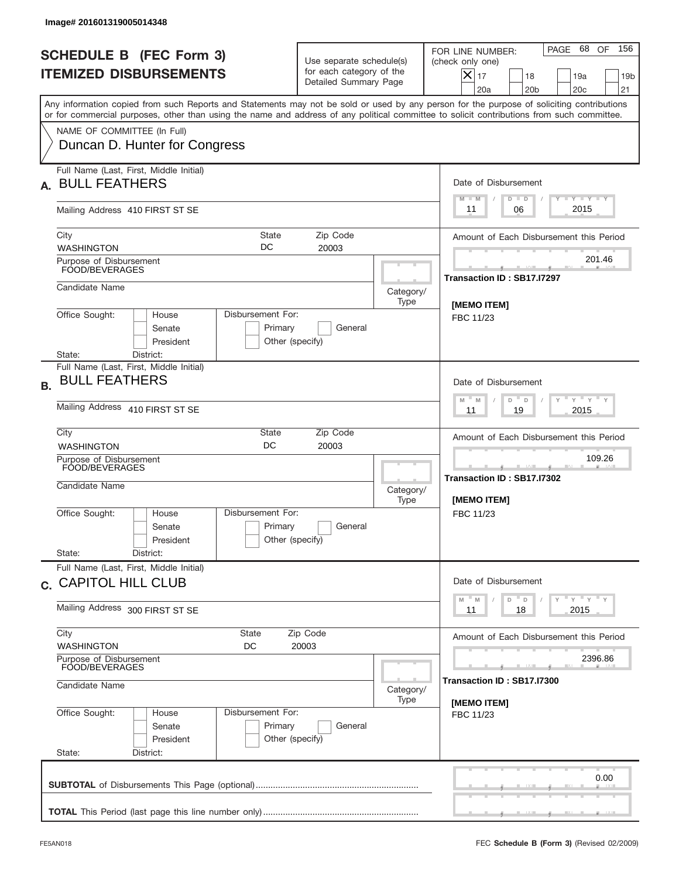Image# 201601319005014348

# SCHEDULE B (FEC Form 3)
## ITEMIZED DISBURSEMENTS

Use separate schedule(s) for each category of the Detailed Summary Page

FOR LINE NUMBER: (check only one)
[X] 17 [ ] 18 [ ] 19a [ ] 19b [ ] 20a [ ] 20b [ ] 20c [ ] 21

PAGE 68 OF 156

Any information copied from such Reports and Statements may not be sold or used by any person for the purpose of soliciting contributions or for commercial purposes, other than using the name and address of any political committee to solicit contributions from such committee.

NAME OF COMMITTEE (In Full)
Duncan D. Hunter for Congress

---

**A.** Full Name (Last, First, Middle Initial): BULL FEATHERS
Mailing Address: 410 FIRST ST SE
City: WASHINGTON State: DC Zip Code: 20003
Purpose of Disbursement: FOOD/BEVERAGES
Candidate Name:
Category/Type:
Office Sought: [ ] House [ ] Senate [ ] President
State: District:
Disbursement For: [ ] Primary [ ] General [ ] Other (specify)

Date of Disbursement: 11 / 06 / 2015
Amount of Each Disbursement this Period: 201.46
Transaction ID : SB17.I7297
[MEMO ITEM]
FBC 11/23

---

**B.** Full Name (Last, First, Middle Initial): BULL FEATHERS
Mailing Address: 410 FIRST ST SE
City: WASHINGTON State: DC Zip Code: 20003
Purpose of Disbursement: FOOD/BEVERAGES
Candidate Name:
Category/Type:
Office Sought: [ ] House [ ] Senate [ ] President
State: District:
Disbursement For: [ ] Primary [ ] General [ ] Other (specify)

Date of Disbursement: 11 / 19 / 2015
Amount of Each Disbursement this Period: 109.26
Transaction ID : SB17.I7302
[MEMO ITEM]
FBC 11/23

---

**C.** Full Name (Last, First, Middle Initial): CAPITOL HILL CLUB
Mailing Address: 300 FIRST ST SE
City: WASHINGTON State: DC Zip Code: 20003
Purpose of Disbursement: FOOD/BEVERAGES
Candidate Name:
Category/Type:
Office Sought: [ ] House [ ] Senate [ ] President
State: District:
Disbursement For: [ ] Primary [ ] General [ ] Other (specify)

Date of Disbursement: 11 / 18 / 2015
Amount of Each Disbursement this Period: 2396.86
Transaction ID : SB17.I7300
[MEMO ITEM]
FBC 11/23

---

**SUBTOTAL** of Disbursements This Page (optional): 0.00

**TOTAL** This Period (last page this line number only):

FE5AN018 FEC **Schedule B (Form 3)** (Revised 02/2009)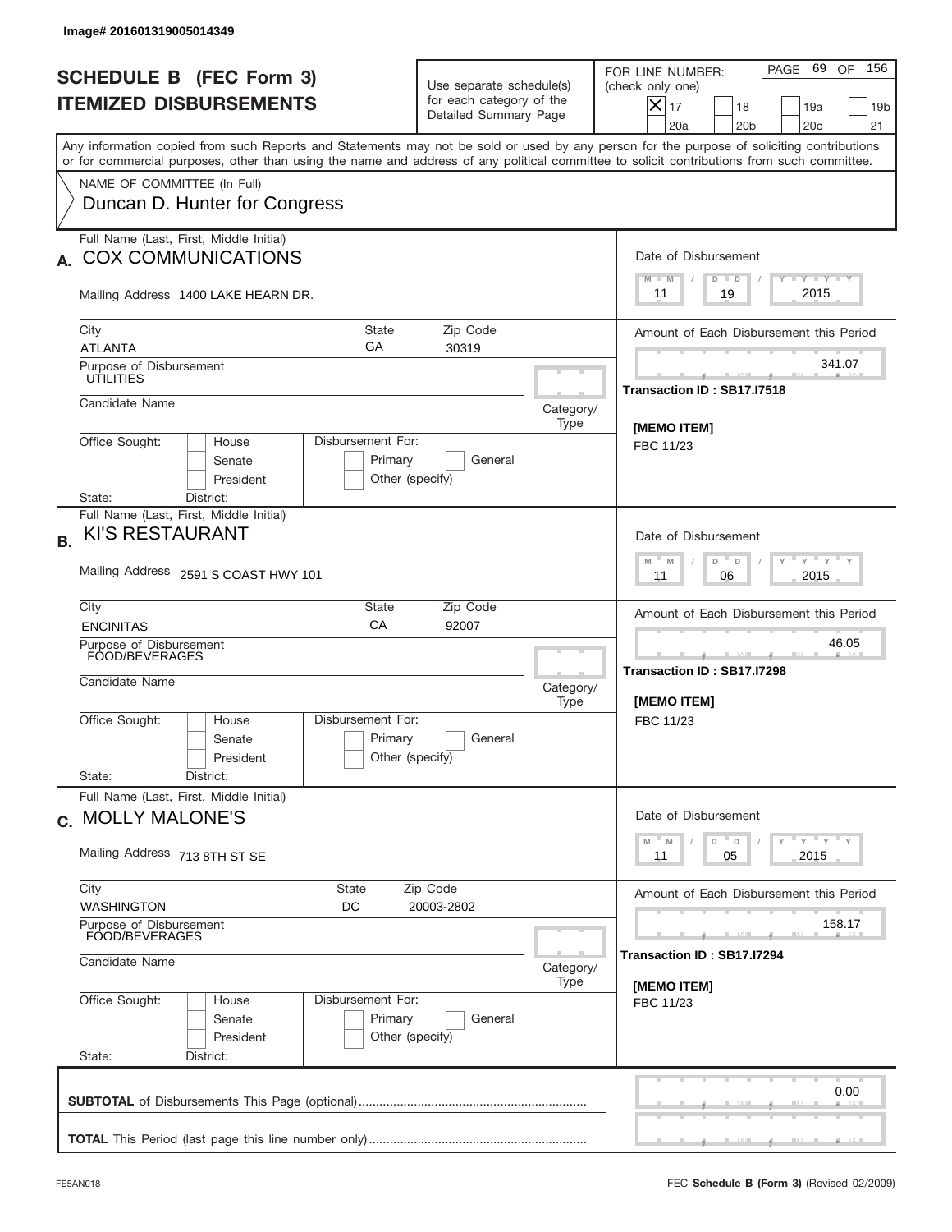Image# 201601319005014349

# SCHEDULE B (FEC Form 3)
# ITEMIZED DISBURSEMENTS

Use separate schedule(s) for each category of the Detailed Summary Page

FOR LINE NUMBER: (check only one)

[X] 17 [ ] 18 [ ] 19a [ ] 19b [ ] 20a [ ] 20b [ ] 20c [ ] 21

PAGE 69 OF 156

Any information copied from such Reports and Statements may not be sold or used by any person for the purpose of soliciting contributions or for commercial purposes, other than using the name and address of any political committee to solicit contributions from such committee.

NAME OF COMMITTEE (In Full)
Duncan D. Hunter for Congress

---

**A.** Full Name (Last, First, Middle Initial): COX COMMUNICATIONS

Mailing Address: 1400 LAKE HEARN DR.

City: ATLANTA | State: GA | Zip Code: 30319

Purpose of Disbursement: UTILITIES

Candidate Name:

Category/Type:

Office Sought: [ ] House [ ] Senate [ ] President

State: District:

Disbursement For: [ ] Primary [ ] General [ ] Other (specify)

Date of Disbursement: 11 / 19 / 2015

Amount of Each Disbursement this Period: 341.07

Transaction ID : SB17.I7518

[MEMO ITEM]
FBC 11/23

---

**B.** Full Name (Last, First, Middle Initial): KI'S RESTAURANT

Mailing Address: 2591 S COAST HWY 101

City: ENCINITAS | State: CA | Zip Code: 92007

Purpose of Disbursement: FOOD/BEVERAGES

Candidate Name:

Category/Type:

Office Sought: [ ] House [ ] Senate [ ] President

State: District:

Disbursement For: [ ] Primary [ ] General [ ] Other (specify)

Date of Disbursement: 11 / 06 / 2015

Amount of Each Disbursement this Period: 46.05

Transaction ID : SB17.I7298

[MEMO ITEM]
FBC 11/23

---

**C.** Full Name (Last, First, Middle Initial): MOLLY MALONE'S

Mailing Address: 713 8TH ST SE

City: WASHINGTON | State: DC | Zip Code: 20003-2802

Purpose of Disbursement: FOOD/BEVERAGES

Candidate Name:

Category/Type:

Office Sought: [ ] House [ ] Senate [ ] President

State: District:

Disbursement For: [ ] Primary [ ] General [ ] Other (specify)

Date of Disbursement: 11 / 05 / 2015

Amount of Each Disbursement this Period: 158.17

Transaction ID : SB17.I7294

[MEMO ITEM]
FBC 11/23

---

**SUBTOTAL** of Disbursements This Page (optional): 0.00

**TOTAL** This Period (last page this line number only):

FE5AN018 — FEC **Schedule B (Form 3)** (Revised 02/2009)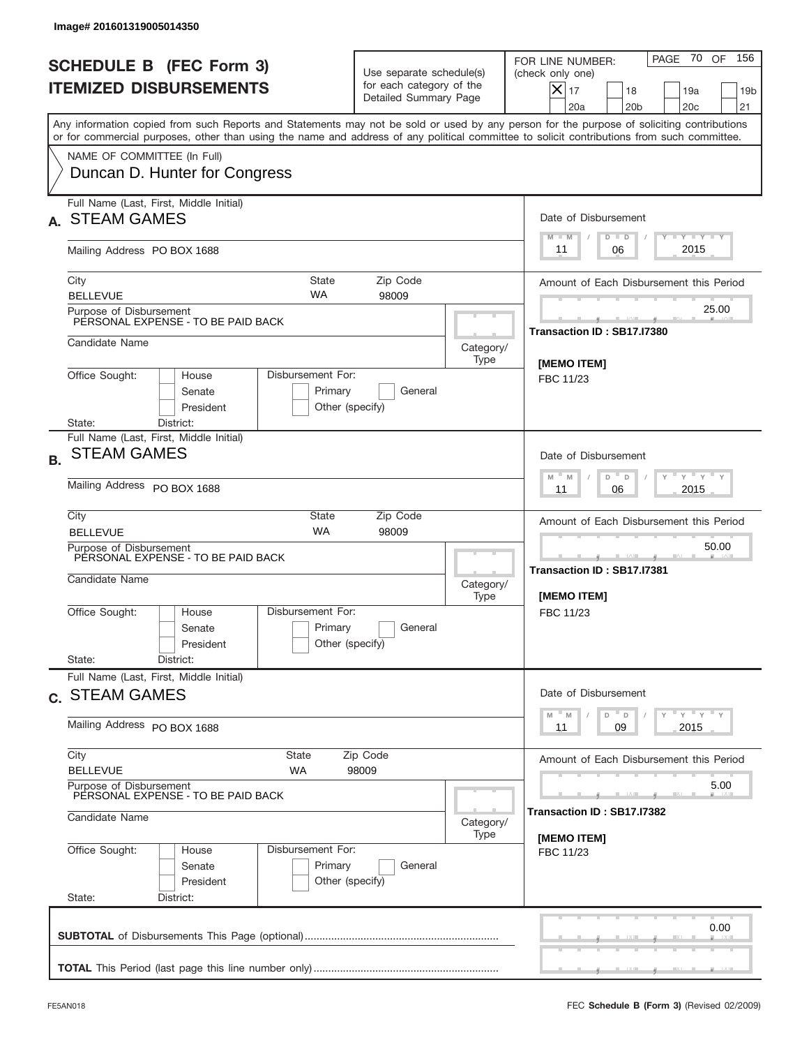Image# 201601319005014350

# SCHEDULE B (FEC Form 3)
# ITEMIZED DISBURSEMENTS

Use separate schedule(s) for each category of the Detailed Summary Page

FOR LINE NUMBER: (check only one)

- [X] 17
- [ ] 18
- [ ] 19a
- [ ] 19b
- [ ] 20a
- [ ] 20b
- [ ] 20c
- [ ] 21

PAGE 70 OF 156

Any information copied from such Reports and Statements may not be sold or used by any person for the purpose of soliciting contributions or for commercial purposes, other than using the name and address of any political committee to solicit contributions from such committee.

NAME OF COMMITTEE (In Full)
Duncan D. Hunter for Congress

## A.

Full Name (Last, First, Middle Initial): STEAM GAMES

Mailing Address: PO BOX 1688

City: BELLEVUE | State: WA | Zip Code: 98009

Purpose of Disbursement: PERSONAL EXPENSE - TO BE PAID BACK

Candidate Name:

Category/Type:

Office Sought: House / Senate / President

Disbursement For: Primary / General / Other (specify)

State: District:

Date of Disbursement: 11 / 06 / 2015

Amount of Each Disbursement this Period: 25.00

Transaction ID : SB17.I7380

[MEMO ITEM]
FBC 11/23

## B.

Full Name (Last, First, Middle Initial): STEAM GAMES

Mailing Address: PO BOX 1688

City: BELLEVUE | State: WA | Zip Code: 98009

Purpose of Disbursement: PERSONAL EXPENSE - TO BE PAID BACK

Candidate Name:

Category/Type:

Office Sought: House / Senate / President

Disbursement For: Primary / General / Other (specify)

State: District:

Date of Disbursement: 11 / 06 / 2015

Amount of Each Disbursement this Period: 50.00

Transaction ID : SB17.I7381

[MEMO ITEM]
FBC 11/23

## C.

Full Name (Last, First, Middle Initial): STEAM GAMES

Mailing Address: PO BOX 1688

City: BELLEVUE | State: WA | Zip Code: 98009

Purpose of Disbursement: PERSONAL EXPENSE - TO BE PAID BACK

Candidate Name:

Category/Type:

Office Sought: House / Senate / President

Disbursement For: Primary / General / Other (specify)

State: District:

Date of Disbursement: 11 / 09 / 2015

Amount of Each Disbursement this Period: 5.00

Transaction ID : SB17.I7382

[MEMO ITEM]
FBC 11/23

**SUBTOTAL** of Disbursements This Page (optional): 0.00

**TOTAL** This Period (last page this line number only):

FE5AN018 — FEC **Schedule B (Form 3)** (Revised 02/2009)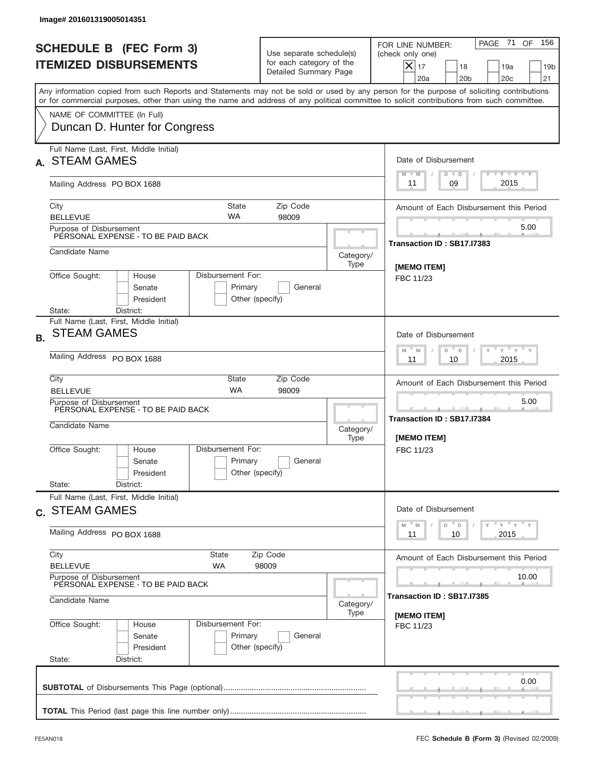Image# 201601319005014351

# SCHEDULE B (FEC Form 3)
## ITEMIZED DISBURSEMENTS

Use separate schedule(s) for each category of the Detailed Summary Page

FOR LINE NUMBER: (check only one)
[X] 17 [ ] 18 [ ] 19a [ ] 19b [ ] 20a [ ] 20b [ ] 20c [ ] 21

PAGE 71 OF 156

Any information copied from such Reports and Statements may not be sold or used by any person for the purpose of soliciting contributions or for commercial purposes, other than using the name and address of any political committee to solicit contributions from such committee.

NAME OF COMMITTEE (In Full)
Duncan D. Hunter for Congress

---

**A.** Full Name (Last, First, Middle Initial): STEAM GAMES

Mailing Address: PO BOX 1688

City: BELLEVUE | State: WA | Zip Code: 98009

Purpose of Disbursement: PERSONAL EXPENSE - TO BE PAID BACK

Candidate Name:

Category/Type:

Office Sought: [ ] House [ ] Senate [ ] President

State: District:

Disbursement For: [ ] Primary [ ] General [ ] Other (specify)

Date of Disbursement: 11 / 09 / 2015

Amount of Each Disbursement this Period: 5.00

Transaction ID : SB17.I7383

[MEMO ITEM]
FBC 11/23

---

**B.** Full Name (Last, First, Middle Initial): STEAM GAMES

Mailing Address: PO BOX 1688

City: BELLEVUE | State: WA | Zip Code: 98009

Purpose of Disbursement: PERSONAL EXPENSE - TO BE PAID BACK

Candidate Name:

Category/Type:

Office Sought: [ ] House [ ] Senate [ ] President

State: District:

Disbursement For: [ ] Primary [ ] General [ ] Other (specify)

Date of Disbursement: 11 / 10 / 2015

Amount of Each Disbursement this Period: 5.00

Transaction ID : SB17.I7384

[MEMO ITEM]
FBC 11/23

---

**C.** Full Name (Last, First, Middle Initial): STEAM GAMES

Mailing Address: PO BOX 1688

City: BELLEVUE | State: WA | Zip Code: 98009

Purpose of Disbursement: PERSONAL EXPENSE - TO BE PAID BACK

Candidate Name:

Category/Type:

Office Sought: [ ] House [ ] Senate [ ] President

State: District:

Disbursement For: [ ] Primary [ ] General [ ] Other (specify)

Date of Disbursement: 11 / 10 / 2015

Amount of Each Disbursement this Period: 10.00

Transaction ID : SB17.I7385

[MEMO ITEM]
FBC 11/23

---

**SUBTOTAL** of Disbursements This Page (optional): 0.00

**TOTAL** This Period (last page this line number only):

FE5AN018 FEC **Schedule B (Form 3)** (Revised 02/2009)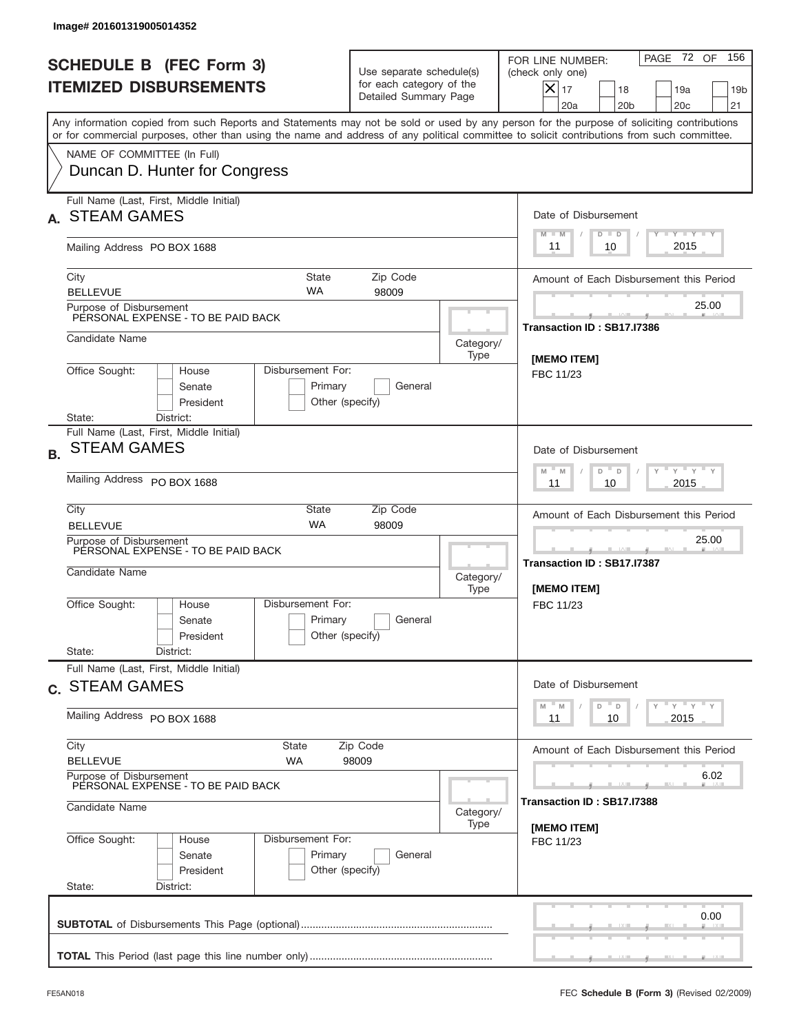Image# 201601319005014352

# SCHEDULE B (FEC Form 3)
## ITEMIZED DISBURSEMENTS

Use separate schedule(s) for each category of the Detailed Summary Page

FOR LINE NUMBER: (check only one)

[X] 17 [ ] 18 [ ] 19a [ ] 19b [ ] 20a [ ] 20b [ ] 20c [ ] 21

PAGE 72 OF 156

Any information copied from such Reports and Statements may not be sold or used by any person for the purpose of soliciting contributions or for commercial purposes, other than using the name and address of any political committee to solicit contributions from such committee.

NAME OF COMMITTEE (In Full)
Duncan D. Hunter for Congress

---

**A.** Full Name (Last, First, Middle Initial): STEAM GAMES

Mailing Address: PO BOX 1688

City: BELLEVUE | State: WA | Zip Code: 98009

Purpose of Disbursement: PERSONAL EXPENSE - TO BE PAID BACK

Candidate Name:

Category/Type:

Office Sought: [ ] House [ ] Senate [ ] President
State: District:

Disbursement For: [ ] Primary [ ] General [ ] Other (specify)

Date of Disbursement: 11/10/2015

Amount of Each Disbursement this Period: 25.00

Transaction ID : SB17.I7386

[MEMO ITEM]
FBC 11/23

---

**B.** Full Name (Last, First, Middle Initial): STEAM GAMES

Mailing Address: PO BOX 1688

City: BELLEVUE | State: WA | Zip Code: 98009

Purpose of Disbursement: PERSONAL EXPENSE - TO BE PAID BACK

Candidate Name:

Category/Type:

Office Sought: [ ] House [ ] Senate [ ] President
State: District:

Disbursement For: [ ] Primary [ ] General [ ] Other (specify)

Date of Disbursement: 11/10/2015

Amount of Each Disbursement this Period: 25.00

Transaction ID : SB17.I7387

[MEMO ITEM]
FBC 11/23

---

**C.** Full Name (Last, First, Middle Initial): STEAM GAMES

Mailing Address: PO BOX 1688

City: BELLEVUE | State: WA | Zip Code: 98009

Purpose of Disbursement: PERSONAL EXPENSE - TO BE PAID BACK

Candidate Name:

Category/Type:

Office Sought: [ ] House [ ] Senate [ ] President
State: District:

Disbursement For: [ ] Primary [ ] General [ ] Other (specify)

Date of Disbursement: 11/10/2015

Amount of Each Disbursement this Period: 6.02

Transaction ID : SB17.I7388

[MEMO ITEM]
FBC 11/23

---

**SUBTOTAL** of Disbursements This Page (optional): 0.00

**TOTAL** This Period (last page this line number only):

FE5AN018 — FEC **Schedule B (Form 3)** (Revised 02/2009)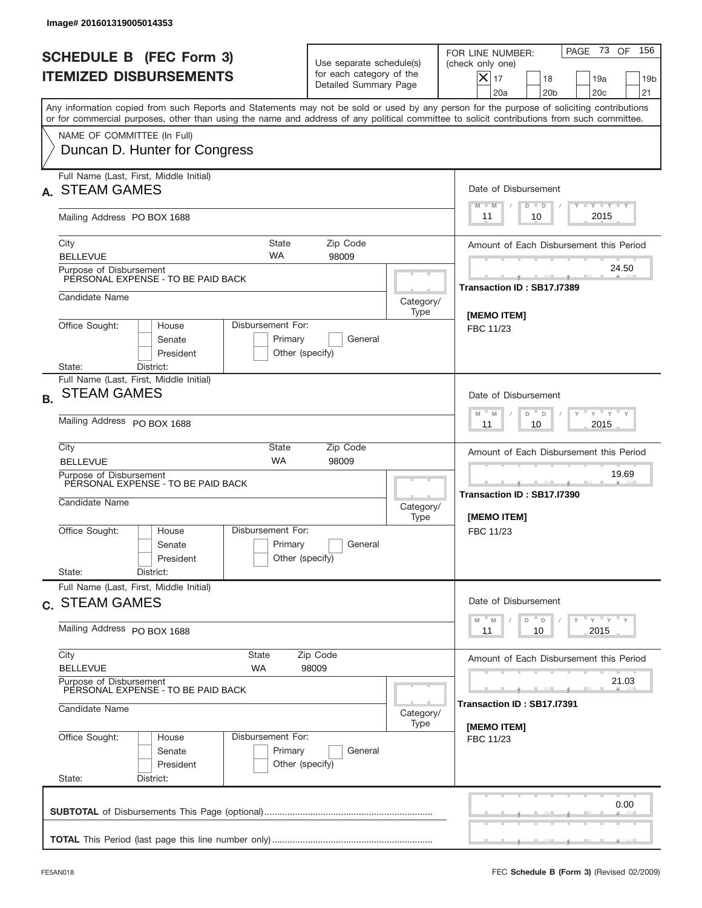Image# 201601319005014353

# SCHEDULE B (FEC Form 3)
# ITEMIZED DISBURSEMENTS

Use separate schedule(s) for each category of the Detailed Summary Page

FOR LINE NUMBER: (check only one)

- [X] 17
- [ ] 18
- [ ] 19a
- [ ] 19b
- [ ] 20a
- [ ] 20b
- [ ] 20c
- [ ] 21

PAGE 73 OF 156

Any information copied from such Reports and Statements may not be sold or used by any person for the purpose of soliciting contributions or for commercial purposes, other than using the name and address of any political committee to solicit contributions from such committee.

NAME OF COMMITTEE (In Full)
Duncan D. Hunter for Congress

---

**A.** Full Name (Last, First, Middle Initial): STEAM GAMES

Mailing Address: PO BOX 1688

City: BELLEVUE | State: WA | Zip Code: 98009

Purpose of Disbursement: PERSONAL EXPENSE - TO BE PAID BACK

Candidate Name:

Category/Type:

Office Sought: [ ] House [ ] Senate [ ] President

State: District:

Disbursement For: [ ] Primary [ ] General [ ] Other (specify)

Date of Disbursement: 11 / 10 / 2015

Amount of Each Disbursement this Period: 24.50

Transaction ID : SB17.I7389

[MEMO ITEM]
FBC 11/23

---

**B.** Full Name (Last, First, Middle Initial): STEAM GAMES

Mailing Address: PO BOX 1688

City: BELLEVUE | State: WA | Zip Code: 98009

Purpose of Disbursement: PERSONAL EXPENSE - TO BE PAID BACK

Candidate Name:

Category/Type:

Office Sought: [ ] House [ ] Senate [ ] President

State: District:

Disbursement For: [ ] Primary [ ] General [ ] Other (specify)

Date of Disbursement: 11 / 10 / 2015

Amount of Each Disbursement this Period: 19.69

Transaction ID : SB17.I7390

[MEMO ITEM]
FBC 11/23

---

**C.** Full Name (Last, First, Middle Initial): STEAM GAMES

Mailing Address: PO BOX 1688

City: BELLEVUE | State: WA | Zip Code: 98009

Purpose of Disbursement: PERSONAL EXPENSE - TO BE PAID BACK

Candidate Name:

Category/Type:

Office Sought: [ ] House [ ] Senate [ ] President

State: District:

Disbursement For: [ ] Primary [ ] General [ ] Other (specify)

Date of Disbursement: 11 / 10 / 2015

Amount of Each Disbursement this Period: 21.03

Transaction ID : SB17.I7391

[MEMO ITEM]
FBC 11/23

---

**SUBTOTAL** of Disbursements This Page (optional): 0.00

**TOTAL** This Period (last page this line number only):

FE5AN018 FEC **Schedule B (Form 3)** (Revised 02/2009)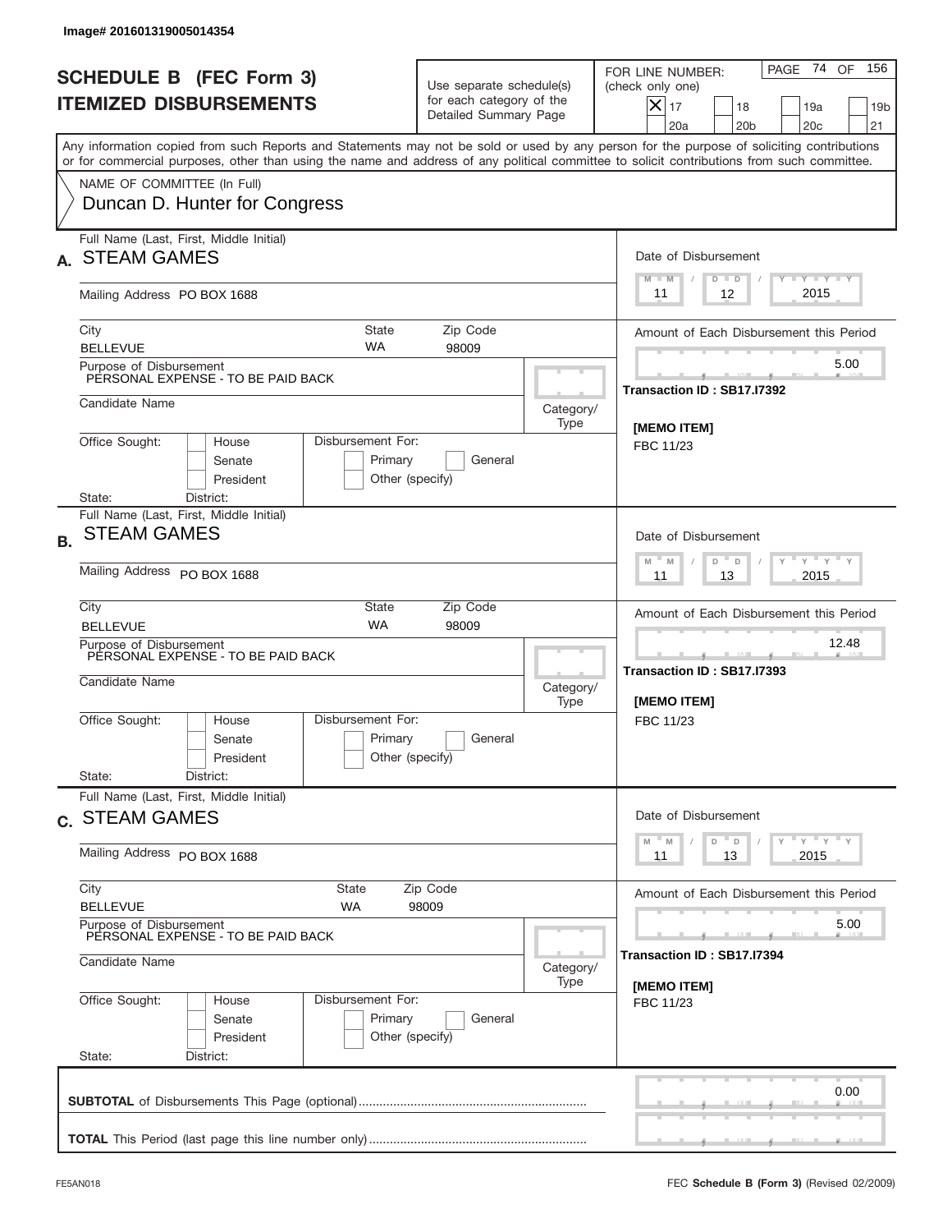Image# 201601319005014354

# SCHEDULE B (FEC Form 3)
## ITEMIZED DISBURSEMENTS

Use separate schedule(s) for each category of the Detailed Summary Page

FOR LINE NUMBER: (check only one)

- [X] 17
- [ ] 18
- [ ] 19a
- [ ] 19b
- [ ] 20a
- [ ] 20b
- [ ] 20c
- [ ] 21

Any information copied from such Reports and Statements may not be sold or used by any person for the purpose of soliciting contributions or for commercial purposes, other than using the name and address of any political committee to solicit contributions from such committee.

NAME OF COMMITTEE (In Full)
Duncan D. Hunter for Congress

---

**A.** Full Name (Last, First, Middle Initial): STEAM GAMES

Mailing Address: PO BOX 1688

City: BELLEVUE | State: WA | Zip Code: 98009

Purpose of Disbursement: PERSONAL EXPENSE - TO BE PAID BACK

Candidate Name:

Category/Type:

Office Sought: [ ] House [ ] Senate [ ] President

Disbursement For: [ ] Primary [ ] General [ ] Other (specify)

State: District:

Date of Disbursement: 11 / 12 / 2015

Amount of Each Disbursement this Period: 5.00

Transaction ID : SB17.I7392

[MEMO ITEM]
FBC 11/23

---

**B.** Full Name (Last, First, Middle Initial): STEAM GAMES

Mailing Address: PO BOX 1688

City: BELLEVUE | State: WA | Zip Code: 98009

Purpose of Disbursement: PERSONAL EXPENSE - TO BE PAID BACK

Candidate Name:

Category/Type:

Office Sought: [ ] House [ ] Senate [ ] President

Disbursement For: [ ] Primary [ ] General [ ] Other (specify)

State: District:

Date of Disbursement: 11 / 13 / 2015

Amount of Each Disbursement this Period: 12.48

Transaction ID : SB17.I7393

[MEMO ITEM]
FBC 11/23

---

**C.** Full Name (Last, First, Middle Initial): STEAM GAMES

Mailing Address: PO BOX 1688

City: BELLEVUE | State: WA | Zip Code: 98009

Purpose of Disbursement: PERSONAL EXPENSE - TO BE PAID BACK

Candidate Name:

Category/Type:

Office Sought: [ ] House [ ] Senate [ ] President

Disbursement For: [ ] Primary [ ] General [ ] Other (specify)

State: District:

Date of Disbursement: 11 / 13 / 2015

Amount of Each Disbursement this Period: 5.00

Transaction ID : SB17.I7394

[MEMO ITEM]
FBC 11/23

---

**SUBTOTAL** of Disbursements This Page (optional): 0.00

**TOTAL** This Period (last page this line number only):

FE5AN018

FEC **Schedule B (Form 3)** (Revised 02/2009)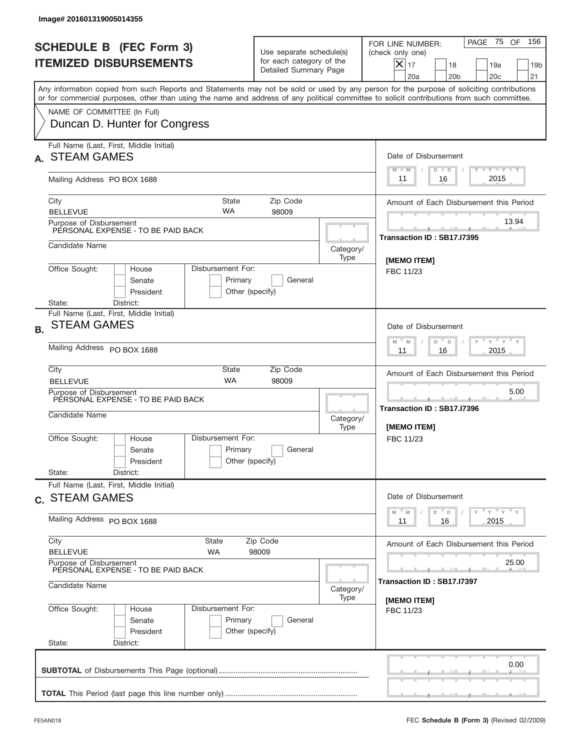Image# 201601319005014355

# SCHEDULE B (FEC Form 3)
## ITEMIZED DISBURSEMENTS

Use separate schedule(s) for each category of the Detailed Summary Page

FOR LINE NUMBER: (check only one)

- [X] 17
- [ ] 18
- [ ] 19a
- [ ] 19b
- [ ] 20a
- [ ] 20b
- [ ] 20c
- [ ] 21

PAGE 75 OF 156

Any information copied from such Reports and Statements may not be sold or used by any person for the purpose of soliciting contributions or for commercial purposes, other than using the name and address of any political committee to solicit contributions from such committee.

NAME OF COMMITTEE (In Full)
Duncan D. Hunter for Congress

---

**A.** Full Name (Last, First, Middle Initial): STEAM GAMES

Mailing Address: PO BOX 1688

City: BELLEVUE | State: WA | Zip Code: 98009

Purpose of Disbursement: PERSONAL EXPENSE - TO BE PAID BACK

Candidate Name:

Category/Type:

Office Sought: House / Senate / President

Disbursement For: Primary / General / Other (specify)

State: District:

Date of Disbursement: 11 / 16 / 2015

Amount of Each Disbursement this Period: 13.94

Transaction ID : SB17.I7395

[MEMO ITEM]
FBC 11/23

---

**B.** Full Name (Last, First, Middle Initial): STEAM GAMES

Mailing Address: PO BOX 1688

City: BELLEVUE | State: WA | Zip Code: 98009

Purpose of Disbursement: PERSONAL EXPENSE - TO BE PAID BACK

Candidate Name:

Category/Type:

Office Sought: House / Senate / President

Disbursement For: Primary / General / Other (specify)

State: District:

Date of Disbursement: 11 / 16 / 2015

Amount of Each Disbursement this Period: 5.00

Transaction ID : SB17.I7396

[MEMO ITEM]
FBC 11/23

---

**C.** Full Name (Last, First, Middle Initial): STEAM GAMES

Mailing Address: PO BOX 1688

City: BELLEVUE | State: WA | Zip Code: 98009

Purpose of Disbursement: PERSONAL EXPENSE - TO BE PAID BACK

Candidate Name:

Category/Type:

Office Sought: House / Senate / President

Disbursement For: Primary / General / Other (specify)

State: District:

Date of Disbursement: 11 / 16 / 2015

Amount of Each Disbursement this Period: 25.00

Transaction ID : SB17.I7397

[MEMO ITEM]
FBC 11/23

---

**SUBTOTAL** of Disbursements This Page (optional): 0.00

**TOTAL** This Period (last page this line number only):

FE5AN018 — FEC **Schedule B (Form 3)** (Revised 02/2009)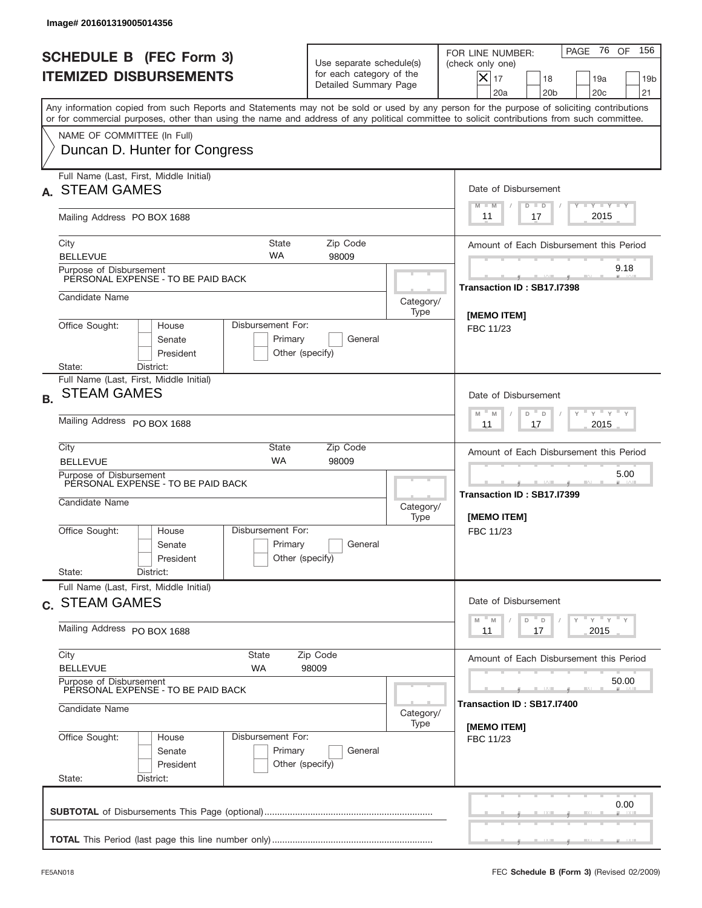Image# 201601319005014356

# SCHEDULE B (FEC Form 3)
## ITEMIZED DISBURSEMENTS

Use separate schedule(s) for each category of the Detailed Summary Page

FOR LINE NUMBER: (check only one)

[X] 17 [ ] 18 [ ] 19a [ ] 19b [ ] 20a [ ] 20b [ ] 20c [ ] 21

Any information copied from such Reports and Statements may not be sold or used by any person for the purpose of soliciting contributions or for commercial purposes, other than using the name and address of any political committee to solicit contributions from such committee.

NAME OF COMMITTEE (In Full)
Duncan D. Hunter for Congress

---

**A.** Full Name (Last, First, Middle Initial): STEAM GAMES

Mailing Address: PO BOX 1688

City: BELLEVUE | State: WA | Zip Code: 98009

Purpose of Disbursement: PERSONAL EXPENSE - TO BE PAID BACK

Candidate Name:

Category/Type:

Office Sought: [ ] House [ ] Senate [ ] President

Disbursement For: [ ] Primary [ ] General [ ] Other (specify)

State: District:

Date of Disbursement: 11 / 17 / 2015

Amount of Each Disbursement this Period: 9.18

Transaction ID : SB17.I7398

[MEMO ITEM]
FBC 11/23

---

**B.** Full Name (Last, First, Middle Initial): STEAM GAMES

Mailing Address: PO BOX 1688

City: BELLEVUE | State: WA | Zip Code: 98009

Purpose of Disbursement: PERSONAL EXPENSE - TO BE PAID BACK

Candidate Name:

Category/Type:

Office Sought: [ ] House [ ] Senate [ ] President

Disbursement For: [ ] Primary [ ] General [ ] Other (specify)

State: District:

Date of Disbursement: 11 / 17 / 2015

Amount of Each Disbursement this Period: 5.00

Transaction ID : SB17.I7399

[MEMO ITEM]
FBC 11/23

---

**C.** Full Name (Last, First, Middle Initial): STEAM GAMES

Mailing Address: PO BOX 1688

City: BELLEVUE | State: WA | Zip Code: 98009

Purpose of Disbursement: PERSONAL EXPENSE - TO BE PAID BACK

Candidate Name:

Category/Type:

Office Sought: [ ] House [ ] Senate [ ] President

Disbursement For: [ ] Primary [ ] General [ ] Other (specify)

State: District:

Date of Disbursement: 11 / 17 / 2015

Amount of Each Disbursement this Period: 50.00

Transaction ID : SB17.I7400

[MEMO ITEM]
FBC 11/23

---

**SUBTOTAL** of Disbursements This Page (optional): 0.00

**TOTAL** This Period (last page this line number only):

FE5AN018 — FEC **Schedule B (Form 3)** (Revised 02/2009)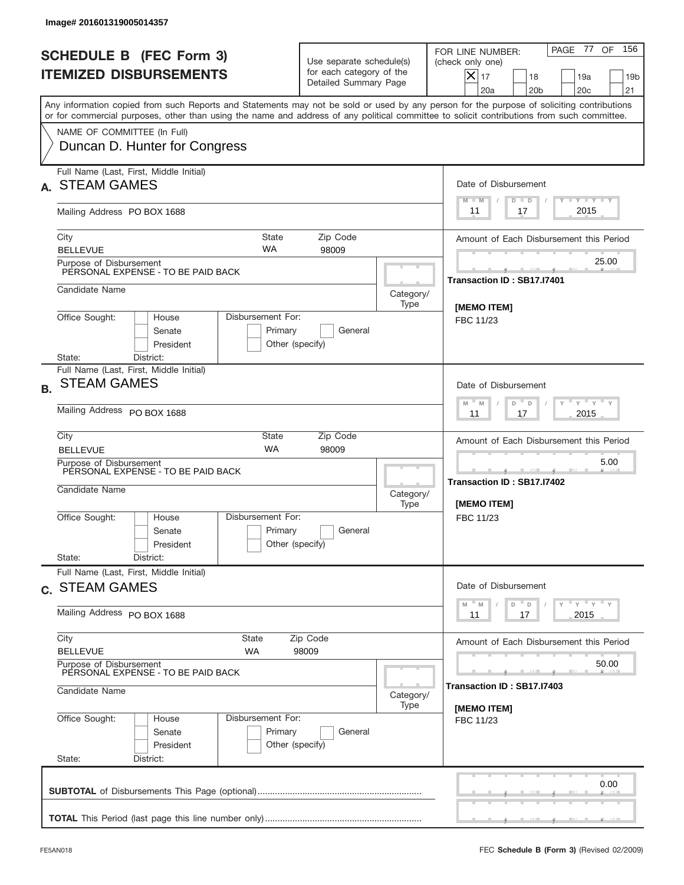Image# 201601319005014357

# SCHEDULE B (FEC Form 3)
## ITEMIZED DISBURSEMENTS

Use separate schedule(s) for each category of the Detailed Summary Page

FOR LINE NUMBER: (check only one)

- [x] 17
- [ ] 18
- [ ] 19a
- [ ] 19b
- [ ] 20a
- [ ] 20b
- [ ] 20c
- [ ] 21

Any information copied from such Reports and Statements may not be sold or used by any person for the purpose of soliciting contributions or for commercial purposes, other than using the name and address of any political committee to solicit contributions from such committee.

NAME OF COMMITTEE (In Full)
Duncan D. Hunter for Congress

---

**A.** Full Name (Last, First, Middle Initial): STEAM GAMES

Mailing Address: PO BOX 1688

City: BELLEVUE | State: WA | Zip Code: 98009

Purpose of Disbursement: PERSONAL EXPENSE - TO BE PAID BACK

Candidate Name:

Category/Type:

Office Sought: House / Senate / President

State: District:

Disbursement For: Primary / General / Other (specify)

Date of Disbursement: 11 / 17 / 2015

Amount of Each Disbursement this Period: 25.00

Transaction ID : SB17.I7401

[MEMO ITEM]
FBC 11/23

---

**B.** Full Name (Last, First, Middle Initial): STEAM GAMES

Mailing Address: PO BOX 1688

City: BELLEVUE | State: WA | Zip Code: 98009

Purpose of Disbursement: PERSONAL EXPENSE - TO BE PAID BACK

Candidate Name:

Category/Type:

Office Sought: House / Senate / President

State: District:

Disbursement For: Primary / General / Other (specify)

Date of Disbursement: 11 / 17 / 2015

Amount of Each Disbursement this Period: 5.00

Transaction ID : SB17.I7402

[MEMO ITEM]
FBC 11/23

---

**C.** Full Name (Last, First, Middle Initial): STEAM GAMES

Mailing Address: PO BOX 1688

City: BELLEVUE | State: WA | Zip Code: 98009

Purpose of Disbursement: PERSONAL EXPENSE - TO BE PAID BACK

Candidate Name:

Category/Type:

Office Sought: House / Senate / President

State: District:

Disbursement For: Primary / General / Other (specify)

Date of Disbursement: 11 / 17 / 2015

Amount of Each Disbursement this Period: 50.00

Transaction ID : SB17.I7403

[MEMO ITEM]
FBC 11/23

---

**SUBTOTAL** of Disbursements This Page (optional): 0.00

**TOTAL** This Period (last page this line number only):

FE5AN018 — FEC **Schedule B (Form 3)** (Revised 02/2009)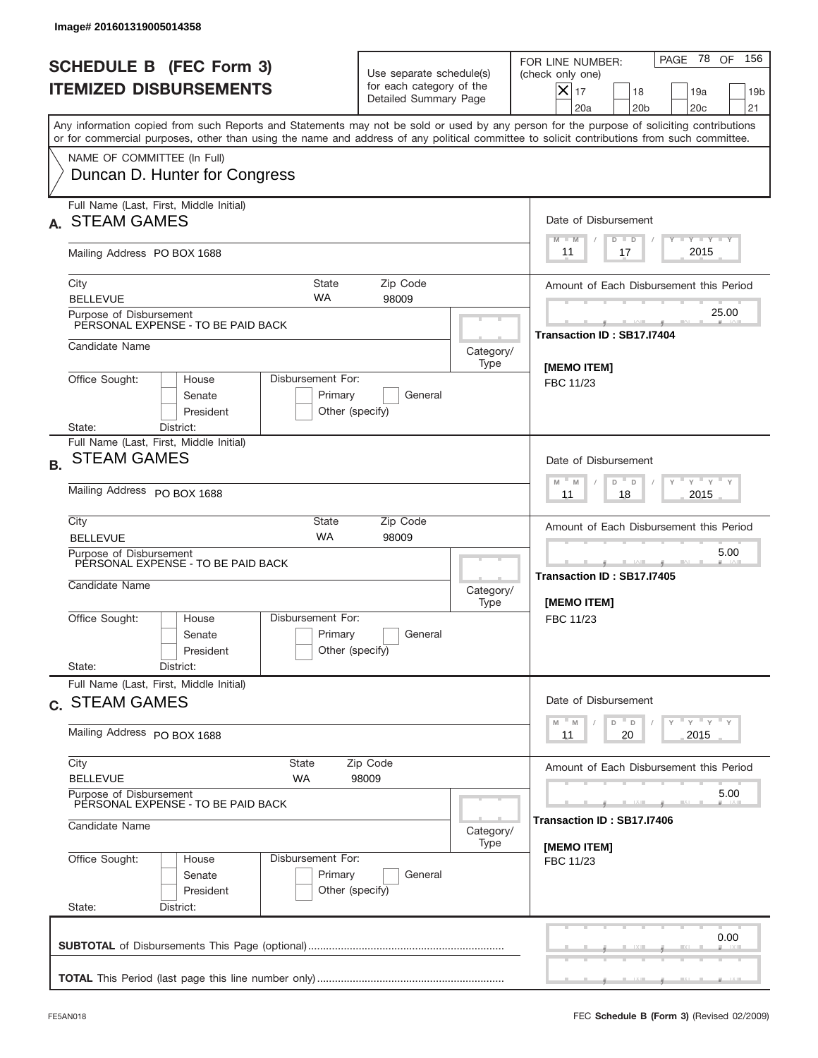Image# 201601319005014358

# SCHEDULE B (FEC Form 3)
## ITEMIZED DISBURSEMENTS

Use separate schedule(s) for each category of the Detailed Summary Page

FOR LINE NUMBER: (check only one)

- [X] 17
- [ ] 18
- [ ] 19a
- [ ] 19b
- [ ] 20a
- [ ] 20b
- [ ] 20c
- [ ] 21

PAGE 78 OF 156

Any information copied from such Reports and Statements may not be sold or used by any person for the purpose of soliciting contributions or for commercial purposes, other than using the name and address of any political committee to solicit contributions from such committee.

NAME OF COMMITTEE (In Full)
Duncan D. Hunter for Congress

---

**A.** Full Name (Last, First, Middle Initial): STEAM GAMES

Mailing Address: PO BOX 1688

City: BELLEVUE | State: WA | Zip Code: 98009

Purpose of Disbursement: PERSONAL EXPENSE - TO BE PAID BACK

Candidate Name:

Category/Type:

Office Sought: [ ] House [ ] Senate [ ] President

Disbursement For: [ ] Primary [ ] General [ ] Other (specify)

State: District:

Date of Disbursement: 11 / 17 / 2015

Amount of Each Disbursement this Period: 25.00

Transaction ID : SB17.I7404

[MEMO ITEM]
FBC 11/23

---

**B.** Full Name (Last, First, Middle Initial): STEAM GAMES

Mailing Address: PO BOX 1688

City: BELLEVUE | State: WA | Zip Code: 98009

Purpose of Disbursement: PERSONAL EXPENSE - TO BE PAID BACK

Candidate Name:

Category/Type:

Office Sought: [ ] House [ ] Senate [ ] President

Disbursement For: [ ] Primary [ ] General [ ] Other (specify)

State: District:

Date of Disbursement: 11 / 18 / 2015

Amount of Each Disbursement this Period: 5.00

Transaction ID : SB17.I7405

[MEMO ITEM]
FBC 11/23

---

**C.** Full Name (Last, First, Middle Initial): STEAM GAMES

Mailing Address: PO BOX 1688

City: BELLEVUE | State: WA | Zip Code: 98009

Purpose of Disbursement: PERSONAL EXPENSE - TO BE PAID BACK

Candidate Name:

Category/Type:

Office Sought: [ ] House [ ] Senate [ ] President

Disbursement For: [ ] Primary [ ] General [ ] Other (specify)

State: District:

Date of Disbursement: 11 / 20 / 2015

Amount of Each Disbursement this Period: 5.00

Transaction ID : SB17.I7406

[MEMO ITEM]
FBC 11/23

---

**SUBTOTAL** of Disbursements This Page (optional): 0.00

**TOTAL** This Period (last page this line number only):

FE5AN018

FEC **Schedule B (Form 3)** (Revised 02/2009)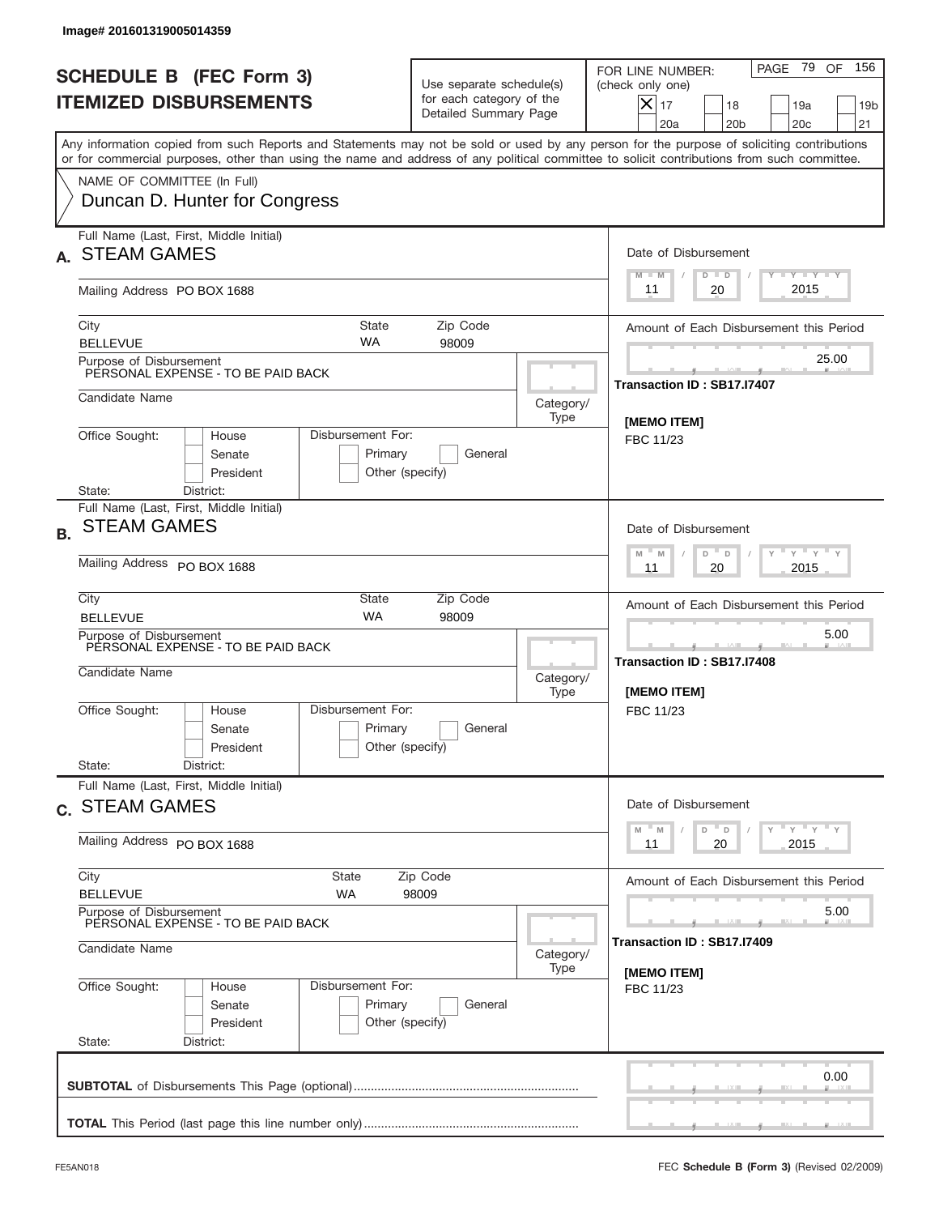Image# 201601319005014359

# SCHEDULE B (FEC Form 3)
# ITEMIZED DISBURSEMENTS

Use separate schedule(s) for each category of the Detailed Summary Page

FOR LINE NUMBER: (check only one)

- [X] 17
- [ ] 18
- [ ] 19a
- [ ] 19b
- [ ] 20a
- [ ] 20b
- [ ] 20c
- [ ] 21

PAGE 79 OF 156

Any information copied from such Reports and Statements may not be sold or used by any person for the purpose of soliciting contributions or for commercial purposes, other than using the name and address of any political committee to solicit contributions from such committee.

NAME OF COMMITTEE (In Full)
Duncan D. Hunter for Congress

---

## A.

Full Name (Last, First, Middle Initial): STEAM GAMES

Mailing Address: PO BOX 1688

City: BELLEVUE | State: WA | Zip Code: 98009

Purpose of Disbursement: PERSONAL EXPENSE - TO BE PAID BACK

Candidate Name:

Category/Type:

Office Sought: [ ] House [ ] Senate [ ] President

Disbursement For: [ ] Primary [ ] General [ ] Other (specify)

State: District:

Date of Disbursement: 11 / 20 / 2015

Amount of Each Disbursement this Period: 25.00

Transaction ID : SB17.I7407

[MEMO ITEM]
FBC 11/23

---

## B.

Full Name (Last, First, Middle Initial): STEAM GAMES

Mailing Address: PO BOX 1688

City: BELLEVUE | State: WA | Zip Code: 98009

Purpose of Disbursement: PERSONAL EXPENSE - TO BE PAID BACK

Candidate Name:

Category/Type:

Office Sought: [ ] House [ ] Senate [ ] President

Disbursement For: [ ] Primary [ ] General [ ] Other (specify)

State: District:

Date of Disbursement: 11 / 20 / 2015

Amount of Each Disbursement this Period: 5.00

Transaction ID : SB17.I7408

[MEMO ITEM]
FBC 11/23

---

## C.

Full Name (Last, First, Middle Initial): STEAM GAMES

Mailing Address: PO BOX 1688

City: BELLEVUE | State: WA | Zip Code: 98009

Purpose of Disbursement: PERSONAL EXPENSE - TO BE PAID BACK

Candidate Name:

Category/Type:

Office Sought: [ ] House [ ] Senate [ ] President

Disbursement For: [ ] Primary [ ] General [ ] Other (specify)

State: District:

Date of Disbursement: 11 / 20 / 2015

Amount of Each Disbursement this Period: 5.00

Transaction ID : SB17.I7409

[MEMO ITEM]
FBC 11/23

---

**SUBTOTAL** of Disbursements This Page (optional): 0.00

**TOTAL** This Period (last page this line number only):

FE5AN018 — FEC **Schedule B (Form 3)** (Revised 02/2009)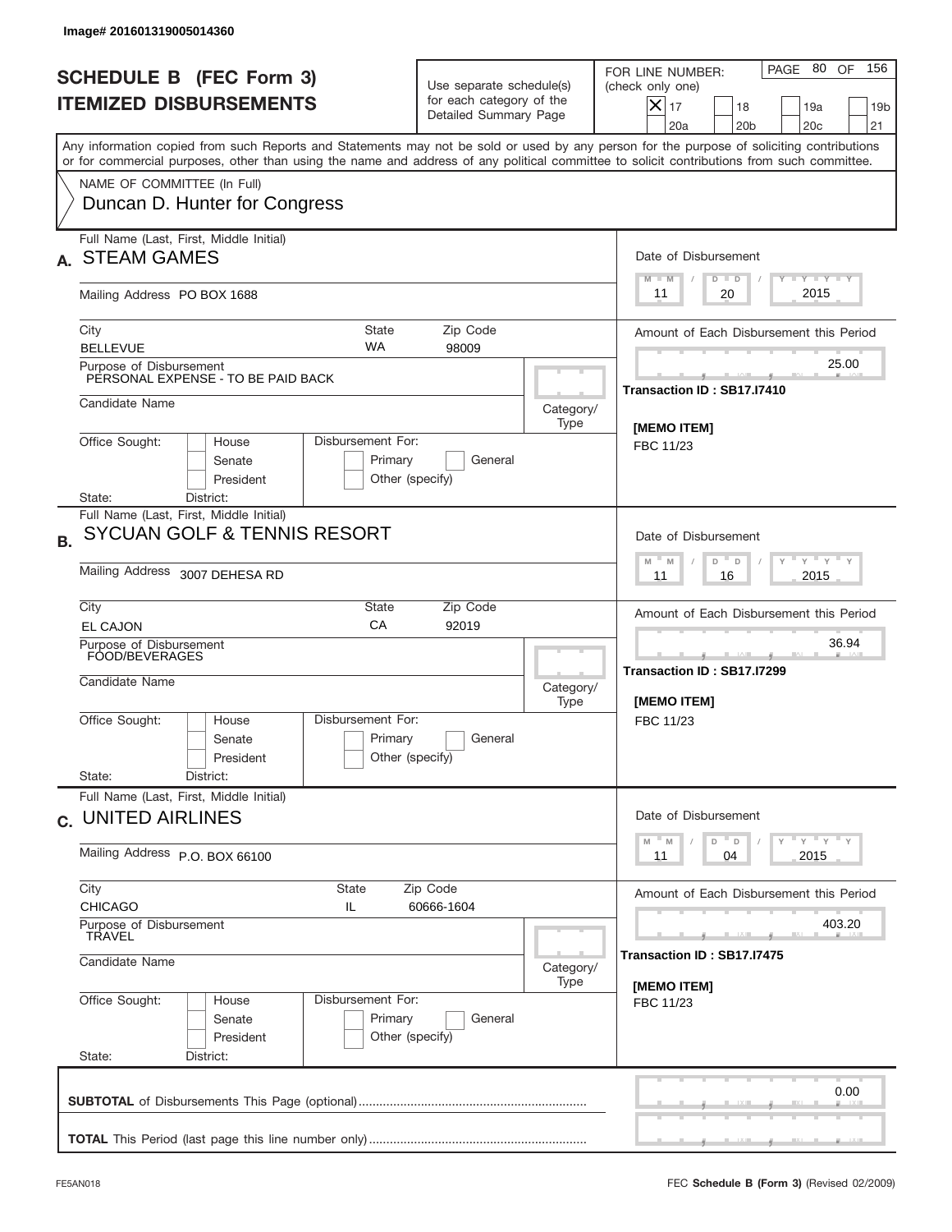Image# 201601319005014360

# SCHEDULE B (FEC Form 3)
## ITEMIZED DISBURSEMENTS

Use separate schedule(s) for each category of the Detailed Summary Page

FOR LINE NUMBER: (check only one)

- [x] 17
- [ ] 18
- [ ] 19a
- [ ] 19b
- [ ] 20a
- [ ] 20b
- [ ] 20c
- [ ] 21

PAGE 80 OF 156

Any information copied from such Reports and Statements may not be sold or used by any person for the purpose of soliciting contributions or for commercial purposes, other than using the name and address of any political committee to solicit contributions from such committee.

NAME OF COMMITTEE (In Full)
Duncan D. Hunter for Congress

---

**A.** Full Name (Last, First, Middle Initial): **STEAM GAMES**

Mailing Address: PO BOX 1688

City: BELLEVUE | State: WA | Zip Code: 98009

Purpose of Disbursement: PERSONAL EXPENSE - TO BE PAID BACK

Candidate Name:

Category/Type:

Office Sought: House / Senate / President

Disbursement For: Primary / General / Other (specify)

State: District:

Date of Disbursement: 11 / 20 / 2015

Amount of Each Disbursement this Period: 25.00

Transaction ID : SB17.I7410

[MEMO ITEM]
FBC 11/23

---

**B.** Full Name (Last, First, Middle Initial): **SYCUAN GOLF & TENNIS RESORT**

Mailing Address: 3007 DEHESA RD

City: EL CAJON | State: CA | Zip Code: 92019

Purpose of Disbursement: FOOD/BEVERAGES

Candidate Name:

Category/Type:

Office Sought: House / Senate / President

Disbursement For: Primary / General / Other (specify)

State: District:

Date of Disbursement: 11 / 16 / 2015

Amount of Each Disbursement this Period: 36.94

Transaction ID : SB17.I7299

[MEMO ITEM]
FBC 11/23

---

**C.** Full Name (Last, First, Middle Initial): **UNITED AIRLINES**

Mailing Address: P.O. BOX 66100

City: CHICAGO | State: IL | Zip Code: 60666-1604

Purpose of Disbursement: TRAVEL

Candidate Name:

Category/Type:

Office Sought: House / Senate / President

Disbursement For: Primary / General / Other (specify)

State: District:

Date of Disbursement: 11 / 04 / 2015

Amount of Each Disbursement this Period: 403.20

Transaction ID : SB17.I7475

[MEMO ITEM]
FBC 11/23

---

**SUBTOTAL** of Disbursements This Page (optional): 0.00

**TOTAL** This Period (last page this line number only):

FE5AN018 FEC **Schedule B (Form 3)** (Revised 02/2009)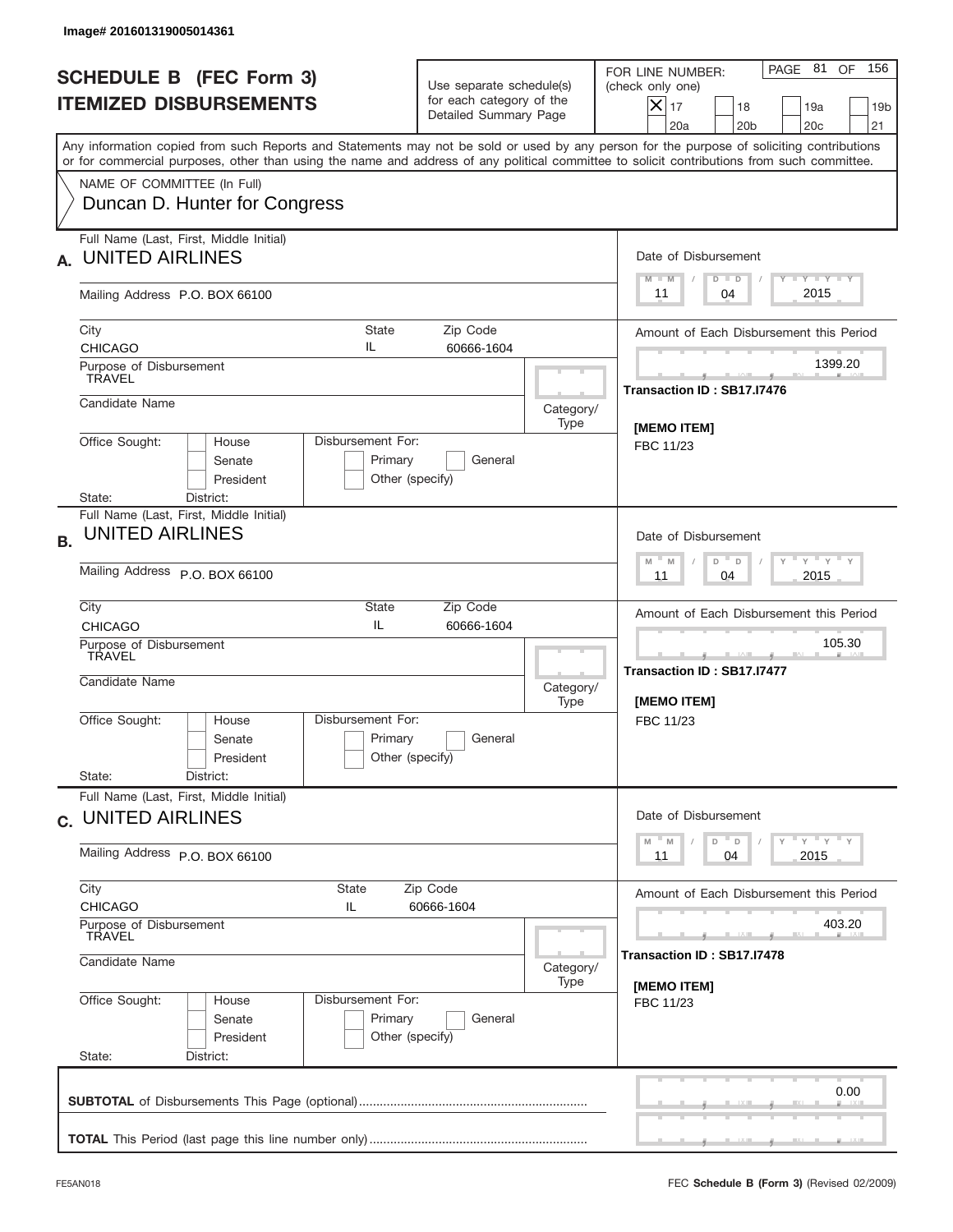Image# 201601319005014361

# SCHEDULE B (FEC Form 3)
## ITEMIZED DISBURSEMENTS

Use separate schedule(s) for each category of the Detailed Summary Page

FOR LINE NUMBER: (check only one)

- [x] 17
- [ ] 18
- [ ] 19a
- [ ] 19b
- [ ] 20a
- [ ] 20b
- [ ] 20c
- [ ] 21

PAGE 81 OF 156

Any information copied from such Reports and Statements may not be sold or used by any person for the purpose of soliciting contributions or for commercial purposes, other than using the name and address of any political committee to solicit contributions from such committee.

NAME OF COMMITTEE (In Full)
Duncan D. Hunter for Congress

---

**A.** Full Name (Last, First, Middle Initial): UNITED AIRLINES

Mailing Address: P.O. BOX 66100

City: CHICAGO | State: IL | Zip Code: 60666-1604

Purpose of Disbursement: TRAVEL

Candidate Name:

Category/Type:

Office Sought: House / Senate / President

Disbursement For: Primary / General / Other (specify)

State: District:

Date of Disbursement: 11 / 04 / 2015

Amount of Each Disbursement this Period: 1399.20

Transaction ID : SB17.I7476

[MEMO ITEM]
FBC 11/23

---

**B.** Full Name (Last, First, Middle Initial): UNITED AIRLINES

Mailing Address: P.O. BOX 66100

City: CHICAGO | State: IL | Zip Code: 60666-1604

Purpose of Disbursement: TRAVEL

Candidate Name:

Category/Type:

Office Sought: House / Senate / President

Disbursement For: Primary / General / Other (specify)

State: District:

Date of Disbursement: 11 / 04 / 2015

Amount of Each Disbursement this Period: 105.30

Transaction ID : SB17.I7477

[MEMO ITEM]
FBC 11/23

---

**C.** Full Name (Last, First, Middle Initial): UNITED AIRLINES

Mailing Address: P.O. BOX 66100

City: CHICAGO | State: IL | Zip Code: 60666-1604

Purpose of Disbursement: TRAVEL

Candidate Name:

Category/Type:

Office Sought: House / Senate / President

Disbursement For: Primary / General / Other (specify)

State: District:

Date of Disbursement: 11 / 04 / 2015

Amount of Each Disbursement this Period: 403.20

Transaction ID : SB17.I7478

[MEMO ITEM]
FBC 11/23

---

**SUBTOTAL** of Disbursements This Page (optional) ........ 0.00

**TOTAL** This Period (last page this line number only) ........

FE5AN018 — FEC **Schedule B (Form 3)** (Revised 02/2009)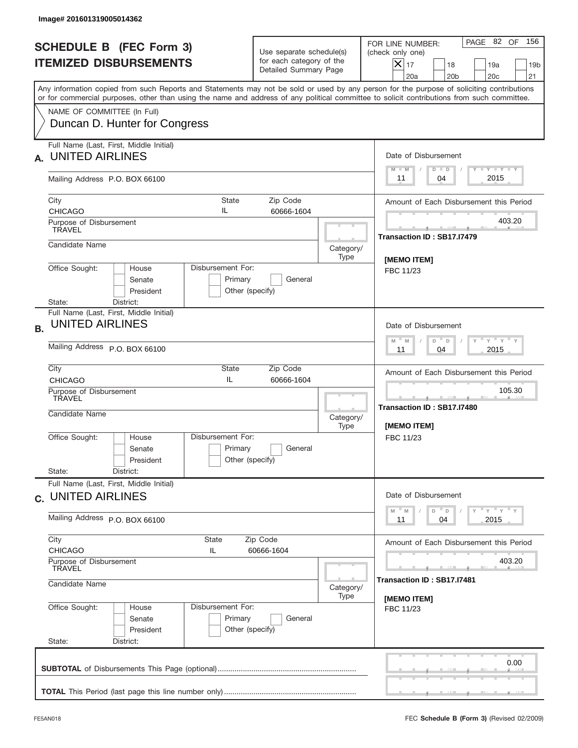Image# 201601319005014362

# SCHEDULE B (FEC Form 3)
## ITEMIZED DISBURSEMENTS

Use separate schedule(s) for each category of the Detailed Summary Page

FOR LINE NUMBER: (check only one)

- [x] 17
- [ ] 18
- [ ] 19a
- [ ] 19b
- [ ] 20a
- [ ] 20b
- [ ] 20c
- [ ] 21

Any information copied from such Reports and Statements may not be sold or used by any person for the purpose of soliciting contributions or for commercial purposes, other than using the name and address of any political committee to solicit contributions from such committee.

NAME OF COMMITTEE (In Full)
Duncan D. Hunter for Congress

---

**A.** Full Name (Last, First, Middle Initial): UNITED AIRLINES

Mailing Address: P.O. BOX 66100

City: CHICAGO | State: IL | Zip Code: 60666-1604

Purpose of Disbursement: TRAVEL

Candidate Name:

Category/Type:

Office Sought: [ ] House [ ] Senate [ ] President

State: District:

Disbursement For: [ ] Primary [ ] General [ ] Other (specify)

Date of Disbursement: 11 / 04 / 2015

Amount of Each Disbursement this Period: 403.20

Transaction ID : SB17.I7479

[MEMO ITEM]
FBC 11/23

---

**B.** Full Name (Last, First, Middle Initial): UNITED AIRLINES

Mailing Address: P.O. BOX 66100

City: CHICAGO | State: IL | Zip Code: 60666-1604

Purpose of Disbursement: TRAVEL

Candidate Name:

Category/Type:

Office Sought: [ ] House [ ] Senate [ ] President

State: District:

Disbursement For: [ ] Primary [ ] General [ ] Other (specify)

Date of Disbursement: 11 / 04 / 2015

Amount of Each Disbursement this Period: 105.30

Transaction ID : SB17.I7480

[MEMO ITEM]
FBC 11/23

---

**C.** Full Name (Last, First, Middle Initial): UNITED AIRLINES

Mailing Address: P.O. BOX 66100

City: CHICAGO | State: IL | Zip Code: 60666-1604

Purpose of Disbursement: TRAVEL

Candidate Name:

Category/Type:

Office Sought: [ ] House [ ] Senate [ ] President

State: District:

Disbursement For: [ ] Primary [ ] General [ ] Other (specify)

Date of Disbursement: 11 / 04 / 2015

Amount of Each Disbursement this Period: 403.20

Transaction ID : SB17.I7481

[MEMO ITEM]
FBC 11/23

---

**SUBTOTAL** of Disbursements This Page (optional): 0.00

**TOTAL** This Period (last page this line number only):

FE5AN018 — FEC **Schedule B (Form 3)** (Revised 02/2009)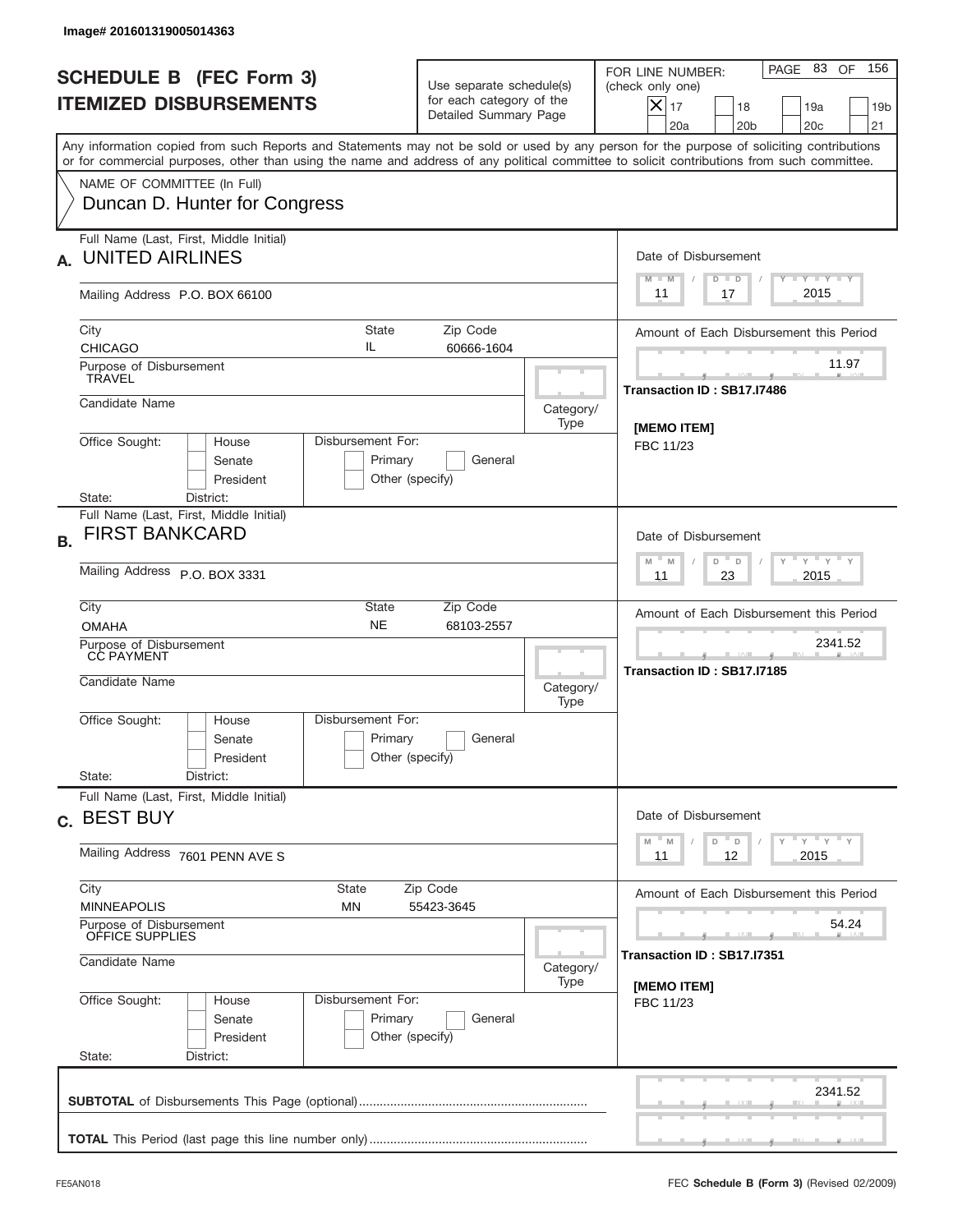Image# 201601319005014363

# SCHEDULE B (FEC Form 3)
## ITEMIZED DISBURSEMENTS

Use separate schedule(s) for each category of the Detailed Summary Page

FOR LINE NUMBER: (check only one)

- [X] 17
- [ ] 18
- [ ] 19a
- [ ] 19b
- [ ] 20a
- [ ] 20b
- [ ] 20c
- [ ] 21

PAGE 83 OF 156

Any information copied from such Reports and Statements may not be sold or used by any person for the purpose of soliciting contributions or for commercial purposes, other than using the name and address of any political committee to solicit contributions from such committee.

NAME OF COMMITTEE (In Full)
Duncan D. Hunter for Congress

---

**A.** Full Name (Last, First, Middle Initial): **UNITED AIRLINES**

Mailing Address: P.O. BOX 66100

City: CHICAGO | State: IL | Zip Code: 60666-1604

Purpose of Disbursement: TRAVEL

Candidate Name:

Category/Type:

Office Sought: House / Senate / President

Disbursement For: Primary / General / Other (specify)

State: District:

Date of Disbursement: 11 / 17 / 2015

Amount of Each Disbursement this Period: 11.97

Transaction ID : SB17.I7486

[MEMO ITEM]
FBC 11/23

---

**B.** Full Name (Last, First, Middle Initial): **FIRST BANKCARD**

Mailing Address: P.O. BOX 3331

City: OMAHA | State: NE | Zip Code: 68103-2557

Purpose of Disbursement: CC PAYMENT

Candidate Name:

Category/Type:

Office Sought: House / Senate / President

Disbursement For: Primary / General / Other (specify)

State: District:

Date of Disbursement: 11 / 23 / 2015

Amount of Each Disbursement this Period: 2341.52

Transaction ID : SB17.I7185

---

**C.** Full Name (Last, First, Middle Initial): **BEST BUY**

Mailing Address: 7601 PENN AVE S

City: MINNEAPOLIS | State: MN | Zip Code: 55423-3645

Purpose of Disbursement: OFFICE SUPPLIES

Candidate Name:

Category/Type:

Office Sought: House / Senate / President

Disbursement For: Primary / General / Other (specify)

State: District:

Date of Disbursement: 11 / 12 / 2015

Amount of Each Disbursement this Period: 54.24

Transaction ID : SB17.I7351

[MEMO ITEM]
FBC 11/23

---

**SUBTOTAL** of Disbursements This Page (optional): 2341.52

**TOTAL** This Period (last page this line number only):

FE5AN018

FEC **Schedule B (Form 3)** (Revised 02/2009)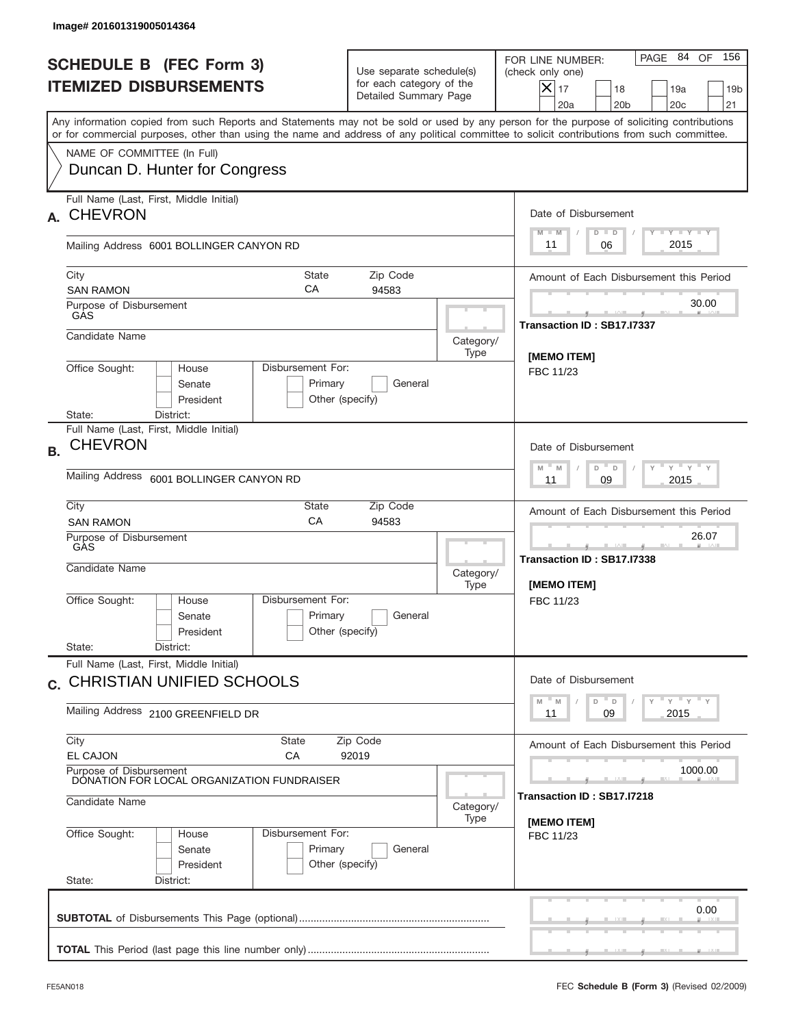Image# 201601319005014364

# SCHEDULE B (FEC Form 3)
## ITEMIZED DISBURSEMENTS

Use separate schedule(s) for each category of the Detailed Summary Page

FOR LINE NUMBER: (check only one)

- [X] 17
- [ ] 18
- [ ] 19a
- [ ] 19b
- [ ] 20a
- [ ] 20b
- [ ] 20c
- [ ] 21

Any information copied from such Reports and Statements may not be sold or used by any person for the purpose of soliciting contributions or for commercial purposes, other than using the name and address of any political committee to solicit contributions from such committee.

NAME OF COMMITTEE (In Full)
Duncan D. Hunter for Congress

---

**A.** Full Name (Last, First, Middle Initial): CHEVRON

Mailing Address: 6001 BOLLINGER CANYON RD

City: SAN RAMON | State: CA | Zip Code: 94583

Purpose of Disbursement: GAS

Candidate Name:

Category/Type:

Office Sought: House / Senate / President

Disbursement For: Primary / General / Other (specify)

State: District:

Date of Disbursement: 11 / 06 / 2015

Amount of Each Disbursement this Period: 30.00

Transaction ID : SB17.I7337

[MEMO ITEM]
FBC 11/23

---

**B.** Full Name (Last, First, Middle Initial): CHEVRON

Mailing Address: 6001 BOLLINGER CANYON RD

City: SAN RAMON | State: CA | Zip Code: 94583

Purpose of Disbursement: GAS

Candidate Name:

Category/Type:

Office Sought: House / Senate / President

Disbursement For: Primary / General / Other (specify)

State: District:

Date of Disbursement: 11 / 09 / 2015

Amount of Each Disbursement this Period: 26.07

Transaction ID : SB17.I7338

[MEMO ITEM]
FBC 11/23

---

**C.** Full Name (Last, First, Middle Initial): CHRISTIAN UNIFIED SCHOOLS

Mailing Address: 2100 GREENFIELD DR

City: EL CAJON | State: CA | Zip Code: 92019

Purpose of Disbursement: DONATION FOR LOCAL ORGANIZATION FUNDRAISER

Candidate Name:

Category/Type:

Office Sought: House / Senate / President

Disbursement For: Primary / General / Other (specify)

State: District:

Date of Disbursement: 11 / 09 / 2015

Amount of Each Disbursement this Period: 1000.00

Transaction ID : SB17.I7218

[MEMO ITEM]
FBC 11/23

---

**SUBTOTAL** of Disbursements This Page (optional): 0.00

**TOTAL** This Period (last page this line number only):

FE5AN018

FEC **Schedule B (Form 3)** (Revised 02/2009)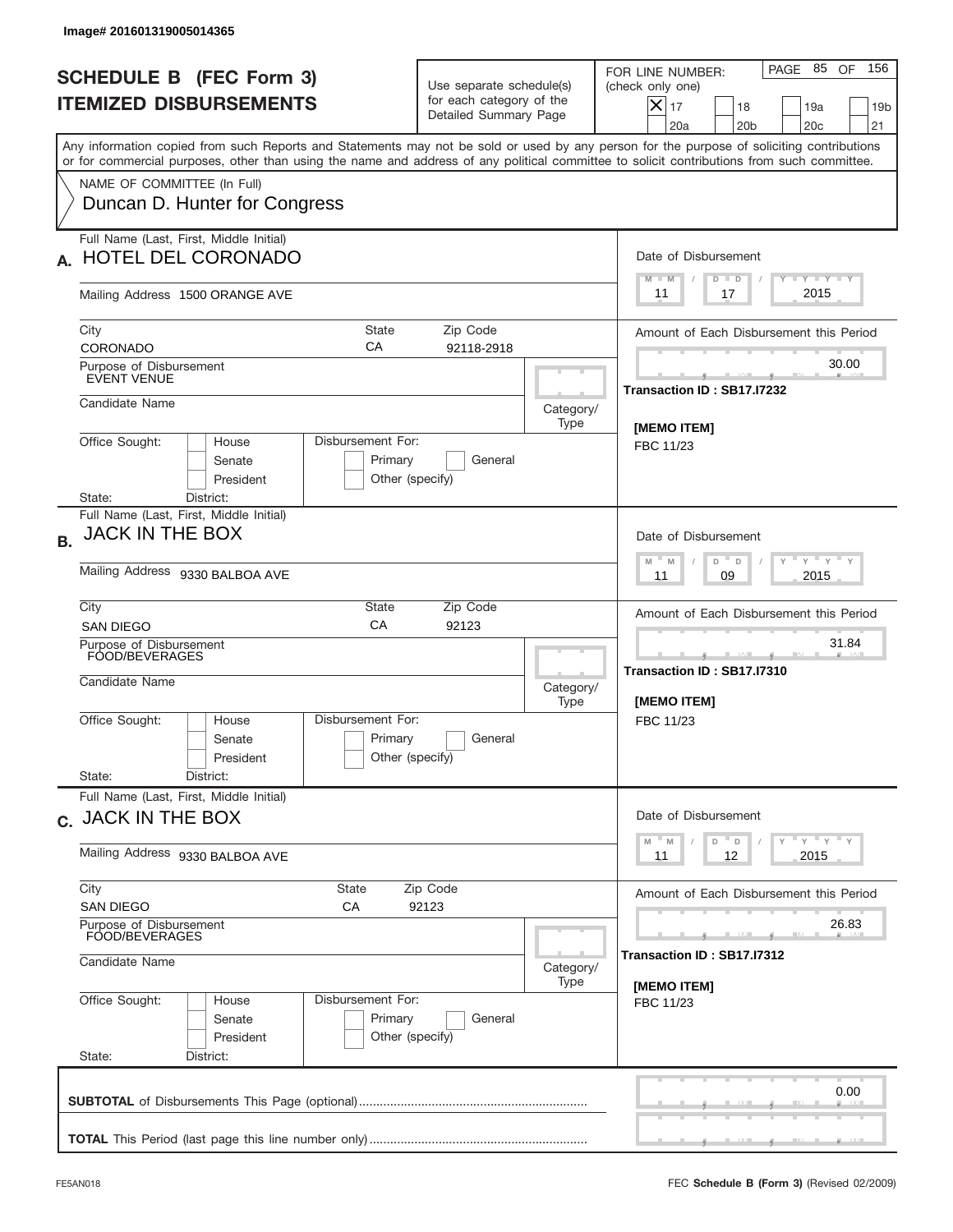Image# 201601319005014365

# SCHEDULE B (FEC Form 3)
## ITEMIZED DISBURSEMENTS

Use separate schedule(s) for each category of the Detailed Summary Page

FOR LINE NUMBER: (check only one)
[X] 17 [ ] 18 [ ] 19a [ ] 19b [ ] 20a [ ] 20b [ ] 20c [ ] 21

PAGE 85 OF 156

Any information copied from such Reports and Statements may not be sold or used by any person for the purpose of soliciting contributions or for commercial purposes, other than using the name and address of any political committee to solicit contributions from such committee.

NAME OF COMMITTEE (In Full)
Duncan D. Hunter for Congress

---

**A.** Full Name (Last, First, Middle Initial): HOTEL DEL CORONADO

Mailing Address: 1500 ORANGE AVE

City: CORONADO | State: CA | Zip Code: 92118-2918

Purpose of Disbursement: EVENT VENUE

Candidate Name:

Category/Type:

Office Sought: House / Senate / President

Disbursement For: Primary / General / Other (specify)

State: District:

Date of Disbursement: 11 / 17 / 2015

Amount of Each Disbursement this Period: 30.00

Transaction ID : SB17.I7232

[MEMO ITEM]
FBC 11/23

---

**B.** Full Name (Last, First, Middle Initial): JACK IN THE BOX

Mailing Address: 9330 BALBOA AVE

City: SAN DIEGO | State: CA | Zip Code: 92123

Purpose of Disbursement: FOOD/BEVERAGES

Candidate Name:

Category/Type:

Office Sought: House / Senate / President

Disbursement For: Primary / General / Other (specify)

State: District:

Date of Disbursement: 11 / 09 / 2015

Amount of Each Disbursement this Period: 31.84

Transaction ID : SB17.I7310

[MEMO ITEM]
FBC 11/23

---

**C.** Full Name (Last, First, Middle Initial): JACK IN THE BOX

Mailing Address: 9330 BALBOA AVE

City: SAN DIEGO | State: CA | Zip Code: 92123

Purpose of Disbursement: FOOD/BEVERAGES

Candidate Name:

Category/Type:

Office Sought: House / Senate / President

Disbursement For: Primary / General / Other (specify)

State: District:

Date of Disbursement: 11 / 12 / 2015

Amount of Each Disbursement this Period: 26.83

Transaction ID : SB17.I7312

[MEMO ITEM]
FBC 11/23

---

**SUBTOTAL** of Disbursements This Page (optional): 0.00

**TOTAL** This Period (last page this line number only):

FE5AN018 FEC **Schedule B (Form 3)** (Revised 02/2009)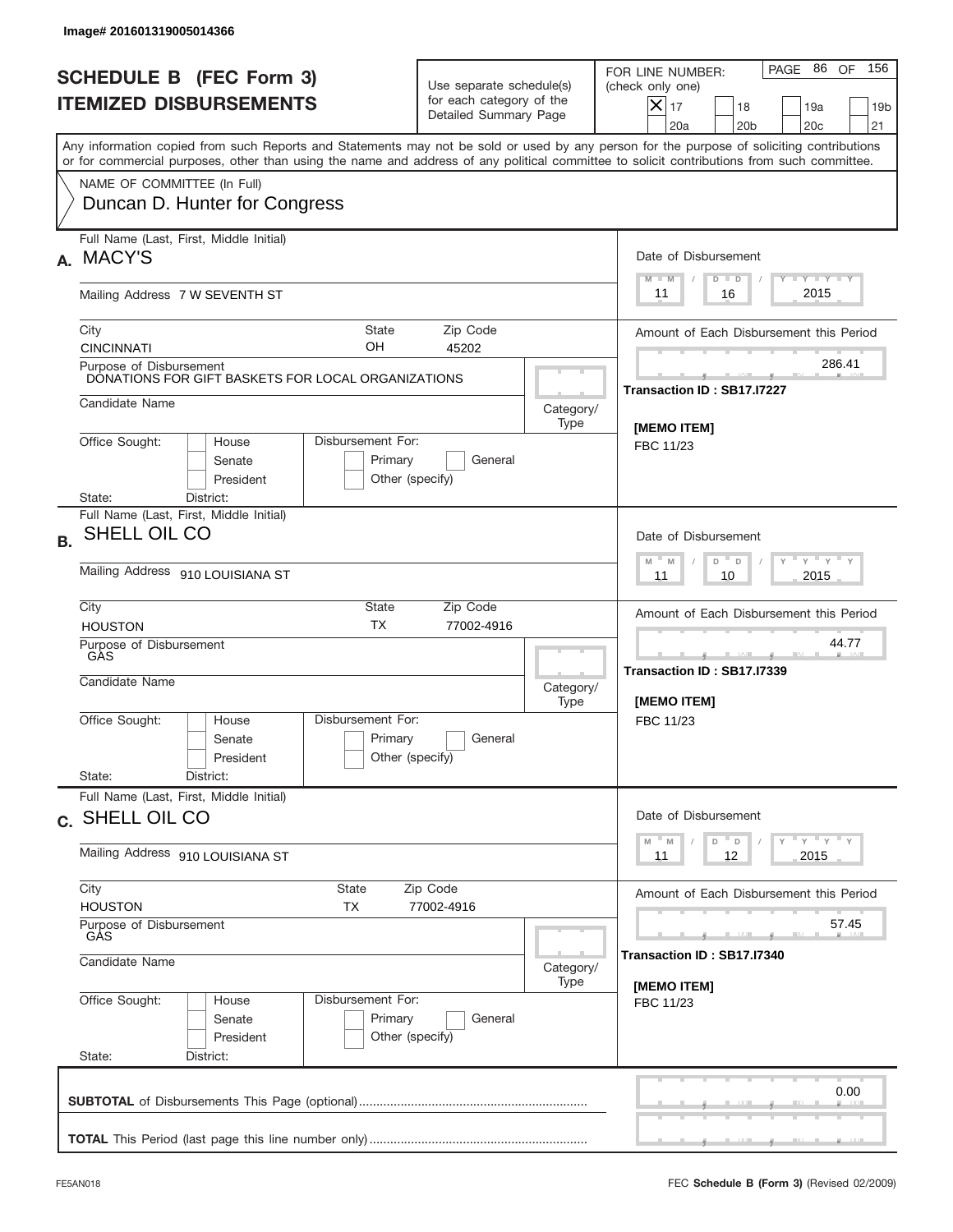Image# 201601319005014366

# SCHEDULE B (FEC Form 3)
## ITEMIZED DISBURSEMENTS

Use separate schedule(s) for each category of the Detailed Summary Page

FOR LINE NUMBER: (check only one)

- [X] 17
- [ ] 18
- [ ] 19a
- [ ] 19b
- [ ] 20a
- [ ] 20b
- [ ] 20c
- [ ] 21

PAGE 86 OF 156

Any information copied from such Reports and Statements may not be sold or used by any person for the purpose of soliciting contributions or for commercial purposes, other than using the name and address of any political committee to solicit contributions from such committee.

NAME OF COMMITTEE (In Full)
Duncan D. Hunter for Congress

---

**A.** Full Name (Last, First, Middle Initial): MACY'S

Mailing Address: 7 W SEVENTH ST

City: CINCINNATI | State: OH | Zip Code: 45202

Purpose of Disbursement: DONATIONS FOR GIFT BASKETS FOR LOCAL ORGANIZATIONS

Candidate Name:

Category/Type:

Office Sought: House / Senate / President

Disbursement For: Primary / General / Other (specify)

State: District:

Date of Disbursement: 11 / 16 / 2015

Amount of Each Disbursement this Period: 286.41

Transaction ID : SB17.I7227

[MEMO ITEM]
FBC 11/23

---

**B.** Full Name (Last, First, Middle Initial): SHELL OIL CO

Mailing Address: 910 LOUISIANA ST

City: HOUSTON | State: TX | Zip Code: 77002-4916

Purpose of Disbursement: GAS

Candidate Name:

Category/Type:

Office Sought: House / Senate / President

Disbursement For: Primary / General / Other (specify)

State: District:

Date of Disbursement: 11 / 10 / 2015

Amount of Each Disbursement this Period: 44.77

Transaction ID : SB17.I7339

[MEMO ITEM]
FBC 11/23

---

**C.** Full Name (Last, First, Middle Initial): SHELL OIL CO

Mailing Address: 910 LOUISIANA ST

City: HOUSTON | State: TX | Zip Code: 77002-4916

Purpose of Disbursement: GAS

Candidate Name:

Category/Type:

Office Sought: House / Senate / President

Disbursement For: Primary / General / Other (specify)

State: District:

Date of Disbursement: 11 / 12 / 2015

Amount of Each Disbursement this Period: 57.45

Transaction ID : SB17.I7340

[MEMO ITEM]
FBC 11/23

---

**SUBTOTAL** of Disbursements This Page (optional): 0.00

**TOTAL** This Period (last page this line number only):

FE5AN018

FEC **Schedule B (Form 3)** (Revised 02/2009)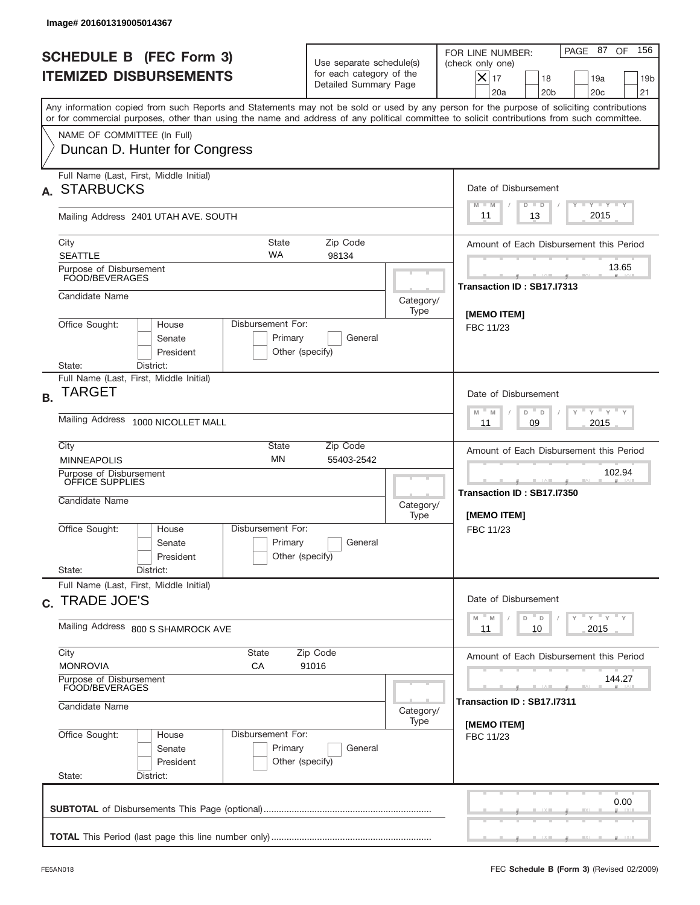Image# 201601319005014367

# SCHEDULE B (FEC Form 3)
## ITEMIZED DISBURSEMENTS

Use separate schedule(s) for each category of the Detailed Summary Page

FOR LINE NUMBER: (check only one)

- [X] 17
- [ ] 18
- [ ] 19a
- [ ] 19b
- [ ] 20a
- [ ] 20b
- [ ] 20c
- [ ] 21

PAGE 87 OF 156

Any information copied from such Reports and Statements may not be sold or used by any person for the purpose of soliciting contributions or for commercial purposes, other than using the name and address of any political committee to solicit contributions from such committee.

NAME OF COMMITTEE (In Full)
Duncan D. Hunter for Congress

---

**A.** Full Name (Last, First, Middle Initial): **STARBUCKS**

Mailing Address: 2401 UTAH AVE. SOUTH

City: SEATTLE | State: WA | Zip Code: 98134

Purpose of Disbursement: FOOD/BEVERAGES

Candidate Name:

Category/Type:

Office Sought: House / Senate / President

Disbursement For: Primary / General / Other (specify)

State: District:

Date of Disbursement: 11/13/2015

Amount of Each Disbursement this Period: 13.65

Transaction ID : SB17.I7313

[MEMO ITEM]
FBC 11/23

---

**B.** Full Name (Last, First, Middle Initial): **TARGET**

Mailing Address: 1000 NICOLLET MALL

City: MINNEAPOLIS | State: MN | Zip Code: 55403-2542

Purpose of Disbursement: OFFICE SUPPLIES

Candidate Name:

Category/Type:

Office Sought: House / Senate / President

Disbursement For: Primary / General / Other (specify)

State: District:

Date of Disbursement: 11/09/2015

Amount of Each Disbursement this Period: 102.94

Transaction ID : SB17.I7350

[MEMO ITEM]
FBC 11/23

---

**C.** Full Name (Last, First, Middle Initial): **TRADE JOE'S**

Mailing Address: 800 S SHAMROCK AVE

City: MONROVIA | State: CA | Zip Code: 91016

Purpose of Disbursement: FOOD/BEVERAGES

Candidate Name:

Category/Type:

Office Sought: House / Senate / President

Disbursement For: Primary / General / Other (specify)

State: District:

Date of Disbursement: 11/10/2015

Amount of Each Disbursement this Period: 144.27

Transaction ID : SB17.I7311

[MEMO ITEM]
FBC 11/23

---

**SUBTOTAL** of Disbursements This Page (optional): 0.00

**TOTAL** This Period (last page this line number only):

FE5AN018 — FEC **Schedule B (Form 3)** (Revised 02/2009)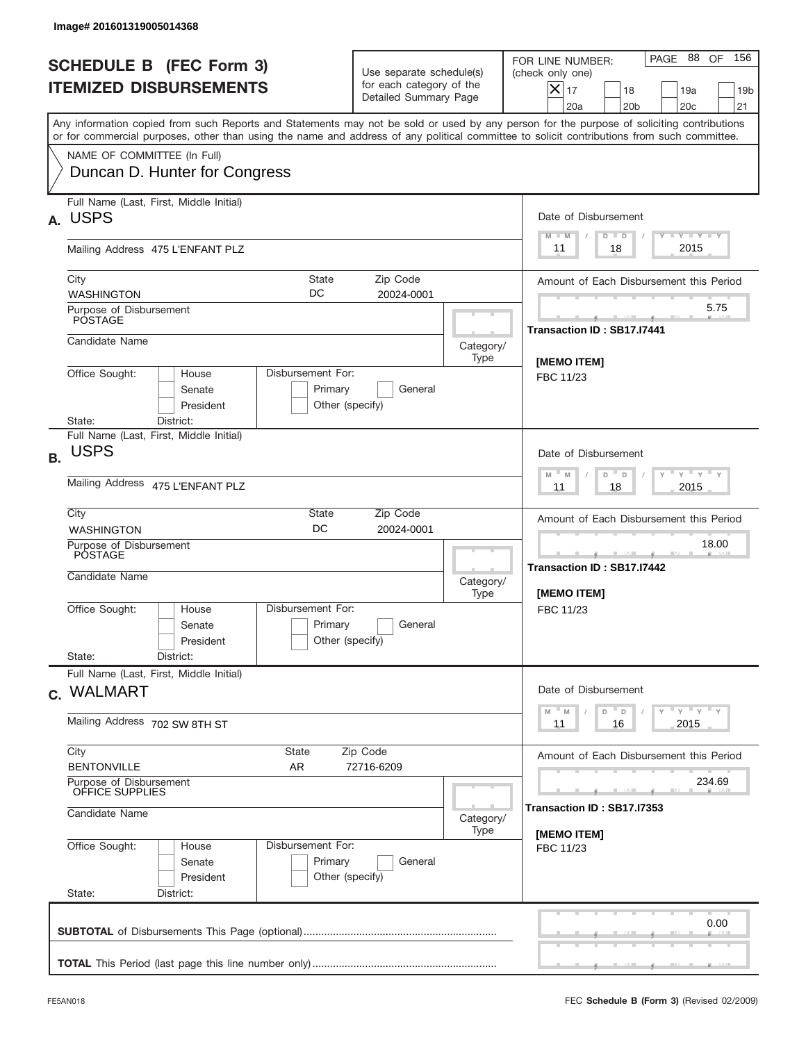Image# 201601319005014368

# SCHEDULE B (FEC Form 3)
## ITEMIZED DISBURSEMENTS

Use separate schedule(s) for each category of the Detailed Summary Page

FOR LINE NUMBER: (check only one)

- [X] 17
- [ ] 18
- [ ] 19a
- [ ] 19b
- [ ] 20a
- [ ] 20b
- [ ] 20c
- [ ] 21

PAGE 88 OF 156

Any information copied from such Reports and Statements may not be sold or used by any person for the purpose of soliciting contributions or for commercial purposes, other than using the name and address of any political committee to solicit contributions from such committee.

NAME OF COMMITTEE (In Full)
Duncan D. Hunter for Congress

---

**A.** Full Name (Last, First, Middle Initial): USPS

Mailing Address: 475 L'ENFANT PLZ

City: WASHINGTON | State: DC | Zip Code: 20024-0001

Purpose of Disbursement: POSTAGE

Candidate Name:

Category/Type:

Office Sought: House / Senate / President

Disbursement For: Primary / General / Other (specify)

State: District:

Date of Disbursement: 11 / 18 / 2015

Amount of Each Disbursement this Period: 5.75

Transaction ID : SB17.I7441

[MEMO ITEM]
FBC 11/23

---

**B.** Full Name (Last, First, Middle Initial): USPS

Mailing Address: 475 L'ENFANT PLZ

City: WASHINGTON | State: DC | Zip Code: 20024-0001

Purpose of Disbursement: POSTAGE

Candidate Name:

Category/Type:

Office Sought: House / Senate / President

Disbursement For: Primary / General / Other (specify)

State: District:

Date of Disbursement: 11 / 18 / 2015

Amount of Each Disbursement this Period: 18.00

Transaction ID : SB17.I7442

[MEMO ITEM]
FBC 11/23

---

**C.** Full Name (Last, First, Middle Initial): WALMART

Mailing Address: 702 SW 8TH ST

City: BENTONVILLE | State: AR | Zip Code: 72716-6209

Purpose of Disbursement: OFFICE SUPPLIES

Candidate Name:

Category/Type:

Office Sought: House / Senate / President

Disbursement For: Primary / General / Other (specify)

State: District:

Date of Disbursement: 11 / 16 / 2015

Amount of Each Disbursement this Period: 234.69

Transaction ID : SB17.I7353

[MEMO ITEM]
FBC 11/23

---

**SUBTOTAL** of Disbursements This Page (optional): 0.00

**TOTAL** This Period (last page this line number only):

FE5AN018

FEC **Schedule B (Form 3)** (Revised 02/2009)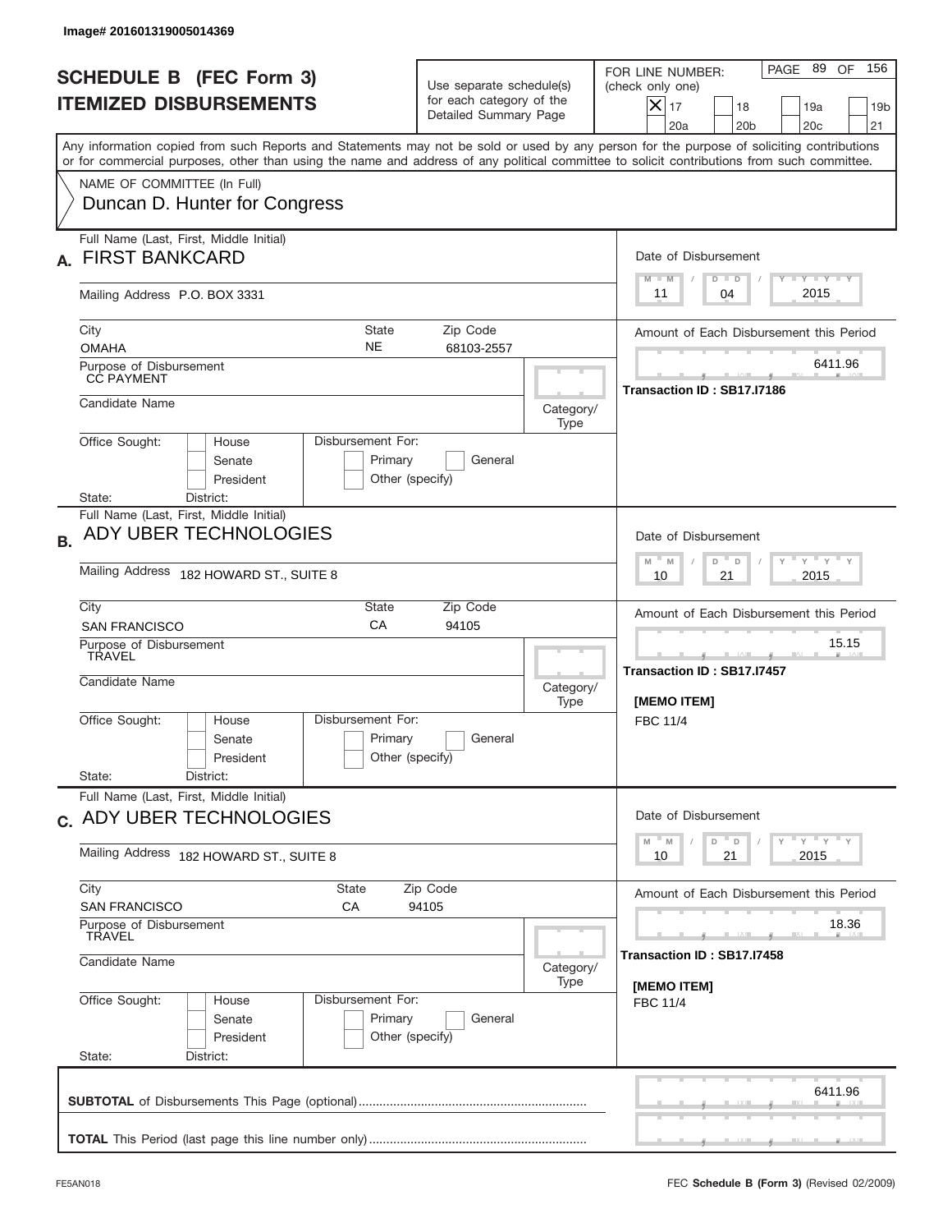Image# 201601319005014369

# SCHEDULE B (FEC Form 3)
# ITEMIZED DISBURSEMENTS

Use separate schedule(s) for each category of the Detailed Summary Page

FOR LINE NUMBER: (check only one)

- [X] 17
- [ ] 18
- [ ] 19a
- [ ] 19b
- [ ] 20a
- [ ] 20b
- [ ] 20c
- [ ] 21

PAGE 89 OF 156

Any information copied from such Reports and Statements may not be sold or used by any person for the purpose of soliciting contributions or for commercial purposes, other than using the name and address of any political committee to solicit contributions from such committee.

NAME OF COMMITTEE (In Full)
Duncan D. Hunter for Congress

---

**A.** Full Name (Last, First, Middle Initial): FIRST BANKCARD

Mailing Address: P.O. BOX 3331

City: OMAHA | State: NE | Zip Code: 68103-2557

Purpose of Disbursement: CC PAYMENT

Candidate Name:

Category/Type:

Office Sought: [ ] House [ ] Senate [ ] President

Disbursement For: [ ] Primary [ ] General [ ] Other (specify)

State: District:

Date of Disbursement: 11 / 04 / 2015

Amount of Each Disbursement this Period: 6411.96

Transaction ID : SB17.I7186

---

**B.** Full Name (Last, First, Middle Initial): ADY UBER TECHNOLOGIES

Mailing Address: 182 HOWARD ST., SUITE 8

City: SAN FRANCISCO | State: CA | Zip Code: 94105

Purpose of Disbursement: TRAVEL

Candidate Name:

Category/Type:

Office Sought: [ ] House [ ] Senate [ ] President

Disbursement For: [ ] Primary [ ] General [ ] Other (specify)

State: District:

Date of Disbursement: 10 / 21 / 2015

Amount of Each Disbursement this Period: 15.15

Transaction ID : SB17.I7457

[MEMO ITEM]
FBC 11/4

---

**C.** Full Name (Last, First, Middle Initial): ADY UBER TECHNOLOGIES

Mailing Address: 182 HOWARD ST., SUITE 8

City: SAN FRANCISCO | State: CA | Zip Code: 94105

Purpose of Disbursement: TRAVEL

Candidate Name:

Category/Type:

Office Sought: [ ] House [ ] Senate [ ] President

Disbursement For: [ ] Primary [ ] General [ ] Other (specify)

State: District:

Date of Disbursement: 10 / 21 / 2015

Amount of Each Disbursement this Period: 18.36

Transaction ID : SB17.I7458

[MEMO ITEM]
FBC 11/4

---

**SUBTOTAL** of Disbursements This Page (optional): 6411.96

**TOTAL** This Period (last page this line number only):

FE5AN018 | FEC **Schedule B (Form 3)** (Revised 02/2009)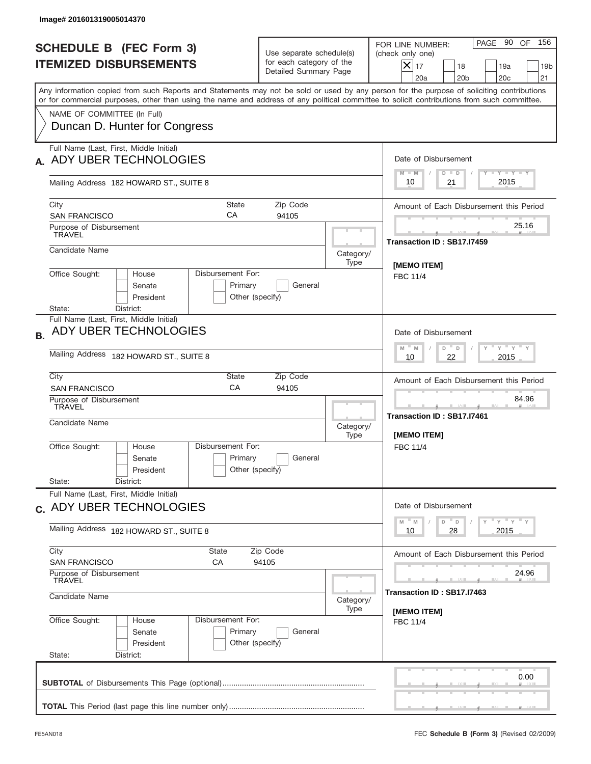Image# 201601319005014370

# SCHEDULE B (FEC Form 3)
## ITEMIZED DISBURSEMENTS

Use separate schedule(s) for each category of the Detailed Summary Page

FOR LINE NUMBER: (check only one)

- [X] 17
- [ ] 18
- [ ] 19a
- [ ] 19b
- [ ] 20a
- [ ] 20b
- [ ] 20c
- [ ] 21

PAGE 90 OF 156

Any information copied from such Reports and Statements may not be sold or used by any person for the purpose of soliciting contributions or for commercial purposes, other than using the name and address of any political committee to solicit contributions from such committee.

NAME OF COMMITTEE (In Full)
Duncan D. Hunter for Congress

---

**A.** Full Name (Last, First, Middle Initial): ADY UBER TECHNOLOGIES

Mailing Address: 182 HOWARD ST., SUITE 8

City: SAN FRANCISCO | State: CA | Zip Code: 94105

Purpose of Disbursement: TRAVEL

Candidate Name:

Category/Type:

Office Sought: House / Senate / President

Disbursement For: Primary / General / Other (specify)

State: District:

Date of Disbursement: 10 / 21 / 2015

Amount of Each Disbursement this Period: 25.16

Transaction ID : SB17.I7459

[MEMO ITEM]
FBC 11/4

---

**B.** Full Name (Last, First, Middle Initial): ADY UBER TECHNOLOGIES

Mailing Address: 182 HOWARD ST., SUITE 8

City: SAN FRANCISCO | State: CA | Zip Code: 94105

Purpose of Disbursement: TRAVEL

Candidate Name:

Category/Type:

Office Sought: House / Senate / President

Disbursement For: Primary / General / Other (specify)

State: District:

Date of Disbursement: 10 / 22 / 2015

Amount of Each Disbursement this Period: 84.96

Transaction ID : SB17.I7461

[MEMO ITEM]
FBC 11/4

---

**C.** Full Name (Last, First, Middle Initial): ADY UBER TECHNOLOGIES

Mailing Address: 182 HOWARD ST., SUITE 8

City: SAN FRANCISCO | State: CA | Zip Code: 94105

Purpose of Disbursement: TRAVEL

Candidate Name:

Category/Type:

Office Sought: House / Senate / President

Disbursement For: Primary / General / Other (specify)

State: District:

Date of Disbursement: 10 / 28 / 2015

Amount of Each Disbursement this Period: 24.96

Transaction ID : SB17.I7463

[MEMO ITEM]
FBC 11/4

---

**SUBTOTAL** of Disbursements This Page (optional): 0.00

**TOTAL** This Period (last page this line number only):

FE5AN018 — FEC **Schedule B (Form 3)** (Revised 02/2009)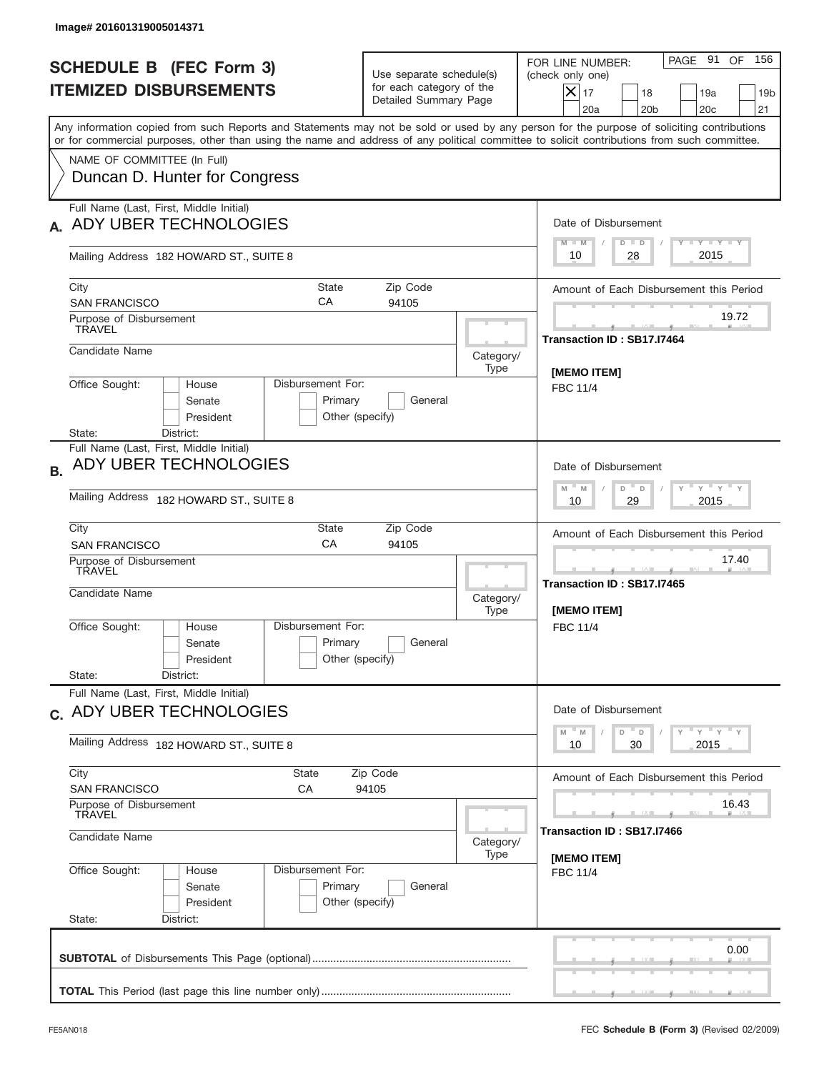Image# 201601319005014371

# SCHEDULE B (FEC Form 3)
## ITEMIZED DISBURSEMENTS

Use separate schedule(s) for each category of the Detailed Summary Page

FOR LINE NUMBER: (check only one)
[X] 17 [ ] 18 [ ] 19a [ ] 19b [ ] 20a [ ] 20b [ ] 20c [ ] 21

PAGE 91 OF 156

Any information copied from such Reports and Statements may not be sold or used by any person for the purpose of soliciting contributions or for commercial purposes, other than using the name and address of any political committee to solicit contributions from such committee.

NAME OF COMMITTEE (In Full)
Duncan D. Hunter for Congress

---

**A.** Full Name (Last, First, Middle Initial): ADY UBER TECHNOLOGIES

Mailing Address: 182 HOWARD ST., SUITE 8

City: SAN FRANCISCO | State: CA | Zip Code: 94105

Purpose of Disbursement: TRAVEL

Candidate Name:

Category/Type:

Office Sought: [ ] House [ ] Senate [ ] President

Disbursement For: [ ] Primary [ ] General [ ] Other (specify)

State: District:

Date of Disbursement: 10 / 28 / 2015

Amount of Each Disbursement this Period: 19.72

Transaction ID : SB17.I7464

[MEMO ITEM]
FBC 11/4

---

**B.** Full Name (Last, First, Middle Initial): ADY UBER TECHNOLOGIES

Mailing Address: 182 HOWARD ST., SUITE 8

City: SAN FRANCISCO | State: CA | Zip Code: 94105

Purpose of Disbursement: TRAVEL

Candidate Name:

Category/Type:

Office Sought: [ ] House [ ] Senate [ ] President

Disbursement For: [ ] Primary [ ] General [ ] Other (specify)

State: District:

Date of Disbursement: 10 / 29 / 2015

Amount of Each Disbursement this Period: 17.40

Transaction ID : SB17.I7465

[MEMO ITEM]
FBC 11/4

---

**C.** Full Name (Last, First, Middle Initial): ADY UBER TECHNOLOGIES

Mailing Address: 182 HOWARD ST., SUITE 8

City: SAN FRANCISCO | State: CA | Zip Code: 94105

Purpose of Disbursement: TRAVEL

Candidate Name:

Category/Type:

Office Sought: [ ] House [ ] Senate [ ] President

Disbursement For: [ ] Primary [ ] General [ ] Other (specify)

State: District:

Date of Disbursement: 10 / 30 / 2015

Amount of Each Disbursement this Period: 16.43

Transaction ID : SB17.I7466

[MEMO ITEM]
FBC 11/4

---

**SUBTOTAL** of Disbursements This Page (optional): 0.00

**TOTAL** This Period (last page this line number only):

FE5AN018 FEC **Schedule B (Form 3)** (Revised 02/2009)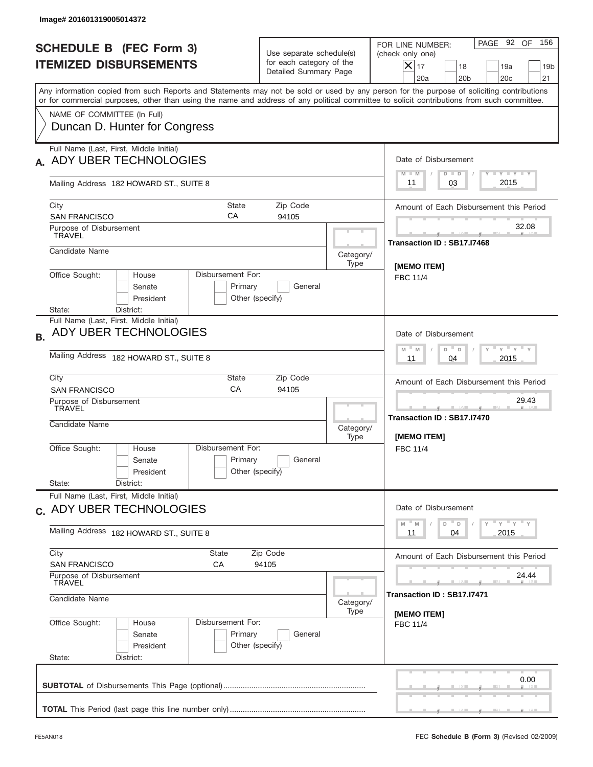Image# 201601319005014372

# SCHEDULE B (FEC Form 3)
## ITEMIZED DISBURSEMENTS

Use separate schedule(s) for each category of the Detailed Summary Page

FOR LINE NUMBER: (check only one)
[X] 17 [ ] 18 [ ] 19a [ ] 19b [ ] 20a [ ] 20b [ ] 20c [ ] 21

PAGE 92 OF 156

Any information copied from such Reports and Statements may not be sold or used by any person for the purpose of soliciting contributions or for commercial purposes, other than using the name and address of any political committee to solicit contributions from such committee.

NAME OF COMMITTEE (In Full)
Duncan D. Hunter for Congress

---

**A.** Full Name (Last, First, Middle Initial): ADY UBER TECHNOLOGIES

Mailing Address: 182 HOWARD ST., SUITE 8

City: SAN FRANCISCO | State: CA | Zip Code: 94105

Purpose of Disbursement: TRAVEL

Candidate Name:

Category/Type:

Office Sought: House / Senate / President

Disbursement For: Primary / General / Other (specify)

State: District:

Date of Disbursement: 11 / 03 / 2015

Amount of Each Disbursement this Period: 32.08

Transaction ID : SB17.I7468

[MEMO ITEM]
FBC 11/4

---

**B.** Full Name (Last, First, Middle Initial): ADY UBER TECHNOLOGIES

Mailing Address: 182 HOWARD ST., SUITE 8

City: SAN FRANCISCO | State: CA | Zip Code: 94105

Purpose of Disbursement: TRAVEL

Candidate Name:

Category/Type:

Office Sought: House / Senate / President

Disbursement For: Primary / General / Other (specify)

State: District:

Date of Disbursement: 11 / 04 / 2015

Amount of Each Disbursement this Period: 29.43

Transaction ID : SB17.I7470

[MEMO ITEM]
FBC 11/4

---

**C.** Full Name (Last, First, Middle Initial): ADY UBER TECHNOLOGIES

Mailing Address: 182 HOWARD ST., SUITE 8

City: SAN FRANCISCO | State: CA | Zip Code: 94105

Purpose of Disbursement: TRAVEL

Candidate Name:

Category/Type:

Office Sought: House / Senate / President

Disbursement For: Primary / General / Other (specify)

State: District:

Date of Disbursement: 11 / 04 / 2015

Amount of Each Disbursement this Period: 24.44

Transaction ID : SB17.I7471

[MEMO ITEM]
FBC 11/4

---

**SUBTOTAL** of Disbursements This Page (optional): 0.00

**TOTAL** This Period (last page this line number only):

FE5AN018 FEC **Schedule B (Form 3)** (Revised 02/2009)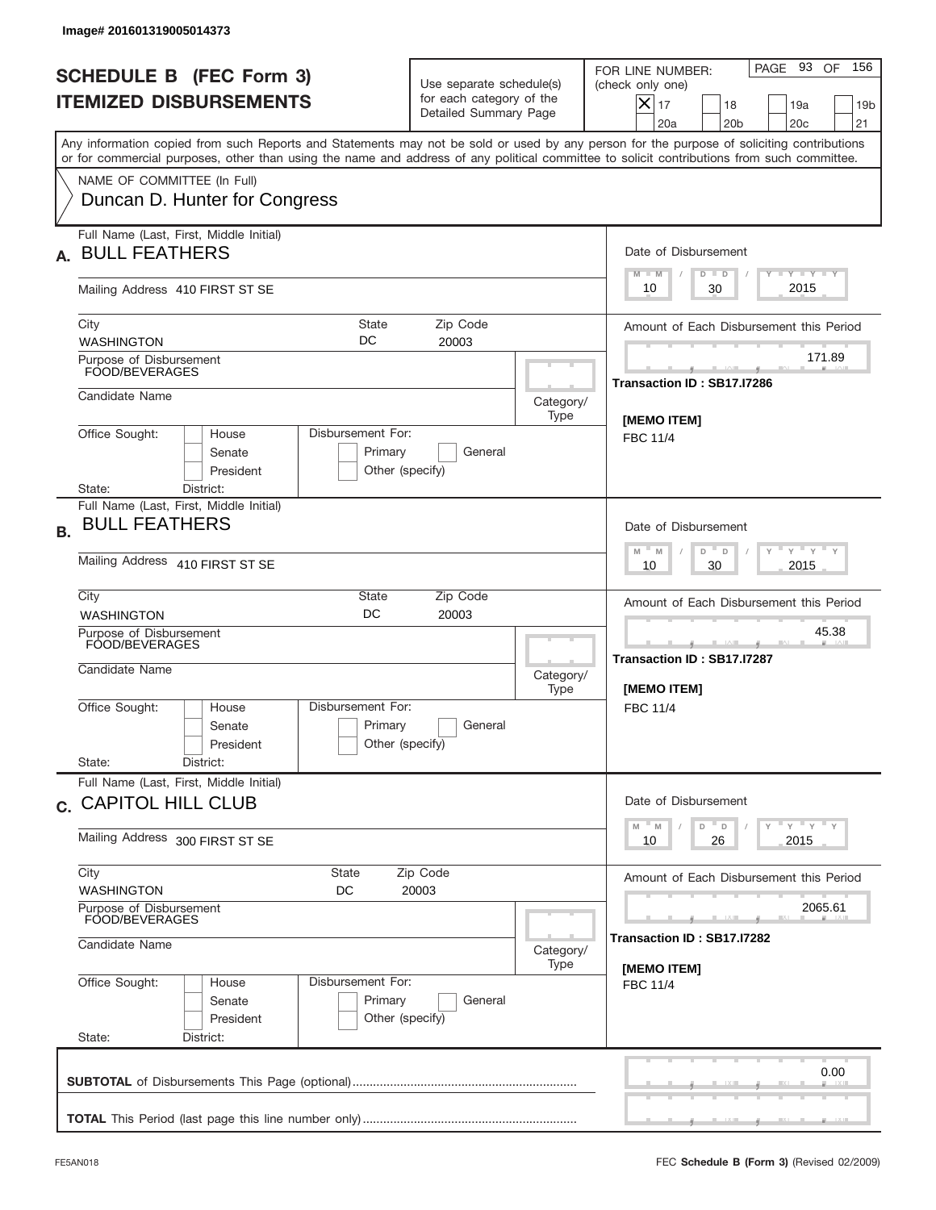Image# 201601319005014373

# SCHEDULE B (FEC Form 3)
## ITEMIZED DISBURSEMENTS

Use separate schedule(s) for each category of the Detailed Summary Page

FOR LINE NUMBER: (check only one)
[X] 17 [ ] 18 [ ] 19a [ ] 19b [ ] 20a [ ] 20b [ ] 20c [ ] 21

Any information copied from such Reports and Statements may not be sold or used by any person for the purpose of soliciting contributions or for commercial purposes, other than using the name and address of any political committee to solicit contributions from such committee.

NAME OF COMMITTEE (In Full)
Duncan D. Hunter for Congress

---

**A.** Full Name (Last, First, Middle Initial): **BULL FEATHERS**

Mailing Address: 410 FIRST ST SE

City: WASHINGTON | State: DC | Zip Code: 20003

Purpose of Disbursement: FOOD/BEVERAGES

Candidate Name:

Category/Type:

Office Sought: [ ] House [ ] Senate [ ] President

Disbursement For: [ ] Primary [ ] General [ ] Other (specify)

State: District:

Date of Disbursement: 10 / 30 / 2015

Amount of Each Disbursement this Period: 171.89

Transaction ID : SB17.I7286

[MEMO ITEM]
FBC 11/4

---

**B.** Full Name (Last, First, Middle Initial): **BULL FEATHERS**

Mailing Address: 410 FIRST ST SE

City: WASHINGTON | State: DC | Zip Code: 20003

Purpose of Disbursement: FOOD/BEVERAGES

Candidate Name:

Category/Type:

Office Sought: [ ] House [ ] Senate [ ] President

Disbursement For: [ ] Primary [ ] General [ ] Other (specify)

State: District:

Date of Disbursement: 10 / 30 / 2015

Amount of Each Disbursement this Period: 45.38

Transaction ID : SB17.I7287

[MEMO ITEM]
FBC 11/4

---

**C.** Full Name (Last, First, Middle Initial): **CAPITOL HILL CLUB**

Mailing Address: 300 FIRST ST SE

City: WASHINGTON | State: DC | Zip Code: 20003

Purpose of Disbursement: FOOD/BEVERAGES

Candidate Name:

Category/Type:

Office Sought: [ ] House [ ] Senate [ ] President

Disbursement For: [ ] Primary [ ] General [ ] Other (specify)

State: District:

Date of Disbursement: 10 / 26 / 2015

Amount of Each Disbursement this Period: 2065.61

Transaction ID : SB17.I7282

[MEMO ITEM]
FBC 11/4

---

**SUBTOTAL** of Disbursements This Page (optional): 0.00

**TOTAL** This Period (last page this line number only):

FE5AN018 — FEC **Schedule B (Form 3)** (Revised 02/2009)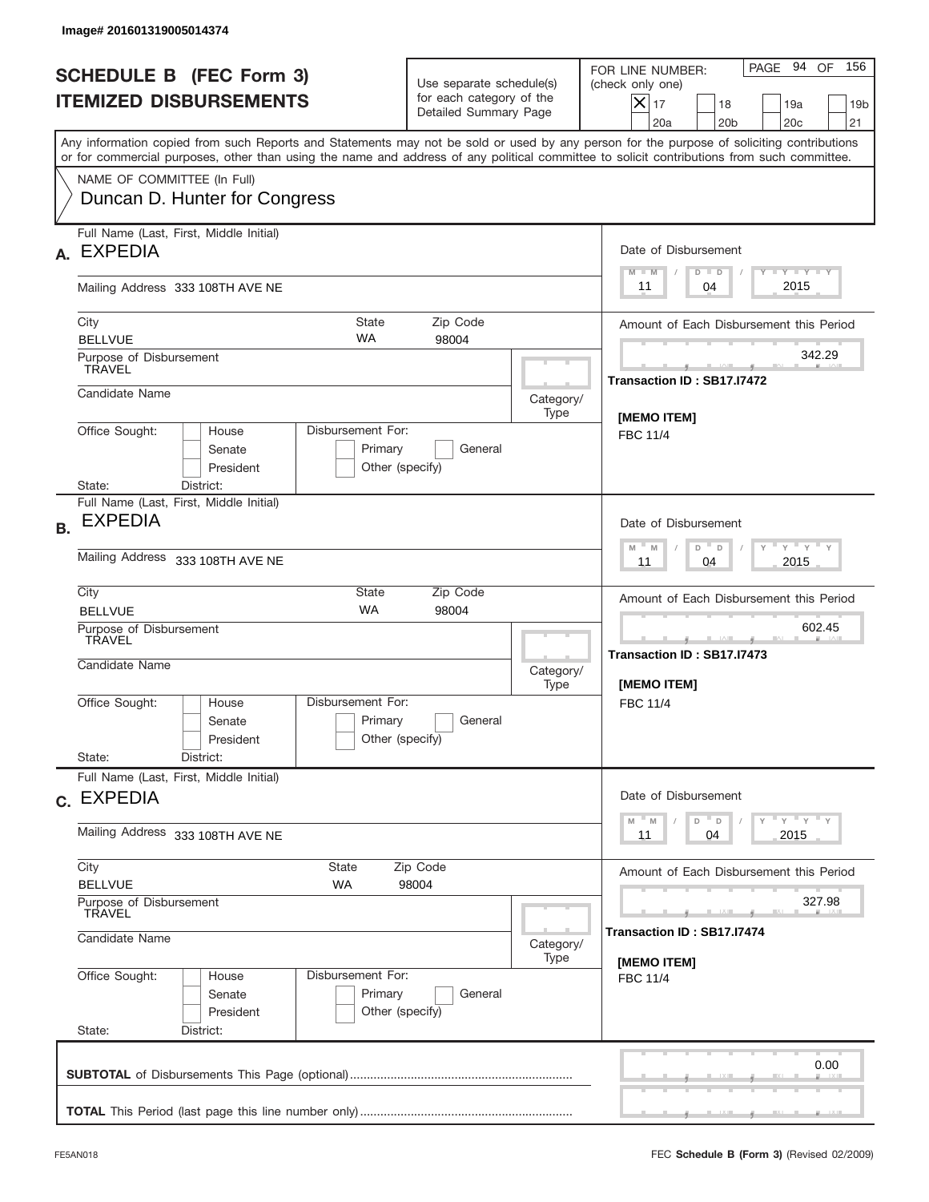Image# 201601319005014374

# SCHEDULE B (FEC Form 3)
## ITEMIZED DISBURSEMENTS

Use separate schedule(s) for each category of the Detailed Summary Page

FOR LINE NUMBER: (check only one)
[X] 17 [ ] 18 [ ] 19a [ ] 19b [ ] 20a [ ] 20b [ ] 20c [ ] 21

PAGE 94 OF 156

Any information copied from such Reports and Statements may not be sold or used by any person for the purpose of soliciting contributions or for commercial purposes, other than using the name and address of any political committee to solicit contributions from such committee.

NAME OF COMMITTEE (In Full)
Duncan D. Hunter for Congress

---

**A.** Full Name (Last, First, Middle Initial): EXPEDIA

Mailing Address: 333 108TH AVE NE

City: BELLVUE | State: WA | Zip Code: 98004

Purpose of Disbursement: TRAVEL

Candidate Name:

Category/Type:

Office Sought: [ ] House [ ] Senate [ ] President

State: District:

Disbursement For: [ ] Primary [ ] General [ ] Other (specify)

Date of Disbursement: 11 / 04 / 2015

Amount of Each Disbursement this Period: 342.29

Transaction ID : SB17.I7472

[MEMO ITEM]
FBC 11/4

---

**B.** Full Name (Last, First, Middle Initial): EXPEDIA

Mailing Address: 333 108TH AVE NE

City: BELLVUE | State: WA | Zip Code: 98004

Purpose of Disbursement: TRAVEL

Candidate Name:

Category/Type:

Office Sought: [ ] House [ ] Senate [ ] President

State: District:

Disbursement For: [ ] Primary [ ] General [ ] Other (specify)

Date of Disbursement: 11 / 04 / 2015

Amount of Each Disbursement this Period: 602.45

Transaction ID : SB17.I7473

[MEMO ITEM]
FBC 11/4

---

**C.** Full Name (Last, First, Middle Initial): EXPEDIA

Mailing Address: 333 108TH AVE NE

City: BELLVUE | State: WA | Zip Code: 98004

Purpose of Disbursement: TRAVEL

Candidate Name:

Category/Type:

Office Sought: [ ] House [ ] Senate [ ] President

State: District:

Disbursement For: [ ] Primary [ ] General [ ] Other (specify)

Date of Disbursement: 11 / 04 / 2015

Amount of Each Disbursement this Period: 327.98

Transaction ID : SB17.I7474

[MEMO ITEM]
FBC 11/4

---

**SUBTOTAL** of Disbursements This Page (optional): 0.00

**TOTAL** This Period (last page this line number only):

FE5AN018 FEC **Schedule B (Form 3)** (Revised 02/2009)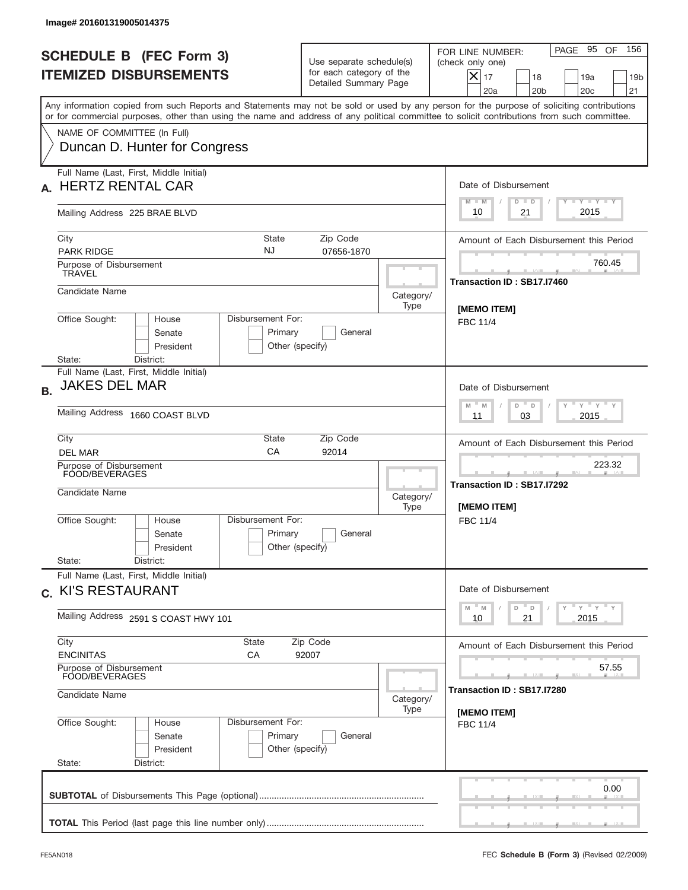Image# 201601319005014375

# SCHEDULE B (FEC Form 3)
## ITEMIZED DISBURSEMENTS

Use separate schedule(s) for each category of the Detailed Summary Page

FOR LINE NUMBER: (check only one)

- [X] 17
- [ ] 18
- [ ] 19a
- [ ] 19b
- [ ] 20a
- [ ] 20b
- [ ] 20c
- [ ] 21

PAGE 95 OF 156

Any information copied from such Reports and Statements may not be sold or used by any person for the purpose of soliciting contributions or for commercial purposes, other than using the name and address of any political committee to solicit contributions from such committee.

NAME OF COMMITTEE (In Full)
Duncan D. Hunter for Congress

---

**A.** Full Name (Last, First, Middle Initial): HERTZ RENTAL CAR

Mailing Address: 225 BRAE BLVD

City: PARK RIDGE | State: NJ | Zip Code: 07656-1870

Purpose of Disbursement: TRAVEL

Candidate Name:

Category/Type:

Office Sought: House / Senate / President

State: District:

Disbursement For: Primary / General / Other (specify)

Date of Disbursement: 10 / 21 / 2015

Amount of Each Disbursement this Period: 760.45

Transaction ID : SB17.I7460

[MEMO ITEM]
FBC 11/4

---

**B.** Full Name (Last, First, Middle Initial): JAKES DEL MAR

Mailing Address: 1660 COAST BLVD

City: DEL MAR | State: CA | Zip Code: 92014

Purpose of Disbursement: FOOD/BEVERAGES

Candidate Name:

Category/Type:

Office Sought: House / Senate / President

State: District:

Disbursement For: Primary / General / Other (specify)

Date of Disbursement: 11 / 03 / 2015

Amount of Each Disbursement this Period: 223.32

Transaction ID : SB17.I7292

[MEMO ITEM]
FBC 11/4

---

**C.** Full Name (Last, First, Middle Initial): KI'S RESTAURANT

Mailing Address: 2591 S COAST HWY 101

City: ENCINITAS | State: CA | Zip Code: 92007

Purpose of Disbursement: FOOD/BEVERAGES

Candidate Name:

Category/Type:

Office Sought: House / Senate / President

State: District:

Disbursement For: Primary / General / Other (specify)

Date of Disbursement: 10 / 21 / 2015

Amount of Each Disbursement this Period: 57.55

Transaction ID : SB17.I7280

[MEMO ITEM]
FBC 11/4

---

**SUBTOTAL** of Disbursements This Page (optional): 0.00

**TOTAL** This Period (last page this line number only):

FE5AN018

FEC **Schedule B (Form 3)** (Revised 02/2009)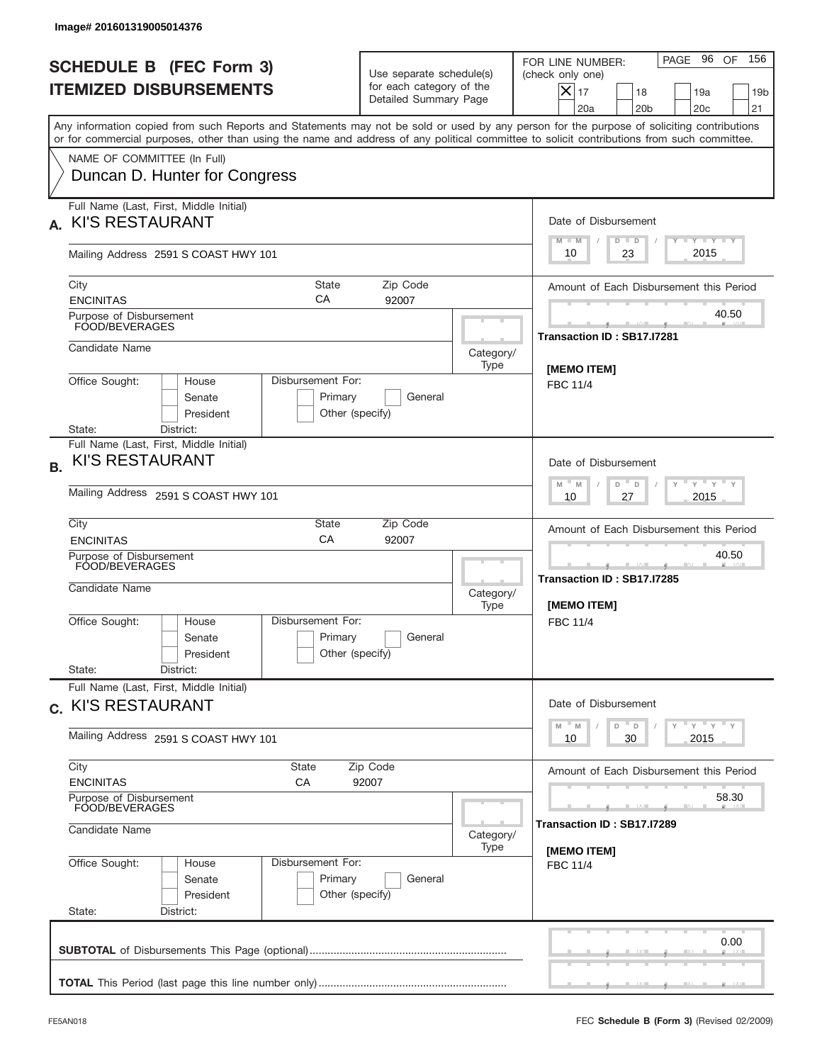Image# 201601319005014376

# SCHEDULE B (FEC Form 3)
## ITEMIZED DISBURSEMENTS

Use separate schedule(s) for each category of the Detailed Summary Page

FOR LINE NUMBER: (check only one)

- [X] 17
- [ ] 18
- [ ] 19a
- [ ] 19b
- [ ] 20a
- [ ] 20b
- [ ] 20c
- [ ] 21

PAGE 96 OF 156

Any information copied from such Reports and Statements may not be sold or used by any person for the purpose of soliciting contributions or for commercial purposes, other than using the name and address of any political committee to solicit contributions from such committee.

NAME OF COMMITTEE (In Full)
Duncan D. Hunter for Congress

---

**A.** Full Name (Last, First, Middle Initial): KI'S RESTAURANT

Mailing Address: 2591 S COAST HWY 101

City: ENCINITAS | State: CA | Zip Code: 92007

Purpose of Disbursement: FOOD/BEVERAGES

Candidate Name:

Category/Type:

Office Sought: House / Senate / President

Disbursement For: Primary / General / Other (specify)

State: District:

Date of Disbursement: 10 / 23 / 2015

Amount of Each Disbursement this Period: 40.50

Transaction ID : SB17.I7281

[MEMO ITEM]
FBC 11/4

---

**B.** Full Name (Last, First, Middle Initial): KI'S RESTAURANT

Mailing Address: 2591 S COAST HWY 101

City: ENCINITAS | State: CA | Zip Code: 92007

Purpose of Disbursement: FOOD/BEVERAGES

Candidate Name:

Category/Type:

Office Sought: House / Senate / President

Disbursement For: Primary / General / Other (specify)

State: District:

Date of Disbursement: 10 / 27 / 2015

Amount of Each Disbursement this Period: 40.50

Transaction ID : SB17.I7285

[MEMO ITEM]
FBC 11/4

---

**C.** Full Name (Last, First, Middle Initial): KI'S RESTAURANT

Mailing Address: 2591 S COAST HWY 101

City: ENCINITAS | State: CA | Zip Code: 92007

Purpose of Disbursement: FOOD/BEVERAGES

Candidate Name:

Category/Type:

Office Sought: House / Senate / President

Disbursement For: Primary / General / Other (specify)

State: District:

Date of Disbursement: 10 / 30 / 2015

Amount of Each Disbursement this Period: 58.30

Transaction ID : SB17.I7289

[MEMO ITEM]
FBC 11/4

---

**SUBTOTAL** of Disbursements This Page (optional): 0.00

**TOTAL** This Period (last page this line number only):

FE5AN018

FEC **Schedule B (Form 3)** (Revised 02/2009)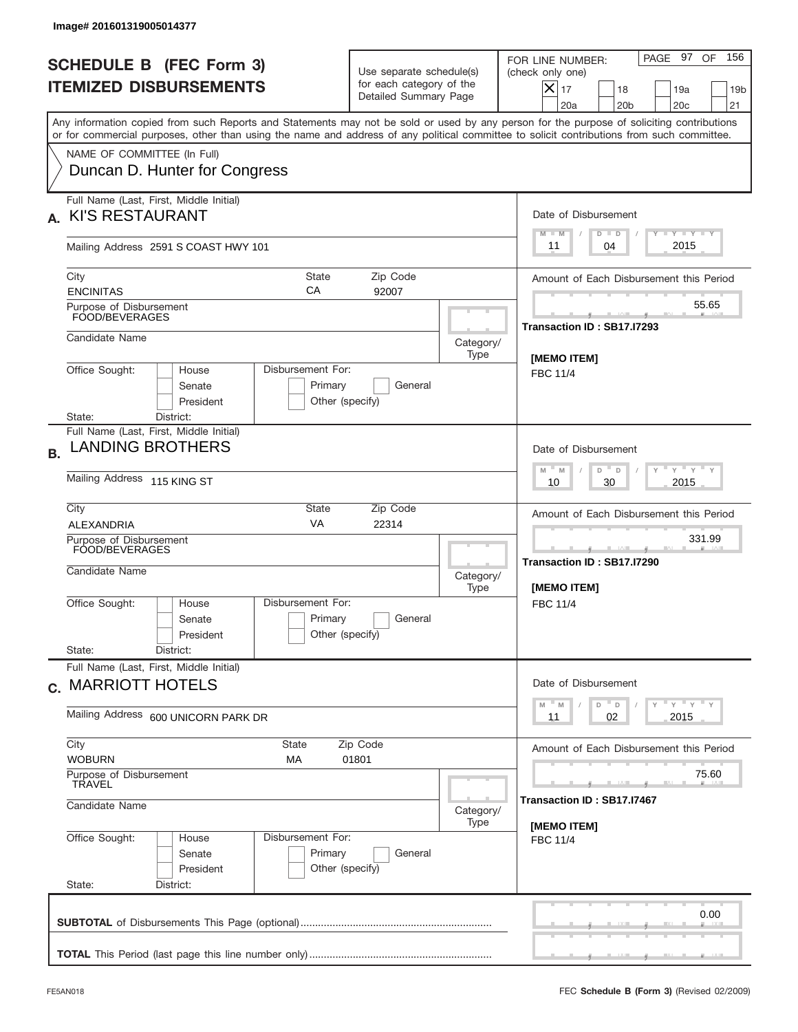Image# 201601319005014377

# SCHEDULE B (FEC Form 3)
# ITEMIZED DISBURSEMENTS

Use separate schedule(s) for each category of the Detailed Summary Page

FOR LINE NUMBER: (check only one)

- [X] 17
- [ ] 18
- [ ] 19a
- [ ] 19b
- [ ] 20a
- [ ] 20b
- [ ] 20c
- [ ] 21

PAGE 97 OF 156

Any information copied from such Reports and Statements may not be sold or used by any person for the purpose of soliciting contributions or for commercial purposes, other than using the name and address of any political committee to solicit contributions from such committee.

NAME OF COMMITTEE (In Full)
Duncan D. Hunter for Congress

---

**A.** Full Name (Last, First, Middle Initial): KI'S RESTAURANT

Mailing Address: 2591 S COAST HWY 101

City: ENCINITAS | State: CA | Zip Code: 92007

Purpose of Disbursement: FOOD/BEVERAGES

Candidate Name:

Category/Type:

Office Sought: House / Senate / President

Disbursement For: Primary / General / Other (specify)

State: District:

Date of Disbursement: 11 / 04 / 2015

Amount of Each Disbursement this Period: 55.65

Transaction ID : SB17.I7293

[MEMO ITEM]
FBC 11/4

---

**B.** Full Name (Last, First, Middle Initial): LANDING BROTHERS

Mailing Address: 115 KING ST

City: ALEXANDRIA | State: VA | Zip Code: 22314

Purpose of Disbursement: FOOD/BEVERAGES

Candidate Name:

Category/Type:

Office Sought: House / Senate / President

Disbursement For: Primary / General / Other (specify)

State: District:

Date of Disbursement: 10 / 30 / 2015

Amount of Each Disbursement this Period: 331.99

Transaction ID : SB17.I7290

[MEMO ITEM]
FBC 11/4

---

**C.** Full Name (Last, First, Middle Initial): MARRIOTT HOTELS

Mailing Address: 600 UNICORN PARK DR

City: WOBURN | State: MA | Zip Code: 01801

Purpose of Disbursement: TRAVEL

Candidate Name:

Category/Type:

Office Sought: House / Senate / President

Disbursement For: Primary / General / Other (specify)

State: District:

Date of Disbursement: 11 / 02 / 2015

Amount of Each Disbursement this Period: 75.60

Transaction ID : SB17.I7467

[MEMO ITEM]
FBC 11/4

---

**SUBTOTAL** of Disbursements This Page (optional): 0.00

**TOTAL** This Period (last page this line number only):

FE5AN018 — FEC **Schedule B (Form 3)** (Revised 02/2009)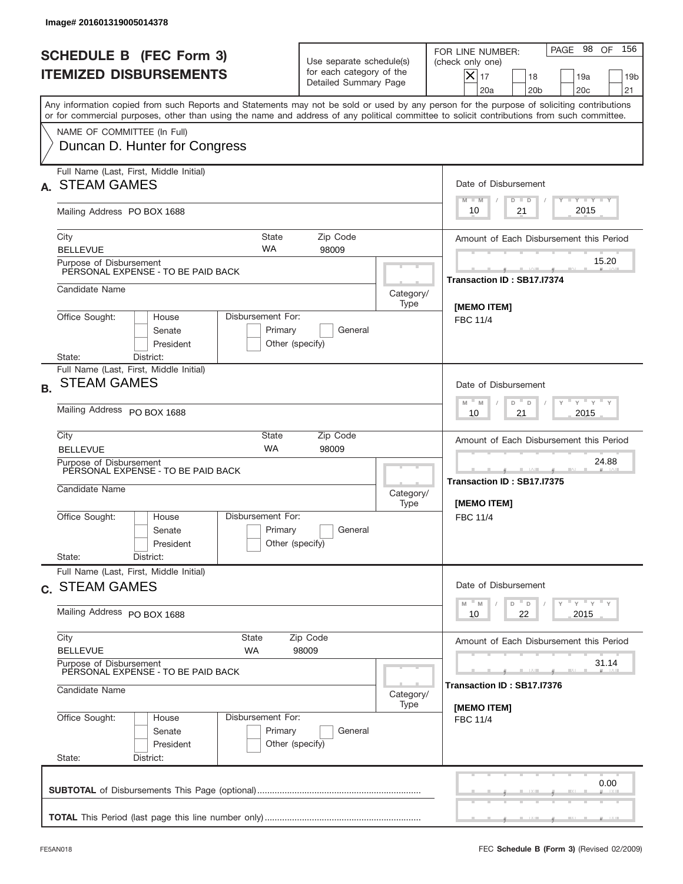Image# 201601319005014378

# SCHEDULE B (FEC Form 3)
## ITEMIZED DISBURSEMENTS

Use separate schedule(s) for each category of the Detailed Summary Page

FOR LINE NUMBER: (check only one)

- [x] 17
- [ ] 18
- [ ] 19a
- [ ] 19b
- [ ] 20a
- [ ] 20b
- [ ] 20c
- [ ] 21

Any information copied from such Reports and Statements may not be sold or used by any person for the purpose of soliciting contributions or for commercial purposes, other than using the name and address of any political committee to solicit contributions from such committee.

NAME OF COMMITTEE (In Full)
Duncan D. Hunter for Congress

---

**A.** Full Name (Last, First, Middle Initial): STEAM GAMES

Mailing Address: PO BOX 1688

City: BELLEVUE | State: WA | Zip Code: 98009

Purpose of Disbursement: PERSONAL EXPENSE - TO BE PAID BACK

Candidate Name:

Category/Type:

Office Sought: House / Senate / President

Disbursement For: Primary / General / Other (specify)

State: District:

Date of Disbursement: 10 / 21 / 2015

Amount of Each Disbursement this Period: 15.20

Transaction ID : SB17.I7374

[MEMO ITEM]
FBC 11/4

---

**B.** Full Name (Last, First, Middle Initial): STEAM GAMES

Mailing Address: PO BOX 1688

City: BELLEVUE | State: WA | Zip Code: 98009

Purpose of Disbursement: PERSONAL EXPENSE - TO BE PAID BACK

Candidate Name:

Category/Type:

Office Sought: House / Senate / President

Disbursement For: Primary / General / Other (specify)

State: District:

Date of Disbursement: 10 / 21 / 2015

Amount of Each Disbursement this Period: 24.88

Transaction ID : SB17.I7375

[MEMO ITEM]
FBC 11/4

---

**C.** Full Name (Last, First, Middle Initial): STEAM GAMES

Mailing Address: PO BOX 1688

City: BELLEVUE | State: WA | Zip Code: 98009

Purpose of Disbursement: PERSONAL EXPENSE - TO BE PAID BACK

Candidate Name:

Category/Type:

Office Sought: House / Senate / President

Disbursement For: Primary / General / Other (specify)

State: District:

Date of Disbursement: 10 / 22 / 2015

Amount of Each Disbursement this Period: 31.14

Transaction ID : SB17.I7376

[MEMO ITEM]
FBC 11/4

---

**SUBTOTAL** of Disbursements This Page (optional): 0.00

**TOTAL** This Period (last page this line number only):

FE5AN018 — FEC **Schedule B (Form 3)** (Revised 02/2009)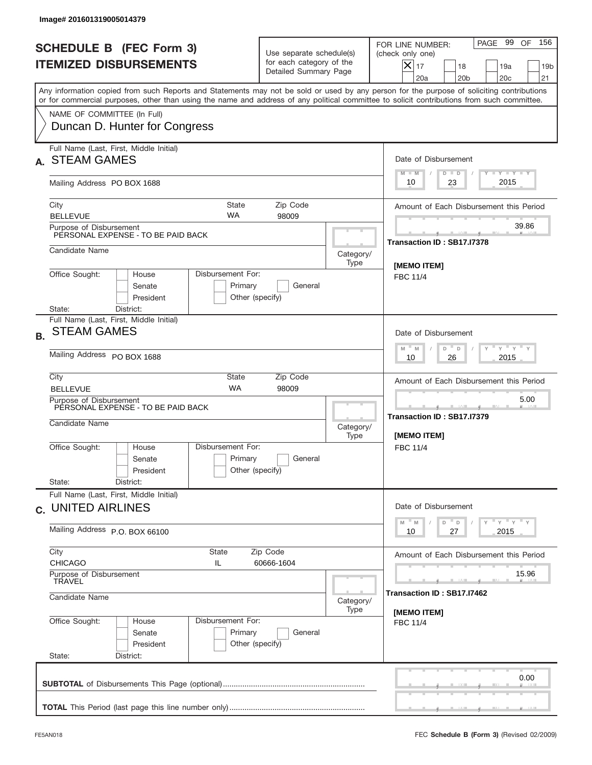Image# 201601319005014379

# SCHEDULE B (FEC Form 3)
## ITEMIZED DISBURSEMENTS

Use separate schedule(s) for each category of the Detailed Summary Page

FOR LINE NUMBER: (check only one)
[X] 17 [ ] 18 [ ] 19a [ ] 19b [ ] 20a [ ] 20b [ ] 20c [ ] 21

PAGE 99 OF 156

Any information copied from such Reports and Statements may not be sold or used by any person for the purpose of soliciting contributions or for commercial purposes, other than using the name and address of any political committee to solicit contributions from such committee.

NAME OF COMMITTEE (In Full)
Duncan D. Hunter for Congress

---

**A.** Full Name (Last, First, Middle Initial): STEAM GAMES

Mailing Address: PO BOX 1688

City: BELLEVUE | State: WA | Zip Code: 98009

Purpose of Disbursement: PERSONAL EXPENSE - TO BE PAID BACK

Candidate Name:

Category/Type:

Office Sought: [ ] House [ ] Senate [ ] President

Disbursement For: [ ] Primary [ ] General [ ] Other (specify)

State: District:

Date of Disbursement: 10/23/2015

Amount of Each Disbursement this Period: 39.86

Transaction ID : SB17.I7378

[MEMO ITEM]
FBC 11/4

---

**B.** Full Name (Last, First, Middle Initial): STEAM GAMES

Mailing Address: PO BOX 1688

City: BELLEVUE | State: WA | Zip Code: 98009

Purpose of Disbursement: PERSONAL EXPENSE - TO BE PAID BACK

Candidate Name:

Category/Type:

Office Sought: [ ] House [ ] Senate [ ] President

Disbursement For: [ ] Primary [ ] General [ ] Other (specify)

State: District:

Date of Disbursement: 10/26/2015

Amount of Each Disbursement this Period: 5.00

Transaction ID : SB17.I7379

[MEMO ITEM]
FBC 11/4

---

**C.** Full Name (Last, First, Middle Initial): UNITED AIRLINES

Mailing Address: P.O. BOX 66100

City: CHICAGO | State: IL | Zip Code: 60666-1604

Purpose of Disbursement: TRAVEL

Candidate Name:

Category/Type:

Office Sought: [ ] House [ ] Senate [ ] President

Disbursement For: [ ] Primary [ ] General [ ] Other (specify)

State: District:

Date of Disbursement: 10/27/2015

Amount of Each Disbursement this Period: 15.96

Transaction ID : SB17.I7462

[MEMO ITEM]
FBC 11/4

---

**SUBTOTAL** of Disbursements This Page (optional): 0.00

**TOTAL** This Period (last page this line number only):

FE5AN018 FEC **Schedule B (Form 3)** (Revised 02/2009)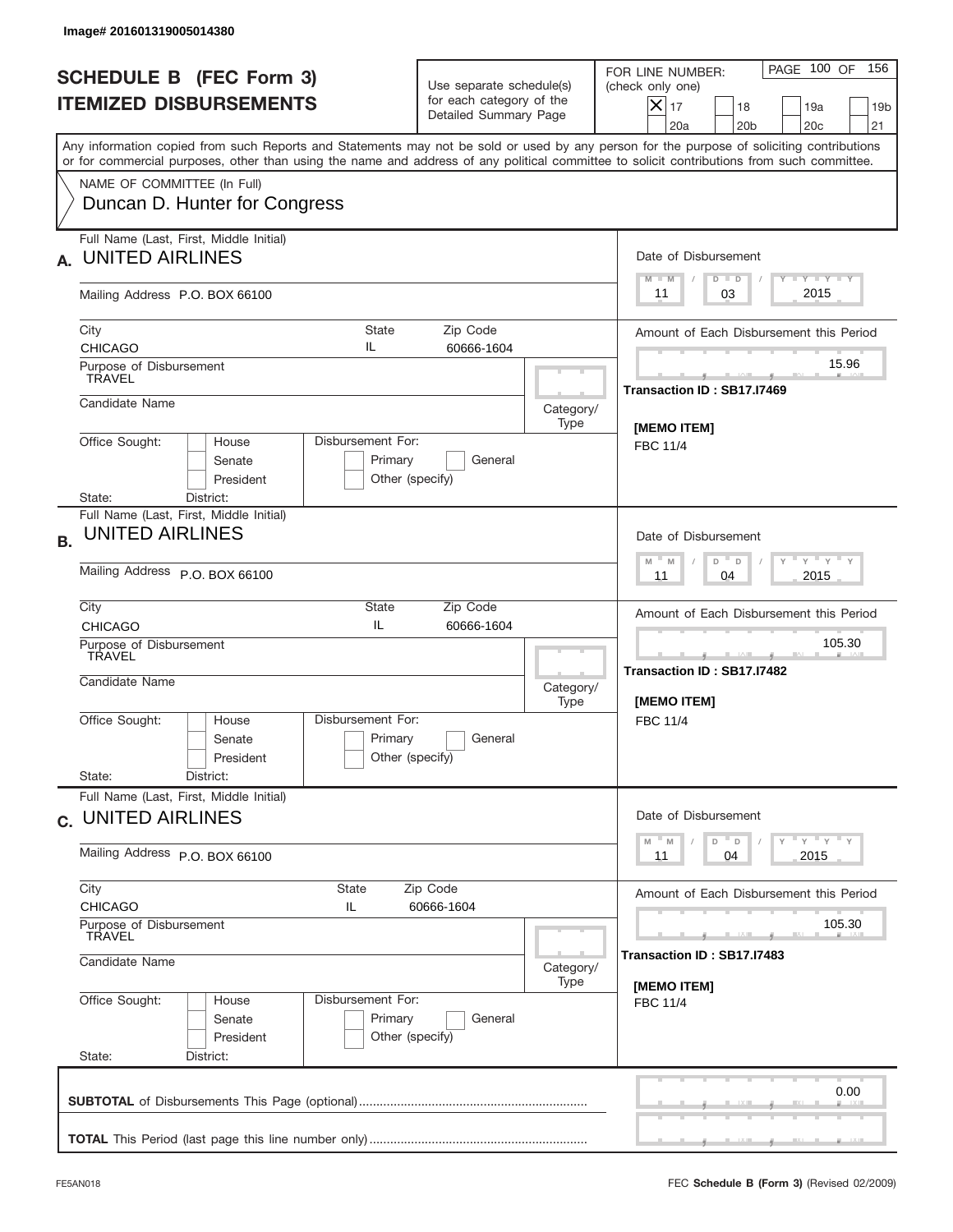Image# 201601319005014380

# SCHEDULE B (FEC Form 3)
# ITEMIZED DISBURSEMENTS

Use separate schedule(s) for each category of the Detailed Summary Page

FOR LINE NUMBER: (check only one)
[X] 17 [ ] 18 [ ] 19a [ ] 19b [ ] 20a [ ] 20b [ ] 20c [ ] 21

PAGE 100 OF 156

Any information copied from such Reports and Statements may not be sold or used by any person for the purpose of soliciting contributions or for commercial purposes, other than using the name and address of any political committee to solicit contributions from such committee.

NAME OF COMMITTEE (In Full)
Duncan D. Hunter for Congress

---

**A.** Full Name (Last, First, Middle Initial): UNITED AIRLINES

Mailing Address: P.O. BOX 66100

City: CHICAGO | State: IL | Zip Code: 60666-1604

Purpose of Disbursement: TRAVEL

Candidate Name:

Category/Type:

Office Sought: [ ] House [ ] Senate [ ] President
State: District:

Disbursement For: [ ] Primary [ ] General [ ] Other (specify)

Date of Disbursement: 11 / 03 / 2015

Amount of Each Disbursement this Period: 15.96

Transaction ID : SB17.I7469

[MEMO ITEM]
FBC 11/4

---

**B.** Full Name (Last, First, Middle Initial): UNITED AIRLINES

Mailing Address: P.O. BOX 66100

City: CHICAGO | State: IL | Zip Code: 60666-1604

Purpose of Disbursement: TRAVEL

Candidate Name:

Category/Type:

Office Sought: [ ] House [ ] Senate [ ] President
State: District:

Disbursement For: [ ] Primary [ ] General [ ] Other (specify)

Date of Disbursement: 11 / 04 / 2015

Amount of Each Disbursement this Period: 105.30

Transaction ID : SB17.I7482

[MEMO ITEM]
FBC 11/4

---

**C.** Full Name (Last, First, Middle Initial): UNITED AIRLINES

Mailing Address: P.O. BOX 66100

City: CHICAGO | State: IL | Zip Code: 60666-1604

Purpose of Disbursement: TRAVEL

Candidate Name:

Category/Type:

Office Sought: [ ] House [ ] Senate [ ] President
State: District:

Disbursement For: [ ] Primary [ ] General [ ] Other (specify)

Date of Disbursement: 11 / 04 / 2015

Amount of Each Disbursement this Period: 105.30

Transaction ID : SB17.I7483

[MEMO ITEM]
FBC 11/4

---

**SUBTOTAL** of Disbursements This Page (optional): 0.00

**TOTAL** This Period (last page this line number only):

FE5AN018 — FEC **Schedule B (Form 3)** (Revised 02/2009)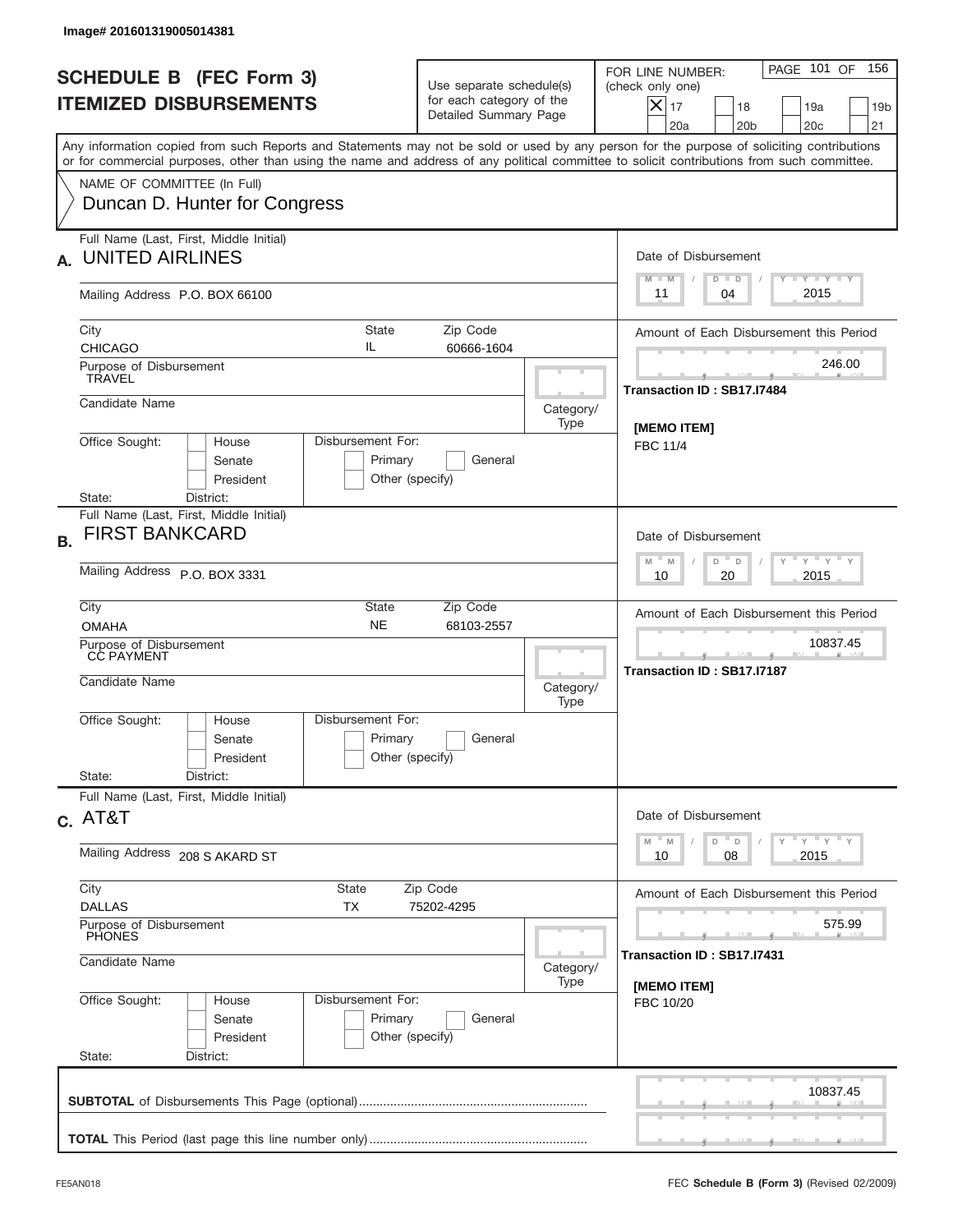Image# 201601319005014381

# SCHEDULE B (FEC Form 3)
## ITEMIZED DISBURSEMENTS

Use separate schedule(s) for each category of the Detailed Summary Page

FOR LINE NUMBER: (check only one)
[X] 17 [ ] 18 [ ] 19a [ ] 19b [ ] 20a [ ] 20b [ ] 20c [ ] 21

PAGE 101 OF 156

Any information copied from such Reports and Statements may not be sold or used by any person for the purpose of soliciting contributions or for commercial purposes, other than using the name and address of any political committee to solicit contributions from such committee.

NAME OF COMMITTEE (In Full)
Duncan D. Hunter for Congress

---

**A.** Full Name (Last, First, Middle Initial): UNITED AIRLINES

Mailing Address: P.O. BOX 66100

City: CHICAGO | State: IL | Zip Code: 60666-1604

Purpose of Disbursement: TRAVEL

Candidate Name:

Category/Type:

Office Sought: [ ] House [ ] Senate [ ] President

State: District:

Disbursement For: [ ] Primary [ ] General [ ] Other (specify)

Date of Disbursement: 11 / 04 / 2015

Amount of Each Disbursement this Period: 246.00

Transaction ID : SB17.I7484

[MEMO ITEM]
FBC 11/4

---

**B.** Full Name (Last, First, Middle Initial): FIRST BANKCARD

Mailing Address: P.O. BOX 3331

City: OMAHA | State: NE | Zip Code: 68103-2557

Purpose of Disbursement: CC PAYMENT

Candidate Name:

Category/Type:

Office Sought: [ ] House [ ] Senate [ ] President

State: District:

Disbursement For: [ ] Primary [ ] General [ ] Other (specify)

Date of Disbursement: 10 / 20 / 2015

Amount of Each Disbursement this Period: 10837.45

Transaction ID : SB17.I7187

---

**C.** Full Name (Last, First, Middle Initial): AT&T

Mailing Address: 208 S AKARD ST

City: DALLAS | State: TX | Zip Code: 75202-4295

Purpose of Disbursement: PHONES

Candidate Name:

Category/Type:

Office Sought: [ ] House [ ] Senate [ ] President

State: District:

Disbursement For: [ ] Primary [ ] General [ ] Other (specify)

Date of Disbursement: 10 / 08 / 2015

Amount of Each Disbursement this Period: 575.99

Transaction ID : SB17.I7431

[MEMO ITEM]
FBC 10/20

---

**SUBTOTAL** of Disbursements This Page (optional): 10837.45

**TOTAL** This Period (last page this line number only):

FE5AN018

FEC **Schedule B (Form 3)** (Revised 02/2009)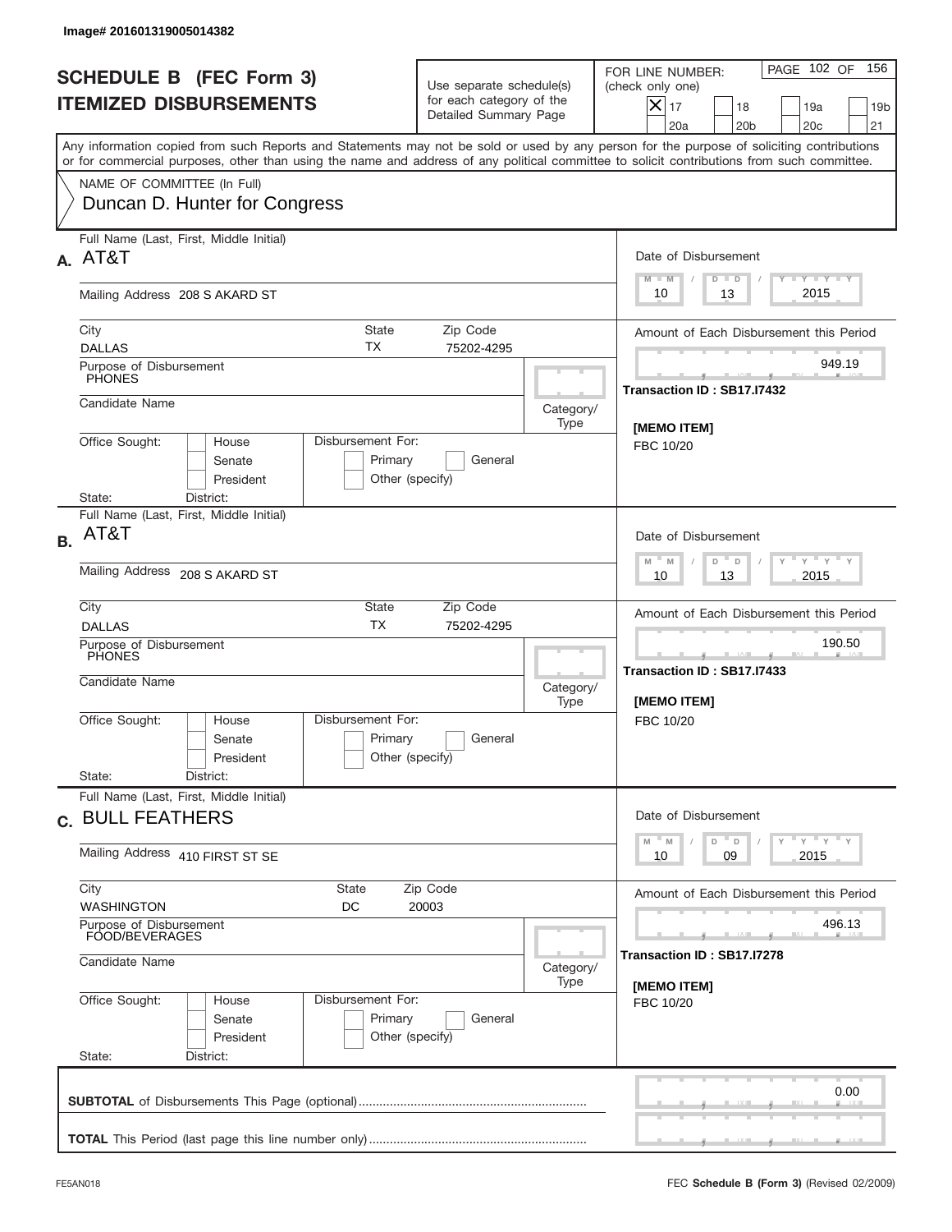Image# 201601319005014382

# SCHEDULE B (FEC Form 3)
## ITEMIZED DISBURSEMENTS

Use separate schedule(s) for each category of the Detailed Summary Page

FOR LINE NUMBER: (check only one)

[X] 17 [ ] 18 [ ] 19a [ ] 19b [ ] 20a [ ] 20b [ ] 20c [ ] 21

PAGE 102 OF 156

Any information copied from such Reports and Statements may not be sold or used by any person for the purpose of soliciting contributions or for commercial purposes, other than using the name and address of any political committee to solicit contributions from such committee.

NAME OF COMMITTEE (In Full)
Duncan D. Hunter for Congress

---

**A.** Full Name (Last, First, Middle Initial): AT&T

Mailing Address: 208 S AKARD ST

City: DALLAS | State: TX | Zip Code: 75202-4295

Purpose of Disbursement: PHONES

Candidate Name:

Category/Type:

Office Sought: [ ] House [ ] Senate [ ] President

State: District:

Disbursement For: [ ] Primary [ ] General [ ] Other (specify)

Date of Disbursement: 10 / 13 / 2015

Amount of Each Disbursement this Period: 949.19

Transaction ID : SB17.I7432

[MEMO ITEM]
FBC 10/20

---

**B.** Full Name (Last, First, Middle Initial): AT&T

Mailing Address: 208 S AKARD ST

City: DALLAS | State: TX | Zip Code: 75202-4295

Purpose of Disbursement: PHONES

Candidate Name:

Category/Type:

Office Sought: [ ] House [ ] Senate [ ] President

State: District:

Disbursement For: [ ] Primary [ ] General [ ] Other (specify)

Date of Disbursement: 10 / 13 / 2015

Amount of Each Disbursement this Period: 190.50

Transaction ID : SB17.I7433

[MEMO ITEM]
FBC 10/20

---

**C.** Full Name (Last, First, Middle Initial): BULL FEATHERS

Mailing Address: 410 FIRST ST SE

City: WASHINGTON | State: DC | Zip Code: 20003

Purpose of Disbursement: FOOD/BEVERAGES

Candidate Name:

Category/Type:

Office Sought: [ ] House [ ] Senate [ ] President

State: District:

Disbursement For: [ ] Primary [ ] General [ ] Other (specify)

Date of Disbursement: 10 / 09 / 2015

Amount of Each Disbursement this Period: 496.13

Transaction ID : SB17.I7278

[MEMO ITEM]
FBC 10/20

---

**SUBTOTAL** of Disbursements This Page (optional): 0.00

**TOTAL** This Period (last page this line number only):

FE5AN018 — FEC **Schedule B (Form 3)** (Revised 02/2009)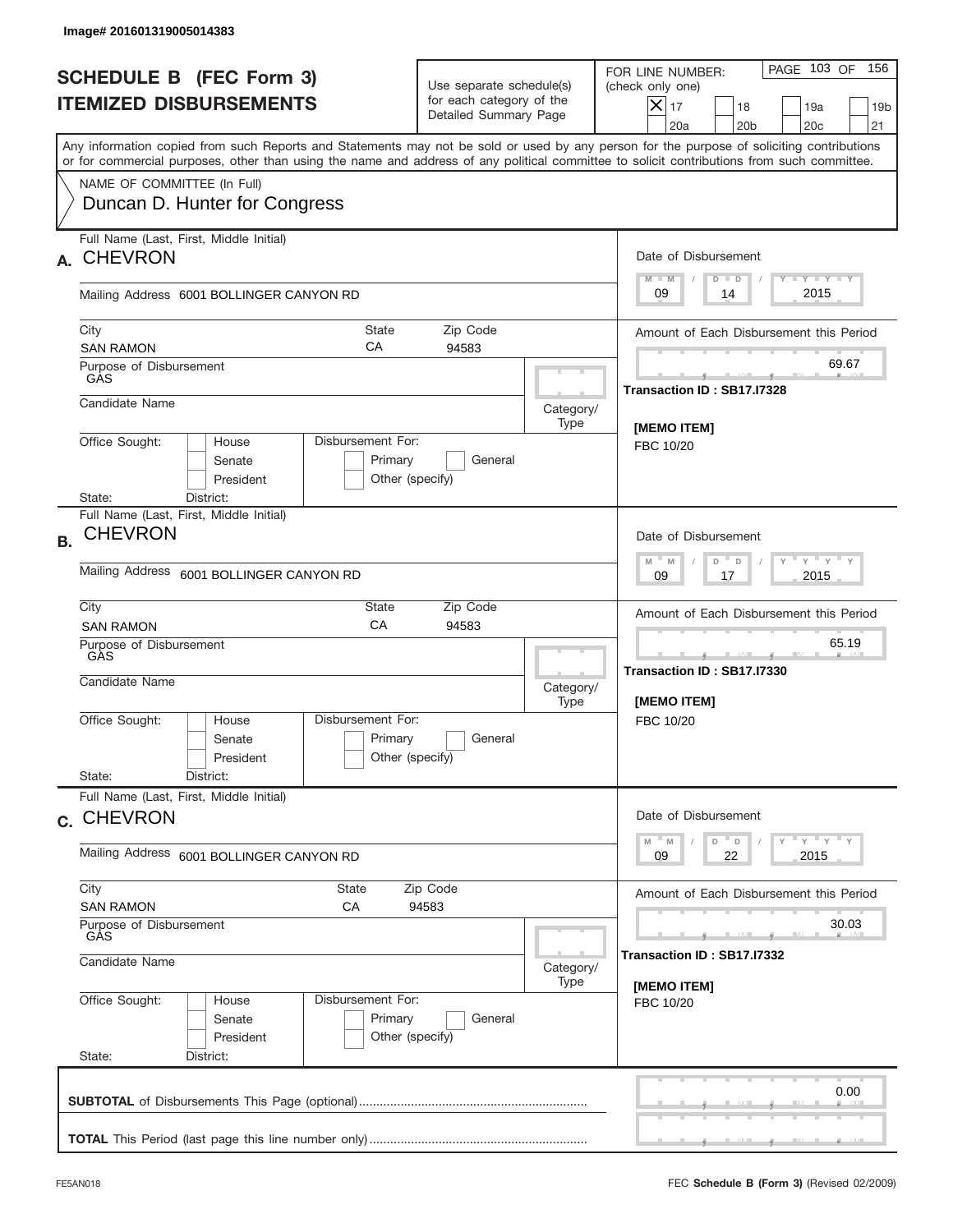Image# 201601319005014383

# SCHEDULE B (FEC Form 3)
## ITEMIZED DISBURSEMENTS

Use separate schedule(s) for each category of the Detailed Summary Page

FOR LINE NUMBER: (check only one)
[X] 17 [ ] 18 [ ] 19a [ ] 19b [ ] 20a [ ] 20b [ ] 20c [ ] 21

PAGE 103 OF 156

Any information copied from such Reports and Statements may not be sold or used by any person for the purpose of soliciting contributions or for commercial purposes, other than using the name and address of any political committee to solicit contributions from such committee.

NAME OF COMMITTEE (In Full)
Duncan D. Hunter for Congress

---

**A.** Full Name (Last, First, Middle Initial): CHEVRON

Mailing Address: 6001 BOLLINGER CANYON RD

City: SAN RAMON | State: CA | Zip Code: 94583

Purpose of Disbursement: GAS

Candidate Name:

Category/Type:

Office Sought: [ ] House [ ] Senate [ ] President

Disbursement For: [ ] Primary [ ] General [ ] Other (specify)

State: District:

Date of Disbursement: 09 / 14 / 2015

Amount of Each Disbursement this Period: 69.67

Transaction ID : SB17.I7328

[MEMO ITEM]
FBC 10/20

---

**B.** Full Name (Last, First, Middle Initial): CHEVRON

Mailing Address: 6001 BOLLINGER CANYON RD

City: SAN RAMON | State: CA | Zip Code: 94583

Purpose of Disbursement: GAS

Candidate Name:

Category/Type:

Office Sought: [ ] House [ ] Senate [ ] President

Disbursement For: [ ] Primary [ ] General [ ] Other (specify)

State: District:

Date of Disbursement: 09 / 17 / 2015

Amount of Each Disbursement this Period: 65.19

Transaction ID : SB17.I7330

[MEMO ITEM]
FBC 10/20

---

**C.** Full Name (Last, First, Middle Initial): CHEVRON

Mailing Address: 6001 BOLLINGER CANYON RD

City: SAN RAMON | State: CA | Zip Code: 94583

Purpose of Disbursement: GAS

Candidate Name:

Category/Type:

Office Sought: [ ] House [ ] Senate [ ] President

Disbursement For: [ ] Primary [ ] General [ ] Other (specify)

State: District:

Date of Disbursement: 09 / 22 / 2015

Amount of Each Disbursement this Period: 30.03

Transaction ID : SB17.I7332

[MEMO ITEM]
FBC 10/20

---

**SUBTOTAL** of Disbursements This Page (optional): 0.00

**TOTAL** This Period (last page this line number only):

FE5AN018 | FEC **Schedule B (Form 3)** (Revised 02/2009)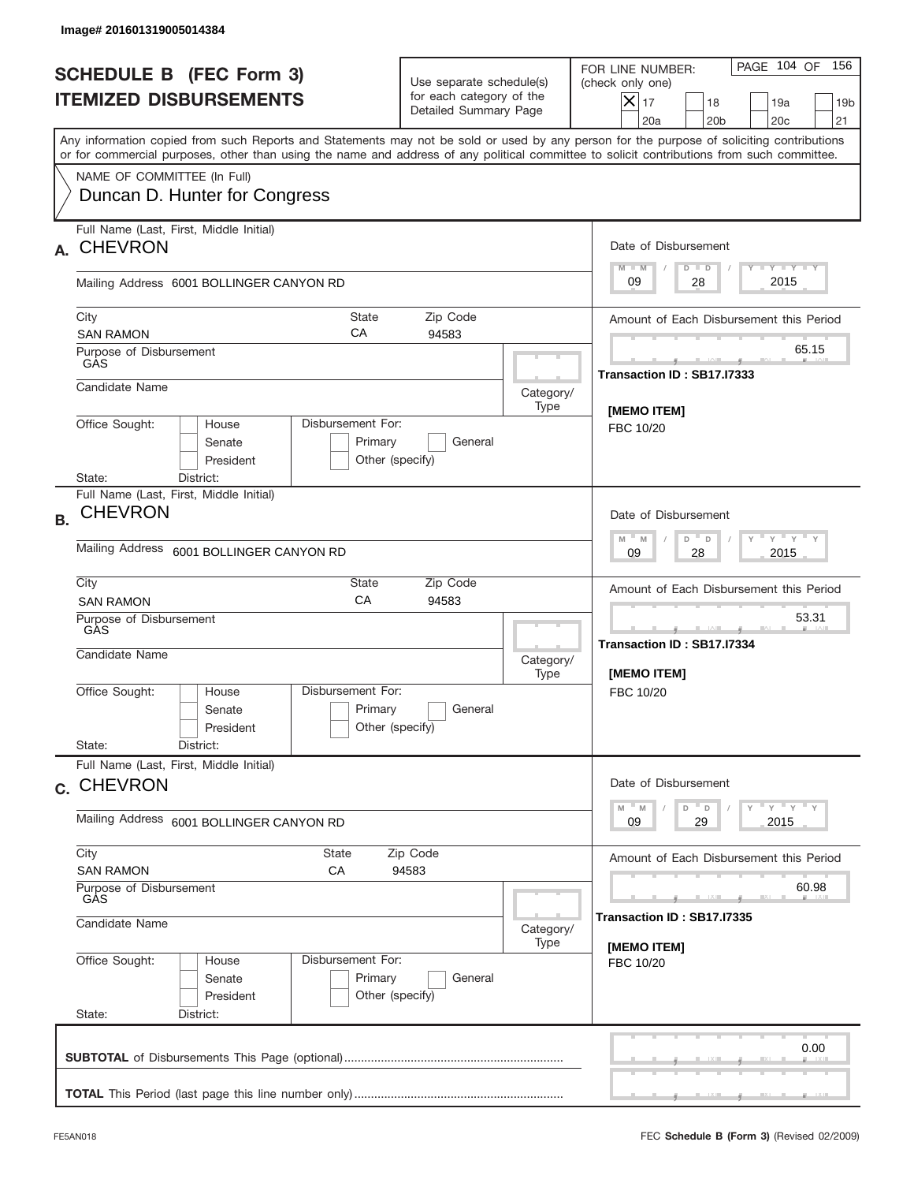Image# 201601319005014384

# SCHEDULE B (FEC Form 3)
# ITEMIZED DISBURSEMENTS

Use separate schedule(s) for each category of the Detailed Summary Page

FOR LINE NUMBER: (check only one)

- [x] 17
- [ ] 18
- [ ] 19a
- [ ] 19b
- [ ] 20a
- [ ] 20b
- [ ] 20c
- [ ] 21

Any information copied from such Reports and Statements may not be sold or used by any person for the purpose of soliciting contributions or for commercial purposes, other than using the name and address of any political committee to solicit contributions from such committee.

NAME OF COMMITTEE (In Full)
Duncan D. Hunter for Congress

---

**A.** Full Name (Last, First, Middle Initial): **CHEVRON**

Mailing Address: 6001 BOLLINGER CANYON RD

City: SAN RAMON | State: CA | Zip Code: 94583

Purpose of Disbursement: GAS

Candidate Name:

Category/Type:

Office Sought: House / Senate / President

Disbursement For: Primary / General / Other (specify)

State: District:

Date of Disbursement: 09 / 28 / 2015

Amount of Each Disbursement this Period: 65.15

Transaction ID : SB17.I7333

[MEMO ITEM]
FBC 10/20

---

**B.** Full Name (Last, First, Middle Initial): **CHEVRON**

Mailing Address: 6001 BOLLINGER CANYON RD

City: SAN RAMON | State: CA | Zip Code: 94583

Purpose of Disbursement: GAS

Candidate Name:

Category/Type:

Office Sought: House / Senate / President

Disbursement For: Primary / General / Other (specify)

State: District:

Date of Disbursement: 09 / 28 / 2015

Amount of Each Disbursement this Period: 53.31

Transaction ID : SB17.I7334

[MEMO ITEM]
FBC 10/20

---

**C.** Full Name (Last, First, Middle Initial): **CHEVRON**

Mailing Address: 6001 BOLLINGER CANYON RD

City: SAN RAMON | State: CA | Zip Code: 94583

Purpose of Disbursement: GAS

Candidate Name:

Category/Type:

Office Sought: House / Senate / President

Disbursement For: Primary / General / Other (specify)

State: District:

Date of Disbursement: 09 / 29 / 2015

Amount of Each Disbursement this Period: 60.98

Transaction ID : SB17.I7335

[MEMO ITEM]
FBC 10/20

---

**SUBTOTAL** of Disbursements This Page (optional): 0.00

**TOTAL** This Period (last page this line number only):

FE5AN018 — FEC **Schedule B (Form 3)** (Revised 02/2009)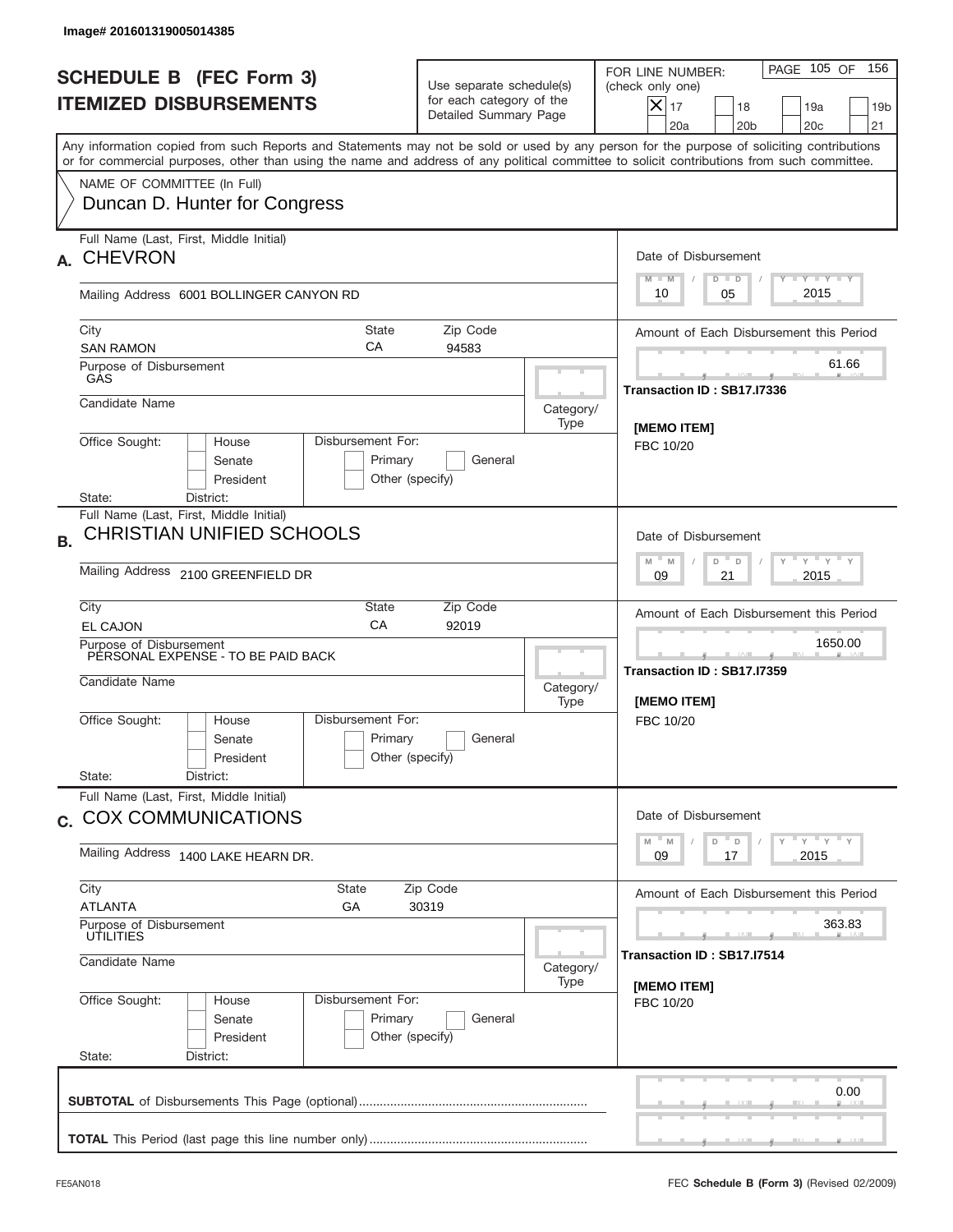Image# 201601319005014385

# SCHEDULE B (FEC Form 3)
# ITEMIZED DISBURSEMENTS

Use separate schedule(s) for each category of the Detailed Summary Page

FOR LINE NUMBER: (check only one)

- [X] 17
- [ ] 18
- [ ] 19a
- [ ] 19b
- [ ] 20a
- [ ] 20b
- [ ] 20c
- [ ] 21

Any information copied from such Reports and Statements may not be sold or used by any person for the purpose of soliciting contributions or for commercial purposes, other than using the name and address of any political committee to solicit contributions from such committee.

NAME OF COMMITTEE (In Full)
Duncan D. Hunter for Congress

---

**A.** Full Name (Last, First, Middle Initial): **CHEVRON**

Mailing Address: 6001 BOLLINGER CANYON RD

City: SAN RAMON | State: CA | Zip Code: 94583

Purpose of Disbursement: GAS

Candidate Name:

Category/Type:

Office Sought: House / Senate / President

State: District:

Disbursement For: Primary / General / Other (specify)

Date of Disbursement: 10 / 05 / 2015

Amount of Each Disbursement this Period: 61.66

Transaction ID : SB17.I7336

[MEMO ITEM]
FBC 10/20

---

**B.** Full Name (Last, First, Middle Initial): **CHRISTIAN UNIFIED SCHOOLS**

Mailing Address: 2100 GREENFIELD DR

City: EL CAJON | State: CA | Zip Code: 92019

Purpose of Disbursement: PERSONAL EXPENSE - TO BE PAID BACK

Candidate Name:

Category/Type:

Office Sought: House / Senate / President

State: District:

Disbursement For: Primary / General / Other (specify)

Date of Disbursement: 09 / 21 / 2015

Amount of Each Disbursement this Period: 1650.00

Transaction ID : SB17.I7359

[MEMO ITEM]
FBC 10/20

---

**C.** Full Name (Last, First, Middle Initial): **COX COMMUNICATIONS**

Mailing Address: 1400 LAKE HEARN DR.

City: ATLANTA | State: GA | Zip Code: 30319

Purpose of Disbursement: UTILITIES

Candidate Name:

Category/Type:

Office Sought: House / Senate / President

State: District:

Disbursement For: Primary / General / Other (specify)

Date of Disbursement: 09 / 17 / 2015

Amount of Each Disbursement this Period: 363.83

Transaction ID : SB17.I7514

[MEMO ITEM]
FBC 10/20

---

**SUBTOTAL** of Disbursements This Page (optional): 0.00

**TOTAL** This Period (last page this line number only):

FE5AN018 — FEC **Schedule B (Form 3)** (Revised 02/2009)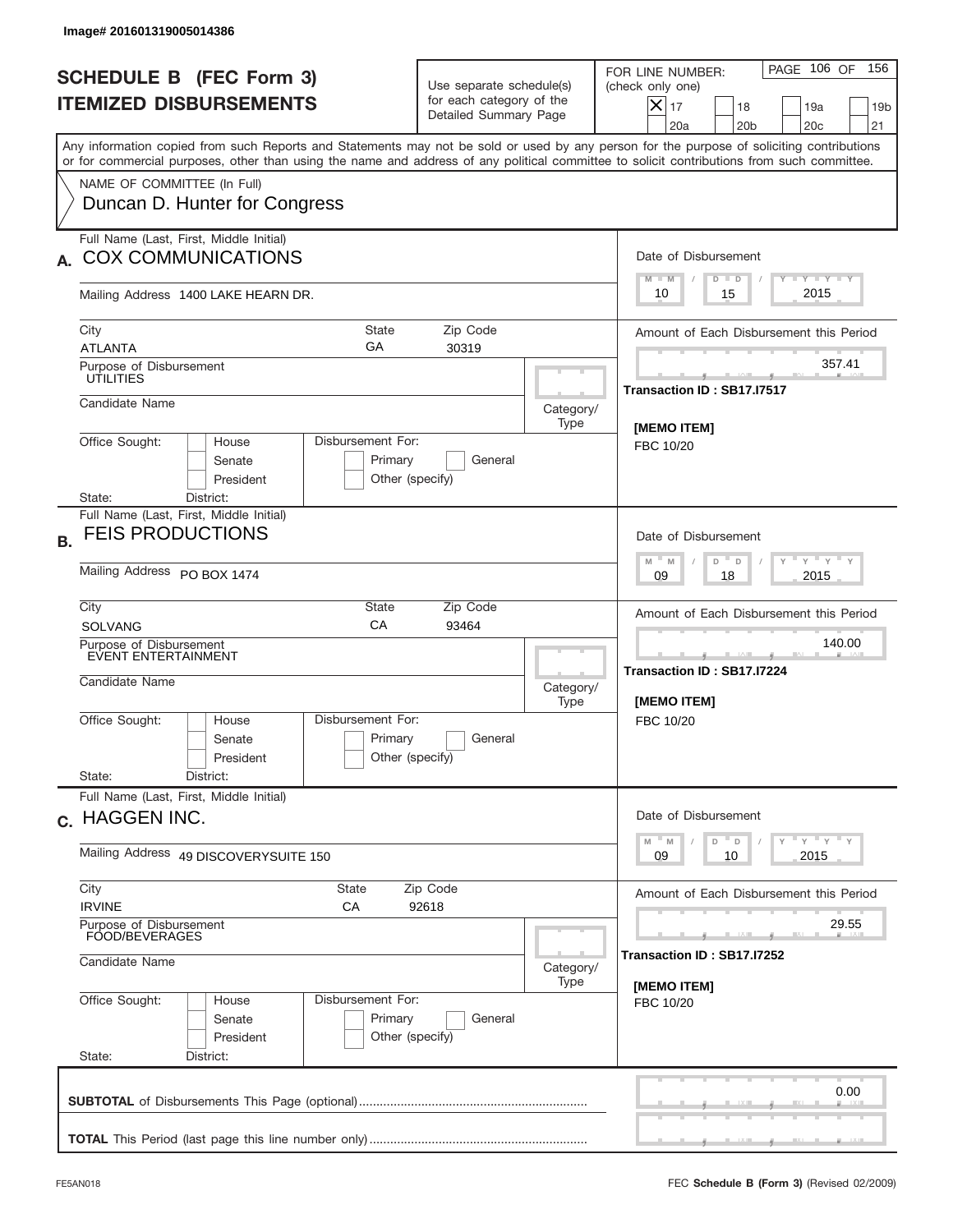Image# 201601319005014386

# SCHEDULE B (FEC Form 3)
## ITEMIZED DISBURSEMENTS

Use separate schedule(s) for each category of the Detailed Summary Page

FOR LINE NUMBER: (check only one)

- [X] 17
- [ ] 18
- [ ] 19a
- [ ] 19b
- [ ] 20a
- [ ] 20b
- [ ] 20c
- [ ] 21

PAGE 106 OF 156

Any information copied from such Reports and Statements may not be sold or used by any person for the purpose of soliciting contributions or for commercial purposes, other than using the name and address of any political committee to solicit contributions from such committee.

NAME OF COMMITTEE (In Full)
Duncan D. Hunter for Congress

---

**A.** Full Name (Last, First, Middle Initial): COX COMMUNICATIONS

Mailing Address: 1400 LAKE HEARN DR.

City: ATLANTA | State: GA | Zip Code: 30319

Purpose of Disbursement: UTILITIES

Candidate Name:

Category/Type:

Office Sought: House / Senate / President

Disbursement For: Primary / General / Other (specify)

State: District:

Date of Disbursement: 10 / 15 / 2015

Amount of Each Disbursement this Period: 357.41

Transaction ID : SB17.I7517

[MEMO ITEM]
FBC 10/20

---

**B.** Full Name (Last, First, Middle Initial): FEIS PRODUCTIONS

Mailing Address: PO BOX 1474

City: SOLVANG | State: CA | Zip Code: 93464

Purpose of Disbursement: EVENT ENTERTAINMENT

Candidate Name:

Category/Type:

Office Sought: House / Senate / President

Disbursement For: Primary / General / Other (specify)

State: District:

Date of Disbursement: 09 / 18 / 2015

Amount of Each Disbursement this Period: 140.00

Transaction ID : SB17.I7224

[MEMO ITEM]
FBC 10/20

---

**C.** Full Name (Last, First, Middle Initial): HAGGEN INC.

Mailing Address: 49 DISCOVERYSUITE 150

City: IRVINE | State: CA | Zip Code: 92618

Purpose of Disbursement: FOOD/BEVERAGES

Candidate Name:

Category/Type:

Office Sought: House / Senate / President

Disbursement For: Primary / General / Other (specify)

State: District:

Date of Disbursement: 09 / 10 / 2015

Amount of Each Disbursement this Period: 29.55

Transaction ID : SB17.I7252

[MEMO ITEM]
FBC 10/20

---

**SUBTOTAL** of Disbursements This Page (optional): 0.00

**TOTAL** This Period (last page this line number only):

FE5AN018 — FEC **Schedule B (Form 3)** (Revised 02/2009)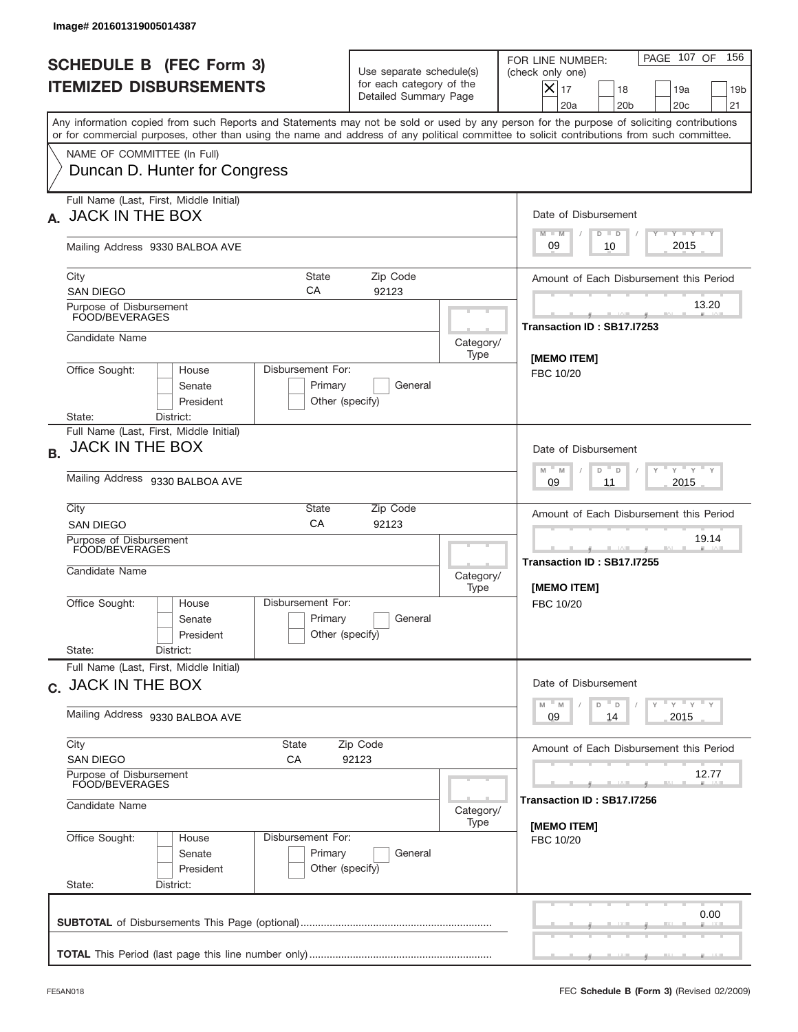Image# 201601319005014387

# SCHEDULE B (FEC Form 3)
# ITEMIZED DISBURSEMENTS

Use separate schedule(s) for each category of the Detailed Summary Page

FOR LINE NUMBER: (check only one)

[X] 17 [ ] 18 [ ] 19a [ ] 19b [ ] 20a [ ] 20b [ ] 20c [ ] 21

Any information copied from such Reports and Statements may not be sold or used by any person for the purpose of soliciting contributions or for commercial purposes, other than using the name and address of any political committee to solicit contributions from such committee.

NAME OF COMMITTEE (In Full)
Duncan D. Hunter for Congress

---

**A.** Full Name (Last, First, Middle Initial): JACK IN THE BOX

Mailing Address: 9330 BALBOA AVE

City: SAN DIEGO | State: CA | Zip Code: 92123

Purpose of Disbursement: FOOD/BEVERAGES

Candidate Name:

Category/Type:

Office Sought: [ ] House [ ] Senate [ ] President

State: District:

Disbursement For: [ ] Primary [ ] General [ ] Other (specify)

Date of Disbursement: 09 / 10 / 2015

Amount of Each Disbursement this Period: 13.20

Transaction ID : SB17.I7253

[MEMO ITEM]
FBC 10/20

---

**B.** Full Name (Last, First, Middle Initial): JACK IN THE BOX

Mailing Address: 9330 BALBOA AVE

City: SAN DIEGO | State: CA | Zip Code: 92123

Purpose of Disbursement: FOOD/BEVERAGES

Candidate Name:

Category/Type:

Office Sought: [ ] House [ ] Senate [ ] President

State: District:

Disbursement For: [ ] Primary [ ] General [ ] Other (specify)

Date of Disbursement: 09 / 11 / 2015

Amount of Each Disbursement this Period: 19.14

Transaction ID : SB17.I7255

[MEMO ITEM]
FBC 10/20

---

**C.** Full Name (Last, First, Middle Initial): JACK IN THE BOX

Mailing Address: 9330 BALBOA AVE

City: SAN DIEGO | State: CA | Zip Code: 92123

Purpose of Disbursement: FOOD/BEVERAGES

Candidate Name:

Category/Type:

Office Sought: [ ] House [ ] Senate [ ] President

State: District:

Disbursement For: [ ] Primary [ ] General [ ] Other (specify)

Date of Disbursement: 09 / 14 / 2015

Amount of Each Disbursement this Period: 12.77

Transaction ID : SB17.I7256

[MEMO ITEM]
FBC 10/20

---

**SUBTOTAL** of Disbursements This Page (optional): 0.00

**TOTAL** This Period (last page this line number only):

FE5AN018 FEC **Schedule B (Form 3)** (Revised 02/2009)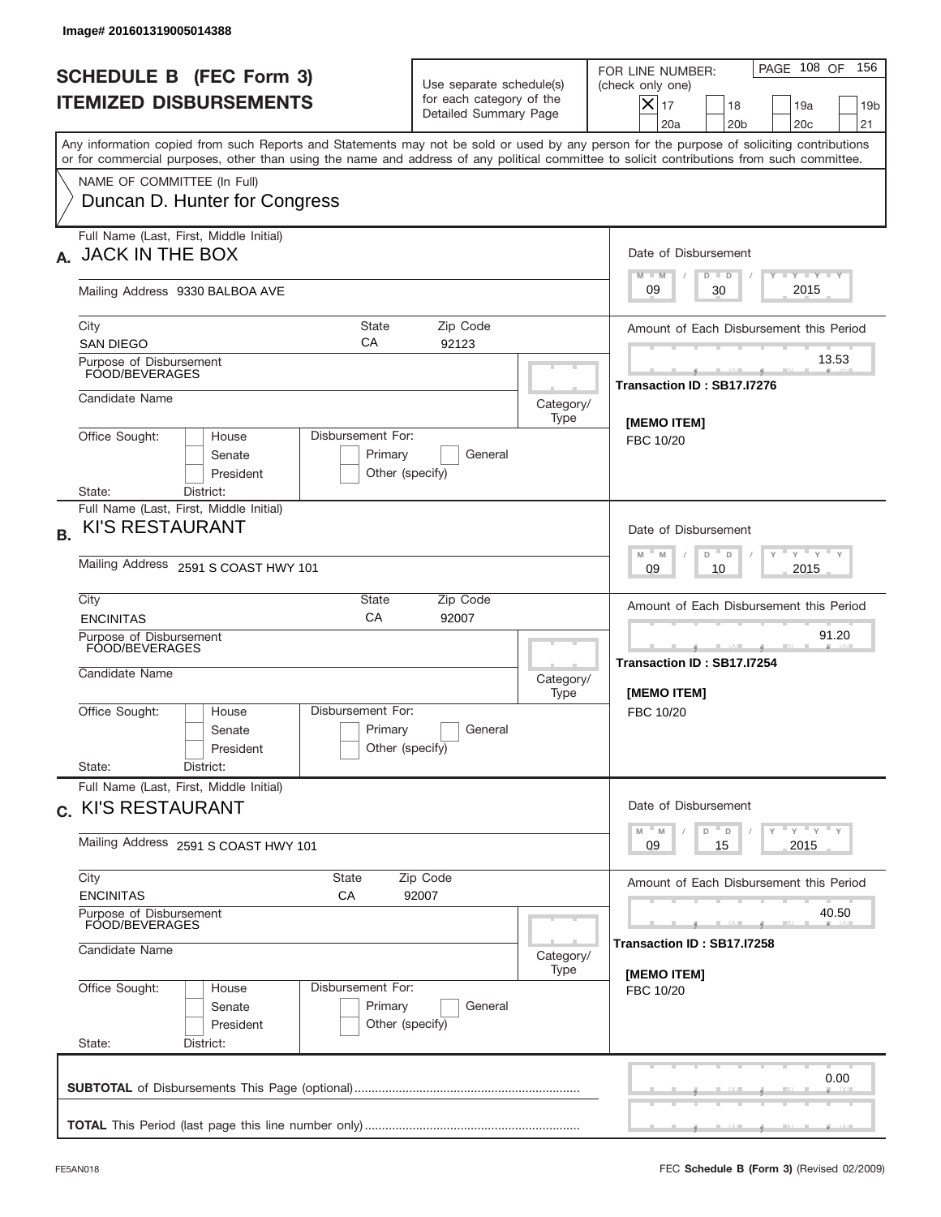Image# 201601319005014388

# SCHEDULE B (FEC Form 3)
## ITEMIZED DISBURSEMENTS

Use separate schedule(s) for each category of the Detailed Summary Page

FOR LINE NUMBER: (check only one)

- [x] 17
- [ ] 18
- [ ] 19a
- [ ] 19b
- [ ] 20a
- [ ] 20b
- [ ] 20c
- [ ] 21

PAGE 108 OF 156

Any information copied from such Reports and Statements may not be sold or used by any person for the purpose of soliciting contributions or for commercial purposes, other than using the name and address of any political committee to solicit contributions from such committee.

NAME OF COMMITTEE (In Full)
Duncan D. Hunter for Congress

---

**A.** Full Name (Last, First, Middle Initial): JACK IN THE BOX

Mailing Address: 9330 BALBOA AVE

City: SAN DIEGO | State: CA | Zip Code: 92123

Purpose of Disbursement: FOOD/BEVERAGES

Candidate Name:

Category/Type:

Office Sought: House / Senate / President

Disbursement For: Primary / General / Other (specify)

State: District:

Date of Disbursement: 09 / 30 / 2015

Amount of Each Disbursement this Period: 13.53

Transaction ID : SB17.I7276

[MEMO ITEM]
FBC 10/20

---

**B.** Full Name (Last, First, Middle Initial): KI'S RESTAURANT

Mailing Address: 2591 S COAST HWY 101

City: ENCINITAS | State: CA | Zip Code: 92007

Purpose of Disbursement: FOOD/BEVERAGES

Candidate Name:

Category/Type:

Office Sought: House / Senate / President

Disbursement For: Primary / General / Other (specify)

State: District:

Date of Disbursement: 09 / 10 / 2015

Amount of Each Disbursement this Period: 91.20

Transaction ID : SB17.I7254

[MEMO ITEM]
FBC 10/20

---

**C.** Full Name (Last, First, Middle Initial): KI'S RESTAURANT

Mailing Address: 2591 S COAST HWY 101

City: ENCINITAS | State: CA | Zip Code: 92007

Purpose of Disbursement: FOOD/BEVERAGES

Candidate Name:

Category/Type:

Office Sought: House / Senate / President

Disbursement For: Primary / General / Other (specify)

State: District:

Date of Disbursement: 09 / 15 / 2015

Amount of Each Disbursement this Period: 40.50

Transaction ID : SB17.I7258

[MEMO ITEM]
FBC 10/20

---

**SUBTOTAL** of Disbursements This Page (optional): 0.00

**TOTAL** This Period (last page this line number only):

FE5AN018 | FEC **Schedule B (Form 3)** (Revised 02/2009)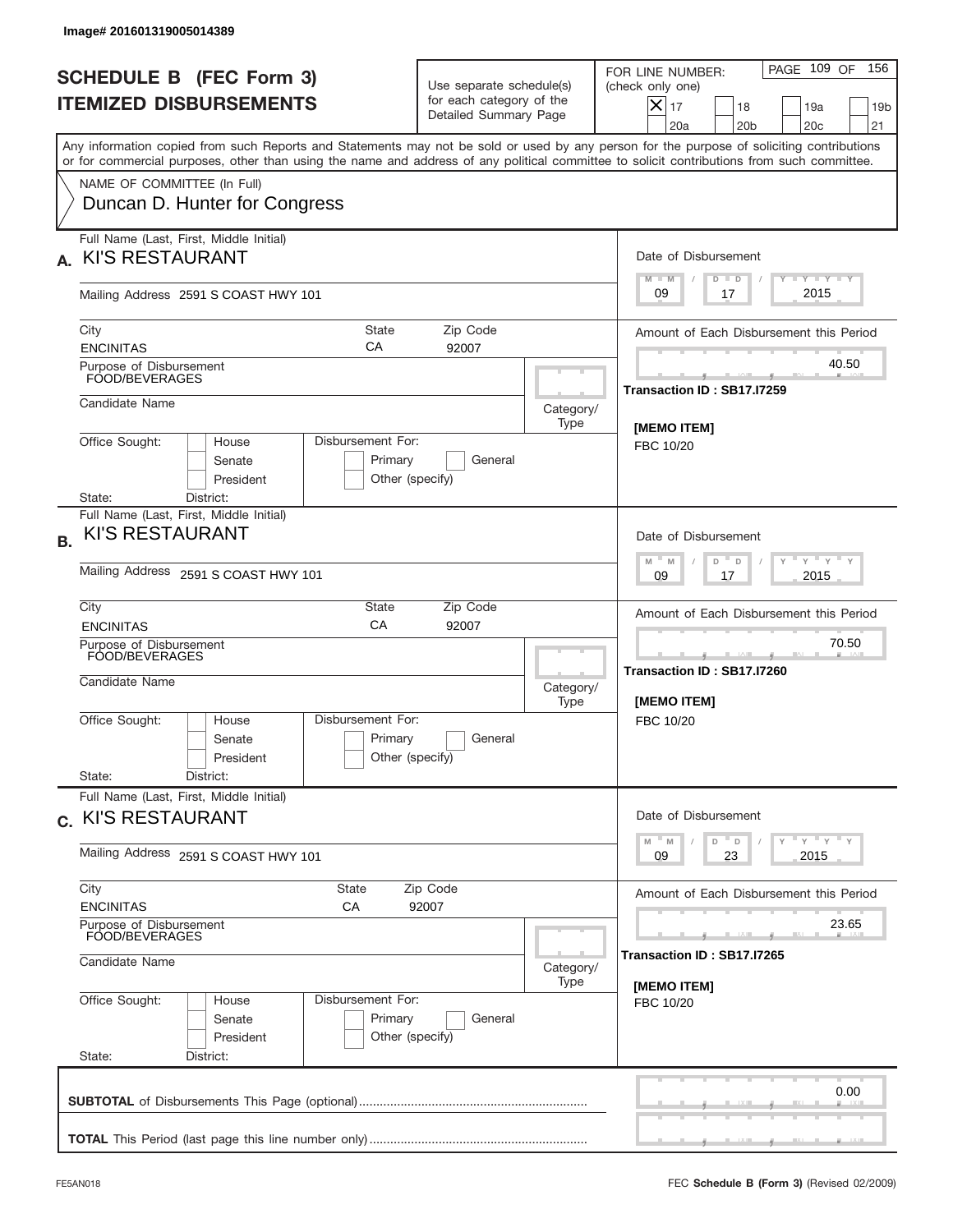Image# 201601319005014389

# SCHEDULE B (FEC Form 3)
# ITEMIZED DISBURSEMENTS

Use separate schedule(s) for each category of the Detailed Summary Page

FOR LINE NUMBER: (check only one)

- [X] 17
- [ ] 18
- [ ] 19a
- [ ] 19b
- [ ] 20a
- [ ] 20b
- [ ] 20c
- [ ] 21

PAGE 109 OF 156

Any information copied from such Reports and Statements may not be sold or used by any person for the purpose of soliciting contributions or for commercial purposes, other than using the name and address of any political committee to solicit contributions from such committee.

NAME OF COMMITTEE (In Full)
Duncan D. Hunter for Congress

## A.

Full Name (Last, First, Middle Initial): KI'S RESTAURANT

Mailing Address: 2591 S COAST HWY 101

City: ENCINITAS | State: CA | Zip Code: 92007

Purpose of Disbursement: FOOD/BEVERAGES

Candidate Name:

Category/Type:

Office Sought: House / Senate / President

Disbursement For: Primary / General / Other (specify)

State: District:

Date of Disbursement: 09 / 17 / 2015

Amount of Each Disbursement this Period: 40.50

Transaction ID : SB17.I7259

[MEMO ITEM]
FBC 10/20

## B.

Full Name (Last, First, Middle Initial): KI'S RESTAURANT

Mailing Address: 2591 S COAST HWY 101

City: ENCINITAS | State: CA | Zip Code: 92007

Purpose of Disbursement: FOOD/BEVERAGES

Candidate Name:

Category/Type:

Office Sought: House / Senate / President

Disbursement For: Primary / General / Other (specify)

State: District:

Date of Disbursement: 09 / 17 / 2015

Amount of Each Disbursement this Period: 70.50

Transaction ID : SB17.I7260

[MEMO ITEM]
FBC 10/20

## C.

Full Name (Last, First, Middle Initial): KI'S RESTAURANT

Mailing Address: 2591 S COAST HWY 101

City: ENCINITAS | State: CA | Zip Code: 92007

Purpose of Disbursement: FOOD/BEVERAGES

Candidate Name:

Category/Type:

Office Sought: House / Senate / President

Disbursement For: Primary / General / Other (specify)

State: District:

Date of Disbursement: 09 / 23 / 2015

Amount of Each Disbursement this Period: 23.65

Transaction ID : SB17.I7265

[MEMO ITEM]
FBC 10/20

**SUBTOTAL** of Disbursements This Page (optional): 0.00

**TOTAL** This Period (last page this line number only):

FE5AN018

FEC **Schedule B (Form 3)** (Revised 02/2009)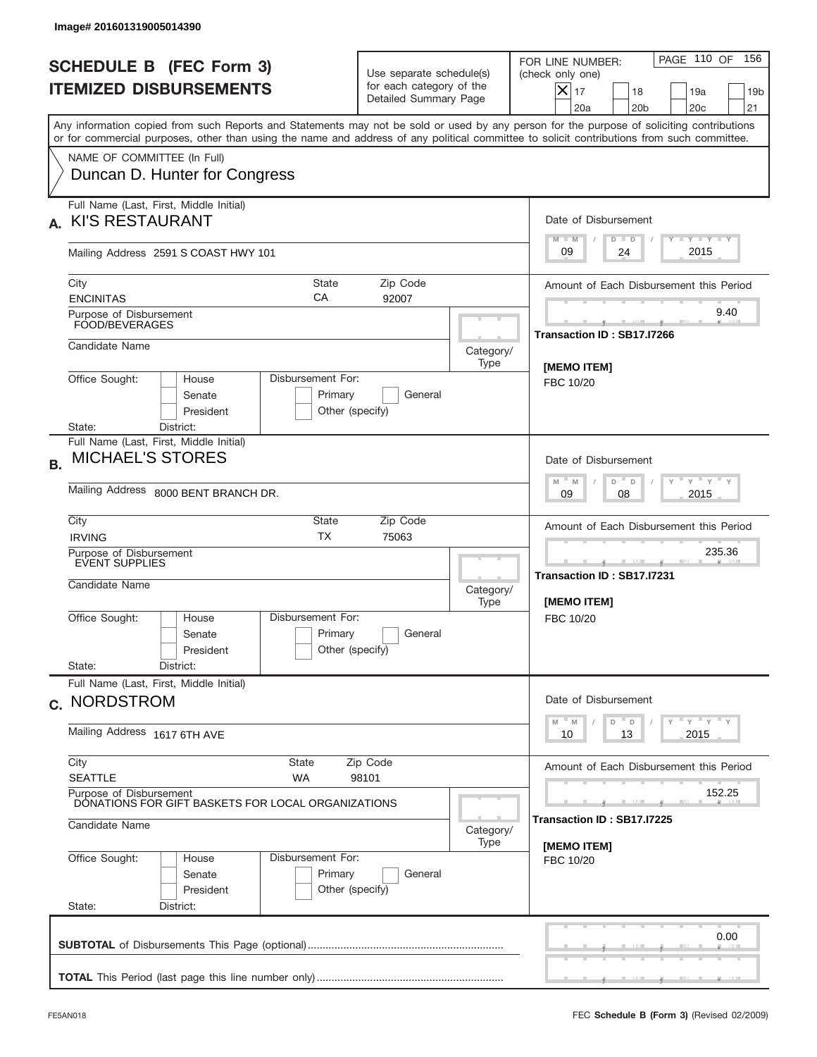Image# 201601319005014390

# SCHEDULE B (FEC Form 3)
# ITEMIZED DISBURSEMENTS

Use separate schedule(s) for each category of the Detailed Summary Page

FOR LINE NUMBER: (check only one)

- [x] 17
- [ ] 18
- [ ] 19a
- [ ] 19b
- [ ] 20a
- [ ] 20b
- [ ] 20c
- [ ] 21

PAGE 110 OF 156

Any information copied from such Reports and Statements may not be sold or used by any person for the purpose of soliciting contributions or for commercial purposes, other than using the name and address of any political committee to solicit contributions from such committee.

NAME OF COMMITTEE (In Full)
Duncan D. Hunter for Congress

---

**A.** Full Name (Last, First, Middle Initial): **KI'S RESTAURANT**

Mailing Address: 2591 S COAST HWY 101

City: ENCINITAS | State: CA | Zip Code: 92007

Purpose of Disbursement: FOOD/BEVERAGES

Candidate Name:

Category/Type:

Office Sought: House / Senate / President

Disbursement For: Primary / General / Other (specify)

State: District:

Date of Disbursement: 09 / 24 / 2015

Amount of Each Disbursement this Period: 9.40

Transaction ID : SB17.I7266

[MEMO ITEM]
FBC 10/20

---

**B.** Full Name (Last, First, Middle Initial): **MICHAEL'S STORES**

Mailing Address: 8000 BENT BRANCH DR.

City: IRVING | State: TX | Zip Code: 75063

Purpose of Disbursement: EVENT SUPPLIES

Candidate Name:

Category/Type:

Office Sought: House / Senate / President

Disbursement For: Primary / General / Other (specify)

State: District:

Date of Disbursement: 09 / 08 / 2015

Amount of Each Disbursement this Period: 235.36

Transaction ID : SB17.I7231

[MEMO ITEM]
FBC 10/20

---

**C.** Full Name (Last, First, Middle Initial): **NORDSTROM**

Mailing Address: 1617 6TH AVE

City: SEATTLE | State: WA | Zip Code: 98101

Purpose of Disbursement: DONATIONS FOR GIFT BASKETS FOR LOCAL ORGANIZATIONS

Candidate Name:

Category/Type:

Office Sought: House / Senate / President

Disbursement For: Primary / General / Other (specify)

State: District:

Date of Disbursement: 10 / 13 / 2015

Amount of Each Disbursement this Period: 152.25

Transaction ID : SB17.I7225

[MEMO ITEM]
FBC 10/20

---

**SUBTOTAL** of Disbursements This Page (optional): 0.00

**TOTAL** This Period (last page this line number only):

FE5AN018 — FEC **Schedule B (Form 3)** (Revised 02/2009)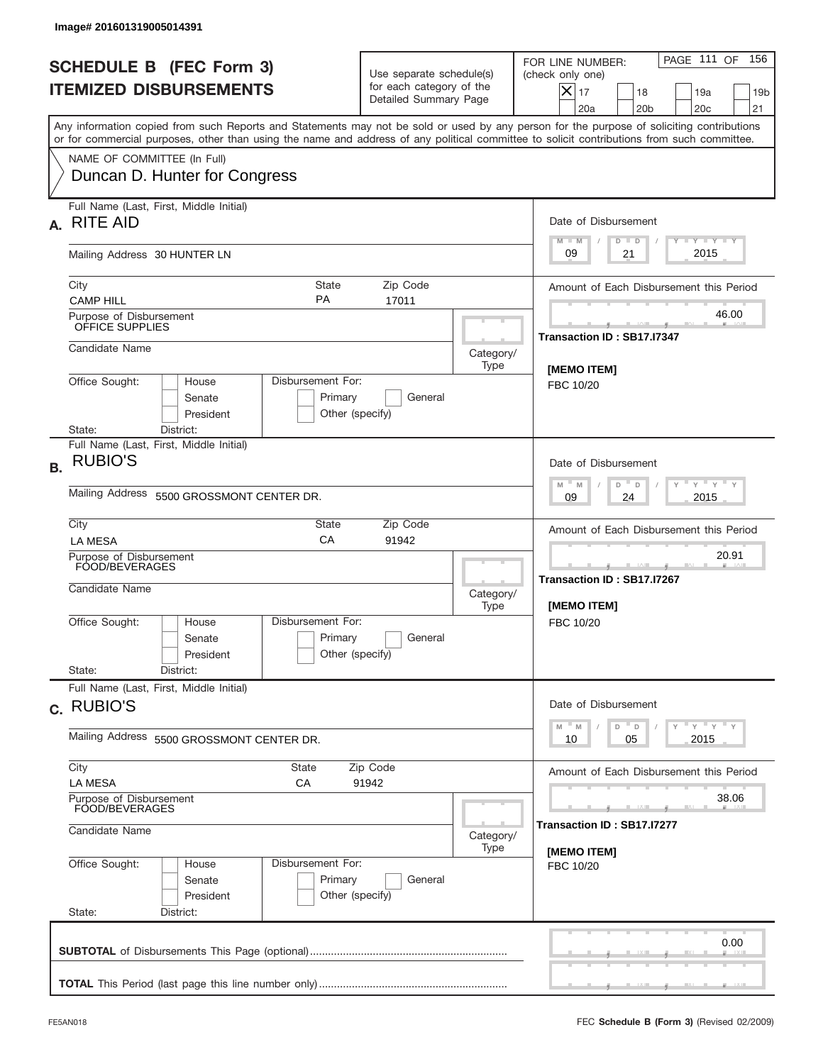Image# 201601319005014391

# SCHEDULE B (FEC Form 3)
## ITEMIZED DISBURSEMENTS

Use separate schedule(s) for each category of the Detailed Summary Page

FOR LINE NUMBER: (check only one)

- [X] 17
- [ ] 18
- [ ] 19a
- [ ] 19b
- [ ] 20a
- [ ] 20b
- [ ] 20c
- [ ] 21

PAGE 111 OF 156

Any information copied from such Reports and Statements may not be sold or used by any person for the purpose of soliciting contributions or for commercial purposes, other than using the name and address of any political committee to solicit contributions from such committee.

NAME OF COMMITTEE (In Full)
Duncan D. Hunter for Congress

---

**A.** Full Name (Last, First, Middle Initial): RITE AID

Mailing Address: 30 HUNTER LN

City: CAMP HILL | State: PA | Zip Code: 17011

Purpose of Disbursement: OFFICE SUPPLIES

Candidate Name:

Category/Type:

Office Sought: House / Senate / President

Disbursement For: Primary / General / Other (specify)

State: District:

Date of Disbursement: 09 / 21 / 2015

Amount of Each Disbursement this Period: 46.00

Transaction ID : SB17.I7347

[MEMO ITEM]
FBC 10/20

---

**B.** Full Name (Last, First, Middle Initial): RUBIO'S

Mailing Address: 5500 GROSSMONT CENTER DR.

City: LA MESA | State: CA | Zip Code: 91942

Purpose of Disbursement: FOOD/BEVERAGES

Candidate Name:

Category/Type:

Office Sought: House / Senate / President

Disbursement For: Primary / General / Other (specify)

State: District:

Date of Disbursement: 09 / 24 / 2015

Amount of Each Disbursement this Period: 20.91

Transaction ID : SB17.I7267

[MEMO ITEM]
FBC 10/20

---

**C.** Full Name (Last, First, Middle Initial): RUBIO'S

Mailing Address: 5500 GROSSMONT CENTER DR.

City: LA MESA | State: CA | Zip Code: 91942

Purpose of Disbursement: FOOD/BEVERAGES

Candidate Name:

Category/Type:

Office Sought: House / Senate / President

Disbursement For: Primary / General / Other (specify)

State: District:

Date of Disbursement: 10 / 05 / 2015

Amount of Each Disbursement this Period: 38.06

Transaction ID : SB17.I7277

[MEMO ITEM]
FBC 10/20

---

**SUBTOTAL** of Disbursements This Page (optional): 0.00

**TOTAL** This Period (last page this line number only):

FE5AN018

FEC **Schedule B (Form 3)** (Revised 02/2009)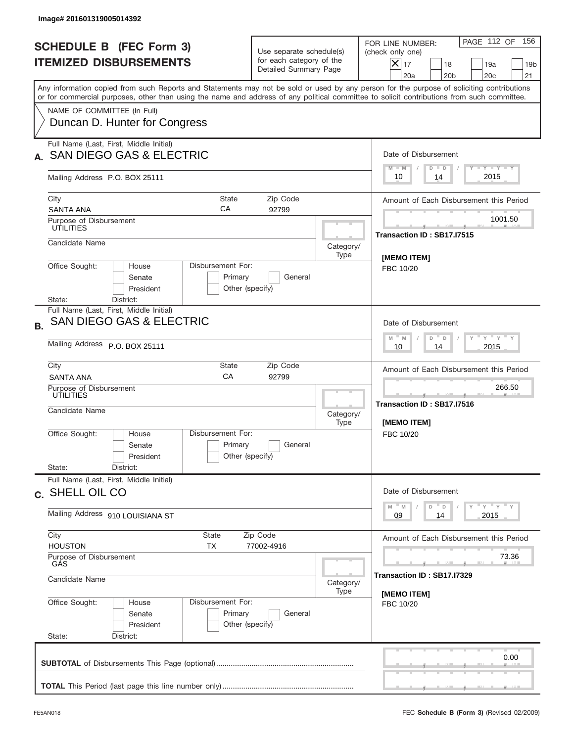Image# 201601319005014392

# SCHEDULE B (FEC Form 3) ITEMIZED DISBURSEMENTS

Use separate schedule(s) for each category of the Detailed Summary Page

FOR LINE NUMBER: (check only one)

- [X] 17
- [ ] 18
- [ ] 19a
- [ ] 19b
- [ ] 20a
- [ ] 20b
- [ ] 20c
- [ ] 21

PAGE 112 OF 156

Any information copied from such Reports and Statements may not be sold or used by any person for the purpose of soliciting contributions or for commercial purposes, other than using the name and address of any political committee to solicit contributions from such committee.

NAME OF COMMITTEE (In Full)
Duncan D. Hunter for Congress

## A.

Full Name (Last, First, Middle Initial): SAN DIEGO GAS & ELECTRIC

Mailing Address: P.O. BOX 25111

City: SANTA ANA | State: CA | Zip Code: 92799

Purpose of Disbursement: UTILITIES

Candidate Name:

Category/Type:

Office Sought: House / Senate / President

Disbursement For: Primary / General / Other (specify)

State: District:

Date of Disbursement: 10 / 14 / 2015

Amount of Each Disbursement this Period: 1001.50

Transaction ID : SB17.I7515

[MEMO ITEM]
FBC 10/20

## B.

Full Name (Last, First, Middle Initial): SAN DIEGO GAS & ELECTRIC

Mailing Address: P.O. BOX 25111

City: SANTA ANA | State: CA | Zip Code: 92799

Purpose of Disbursement: UTILITIES

Candidate Name:

Category/Type:

Office Sought: House / Senate / President

Disbursement For: Primary / General / Other (specify)

State: District:

Date of Disbursement: 10 / 14 / 2015

Amount of Each Disbursement this Period: 266.50

Transaction ID : SB17.I7516

[MEMO ITEM]
FBC 10/20

## C.

Full Name (Last, First, Middle Initial): SHELL OIL CO

Mailing Address: 910 LOUISIANA ST

City: HOUSTON | State: TX | Zip Code: 77002-4916

Purpose of Disbursement: GAS

Candidate Name:

Category/Type:

Office Sought: House / Senate / President

Disbursement For: Primary / General / Other (specify)

State: District:

Date of Disbursement: 09 / 14 / 2015

Amount of Each Disbursement this Period: 73.36

Transaction ID : SB17.I7329

[MEMO ITEM]
FBC 10/20

**SUBTOTAL** of Disbursements This Page (optional) .......... 0.00

**TOTAL** This Period (last page this line number only) ..........

FE5AN018

FEC **Schedule B (Form 3)** (Revised 02/2009)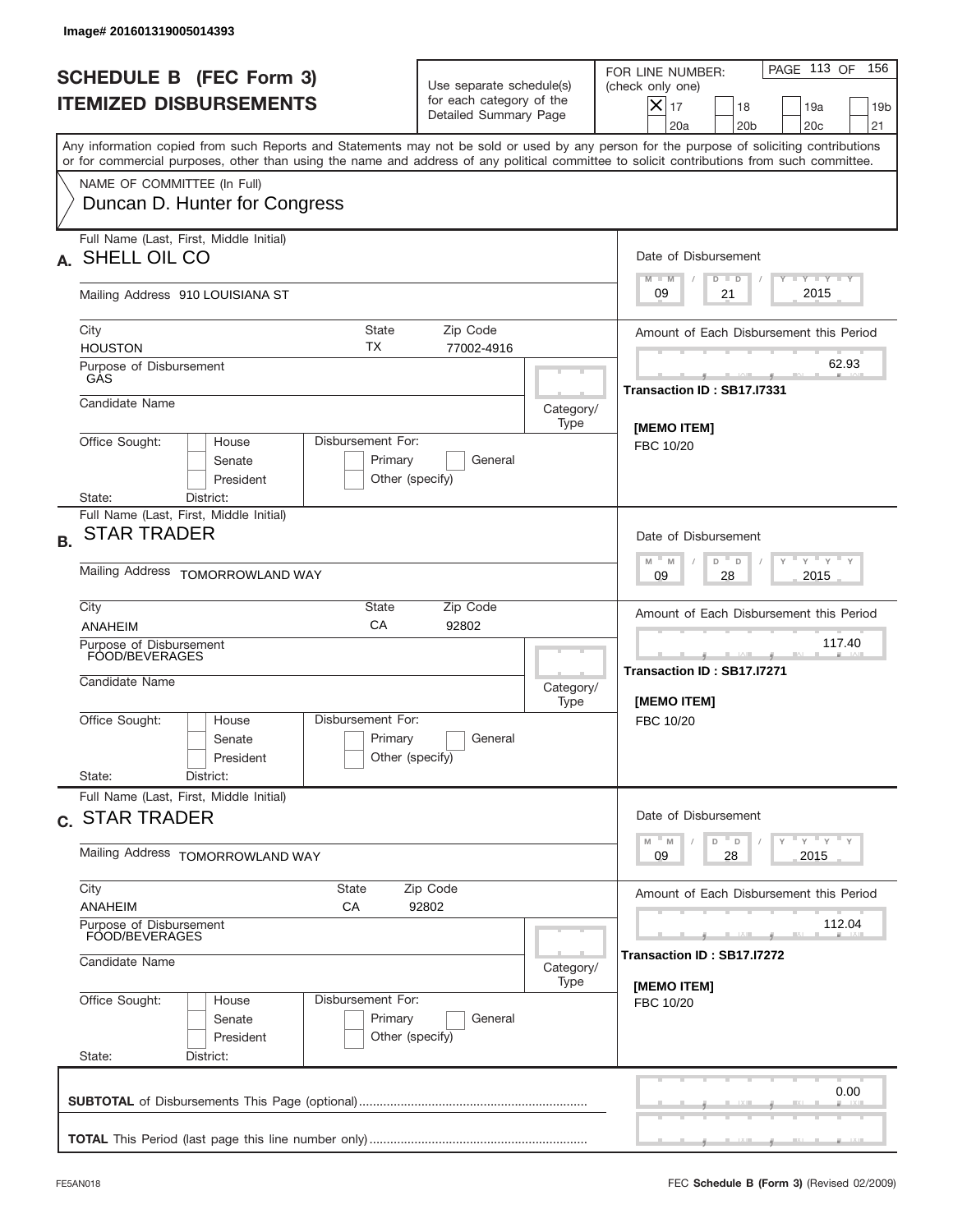Image# 201601319005014393

# SCHEDULE B (FEC Form 3)
## ITEMIZED DISBURSEMENTS

Use separate schedule(s) for each category of the Detailed Summary Page

FOR LINE NUMBER: (check only one)

- [X] 17
- [ ] 18
- [ ] 19a
- [ ] 19b
- [ ] 20a
- [ ] 20b
- [ ] 20c
- [ ] 21

Any information copied from such Reports and Statements may not be sold or used by any person for the purpose of soliciting contributions or for commercial purposes, other than using the name and address of any political committee to solicit contributions from such committee.

NAME OF COMMITTEE (In Full)
Duncan D. Hunter for Congress

---

**A.** Full Name (Last, First, Middle Initial): **SHELL OIL CO**

Mailing Address: 910 LOUISIANA ST

City: HOUSTON | State: TX | Zip Code: 77002-4916

Purpose of Disbursement: GAS

Candidate Name:

Category/Type:

Office Sought: House / Senate / President

State: District:

Disbursement For: Primary / General / Other (specify)

Date of Disbursement: 09 / 21 / 2015

Amount of Each Disbursement this Period: 62.93

Transaction ID : SB17.I7331

[MEMO ITEM]
FBC 10/20

---

**B.** Full Name (Last, First, Middle Initial): **STAR TRADER**

Mailing Address: TOMORROWLAND WAY

City: ANAHEIM | State: CA | Zip Code: 92802

Purpose of Disbursement: FOOD/BEVERAGES

Candidate Name:

Category/Type:

Office Sought: House / Senate / President

State: District:

Disbursement For: Primary / General / Other (specify)

Date of Disbursement: 09 / 28 / 2015

Amount of Each Disbursement this Period: 117.40

Transaction ID : SB17.I7271

[MEMO ITEM]
FBC 10/20

---

**C.** Full Name (Last, First, Middle Initial): **STAR TRADER**

Mailing Address: TOMORROWLAND WAY

City: ANAHEIM | State: CA | Zip Code: 92802

Purpose of Disbursement: FOOD/BEVERAGES

Candidate Name:

Category/Type:

Office Sought: House / Senate / President

State: District:

Disbursement For: Primary / General / Other (specify)

Date of Disbursement: 09 / 28 / 2015

Amount of Each Disbursement this Period: 112.04

Transaction ID : SB17.I7272

[MEMO ITEM]
FBC 10/20

---

**SUBTOTAL** of Disbursements This Page (optional): 0.00

**TOTAL** This Period (last page this line number only):

FE5AN018 — FEC **Schedule B (Form 3)** (Revised 02/2009)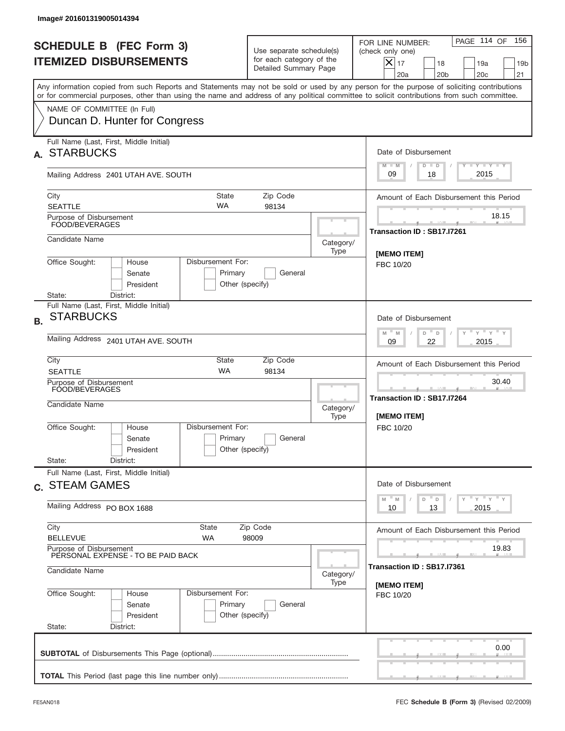Image# 201601319005014394

# SCHEDULE B (FEC Form 3)
# ITEMIZED DISBURSEMENTS

Use separate schedule(s) for each category of the Detailed Summary Page

FOR LINE NUMBER: (check only one)

[X] 17 [ ] 18 [ ] 19a [ ] 19b [ ] 20a [ ] 20b [ ] 20c [ ] 21

PAGE 114 OF 156

Any information copied from such Reports and Statements may not be sold or used by any person for the purpose of soliciting contributions or for commercial purposes, other than using the name and address of any political committee to solicit contributions from such committee.

NAME OF COMMITTEE (In Full)
Duncan D. Hunter for Congress

---

**A.** Full Name (Last, First, Middle Initial): **STARBUCKS**

Mailing Address: 2401 UTAH AVE. SOUTH

| City | State | Zip Code |
|---|---|---|
| SEATTLE | WA | 98134 |

Purpose of Disbursement: FOOD/BEVERAGES

Candidate Name:

Category/Type:

Office Sought: [ ] House [ ] Senate [ ] President

Disbursement For: [ ] Primary [ ] General [ ] Other (specify)

State: District:

Date of Disbursement: 09 / 18 / 2015

Amount of Each Disbursement this Period: 18.15

Transaction ID : SB17.I7261

[MEMO ITEM]
FBC 10/20

---

**B.** Full Name (Last, First, Middle Initial): **STARBUCKS**

Mailing Address: 2401 UTAH AVE. SOUTH

| City | State | Zip Code |
|---|---|---|
| SEATTLE | WA | 98134 |

Purpose of Disbursement: FOOD/BEVERAGES

Candidate Name:

Category/Type:

Office Sought: [ ] House [ ] Senate [ ] President

Disbursement For: [ ] Primary [ ] General [ ] Other (specify)

State: District:

Date of Disbursement: 09 / 22 / 2015

Amount of Each Disbursement this Period: 30.40

Transaction ID : SB17.I7264

[MEMO ITEM]
FBC 10/20

---

**C.** Full Name (Last, First, Middle Initial): **STEAM GAMES**

Mailing Address: PO BOX 1688

| City | State | Zip Code |
|---|---|---|
| BELLEVUE | WA | 98009 |

Purpose of Disbursement: PERSONAL EXPENSE - TO BE PAID BACK

Candidate Name:

Category/Type:

Office Sought: [ ] House [ ] Senate [ ] President

Disbursement For: [ ] Primary [ ] General [ ] Other (specify)

State: District:

Date of Disbursement: 10 / 13 / 2015

Amount of Each Disbursement this Period: 19.83

Transaction ID : SB17.I7361

[MEMO ITEM]
FBC 10/20

---

**SUBTOTAL** of Disbursements This Page (optional): 0.00

**TOTAL** This Period (last page this line number only):

FE5AN018

FEC **Schedule B (Form 3)** (Revised 02/2009)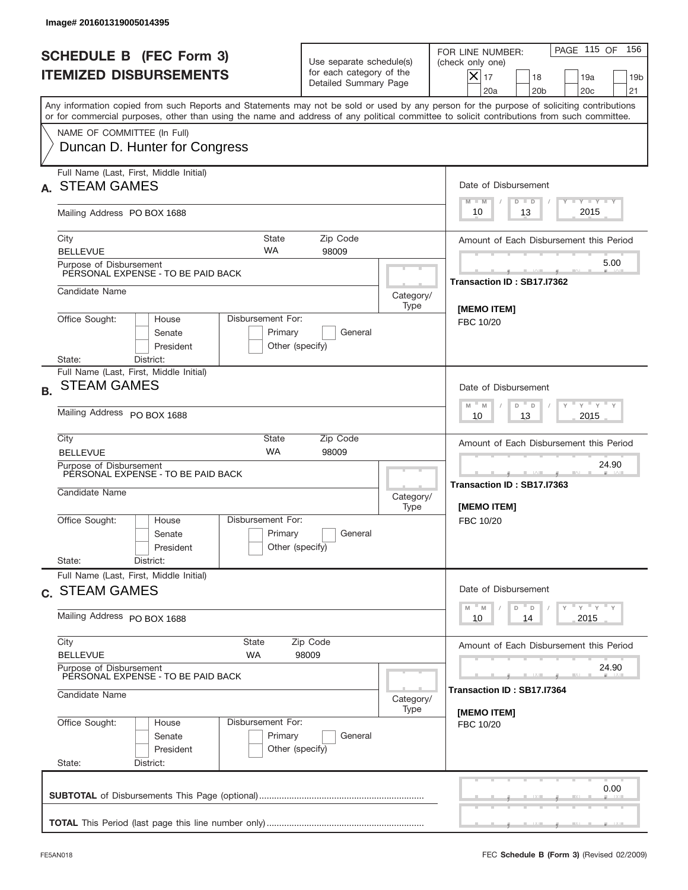Image# 201601319005014395

# SCHEDULE B (FEC Form 3)
## ITEMIZED DISBURSEMENTS

Use separate schedule(s) for each category of the Detailed Summary Page

FOR LINE NUMBER: (check only one)

- [X] 17
- [ ] 18
- [ ] 19a
- [ ] 19b
- [ ] 20a
- [ ] 20b
- [ ] 20c
- [ ] 21

PAGE 115 OF 156

Any information copied from such Reports and Statements may not be sold or used by any person for the purpose of soliciting contributions or for commercial purposes, other than using the name and address of any political committee to solicit contributions from such committee.

NAME OF COMMITTEE (In Full)
Duncan D. Hunter for Congress

---

**A.** Full Name (Last, First, Middle Initial): STEAM GAMES

Mailing Address: PO BOX 1688

City: BELLEVUE | State: WA | Zip Code: 98009

Purpose of Disbursement: PERSONAL EXPENSE - TO BE PAID BACK

Candidate Name:

Category/Type:

Office Sought: [ ] House [ ] Senate [ ] President

State: District:

Disbursement For: [ ] Primary [ ] General [ ] Other (specify)

Date of Disbursement: 10 / 13 / 2015

Amount of Each Disbursement this Period: 5.00

Transaction ID : SB17.I7362

[MEMO ITEM]
FBC 10/20

---

**B.** Full Name (Last, First, Middle Initial): STEAM GAMES

Mailing Address: PO BOX 1688

City: BELLEVUE | State: WA | Zip Code: 98009

Purpose of Disbursement: PERSONAL EXPENSE - TO BE PAID BACK

Candidate Name:

Category/Type:

Office Sought: [ ] House [ ] Senate [ ] President

State: District:

Disbursement For: [ ] Primary [ ] General [ ] Other (specify)

Date of Disbursement: 10 / 13 / 2015

Amount of Each Disbursement this Period: 24.90

Transaction ID : SB17.I7363

[MEMO ITEM]
FBC 10/20

---

**C.** Full Name (Last, First, Middle Initial): STEAM GAMES

Mailing Address: PO BOX 1688

City: BELLEVUE | State: WA | Zip Code: 98009

Purpose of Disbursement: PERSONAL EXPENSE - TO BE PAID BACK

Candidate Name:

Category/Type:

Office Sought: [ ] House [ ] Senate [ ] President

State: District:

Disbursement For: [ ] Primary [ ] General [ ] Other (specify)

Date of Disbursement: 10 / 14 / 2015

Amount of Each Disbursement this Period: 24.90

Transaction ID : SB17.I7364

[MEMO ITEM]
FBC 10/20

---

**SUBTOTAL** of Disbursements This Page (optional): 0.00

**TOTAL** This Period (last page this line number only):

FE5AN018

FEC **Schedule B (Form 3)** (Revised 02/2009)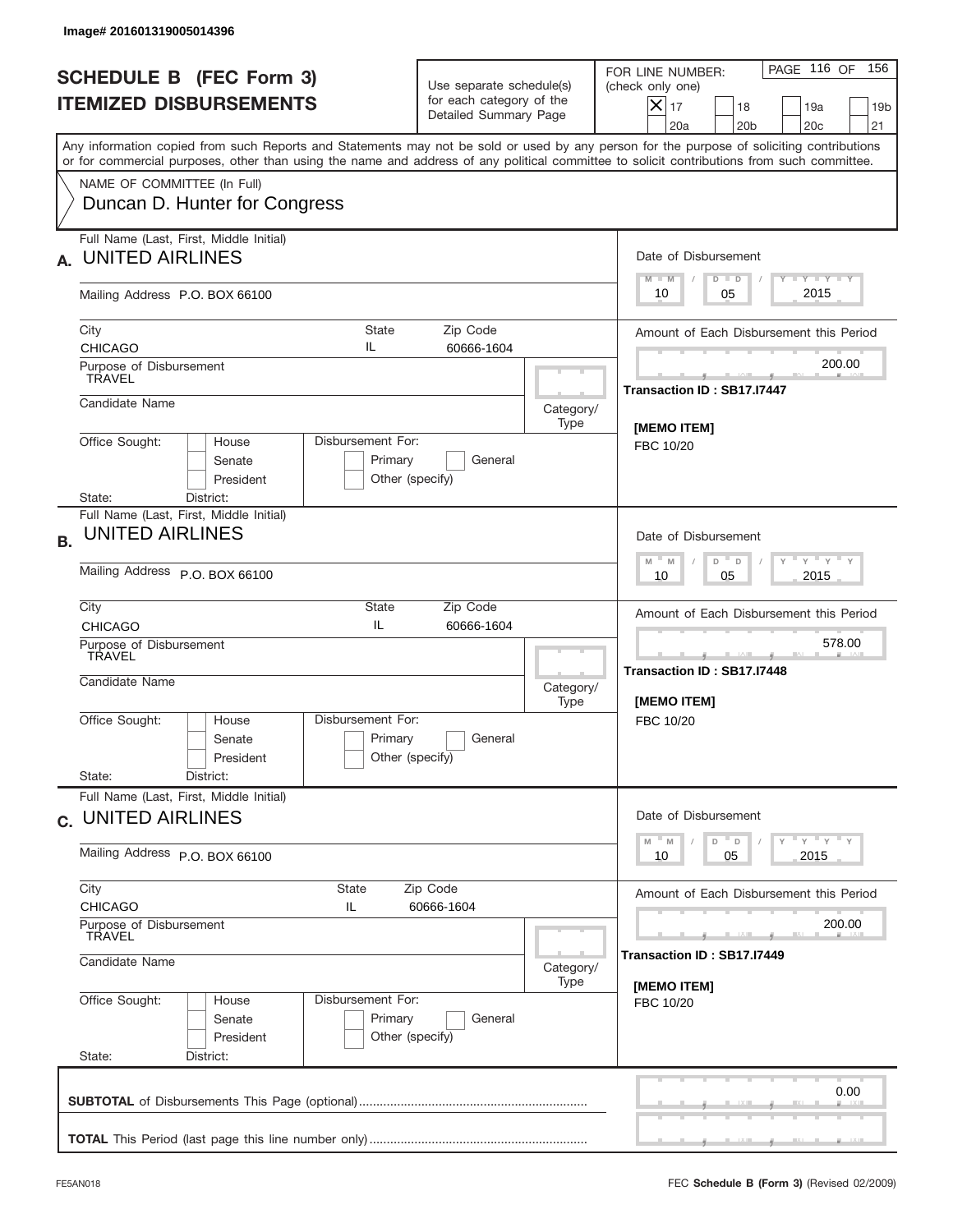Image# 201601319005014396

# SCHEDULE B (FEC Form 3)
## ITEMIZED DISBURSEMENTS

Use separate schedule(s) for each category of the Detailed Summary Page

FOR LINE NUMBER: (check only one)

- [X] 17
- [ ] 18
- [ ] 19a
- [ ] 19b
- [ ] 20a
- [ ] 20b
- [ ] 20c
- [ ] 21

Any information copied from such Reports and Statements may not be sold or used by any person for the purpose of soliciting contributions or for commercial purposes, other than using the name and address of any political committee to solicit contributions from such committee.

NAME OF COMMITTEE (In Full)
Duncan D. Hunter for Congress

---

**A.** Full Name (Last, First, Middle Initial): UNITED AIRLINES

Mailing Address: P.O. BOX 66100

City: CHICAGO | State: IL | Zip Code: 60666-1604

Purpose of Disbursement: TRAVEL

Candidate Name:

Category/Type:

Office Sought: House / Senate / President

Disbursement For: Primary / General / Other (specify)

State: District:

Date of Disbursement: 10 / 05 / 2015

Amount of Each Disbursement this Period: 200.00

Transaction ID : SB17.I7447

[MEMO ITEM]
FBC 10/20

---

**B.** Full Name (Last, First, Middle Initial): UNITED AIRLINES

Mailing Address: P.O. BOX 66100

City: CHICAGO | State: IL | Zip Code: 60666-1604

Purpose of Disbursement: TRAVEL

Candidate Name:

Category/Type:

Office Sought: House / Senate / President

Disbursement For: Primary / General / Other (specify)

State: District:

Date of Disbursement: 10 / 05 / 2015

Amount of Each Disbursement this Period: 578.00

Transaction ID : SB17.I7448

[MEMO ITEM]
FBC 10/20

---

**C.** Full Name (Last, First, Middle Initial): UNITED AIRLINES

Mailing Address: P.O. BOX 66100

City: CHICAGO | State: IL | Zip Code: 60666-1604

Purpose of Disbursement: TRAVEL

Candidate Name:

Category/Type:

Office Sought: House / Senate / President

Disbursement For: Primary / General / Other (specify)

State: District:

Date of Disbursement: 10 / 05 / 2015

Amount of Each Disbursement this Period: 200.00

Transaction ID : SB17.I7449

[MEMO ITEM]
FBC 10/20

---

**SUBTOTAL** of Disbursements This Page (optional): 0.00

**TOTAL** This Period (last page this line number only):

FE5AN018

FEC **Schedule B (Form 3)** (Revised 02/2009)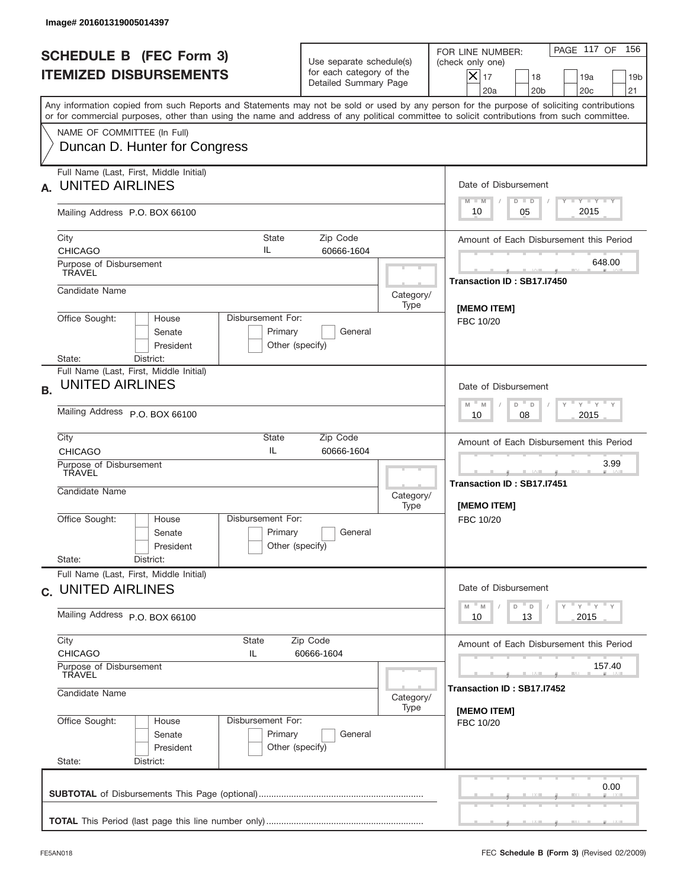Image# 201601319005014397

# SCHEDULE B (FEC Form 3)
# ITEMIZED DISBURSEMENTS

Use separate schedule(s) for each category of the Detailed Summary Page

FOR LINE NUMBER: (check only one)

- [x] 17
- [ ] 18
- [ ] 19a
- [ ] 19b
- [ ] 20a
- [ ] 20b
- [ ] 20c
- [ ] 21

PAGE 117 OF 156

Any information copied from such Reports and Statements may not be sold or used by any person for the purpose of soliciting contributions or for commercial purposes, other than using the name and address of any political committee to solicit contributions from such committee.

NAME OF COMMITTEE (In Full)
Duncan D. Hunter for Congress

---

**A.** Full Name (Last, First, Middle Initial): UNITED AIRLINES

Mailing Address: P.O. BOX 66100

City: CHICAGO | State: IL | Zip Code: 60666-1604

Purpose of Disbursement: TRAVEL

Candidate Name:

Category/Type:

Office Sought: House / Senate / President

Disbursement For: Primary / General / Other (specify)

State: District:

Date of Disbursement: 10 / 05 / 2015

Amount of Each Disbursement this Period: 648.00

Transaction ID : SB17.I7450

[MEMO ITEM]
FBC 10/20

---

**B.** Full Name (Last, First, Middle Initial): UNITED AIRLINES

Mailing Address: P.O. BOX 66100

City: CHICAGO | State: IL | Zip Code: 60666-1604

Purpose of Disbursement: TRAVEL

Candidate Name:

Category/Type:

Office Sought: House / Senate / President

Disbursement For: Primary / General / Other (specify)

State: District:

Date of Disbursement: 10 / 08 / 2015

Amount of Each Disbursement this Period: 3.99

Transaction ID : SB17.I7451

[MEMO ITEM]
FBC 10/20

---

**C.** Full Name (Last, First, Middle Initial): UNITED AIRLINES

Mailing Address: P.O. BOX 66100

City: CHICAGO | State: IL | Zip Code: 60666-1604

Purpose of Disbursement: TRAVEL

Candidate Name:

Category/Type:

Office Sought: House / Senate / President

Disbursement For: Primary / General / Other (specify)

State: District:

Date of Disbursement: 10 / 13 / 2015

Amount of Each Disbursement this Period: 157.40

Transaction ID : SB17.I7452

[MEMO ITEM]
FBC 10/20

---

**SUBTOTAL** of Disbursements This Page (optional): 0.00

**TOTAL** This Period (last page this line number only):

FE5AN018 — FEC **Schedule B (Form 3)** (Revised 02/2009)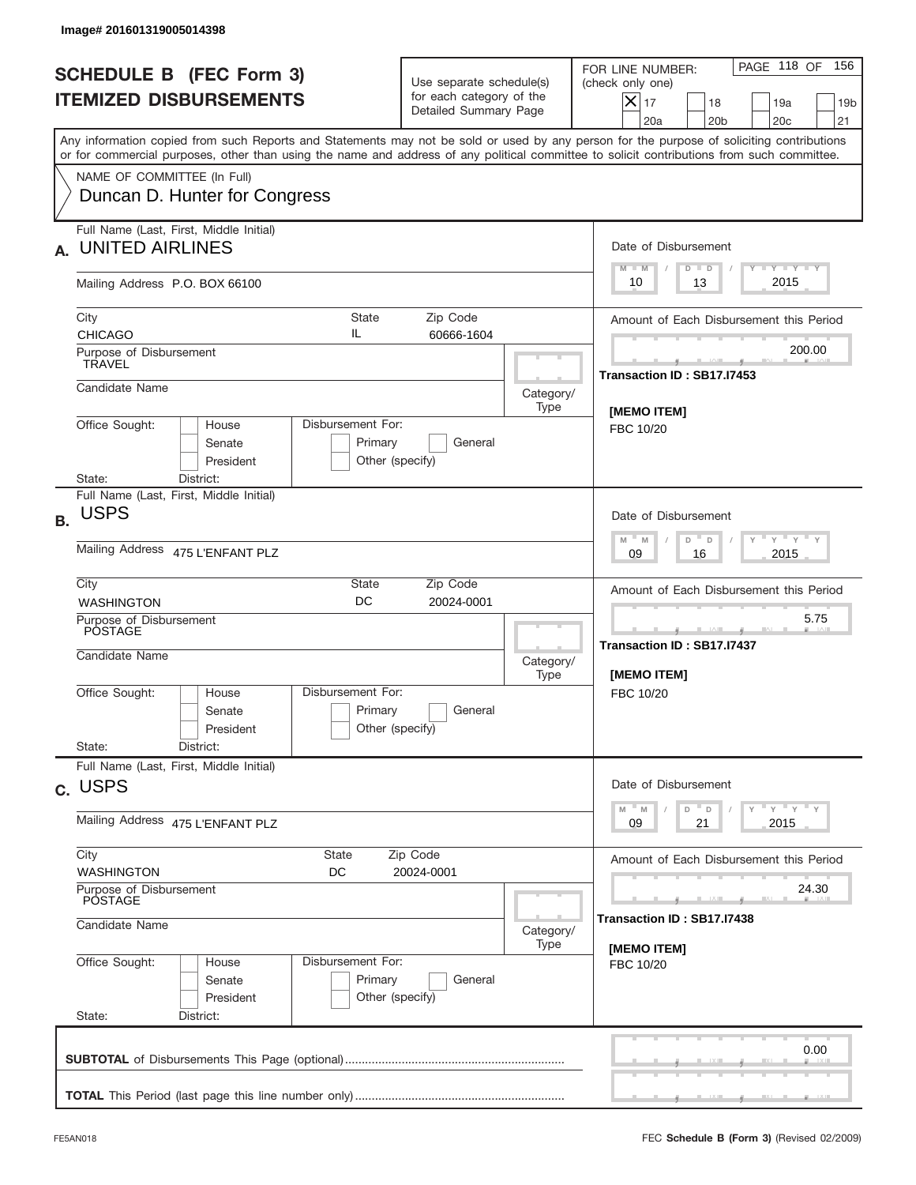Image# 201601319005014398

# SCHEDULE B (FEC Form 3)
## ITEMIZED DISBURSEMENTS

Use separate schedule(s) for each category of the Detailed Summary Page

FOR LINE NUMBER: (check only one)

- [x] 17
- [ ] 18
- [ ] 19a
- [ ] 19b
- [ ] 20a
- [ ] 20b
- [ ] 20c
- [ ] 21

PAGE 118 OF 156

Any information copied from such Reports and Statements may not be sold or used by any person for the purpose of soliciting contributions or for commercial purposes, other than using the name and address of any political committee to solicit contributions from such committee.

NAME OF COMMITTEE (In Full)
Duncan D. Hunter for Congress

---

**A.** Full Name (Last, First, Middle Initial): UNITED AIRLINES

Mailing Address: P.O. BOX 66100

City: CHICAGO | State: IL | Zip Code: 60666-1604

Purpose of Disbursement: TRAVEL

Candidate Name:

Category/Type:

Office Sought: House / Senate / President

Disbursement For: Primary / General / Other (specify)

State: District:

Date of Disbursement: 10 / 13 / 2015

Amount of Each Disbursement this Period: 200.00

Transaction ID : SB17.I7453

[MEMO ITEM]
FBC 10/20

---

**B.** Full Name (Last, First, Middle Initial): USPS

Mailing Address: 475 L'ENFANT PLZ

City: WASHINGTON | State: DC | Zip Code: 20024-0001

Purpose of Disbursement: POSTAGE

Candidate Name:

Category/Type:

Office Sought: House / Senate / President

Disbursement For: Primary / General / Other (specify)

State: District:

Date of Disbursement: 09 / 16 / 2015

Amount of Each Disbursement this Period: 5.75

Transaction ID : SB17.I7437

[MEMO ITEM]
FBC 10/20

---

**C.** Full Name (Last, First, Middle Initial): USPS

Mailing Address: 475 L'ENFANT PLZ

City: WASHINGTON | State: DC | Zip Code: 20024-0001

Purpose of Disbursement: POSTAGE

Candidate Name:

Category/Type:

Office Sought: House / Senate / President

Disbursement For: Primary / General / Other (specify)

State: District:

Date of Disbursement: 09 / 21 / 2015

Amount of Each Disbursement this Period: 24.30

Transaction ID : SB17.I7438

[MEMO ITEM]
FBC 10/20

---

**SUBTOTAL** of Disbursements This Page (optional): 0.00

**TOTAL** This Period (last page this line number only):

FE5AN018 — FEC **Schedule B (Form 3)** (Revised 02/2009)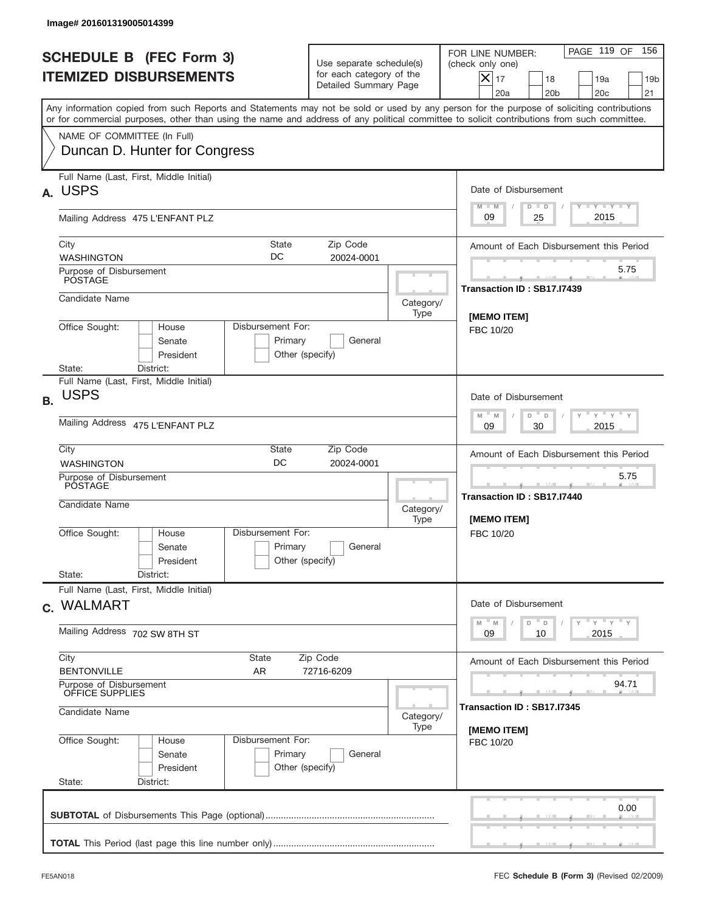Image# 201601319005014399

# SCHEDULE B (FEC Form 3)
## ITEMIZED DISBURSEMENTS

Use separate schedule(s) for each category of the Detailed Summary Page

FOR LINE NUMBER: (check only one)

- [X] 17
- [ ] 18
- [ ] 19a
- [ ] 19b
- [ ] 20a
- [ ] 20b
- [ ] 20c
- [ ] 21

Any information copied from such Reports and Statements may not be sold or used by any person for the purpose of soliciting contributions or for commercial purposes, other than using the name and address of any political committee to solicit contributions from such committee.

NAME OF COMMITTEE (In Full)
Duncan D. Hunter for Congress

---

**A.** Full Name (Last, First, Middle Initial): USPS

Mailing Address: 475 L'ENFANT PLZ

City: WASHINGTON | State: DC | Zip Code: 20024-0001

Purpose of Disbursement: POSTAGE

Candidate Name:

Category/Type:

Office Sought: [ ] House [ ] Senate [ ] President

Disbursement For: [ ] Primary [ ] General [ ] Other (specify)

State: District:

Date of Disbursement: 09 / 25 / 2015

Amount of Each Disbursement this Period: 5.75

Transaction ID : SB17.I7439

[MEMO ITEM]
FBC 10/20

---

**B.** Full Name (Last, First, Middle Initial): USPS

Mailing Address: 475 L'ENFANT PLZ

City: WASHINGTON | State: DC | Zip Code: 20024-0001

Purpose of Disbursement: POSTAGE

Candidate Name:

Category/Type:

Office Sought: [ ] House [ ] Senate [ ] President

Disbursement For: [ ] Primary [ ] General [ ] Other (specify)

State: District:

Date of Disbursement: 09 / 30 / 2015

Amount of Each Disbursement this Period: 5.75

Transaction ID : SB17.I7440

[MEMO ITEM]
FBC 10/20

---

**C.** Full Name (Last, First, Middle Initial): WALMART

Mailing Address: 702 SW 8TH ST

City: BENTONVILLE | State: AR | Zip Code: 72716-6209

Purpose of Disbursement: OFFICE SUPPLIES

Candidate Name:

Category/Type:

Office Sought: [ ] House [ ] Senate [ ] President

Disbursement For: [ ] Primary [ ] General [ ] Other (specify)

State: District:

Date of Disbursement: 09 / 10 / 2015

Amount of Each Disbursement this Period: 94.71

Transaction ID : SB17.I7345

[MEMO ITEM]
FBC 10/20

---

**SUBTOTAL** of Disbursements This Page (optional): 0.00

**TOTAL** This Period (last page this line number only):

FE5AN018

FEC **Schedule B (Form 3)** (Revised 02/2009)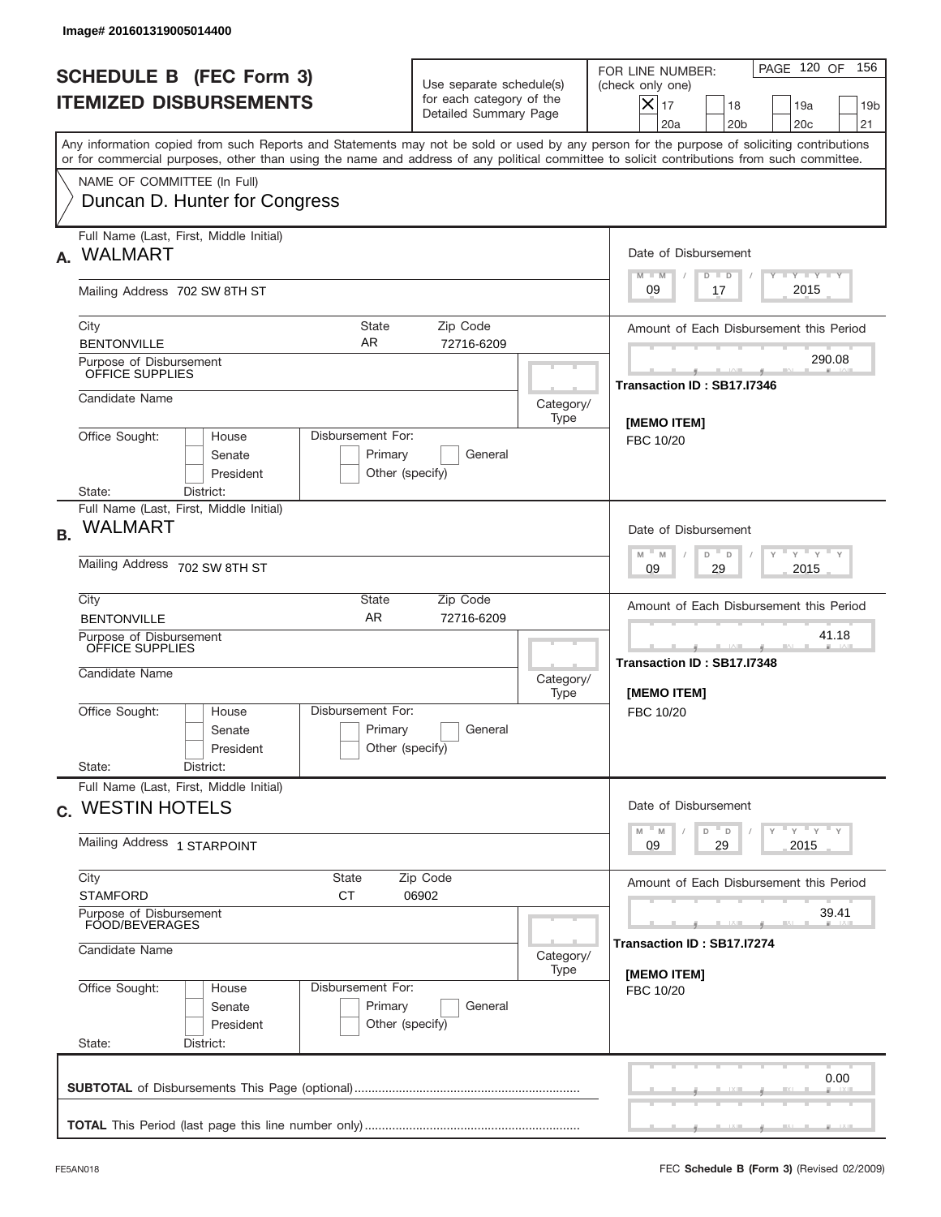Image# 201601319005014400

# SCHEDULE B (FEC Form 3)
# ITEMIZED DISBURSEMENTS

Use separate schedule(s) for each category of the Detailed Summary Page

FOR LINE NUMBER: (check only one)

- [x] 17
- [ ] 18
- [ ] 19a
- [ ] 19b
- [ ] 20a
- [ ] 20b
- [ ] 20c
- [ ] 21

PAGE 120 OF 156

Any information copied from such Reports and Statements may not be sold or used by any person for the purpose of soliciting contributions or for commercial purposes, other than using the name and address of any political committee to solicit contributions from such committee.

NAME OF COMMITTEE (In Full)
Duncan D. Hunter for Congress

---

**A.** Full Name (Last, First, Middle Initial): WALMART

Mailing Address: 702 SW 8TH ST

City: BENTONVILLE | State: AR | Zip Code: 72716-6209

Purpose of Disbursement: OFFICE SUPPLIES

Candidate Name:

Category/Type:

Office Sought: House / Senate / President

Disbursement For: Primary / General / Other (specify)

State: District:

Date of Disbursement: 09 / 17 / 2015

Amount of Each Disbursement this Period: 290.08

Transaction ID : SB17.I7346

[MEMO ITEM]
FBC 10/20

---

**B.** Full Name (Last, First, Middle Initial): WALMART

Mailing Address: 702 SW 8TH ST

City: BENTONVILLE | State: AR | Zip Code: 72716-6209

Purpose of Disbursement: OFFICE SUPPLIES

Candidate Name:

Category/Type:

Office Sought: House / Senate / President

Disbursement For: Primary / General / Other (specify)

State: District:

Date of Disbursement: 09 / 29 / 2015

Amount of Each Disbursement this Period: 41.18

Transaction ID : SB17.I7348

[MEMO ITEM]
FBC 10/20

---

**C.** Full Name (Last, First, Middle Initial): WESTIN HOTELS

Mailing Address: 1 STARPOINT

City: STAMFORD | State: CT | Zip Code: 06902

Purpose of Disbursement: FOOD/BEVERAGES

Candidate Name:

Category/Type:

Office Sought: House / Senate / President

Disbursement For: Primary / General / Other (specify)

State: District:

Date of Disbursement: 09 / 29 / 2015

Amount of Each Disbursement this Period: 39.41

Transaction ID : SB17.I7274

[MEMO ITEM]
FBC 10/20

---

**SUBTOTAL** of Disbursements This Page (optional): 0.00

**TOTAL** This Period (last page this line number only):

FE5AN018 — FEC **Schedule B (Form 3)** (Revised 02/2009)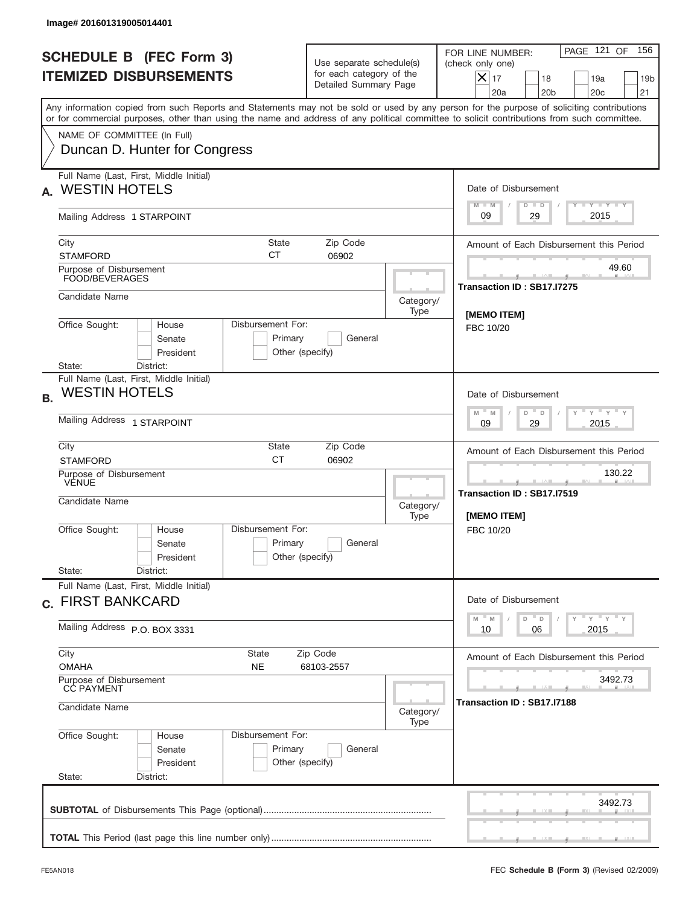Image# 201601319005014401

# SCHEDULE B (FEC Form 3)
## ITEMIZED DISBURSEMENTS

Use separate schedule(s) for each category of the Detailed Summary Page

FOR LINE NUMBER: (check only one)

[X] 17 [ ] 18 [ ] 19a [ ] 19b [ ] 20a [ ] 20b [ ] 20c [ ] 21

PAGE 121 OF 156

Any information copied from such Reports and Statements may not be sold or used by any person for the purpose of soliciting contributions or for commercial purposes, other than using the name and address of any political committee to solicit contributions from such committee.

NAME OF COMMITTEE (In Full)
Duncan D. Hunter for Congress

---

**A.** Full Name (Last, First, Middle Initial): WESTIN HOTELS

Mailing Address: 1 STARPOINT

City: STAMFORD | State: CT | Zip Code: 06902

Purpose of Disbursement: FOOD/BEVERAGES

Candidate Name:

Category/Type:

Office Sought: [ ] House [ ] Senate [ ] President

State: District:

Disbursement For: [ ] Primary [ ] General [ ] Other (specify)

Date of Disbursement: 09 / 29 / 2015

Amount of Each Disbursement this Period: 49.60

Transaction ID : SB17.I7275

[MEMO ITEM]
FBC 10/20

---

**B.** Full Name (Last, First, Middle Initial): WESTIN HOTELS

Mailing Address: 1 STARPOINT

City: STAMFORD | State: CT | Zip Code: 06902

Purpose of Disbursement: VENUE

Candidate Name:

Category/Type:

Office Sought: [ ] House [ ] Senate [ ] President

State: District:

Disbursement For: [ ] Primary [ ] General [ ] Other (specify)

Date of Disbursement: 09 / 29 / 2015

Amount of Each Disbursement this Period: 130.22

Transaction ID : SB17.I7519

[MEMO ITEM]
FBC 10/20

---

**C.** Full Name (Last, First, Middle Initial): FIRST BANKCARD

Mailing Address: P.O. BOX 3331

City: OMAHA | State: NE | Zip Code: 68103-2557

Purpose of Disbursement: CC PAYMENT

Candidate Name:

Category/Type:

Office Sought: [ ] House [ ] Senate [ ] President

State: District:

Disbursement For: [ ] Primary [ ] General [ ] Other (specify)

Date of Disbursement: 10 / 06 / 2015

Amount of Each Disbursement this Period: 3492.73

Transaction ID : SB17.I7188

---

**SUBTOTAL** of Disbursements This Page (optional): 3492.73

**TOTAL** This Period (last page this line number only):

FE5AN018

FEC **Schedule B (Form 3)** (Revised 02/2009)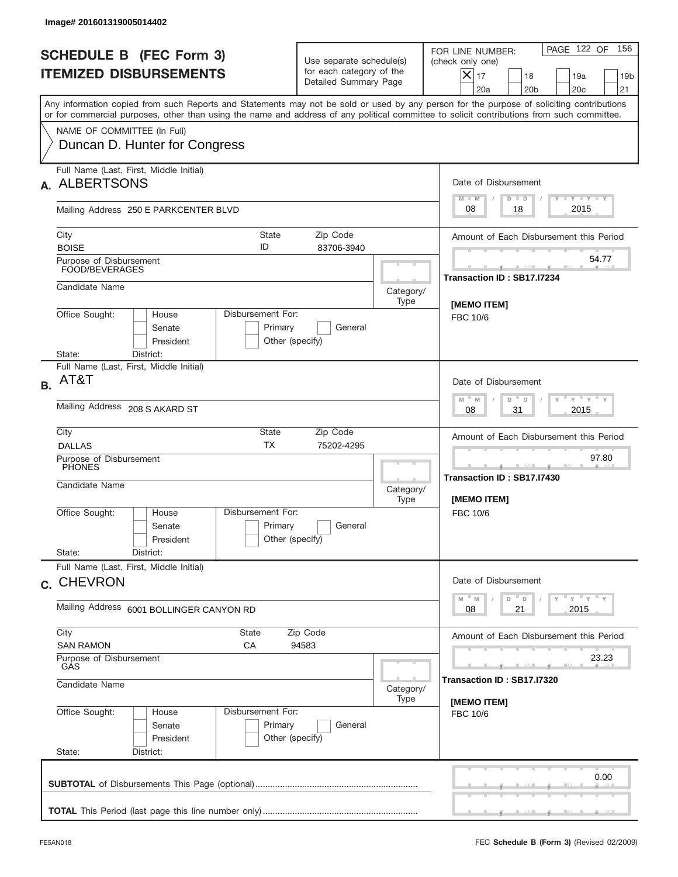Image# 201601319005014402

# SCHEDULE B (FEC Form 3)
## ITEMIZED DISBURSEMENTS

Use separate schedule(s) for each category of the Detailed Summary Page

FOR LINE NUMBER: (check only one)

- [X] 17
- [ ] 18
- [ ] 19a
- [ ] 19b
- [ ] 20a
- [ ] 20b
- [ ] 20c
- [ ] 21

Any information copied from such Reports and Statements may not be sold or used by any person for the purpose of soliciting contributions or for commercial purposes, other than using the name and address of any political committee to solicit contributions from such committee.

NAME OF COMMITTEE (In Full)
Duncan D. Hunter for Congress

---

**A.** Full Name (Last, First, Middle Initial): ALBERTSONS

Mailing Address: 250 E PARKCENTER BLVD

City: BOISE | State: ID | Zip Code: 83706-3940

Purpose of Disbursement: FOOD/BEVERAGES

Candidate Name:

Category/Type:

Office Sought: House / Senate / President

Disbursement For: Primary / General / Other (specify)

State: District:

Date of Disbursement: 08 / 18 / 2015

Amount of Each Disbursement this Period: 54.77

Transaction ID : SB17.I7234

[MEMO ITEM]
FBC 10/6

---

**B.** Full Name (Last, First, Middle Initial): AT&T

Mailing Address: 208 S AKARD ST

City: DALLAS | State: TX | Zip Code: 75202-4295

Purpose of Disbursement: PHONES

Candidate Name:

Category/Type:

Office Sought: House / Senate / President

Disbursement For: Primary / General / Other (specify)

State: District:

Date of Disbursement: 08 / 31 / 2015

Amount of Each Disbursement this Period: 97.80

Transaction ID : SB17.I7430

[MEMO ITEM]
FBC 10/6

---

**C.** Full Name (Last, First, Middle Initial): CHEVRON

Mailing Address: 6001 BOLLINGER CANYON RD

City: SAN RAMON | State: CA | Zip Code: 94583

Purpose of Disbursement: GAS

Candidate Name:

Category/Type:

Office Sought: House / Senate / President

Disbursement For: Primary / General / Other (specify)

State: District:

Date of Disbursement: 08 / 21 / 2015

Amount of Each Disbursement this Period: 23.23

Transaction ID : SB17.I7320

[MEMO ITEM]
FBC 10/6

---

**SUBTOTAL** of Disbursements This Page (optional): 0.00

**TOTAL** This Period (last page this line number only):

FE5AN018

FEC **Schedule B (Form 3)** (Revised 02/2009)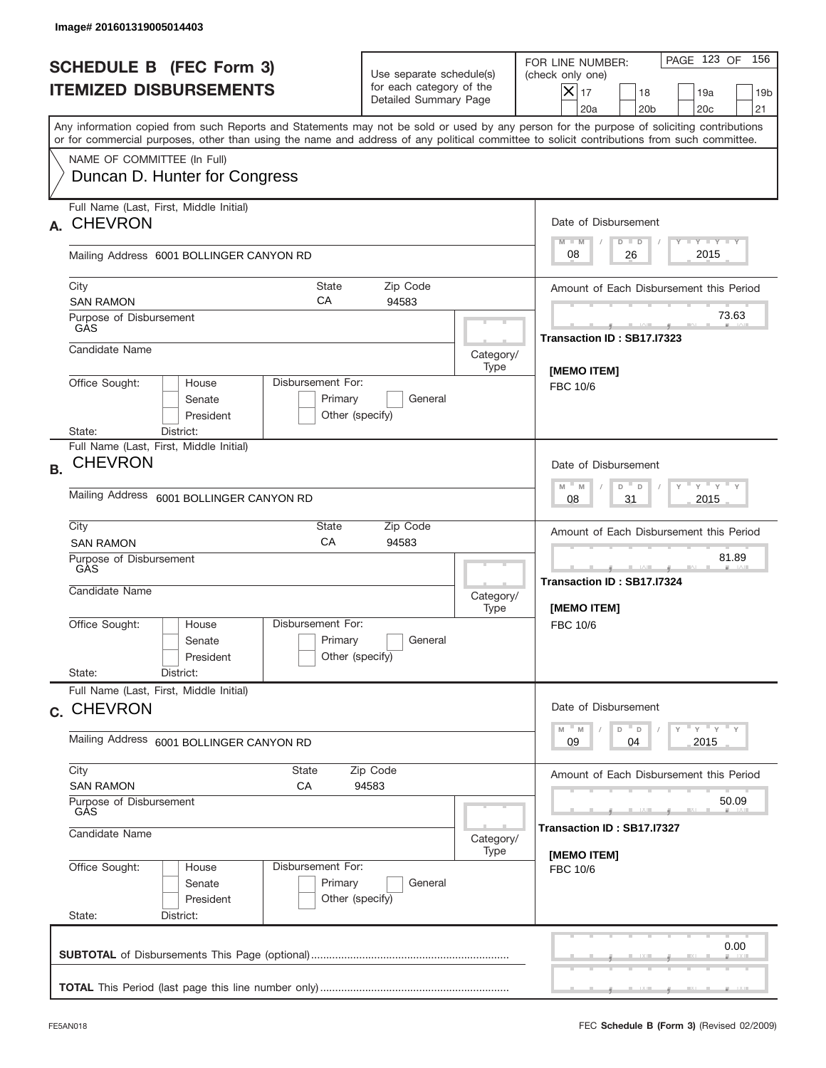Image# 201601319005014403

# SCHEDULE B (FEC Form 3) ITEMIZED DISBURSEMENTS

Use separate schedule(s) for each category of the Detailed Summary Page

FOR LINE NUMBER: (check only one)

[X] 17 [ ] 18 [ ] 19a [ ] 19b [ ] 20a [ ] 20b [ ] 20c [ ] 21

Any information copied from such Reports and Statements may not be sold or used by any person for the purpose of soliciting contributions or for commercial purposes, other than using the name and address of any political committee to solicit contributions from such committee.

NAME OF COMMITTEE (In Full)
Duncan D. Hunter for Congress

---

**A.** Full Name (Last, First, Middle Initial): **CHEVRON**

Mailing Address: 6001 BOLLINGER CANYON RD

City: SAN RAMON | State: CA | Zip Code: 94583

Purpose of Disbursement: GAS

Candidate Name:

Category/Type:

Office Sought: [ ] House [ ] Senate [ ] President

State: District:

Disbursement For: [ ] Primary [ ] General [ ] Other (specify)

Date of Disbursement: 08 / 26 / 2015

Amount of Each Disbursement this Period: 73.63

Transaction ID : SB17.I7323

[MEMO ITEM]
FBC 10/6

---

**B.** Full Name (Last, First, Middle Initial): **CHEVRON**

Mailing Address: 6001 BOLLINGER CANYON RD

City: SAN RAMON | State: CA | Zip Code: 94583

Purpose of Disbursement: GAS

Candidate Name:

Category/Type:

Office Sought: [ ] House [ ] Senate [ ] President

State: District:

Disbursement For: [ ] Primary [ ] General [ ] Other (specify)

Date of Disbursement: 08 / 31 / 2015

Amount of Each Disbursement this Period: 81.89

Transaction ID : SB17.I7324

[MEMO ITEM]
FBC 10/6

---

**C.** Full Name (Last, First, Middle Initial): **CHEVRON**

Mailing Address: 6001 BOLLINGER CANYON RD

City: SAN RAMON | State: CA | Zip Code: 94583

Purpose of Disbursement: GAS

Candidate Name:

Category/Type:

Office Sought: [ ] House [ ] Senate [ ] President

State: District:

Disbursement For: [ ] Primary [ ] General [ ] Other (specify)

Date of Disbursement: 09 / 04 / 2015

Amount of Each Disbursement this Period: 50.09

Transaction ID : SB17.I7327

[MEMO ITEM]
FBC 10/6

---

**SUBTOTAL** of Disbursements This Page (optional): 0.00

**TOTAL** This Period (last page this line number only):

FE5AN018 — FEC **Schedule B (Form 3)** (Revised 02/2009)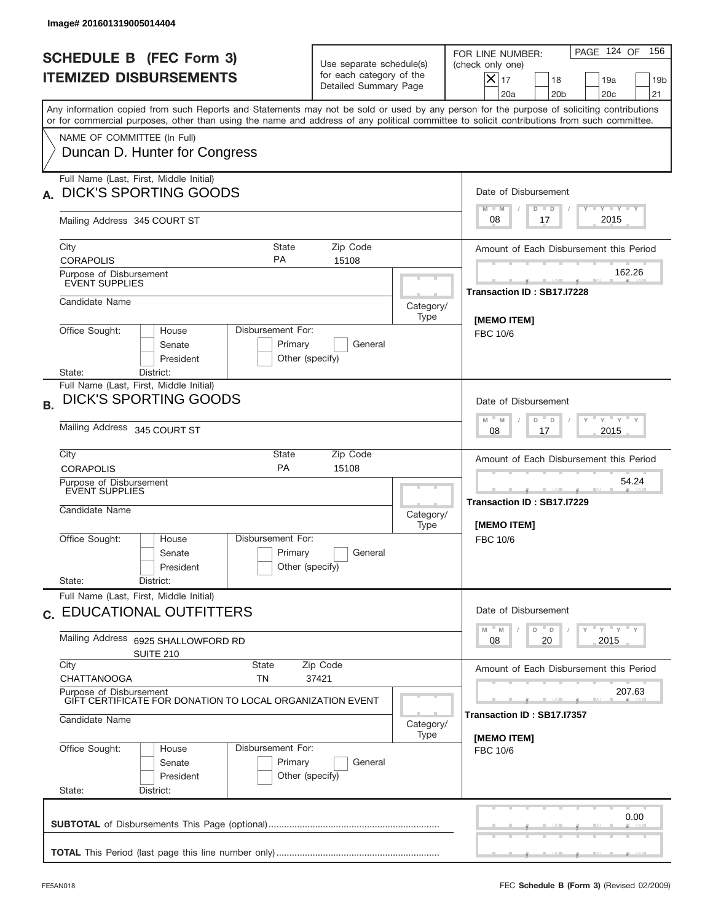Image# 201601319005014404

# SCHEDULE B (FEC Form 3)
## ITEMIZED DISBURSEMENTS

Use separate schedule(s) for each category of the Detailed Summary Page

FOR LINE NUMBER: (check only one)
- [X] 17
- [ ] 18
- [ ] 19a
- [ ] 19b
- [ ] 20a
- [ ] 20b
- [ ] 20c
- [ ] 21

PAGE 124 OF 156

Any information copied from such Reports and Statements may not be sold or used by any person for the purpose of soliciting contributions or for commercial purposes, other than using the name and address of any political committee to solicit contributions from such committee.

NAME OF COMMITTEE (In Full)
Duncan D. Hunter for Congress

---

**A.** Full Name (Last, First, Middle Initial): DICK'S SPORTING GOODS

Mailing Address: 345 COURT ST

City: CORAPOLIS | State: PA | Zip Code: 15108

Purpose of Disbursement: EVENT SUPPLIES

Candidate Name:

Category/Type:

Office Sought: House / Senate / President

Disbursement For: Primary / General / Other (specify)

State: District:

Date of Disbursement: 08 / 17 / 2015

Amount of Each Disbursement this Period: 162.26

Transaction ID : SB17.I7228

[MEMO ITEM]
FBC 10/6

---

**B.** Full Name (Last, First, Middle Initial): DICK'S SPORTING GOODS

Mailing Address: 345 COURT ST

City: CORAPOLIS | State: PA | Zip Code: 15108

Purpose of Disbursement: EVENT SUPPLIES

Candidate Name:

Category/Type:

Office Sought: House / Senate / President

Disbursement For: Primary / General / Other (specify)

State: District:

Date of Disbursement: 08 / 17 / 2015

Amount of Each Disbursement this Period: 54.24

Transaction ID : SB17.I7229

[MEMO ITEM]
FBC 10/6

---

**C.** Full Name (Last, First, Middle Initial): EDUCATIONAL OUTFITTERS

Mailing Address: 6925 SHALLOWFORD RD
SUITE 210

City: CHATTANOOGA | State: TN | Zip Code: 37421

Purpose of Disbursement: GIFT CERTIFICATE FOR DONATION TO LOCAL ORGANIZATION EVENT

Candidate Name:

Category/Type:

Office Sought: House / Senate / President

Disbursement For: Primary / General / Other (specify)

State: District:

Date of Disbursement: 08 / 20 / 2015

Amount of Each Disbursement this Period: 207.63

Transaction ID : SB17.I7357

[MEMO ITEM]
FBC 10/6

---

**SUBTOTAL** of Disbursements This Page (optional): 0.00

**TOTAL** This Period (last page this line number only):

FE5AN018

FEC **Schedule B (Form 3)** (Revised 02/2009)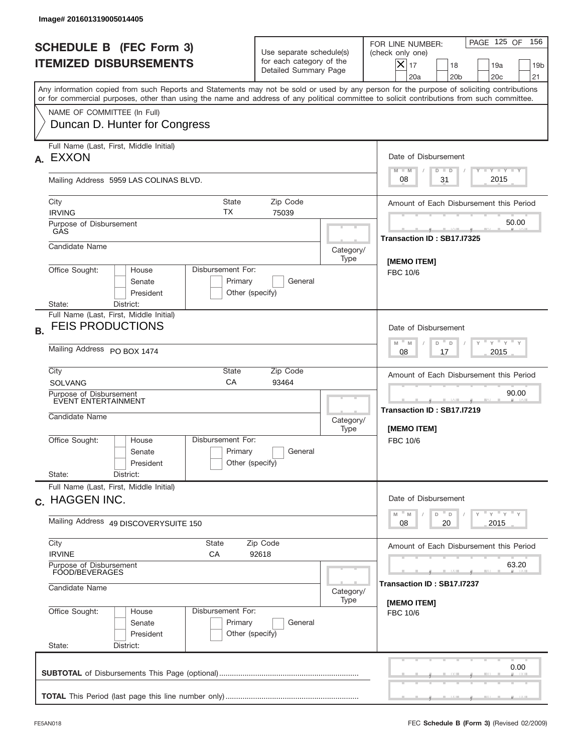Image# 201601319005014405

# SCHEDULE B (FEC Form 3)
## ITEMIZED DISBURSEMENTS

Use separate schedule(s) for each category of the Detailed Summary Page

FOR LINE NUMBER: (check only one)

- [X] 17
- [ ] 18
- [ ] 19a
- [ ] 19b
- [ ] 20a
- [ ] 20b
- [ ] 20c
- [ ] 21

PAGE 125 OF 156

Any information copied from such Reports and Statements may not be sold or used by any person for the purpose of soliciting contributions or for commercial purposes, other than using the name and address of any political committee to solicit contributions from such committee.

NAME OF COMMITTEE (In Full)
Duncan D. Hunter for Congress

---

**A.** Full Name (Last, First, Middle Initial): **EXXON**

Mailing Address: 5959 LAS COLINAS BLVD.

City: IRVING | State: TX | Zip Code: 75039

Purpose of Disbursement: GAS

Candidate Name:

Category/Type:

Office Sought: House / Senate / President

Disbursement For: Primary / General / Other (specify)

State: District:

Date of Disbursement: 08 / 31 / 2015

Amount of Each Disbursement this Period: 50.00

Transaction ID : SB17.I7325

[MEMO ITEM]
FBC 10/6

---

**B.** Full Name (Last, First, Middle Initial): **FEIS PRODUCTIONS**

Mailing Address: PO BOX 1474

City: SOLVANG | State: CA | Zip Code: 93464

Purpose of Disbursement: EVENT ENTERTAINMENT

Candidate Name:

Category/Type:

Office Sought: House / Senate / President

Disbursement For: Primary / General / Other (specify)

State: District:

Date of Disbursement: 08 / 17 / 2015

Amount of Each Disbursement this Period: 90.00

Transaction ID : SB17.I7219

[MEMO ITEM]
FBC 10/6

---

**C.** Full Name (Last, First, Middle Initial): **HAGGEN INC.**

Mailing Address: 49 DISCOVERYSUITE 150

City: IRVINE | State: CA | Zip Code: 92618

Purpose of Disbursement: FOOD/BEVERAGES

Candidate Name:

Category/Type:

Office Sought: House / Senate / President

Disbursement For: Primary / General / Other (specify)

State: District:

Date of Disbursement: 08 / 20 / 2015

Amount of Each Disbursement this Period: 63.20

Transaction ID : SB17.I7237

[MEMO ITEM]
FBC 10/6

---

**SUBTOTAL** of Disbursements This Page (optional): 0.00

**TOTAL** This Period (last page this line number only):

FE5AN018 — FEC **Schedule B (Form 3)** (Revised 02/2009)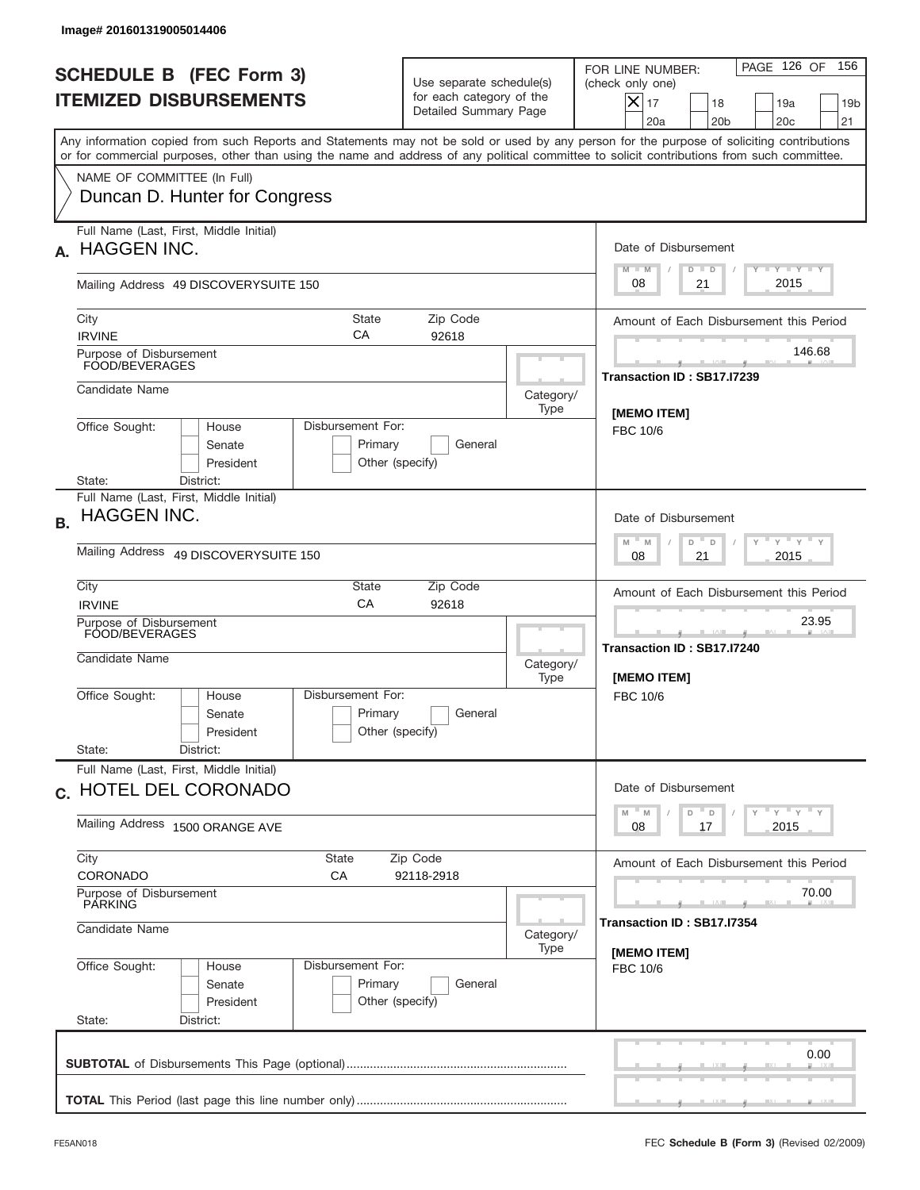Image# 201601319005014406

# SCHEDULE B (FEC Form 3)
# ITEMIZED DISBURSEMENTS

Use separate schedule(s) for each category of the Detailed Summary Page

FOR LINE NUMBER: (check only one)

[X] 17 [ ] 18 [ ] 19a [ ] 19b [ ] 20a [ ] 20b [ ] 20c [ ] 21

Any information copied from such Reports and Statements may not be sold or used by any person for the purpose of soliciting contributions or for commercial purposes, other than using the name and address of any political committee to solicit contributions from such committee.

NAME OF COMMITTEE (In Full)
Duncan D. Hunter for Congress

---

**A.** Full Name (Last, First, Middle Initial): HAGGEN INC.

Mailing Address: 49 DISCOVERYSUITE 150

City: IRVINE | State: CA | Zip Code: 92618

Purpose of Disbursement: FOOD/BEVERAGES

Candidate Name:

Category/Type:

Office Sought: [ ] House [ ] Senate [ ] President

Disbursement For: [ ] Primary [ ] General [ ] Other (specify)

State: District:

Date of Disbursement: 08 / 21 / 2015

Amount of Each Disbursement this Period: 146.68

Transaction ID : SB17.I7239

[MEMO ITEM]
FBC 10/6

---

**B.** Full Name (Last, First, Middle Initial): HAGGEN INC.

Mailing Address: 49 DISCOVERYSUITE 150

City: IRVINE | State: CA | Zip Code: 92618

Purpose of Disbursement: FOOD/BEVERAGES

Candidate Name:

Category/Type:

Office Sought: [ ] House [ ] Senate [ ] President

Disbursement For: [ ] Primary [ ] General [ ] Other (specify)

State: District:

Date of Disbursement: 08 / 21 / 2015

Amount of Each Disbursement this Period: 23.95

Transaction ID : SB17.I7240

[MEMO ITEM]
FBC 10/6

---

**C.** Full Name (Last, First, Middle Initial): HOTEL DEL CORONADO

Mailing Address: 1500 ORANGE AVE

City: CORONADO | State: CA | Zip Code: 92118-2918

Purpose of Disbursement: PARKING

Candidate Name:

Category/Type:

Office Sought: [ ] House [ ] Senate [ ] President

Disbursement For: [ ] Primary [ ] General [ ] Other (specify)

State: District:

Date of Disbursement: 08 / 17 / 2015

Amount of Each Disbursement this Period: 70.00

Transaction ID : SB17.I7354

[MEMO ITEM]
FBC 10/6

---

**SUBTOTAL** of Disbursements This Page (optional): 0.00

**TOTAL** This Period (last page this line number only):

FE5AN018 FEC **Schedule B (Form 3)** (Revised 02/2009)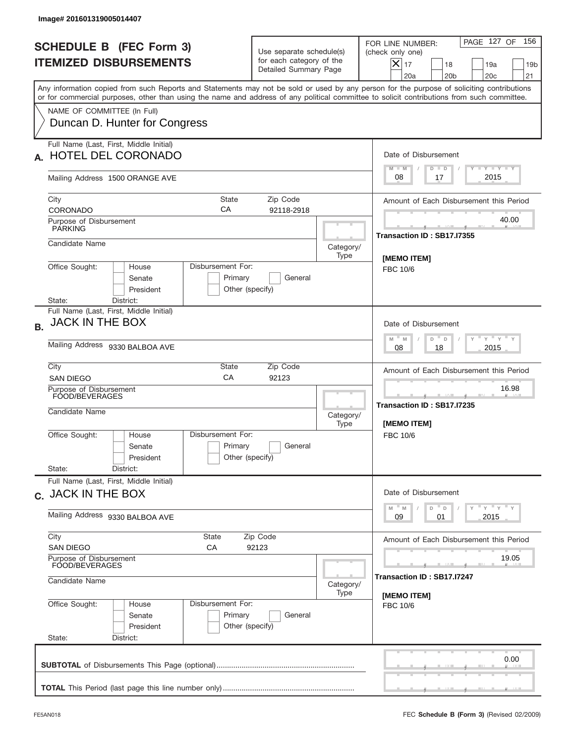Image# 201601319005014407

# SCHEDULE B (FEC Form 3)
## ITEMIZED DISBURSEMENTS

Use separate schedule(s) for each category of the Detailed Summary Page

FOR LINE NUMBER: (check only one)

- [X] 17
- [ ] 18
- [ ] 19a
- [ ] 19b
- [ ] 20a
- [ ] 20b
- [ ] 20c
- [ ] 21

PAGE 127 OF 156

Any information copied from such Reports and Statements may not be sold or used by any person for the purpose of soliciting contributions or for commercial purposes, other than using the name and address of any political committee to solicit contributions from such committee.

NAME OF COMMITTEE (In Full)
Duncan D. Hunter for Congress

---

**A.** Full Name (Last, First, Middle Initial): HOTEL DEL CORONADO

Mailing Address: 1500 ORANGE AVE

City: CORONADO | State: CA | Zip Code: 92118-2918

Purpose of Disbursement: PARKING

Candidate Name:

Category/Type:

Office Sought: House / Senate / President

Disbursement For: Primary / General / Other (specify)

State: | District:

Date of Disbursement: 08 / 17 / 2015

Amount of Each Disbursement this Period: 40.00

Transaction ID : SB17.I7355

[MEMO ITEM]
FBC 10/6

---

**B.** Full Name (Last, First, Middle Initial): JACK IN THE BOX

Mailing Address: 9330 BALBOA AVE

City: SAN DIEGO | State: CA | Zip Code: 92123

Purpose of Disbursement: FOOD/BEVERAGES

Candidate Name:

Category/Type:

Office Sought: House / Senate / President

Disbursement For: Primary / General / Other (specify)

State: | District:

Date of Disbursement: 08 / 18 / 2015

Amount of Each Disbursement this Period: 16.98

Transaction ID : SB17.I7235

[MEMO ITEM]
FBC 10/6

---

**C.** Full Name (Last, First, Middle Initial): JACK IN THE BOX

Mailing Address: 9330 BALBOA AVE

City: SAN DIEGO | State: CA | Zip Code: 92123

Purpose of Disbursement: FOOD/BEVERAGES

Candidate Name:

Category/Type:

Office Sought: House / Senate / President

Disbursement For: Primary / General / Other (specify)

State: | District:

Date of Disbursement: 09 / 01 / 2015

Amount of Each Disbursement this Period: 19.05

Transaction ID : SB17.I7247

[MEMO ITEM]
FBC 10/6

---

**SUBTOTAL** of Disbursements This Page (optional): 0.00

**TOTAL** This Period (last page this line number only):

FE5AN018 — FEC **Schedule B (Form 3)** (Revised 02/2009)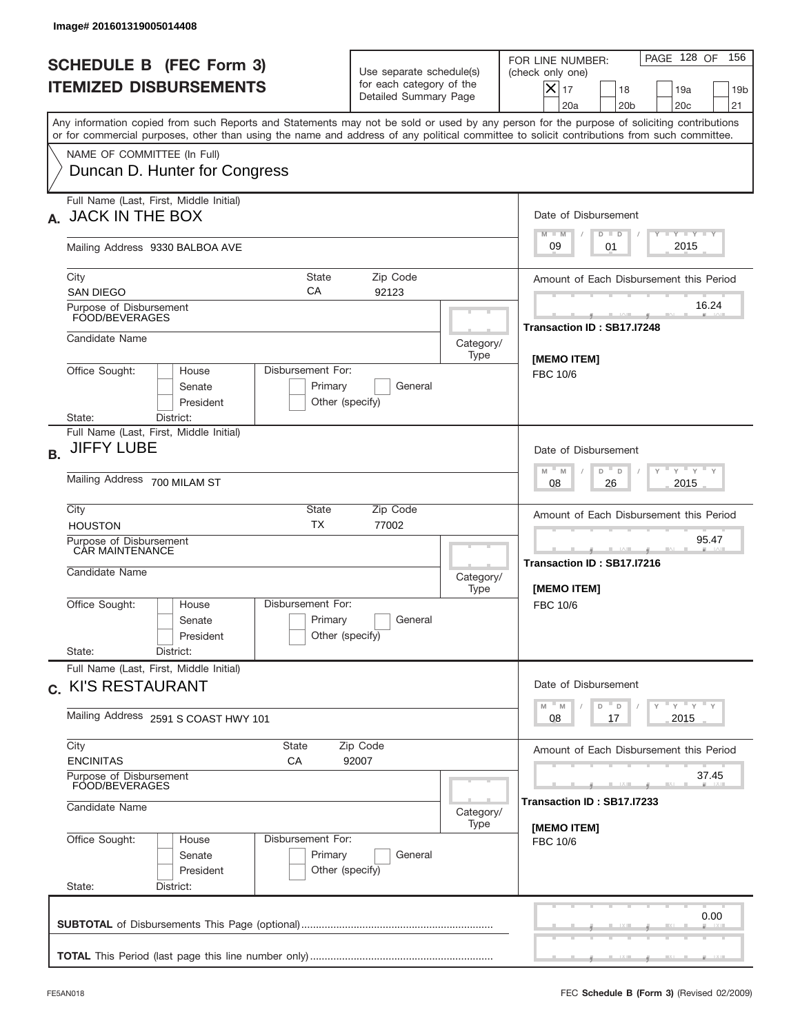Image# 201601319005014408

# SCHEDULE B (FEC Form 3) ITEMIZED DISBURSEMENTS

Use separate schedule(s) for each category of the Detailed Summary Page

FOR LINE NUMBER: (check only one)

- [x] 17
- [ ] 18
- [ ] 19a
- [ ] 19b
- [ ] 20a
- [ ] 20b
- [ ] 20c
- [ ] 21

PAGE 128 OF 156

Any information copied from such Reports and Statements may not be sold or used by any person for the purpose of soliciting contributions or for commercial purposes, other than using the name and address of any political committee to solicit contributions from such committee.

NAME OF COMMITTEE (In Full)
Duncan D. Hunter for Congress

---

**A.** Full Name (Last, First, Middle Initial): JACK IN THE BOX

Mailing Address: 9330 BALBOA AVE

City: SAN DIEGO | State: CA | Zip Code: 92123

Purpose of Disbursement: FOOD/BEVERAGES

Candidate Name:

Category/Type:

Office Sought: House / Senate / President

Disbursement For: Primary / General / Other (specify)

State: District:

Date of Disbursement: 09 / 01 / 2015

Amount of Each Disbursement this Period: 16.24

Transaction ID : SB17.I7248

[MEMO ITEM]
FBC 10/6

---

**B.** Full Name (Last, First, Middle Initial): JIFFY LUBE

Mailing Address: 700 MILAM ST

City: HOUSTON | State: TX | Zip Code: 77002

Purpose of Disbursement: CAR MAINTENANCE

Candidate Name:

Category/Type:

Office Sought: House / Senate / President

Disbursement For: Primary / General / Other (specify)

State: District:

Date of Disbursement: 08 / 26 / 2015

Amount of Each Disbursement this Period: 95.47

Transaction ID : SB17.I7216

[MEMO ITEM]
FBC 10/6

---

**C.** Full Name (Last, First, Middle Initial): KI'S RESTAURANT

Mailing Address: 2591 S COAST HWY 101

City: ENCINITAS | State: CA | Zip Code: 92007

Purpose of Disbursement: FOOD/BEVERAGES

Candidate Name:

Category/Type:

Office Sought: House / Senate / President

Disbursement For: Primary / General / Other (specify)

State: District:

Date of Disbursement: 08 / 17 / 2015

Amount of Each Disbursement this Period: 37.45

Transaction ID : SB17.I7233

[MEMO ITEM]
FBC 10/6

---

**SUBTOTAL** of Disbursements This Page (optional): 0.00

**TOTAL** This Period (last page this line number only):

FE5AN018 — FEC **Schedule B (Form 3)** (Revised 02/2009)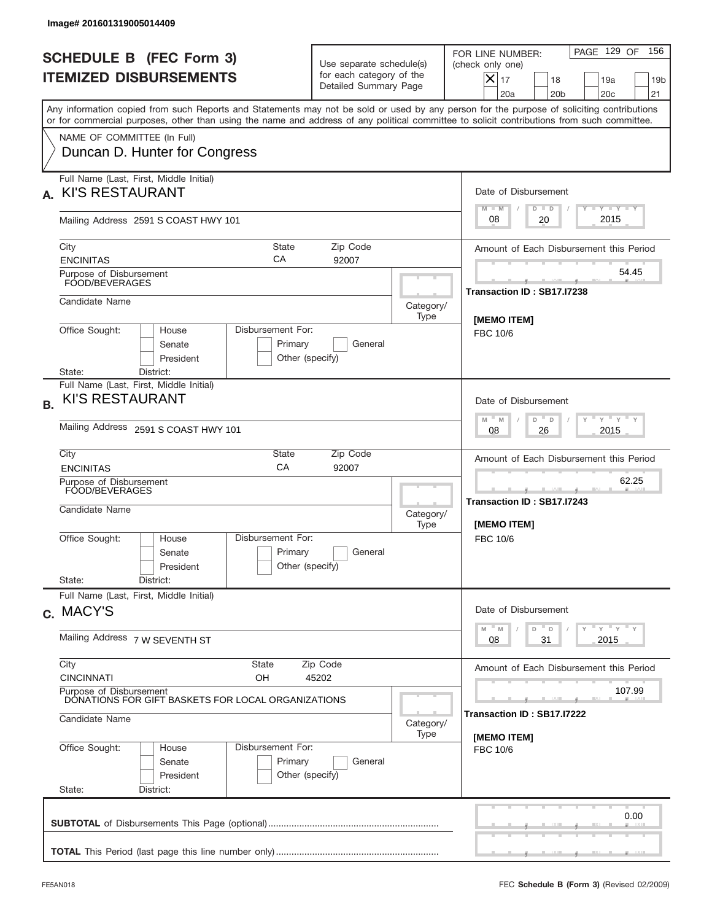Image# 201601319005014409

# SCHEDULE B (FEC Form 3)
# ITEMIZED DISBURSEMENTS

Use separate schedule(s) for each category of the Detailed Summary Page

FOR LINE NUMBER: (check only one)

- [x] 17
- [ ] 18
- [ ] 19a
- [ ] 19b
- [ ] 20a
- [ ] 20b
- [ ] 20c
- [ ] 21

PAGE 129 OF 156

Any information copied from such Reports and Statements may not be sold or used by any person for the purpose of soliciting contributions or for commercial purposes, other than using the name and address of any political committee to solicit contributions from such committee.

NAME OF COMMITTEE (In Full)
Duncan D. Hunter for Congress

---

**A.** Full Name (Last, First, Middle Initial): KI'S RESTAURANT

Mailing Address: 2591 S COAST HWY 101

City: ENCINITAS | State: CA | Zip Code: 92007

Purpose of Disbursement: FOOD/BEVERAGES

Candidate Name:

Category/Type:

Office Sought: House / Senate / President

Disbursement For: Primary / General / Other (specify)

State: District:

Date of Disbursement: 08 / 20 / 2015

Amount of Each Disbursement this Period: 54.45

Transaction ID : SB17.I7238

[MEMO ITEM]
FBC 10/6

---

**B.** Full Name (Last, First, Middle Initial): KI'S RESTAURANT

Mailing Address: 2591 S COAST HWY 101

City: ENCINITAS | State: CA | Zip Code: 92007

Purpose of Disbursement: FOOD/BEVERAGES

Candidate Name:

Category/Type:

Office Sought: House / Senate / President

Disbursement For: Primary / General / Other (specify)

State: District:

Date of Disbursement: 08 / 26 / 2015

Amount of Each Disbursement this Period: 62.25

Transaction ID : SB17.I7243

[MEMO ITEM]
FBC 10/6

---

**C.** Full Name (Last, First, Middle Initial): MACY'S

Mailing Address: 7 W SEVENTH ST

City: CINCINNATI | State: OH | Zip Code: 45202

Purpose of Disbursement: DONATIONS FOR GIFT BASKETS FOR LOCAL ORGANIZATIONS

Candidate Name:

Category/Type:

Office Sought: House / Senate / President

Disbursement For: Primary / General / Other (specify)

State: District:

Date of Disbursement: 08 / 31 / 2015

Amount of Each Disbursement this Period: 107.99

Transaction ID : SB17.I7222

[MEMO ITEM]
FBC 10/6

---

**SUBTOTAL** of Disbursements This Page (optional): 0.00

**TOTAL** This Period (last page this line number only):

FE5AN018 — FEC **Schedule B (Form 3)** (Revised 02/2009)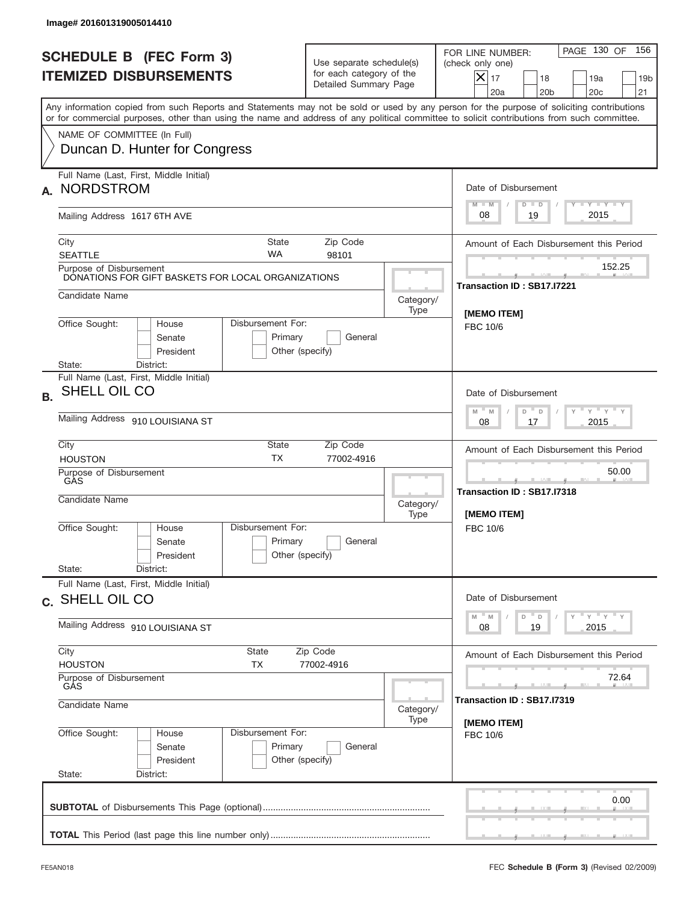Image# 201601319005014410

# SCHEDULE B (FEC Form 3)
## ITEMIZED DISBURSEMENTS

Use separate schedule(s) for each category of the Detailed Summary Page

FOR LINE NUMBER: (check only one)
[X] 17 [ ] 18 [ ] 19a [ ] 19b [ ] 20a [ ] 20b [ ] 20c [ ] 21

Any information copied from such Reports and Statements may not be sold or used by any person for the purpose of soliciting contributions or for commercial purposes, other than using the name and address of any political committee to solicit contributions from such committee.

NAME OF COMMITTEE (In Full)
Duncan D. Hunter for Congress

---

**A.** Full Name (Last, First, Middle Initial): NORDSTROM

Mailing Address: 1617 6TH AVE

City: SEATTLE | State: WA | Zip Code: 98101

Purpose of Disbursement: DONATIONS FOR GIFT BASKETS FOR LOCAL ORGANIZATIONS

Candidate Name:

Category/Type:

Office Sought: [ ] House [ ] Senate [ ] President

State: District:

Disbursement For: [ ] Primary [ ] General [ ] Other (specify)

Date of Disbursement: 08 / 19 / 2015

Amount of Each Disbursement this Period: 152.25

Transaction ID : SB17.I7221

[MEMO ITEM]
FBC 10/6

---

**B.** Full Name (Last, First, Middle Initial): SHELL OIL CO

Mailing Address: 910 LOUISIANA ST

City: HOUSTON | State: TX | Zip Code: 77002-4916

Purpose of Disbursement: GAS

Candidate Name:

Category/Type:

Office Sought: [ ] House [ ] Senate [ ] President

State: District:

Disbursement For: [ ] Primary [ ] General [ ] Other (specify)

Date of Disbursement: 08 / 17 / 2015

Amount of Each Disbursement this Period: 50.00

Transaction ID : SB17.I7318

[MEMO ITEM]
FBC 10/6

---

**C.** Full Name (Last, First, Middle Initial): SHELL OIL CO

Mailing Address: 910 LOUISIANA ST

City: HOUSTON | State: TX | Zip Code: 77002-4916

Purpose of Disbursement: GAS

Candidate Name:

Category/Type:

Office Sought: [ ] House [ ] Senate [ ] President

State: District:

Disbursement For: [ ] Primary [ ] General [ ] Other (specify)

Date of Disbursement: 08 / 19 / 2015

Amount of Each Disbursement this Period: 72.64

Transaction ID : SB17.I7319

[MEMO ITEM]
FBC 10/6

---

**SUBTOTAL** of Disbursements This Page (optional): 0.00

**TOTAL** This Period (last page this line number only):

FE5AN018

FEC **Schedule B (Form 3)** (Revised 02/2009)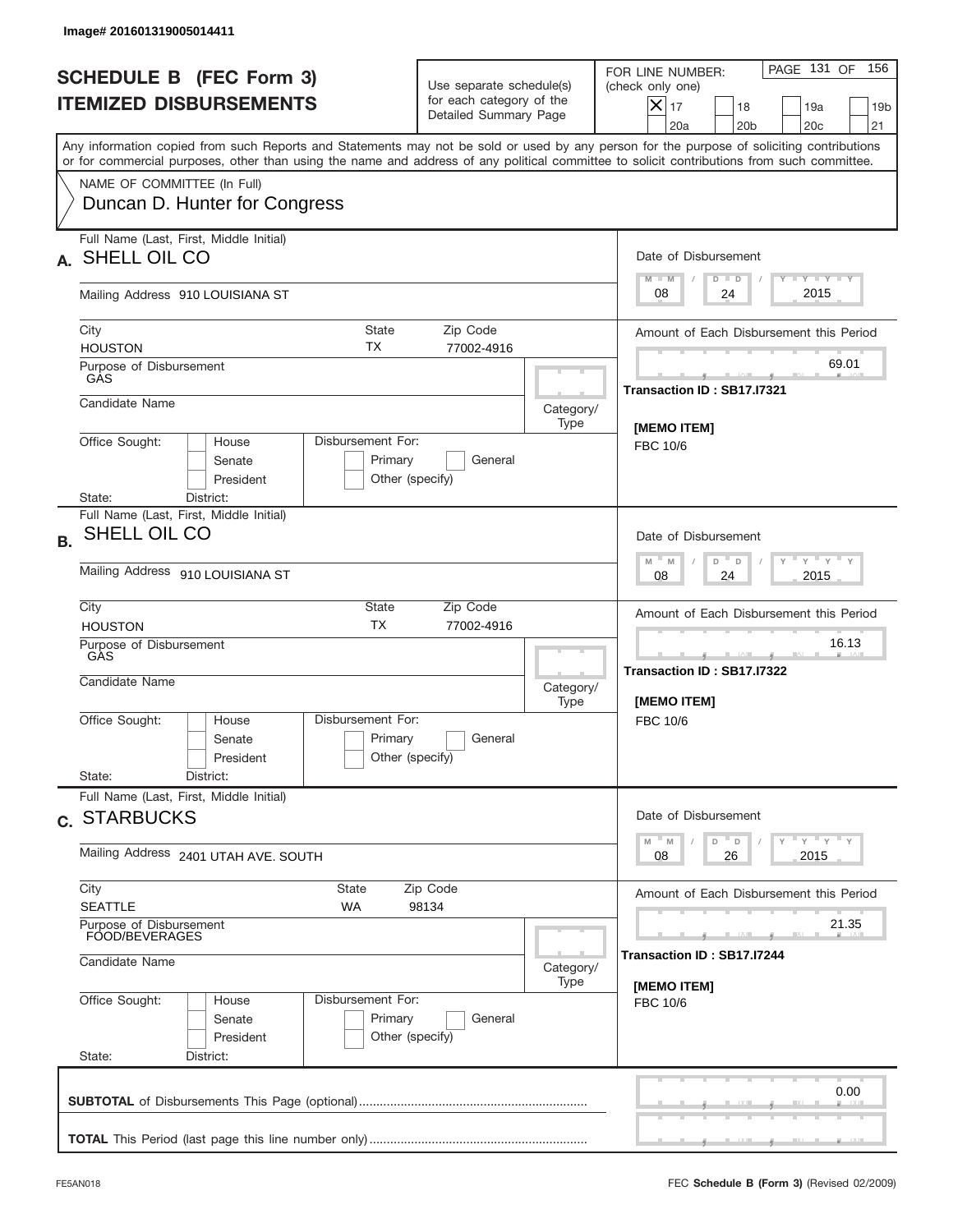Image# 201601319005014411

# SCHEDULE B (FEC Form 3)
# ITEMIZED DISBURSEMENTS

Use separate schedule(s) for each category of the Detailed Summary Page

FOR LINE NUMBER: (check only one)

- [x] 17
- [ ] 18
- [ ] 19a
- [ ] 19b
- [ ] 20a
- [ ] 20b
- [ ] 20c
- [ ] 21

PAGE 131 OF 156

Any information copied from such Reports and Statements may not be sold or used by any person for the purpose of soliciting contributions or for commercial purposes, other than using the name and address of any political committee to solicit contributions from such committee.

NAME OF COMMITTEE (In Full)
Duncan D. Hunter for Congress

---

**A.** Full Name (Last, First, Middle Initial): SHELL OIL CO

Mailing Address: 910 LOUISIANA ST

City: HOUSTON | State: TX | Zip Code: 77002-4916

Purpose of Disbursement: GAS

Candidate Name:

Category/Type:

Office Sought: House / Senate / President

Disbursement For: Primary / General / Other (specify)

State: District:

Date of Disbursement: 08 / 24 / 2015

Amount of Each Disbursement this Period: 69.01

Transaction ID : SB17.I7321

[MEMO ITEM]
FBC 10/6

---

**B.** Full Name (Last, First, Middle Initial): SHELL OIL CO

Mailing Address: 910 LOUISIANA ST

City: HOUSTON | State: TX | Zip Code: 77002-4916

Purpose of Disbursement: GAS

Candidate Name:

Category/Type:

Office Sought: House / Senate / President

Disbursement For: Primary / General / Other (specify)

State: District:

Date of Disbursement: 08 / 24 / 2015

Amount of Each Disbursement this Period: 16.13

Transaction ID : SB17.I7322

[MEMO ITEM]
FBC 10/6

---

**C.** Full Name (Last, First, Middle Initial): STARBUCKS

Mailing Address: 2401 UTAH AVE. SOUTH

City: SEATTLE | State: WA | Zip Code: 98134

Purpose of Disbursement: FOOD/BEVERAGES

Candidate Name:

Category/Type:

Office Sought: House / Senate / President

Disbursement For: Primary / General / Other (specify)

State: District:

Date of Disbursement: 08 / 26 / 2015

Amount of Each Disbursement this Period: 21.35

Transaction ID : SB17.I7244

[MEMO ITEM]
FBC 10/6

---

**SUBTOTAL** of Disbursements This Page (optional): 0.00

**TOTAL** This Period (last page this line number only):

FE5AN018 — FEC **Schedule B (Form 3)** (Revised 02/2009)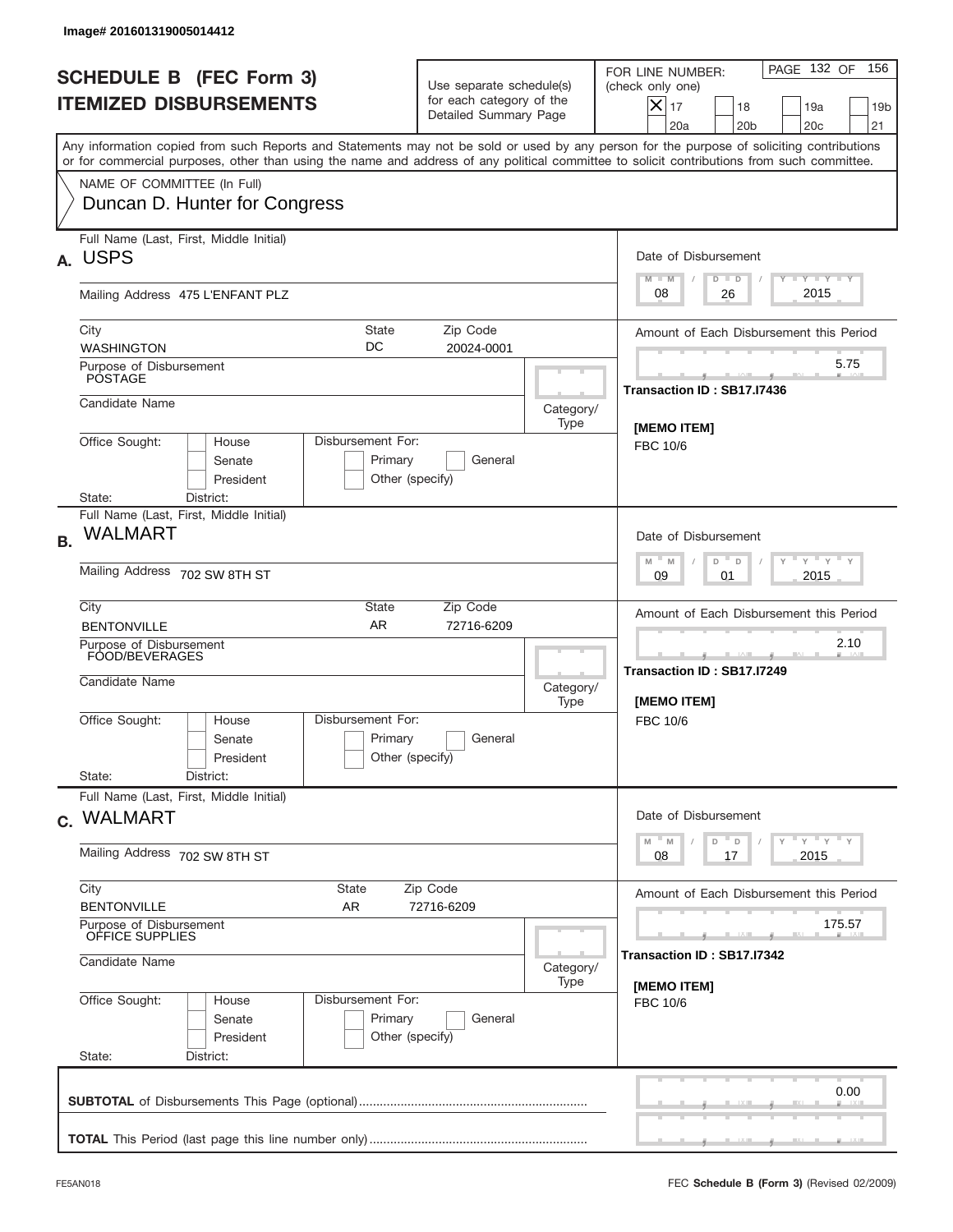Image# 201601319005014412

# SCHEDULE B (FEC Form 3)
## ITEMIZED DISBURSEMENTS

Use separate schedule(s) for each category of the Detailed Summary Page

FOR LINE NUMBER: (check only one)

- [X] 17
- [ ] 18
- [ ] 19a
- [ ] 19b
- [ ] 20a
- [ ] 20b
- [ ] 20c
- [ ] 21

PAGE 132 OF 156

Any information copied from such Reports and Statements may not be sold or used by any person for the purpose of soliciting contributions or for commercial purposes, other than using the name and address of any political committee to solicit contributions from such committee.

NAME OF COMMITTEE (In Full)
Duncan D. Hunter for Congress

---

**A.** Full Name (Last, First, Middle Initial): USPS

Mailing Address: 475 L'ENFANT PLZ

City: WASHINGTON | State: DC | Zip Code: 20024-0001

Purpose of Disbursement: POSTAGE

Candidate Name:

Category/Type:

Office Sought: [ ] House [ ] Senate [ ] President

State: District:

Disbursement For: [ ] Primary [ ] General [ ] Other (specify)

Date of Disbursement: 08 / 26 / 2015

Amount of Each Disbursement this Period: 5.75

Transaction ID : SB17.I7436

[MEMO ITEM]
FBC 10/6

---

**B.** Full Name (Last, First, Middle Initial): WALMART

Mailing Address: 702 SW 8TH ST

City: BENTONVILLE | State: AR | Zip Code: 72716-6209

Purpose of Disbursement: FOOD/BEVERAGES

Candidate Name:

Category/Type:

Office Sought: [ ] House [ ] Senate [ ] President

State: District:

Disbursement For: [ ] Primary [ ] General [ ] Other (specify)

Date of Disbursement: 09 / 01 / 2015

Amount of Each Disbursement this Period: 2.10

Transaction ID : SB17.I7249

[MEMO ITEM]
FBC 10/6

---

**C.** Full Name (Last, First, Middle Initial): WALMART

Mailing Address: 702 SW 8TH ST

City: BENTONVILLE | State: AR | Zip Code: 72716-6209

Purpose of Disbursement: OFFICE SUPPLIES

Candidate Name:

Category/Type:

Office Sought: [ ] House [ ] Senate [ ] President

State: District:

Disbursement For: [ ] Primary [ ] General [ ] Other (specify)

Date of Disbursement: 08 / 17 / 2015

Amount of Each Disbursement this Period: 175.57

Transaction ID : SB17.I7342

[MEMO ITEM]
FBC 10/6

---

**SUBTOTAL** of Disbursements This Page (optional): 0.00

**TOTAL** This Period (last page this line number only):

FE5AN018 FEC **Schedule B (Form 3)** (Revised 02/2009)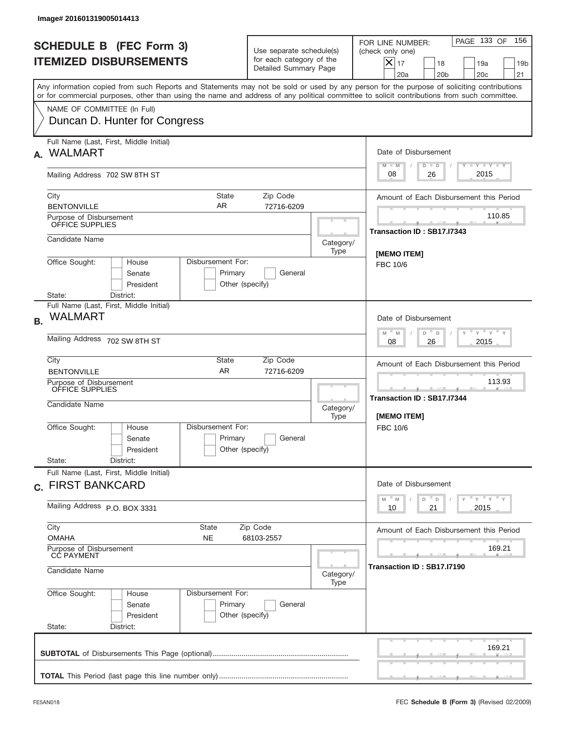Image# 201601319005014413

# SCHEDULE B (FEC Form 3)
# ITEMIZED DISBURSEMENTS

Use separate schedule(s) for each category of the Detailed Summary Page

FOR LINE NUMBER: (check only one)

[X] 17 [ ] 18 [ ] 19a [ ] 19b [ ] 20a [ ] 20b [ ] 20c [ ] 21

PAGE 133 OF 156

Any information copied from such Reports and Statements may not be sold or used by any person for the purpose of soliciting contributions or for commercial purposes, other than using the name and address of any political committee to solicit contributions from such committee.

NAME OF COMMITTEE (In Full)
Duncan D. Hunter for Congress

---

**A.** Full Name (Last, First, Middle Initial): **WALMART**

Mailing Address: 702 SW 8TH ST

City: BENTONVILLE | State: AR | Zip Code: 72716-6209

Purpose of Disbursement: OFFICE SUPPLIES

Candidate Name:

Category/Type:

Office Sought: [ ] House [ ] Senate [ ] President

Disbursement For: [ ] Primary [ ] General [ ] Other (specify)

State: District:

Date of Disbursement: 08 / 26 / 2015

Amount of Each Disbursement this Period: 110.85

Transaction ID : SB17.I7343

[MEMO ITEM]
FBC 10/6

---

**B.** Full Name (Last, First, Middle Initial): **WALMART**

Mailing Address: 702 SW 8TH ST

City: BENTONVILLE | State: AR | Zip Code: 72716-6209

Purpose of Disbursement: OFFICE SUPPLIES

Candidate Name:

Category/Type:

Office Sought: [ ] House [ ] Senate [ ] President

Disbursement For: [ ] Primary [ ] General [ ] Other (specify)

State: District:

Date of Disbursement: 08 / 26 / 2015

Amount of Each Disbursement this Period: 113.93

Transaction ID : SB17.I7344

[MEMO ITEM]
FBC 10/6

---

**C.** Full Name (Last, First, Middle Initial): **FIRST BANKCARD**

Mailing Address: P.O. BOX 3331

City: OMAHA | State: NE | Zip Code: 68103-2557

Purpose of Disbursement: CC PAYMENT

Candidate Name:

Category/Type:

Office Sought: [ ] House [ ] Senate [ ] President

Disbursement For: [ ] Primary [ ] General [ ] Other (specify)

State: District:

Date of Disbursement: 10 / 21 / 2015

Amount of Each Disbursement this Period: 169.21

Transaction ID : SB17.I7190

---

**SUBTOTAL** of Disbursements This Page (optional): 169.21

**TOTAL** This Period (last page this line number only):

FE5AN018 FEC **Schedule B (Form 3)** (Revised 02/2009)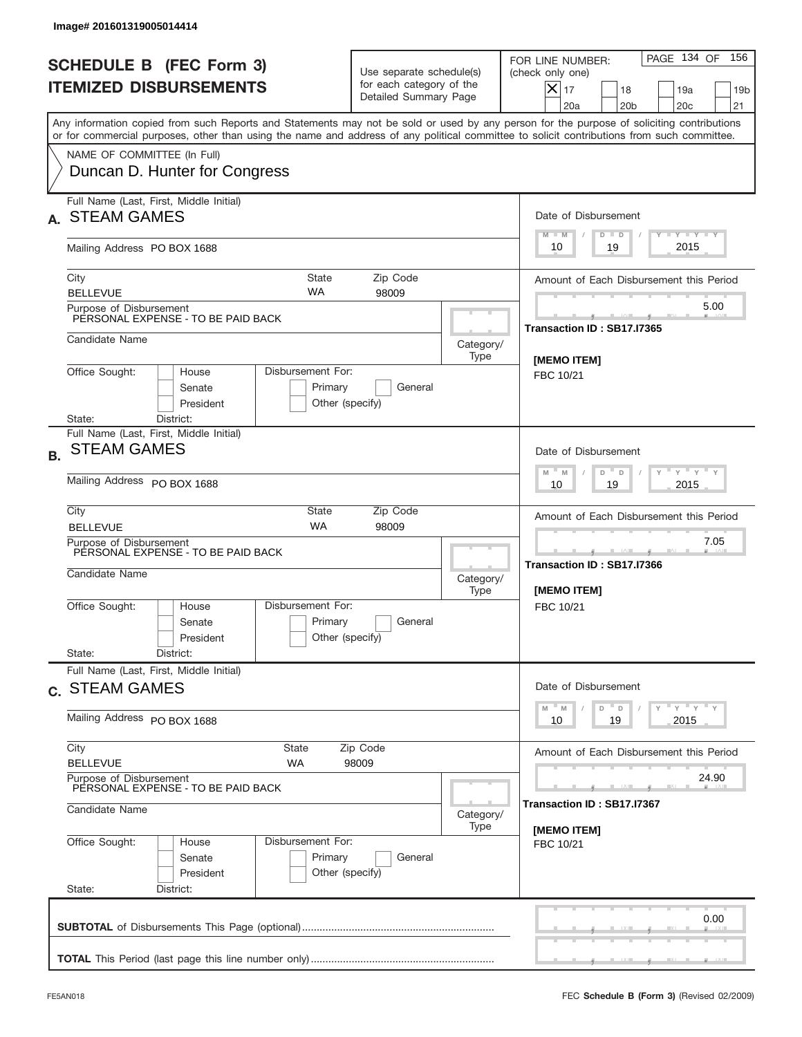Image# 201601319005014414

# SCHEDULE B (FEC Form 3)
## ITEMIZED DISBURSEMENTS

Use separate schedule(s) for each category of the Detailed Summary Page

FOR LINE NUMBER: (check only one)

- [x] 17
- [ ] 18
- [ ] 19a
- [ ] 19b
- [ ] 20a
- [ ] 20b
- [ ] 20c
- [ ] 21

Any information copied from such Reports and Statements may not be sold or used by any person for the purpose of soliciting contributions or for commercial purposes, other than using the name and address of any political committee to solicit contributions from such committee.

NAME OF COMMITTEE (In Full)
Duncan D. Hunter for Congress

---

**A.** Full Name (Last, First, Middle Initial): STEAM GAMES

Mailing Address: PO BOX 1688

City: BELLEVUE | State: WA | Zip Code: 98009

Purpose of Disbursement: PERSONAL EXPENSE - TO BE PAID BACK

Candidate Name:

Category/Type:

Office Sought: [ ] House [ ] Senate [ ] President

State: District:

Disbursement For: [ ] Primary [ ] General [ ] Other (specify)

Date of Disbursement: 10 / 19 / 2015

Amount of Each Disbursement this Period: 5.00

Transaction ID : SB17.I7365

[MEMO ITEM]
FBC 10/21

---

**B.** Full Name (Last, First, Middle Initial): STEAM GAMES

Mailing Address: PO BOX 1688

City: BELLEVUE | State: WA | Zip Code: 98009

Purpose of Disbursement: PERSONAL EXPENSE - TO BE PAID BACK

Candidate Name:

Category/Type:

Office Sought: [ ] House [ ] Senate [ ] President

State: District:

Disbursement For: [ ] Primary [ ] General [ ] Other (specify)

Date of Disbursement: 10 / 19 / 2015

Amount of Each Disbursement this Period: 7.05

Transaction ID : SB17.I7366

[MEMO ITEM]
FBC 10/21

---

**C.** Full Name (Last, First, Middle Initial): STEAM GAMES

Mailing Address: PO BOX 1688

City: BELLEVUE | State: WA | Zip Code: 98009

Purpose of Disbursement: PERSONAL EXPENSE - TO BE PAID BACK

Candidate Name:

Category/Type:

Office Sought: [ ] House [ ] Senate [ ] President

State: District:

Disbursement For: [ ] Primary [ ] General [ ] Other (specify)

Date of Disbursement: 10 / 19 / 2015

Amount of Each Disbursement this Period: 24.90

Transaction ID : SB17.I7367

[MEMO ITEM]
FBC 10/21

---

**SUBTOTAL** of Disbursements This Page (optional): 0.00

**TOTAL** This Period (last page this line number only):

FE5AN018

FEC **Schedule B (Form 3)** (Revised 02/2009)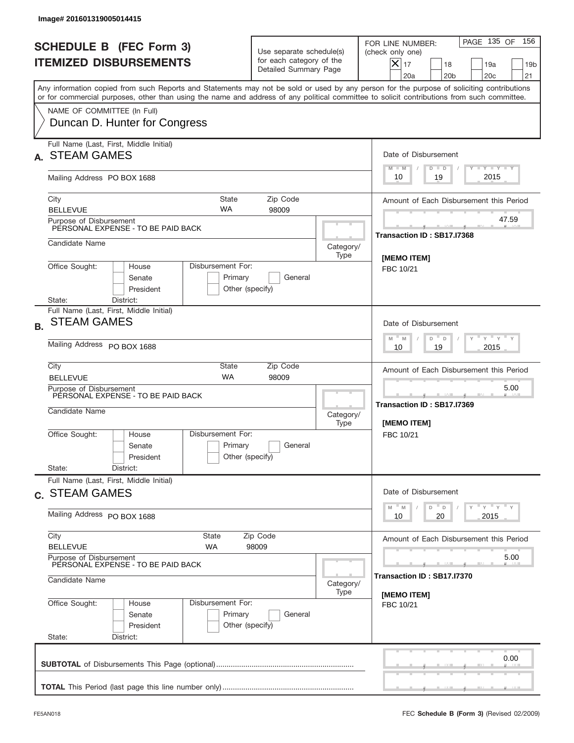Image# 201601319005014415

# SCHEDULE B (FEC Form 3)
# ITEMIZED DISBURSEMENTS

Use separate schedule(s) for each category of the Detailed Summary Page

FOR LINE NUMBER: (check only one)

- [X] 17
- [ ] 18
- [ ] 19a
- [ ] 19b
- [ ] 20a
- [ ] 20b
- [ ] 20c
- [ ] 21

PAGE 135 OF 156

Any information copied from such Reports and Statements may not be sold or used by any person for the purpose of soliciting contributions or for commercial purposes, other than using the name and address of any political committee to solicit contributions from such committee.

NAME OF COMMITTEE (In Full)
Duncan D. Hunter for Congress

## A.

Full Name (Last, First, Middle Initial): STEAM GAMES

Mailing Address: PO BOX 1688

City: BELLEVUE | State: WA | Zip Code: 98009

Purpose of Disbursement: PERSONAL EXPENSE - TO BE PAID BACK

Candidate Name:

Category/Type:

Office Sought: House / Senate / President

Disbursement For: Primary / General / Other (specify)

State: | District:

Date of Disbursement: 10/19/2015

Amount of Each Disbursement this Period: 47.59

Transaction ID : SB17.I7368

[MEMO ITEM]
FBC 10/21

## B.

Full Name (Last, First, Middle Initial): STEAM GAMES

Mailing Address: PO BOX 1688

City: BELLEVUE | State: WA | Zip Code: 98009

Purpose of Disbursement: PERSONAL EXPENSE - TO BE PAID BACK

Candidate Name:

Category/Type:

Office Sought: House / Senate / President

Disbursement For: Primary / General / Other (specify)

State: | District:

Date of Disbursement: 10/19/2015

Amount of Each Disbursement this Period: 5.00

Transaction ID : SB17.I7369

[MEMO ITEM]
FBC 10/21

## C.

Full Name (Last, First, Middle Initial): STEAM GAMES

Mailing Address: PO BOX 1688

City: BELLEVUE | State: WA | Zip Code: 98009

Purpose of Disbursement: PERSONAL EXPENSE - TO BE PAID BACK

Candidate Name:

Category/Type:

Office Sought: House / Senate / President

Disbursement For: Primary / General / Other (specify)

State: | District:

Date of Disbursement: 10/20/2015

Amount of Each Disbursement this Period: 5.00

Transaction ID : SB17.I7370

[MEMO ITEM]
FBC 10/21

**SUBTOTAL** of Disbursements This Page (optional): 0.00

**TOTAL** This Period (last page this line number only):

FE5AN018 | FEC **Schedule B (Form 3)** (Revised 02/2009)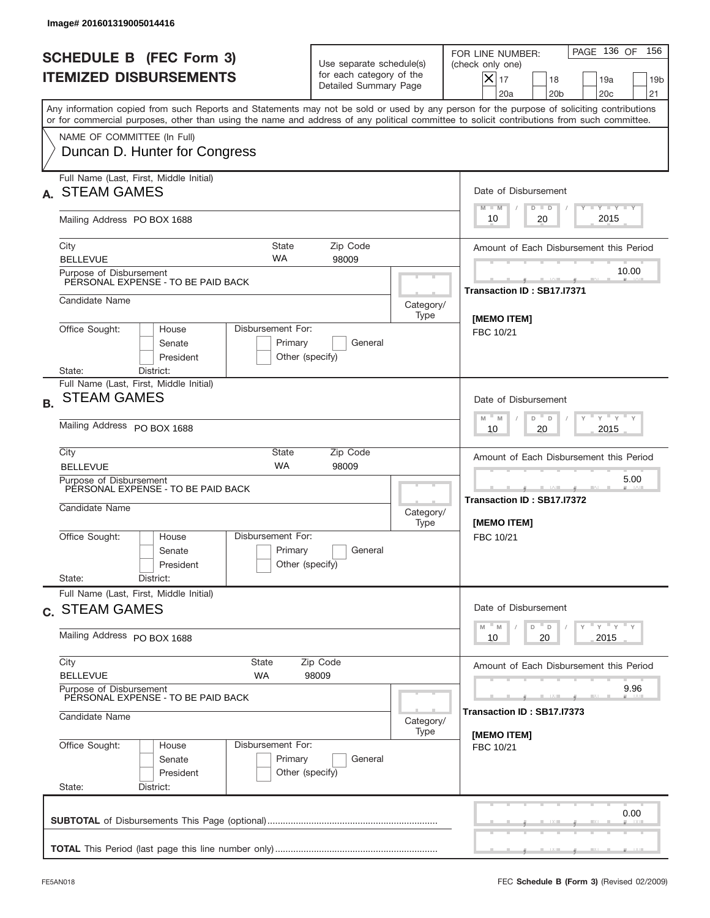Image# 201601319005014416

# SCHEDULE B (FEC Form 3)
## ITEMIZED DISBURSEMENTS

Use separate schedule(s) for each category of the Detailed Summary Page

FOR LINE NUMBER: (check only one)

- [X] 17
- [ ] 18
- [ ] 19a
- [ ] 19b
- [ ] 20a
- [ ] 20b
- [ ] 20c
- [ ] 21

PAGE 136 OF 156

Any information copied from such Reports and Statements may not be sold or used by any person for the purpose of soliciting contributions or for commercial purposes, other than using the name and address of any political committee to solicit contributions from such committee.

NAME OF COMMITTEE (In Full)
Duncan D. Hunter for Congress

---

**A.** Full Name (Last, First, Middle Initial): STEAM GAMES

Mailing Address: PO BOX 1688

City: BELLEVUE | State: WA | Zip Code: 98009

Purpose of Disbursement: PERSONAL EXPENSE - TO BE PAID BACK

Candidate Name:

Category/Type:

Office Sought: House / Senate / President

Disbursement For: Primary / General / Other (specify)

State: District:

Date of Disbursement: 10 / 20 / 2015

Amount of Each Disbursement this Period: 10.00

Transaction ID : SB17.I7371

[MEMO ITEM]
FBC 10/21

---

**B.** Full Name (Last, First, Middle Initial): STEAM GAMES

Mailing Address: PO BOX 1688

City: BELLEVUE | State: WA | Zip Code: 98009

Purpose of Disbursement: PERSONAL EXPENSE - TO BE PAID BACK

Candidate Name:

Category/Type:

Office Sought: House / Senate / President

Disbursement For: Primary / General / Other (specify)

State: District:

Date of Disbursement: 10 / 20 / 2015

Amount of Each Disbursement this Period: 5.00

Transaction ID : SB17.I7372

[MEMO ITEM]
FBC 10/21

---

**C.** Full Name (Last, First, Middle Initial): STEAM GAMES

Mailing Address: PO BOX 1688

City: BELLEVUE | State: WA | Zip Code: 98009

Purpose of Disbursement: PERSONAL EXPENSE - TO BE PAID BACK

Candidate Name:

Category/Type:

Office Sought: House / Senate / President

Disbursement For: Primary / General / Other (specify)

State: District:

Date of Disbursement: 10 / 20 / 2015

Amount of Each Disbursement this Period: 9.96

Transaction ID : SB17.I7373

[MEMO ITEM]
FBC 10/21

---

**SUBTOTAL** of Disbursements This Page (optional): 0.00

**TOTAL** This Period (last page this line number only):

FE5AN018 — FEC **Schedule B (Form 3)** (Revised 02/2009)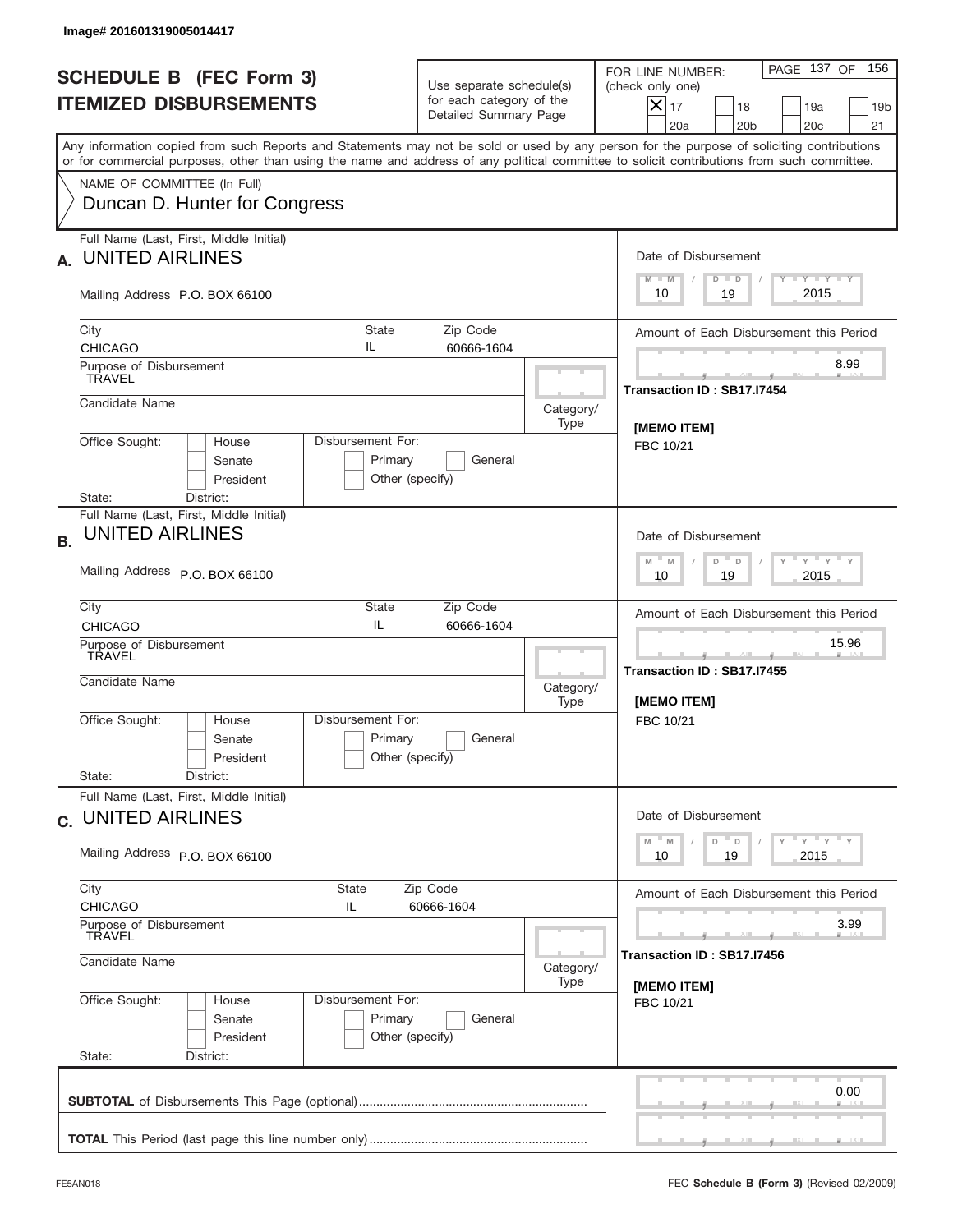Image# 201601319005014417

# SCHEDULE B (FEC Form 3)
# ITEMIZED DISBURSEMENTS

Use separate schedule(s) for each category of the Detailed Summary Page

FOR LINE NUMBER: (check only one)

- [X] 17
- [ ] 18
- [ ] 19a
- [ ] 19b
- [ ] 20a
- [ ] 20b
- [ ] 20c
- [ ] 21

PAGE 137 OF 156

Any information copied from such Reports and Statements may not be sold or used by any person for the purpose of soliciting contributions or for commercial purposes, other than using the name and address of any political committee to solicit contributions from such committee.

NAME OF COMMITTEE (In Full)
Duncan D. Hunter for Congress

---

**A.** Full Name (Last, First, Middle Initial): UNITED AIRLINES

Mailing Address: P.O. BOX 66100

City: CHICAGO | State: IL | Zip Code: 60666-1604

Purpose of Disbursement: TRAVEL

Candidate Name:

Category/Type:

Office Sought: House / Senate / President

Disbursement For: Primary / General / Other (specify)

State: District:

Date of Disbursement: 10 / 19 / 2015

Amount of Each Disbursement this Period: 8.99

Transaction ID : SB17.I7454

[MEMO ITEM]
FBC 10/21

---

**B.** Full Name (Last, First, Middle Initial): UNITED AIRLINES

Mailing Address: P.O. BOX 66100

City: CHICAGO | State: IL | Zip Code: 60666-1604

Purpose of Disbursement: TRAVEL

Candidate Name:

Category/Type:

Office Sought: House / Senate / President

Disbursement For: Primary / General / Other (specify)

State: District:

Date of Disbursement: 10 / 19 / 2015

Amount of Each Disbursement this Period: 15.96

Transaction ID : SB17.I7455

[MEMO ITEM]
FBC 10/21

---

**C.** Full Name (Last, First, Middle Initial): UNITED AIRLINES

Mailing Address: P.O. BOX 66100

City: CHICAGO | State: IL | Zip Code: 60666-1604

Purpose of Disbursement: TRAVEL

Candidate Name:

Category/Type:

Office Sought: House / Senate / President

Disbursement For: Primary / General / Other (specify)

State: District:

Date of Disbursement: 10 / 19 / 2015

Amount of Each Disbursement this Period: 3.99

Transaction ID : SB17.I7456

[MEMO ITEM]
FBC 10/21

---

**SUBTOTAL** of Disbursements This Page (optional): 0.00

**TOTAL** This Period (last page this line number only):

FE5AN018 — FEC **Schedule B (Form 3)** (Revised 02/2009)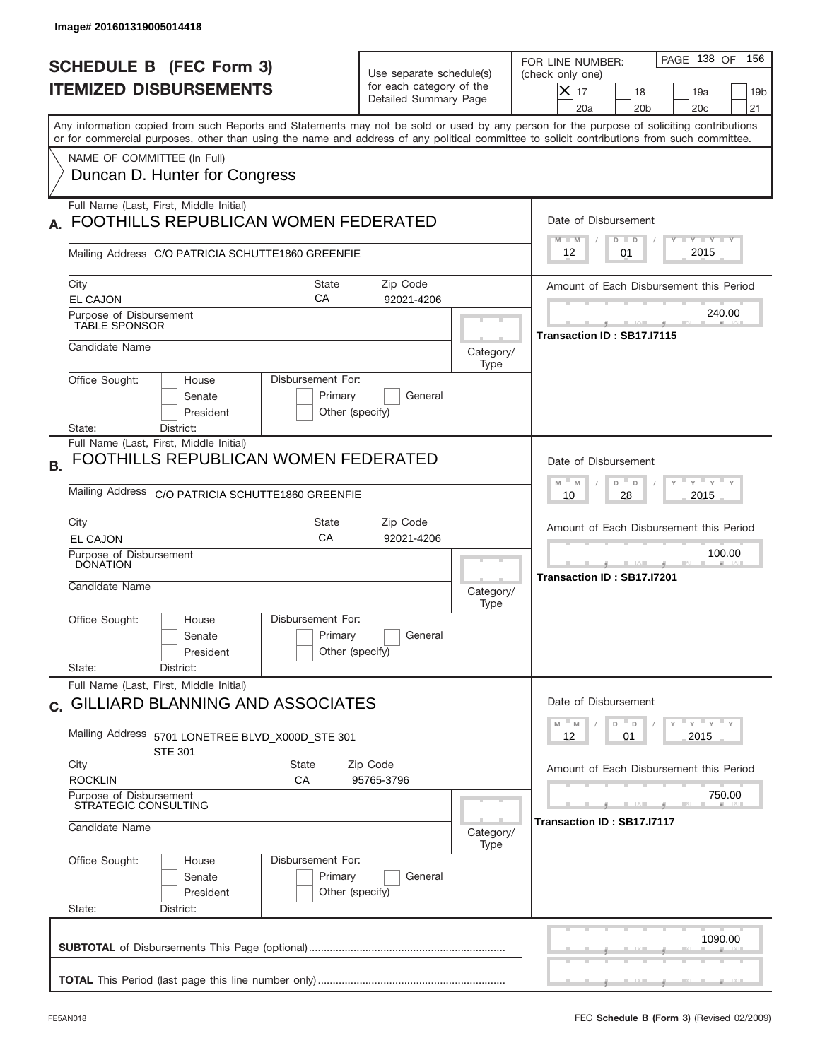Image# 201601319005014418

# SCHEDULE B (FEC Form 3)
# ITEMIZED DISBURSEMENTS

Use separate schedule(s) for each category of the Detailed Summary Page

FOR LINE NUMBER: (check only one)

- [X] 17
- [ ] 18
- [ ] 19a
- [ ] 19b
- [ ] 20a
- [ ] 20b
- [ ] 20c
- [ ] 21

Any information copied from such Reports and Statements may not be sold or used by any person for the purpose of soliciting contributions or for commercial purposes, other than using the name and address of any political committee to solicit contributions from such committee.

NAME OF COMMITTEE (In Full)
Duncan D. Hunter for Congress

---

**A.** Full Name (Last, First, Middle Initial): FOOTHILLS REPUBLICAN WOMEN FEDERATED

Mailing Address: C/O PATRICIA SCHUTTE1860 GREENFIE

City: EL CAJON | State: CA | Zip Code: 92021-4206

Purpose of Disbursement: TABLE SPONSOR

Candidate Name:

Category/Type:

Office Sought: House / Senate / President

Disbursement For: Primary / General / Other (specify)

State: District:

Date of Disbursement: 12 / 01 / 2015

Amount of Each Disbursement this Period: 240.00

Transaction ID : SB17.I7115

---

**B.** Full Name (Last, First, Middle Initial): FOOTHILLS REPUBLICAN WOMEN FEDERATED

Mailing Address: C/O PATRICIA SCHUTTE1860 GREENFIE

City: EL CAJON | State: CA | Zip Code: 92021-4206

Purpose of Disbursement: DONATION

Candidate Name:

Category/Type:

Office Sought: House / Senate / President

Disbursement For: Primary / General / Other (specify)

State: District:

Date of Disbursement: 10 / 28 / 2015

Amount of Each Disbursement this Period: 100.00

Transaction ID : SB17.I7201

---

**C.** Full Name (Last, First, Middle Initial): GILLIARD BLANNING AND ASSOCIATES

Mailing Address: 5701 LONETREE BLVD_X000D_STE 301
STE 301

City: ROCKLIN | State: CA | Zip Code: 95765-3796

Purpose of Disbursement: STRATEGIC CONSULTING

Candidate Name:

Category/Type:

Office Sought: House / Senate / President

Disbursement For: Primary / General / Other (specify)

State: District:

Date of Disbursement: 12 / 01 / 2015

Amount of Each Disbursement this Period: 750.00

Transaction ID : SB17.I7117

---

**SUBTOTAL** of Disbursements This Page (optional): 1090.00

**TOTAL** This Period (last page this line number only):

FE5AN018

FEC **Schedule B (Form 3)** (Revised 02/2009)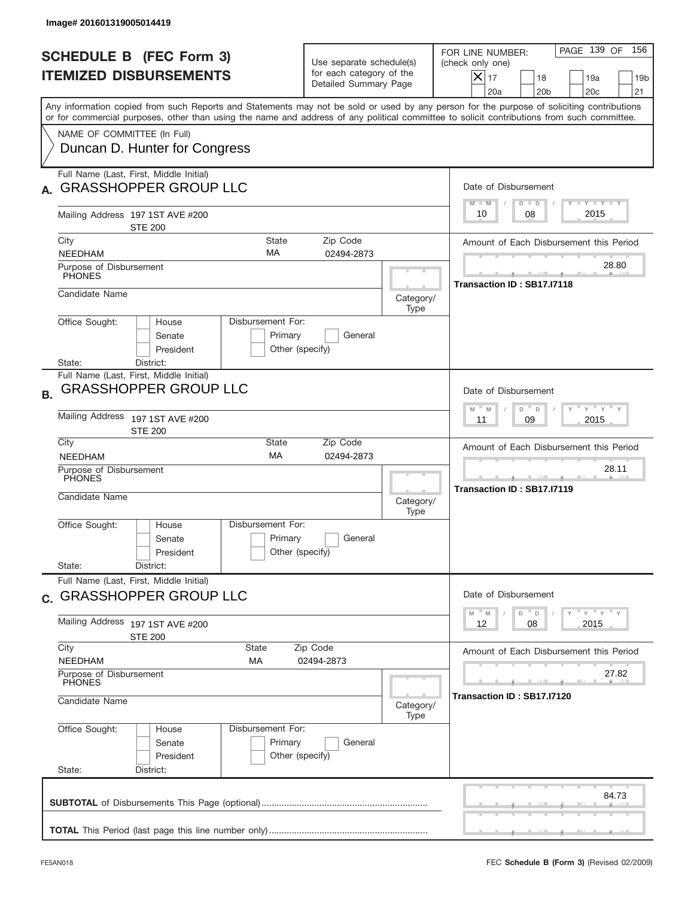Image# 201601319005014419

# SCHEDULE B (FEC Form 3)
## ITEMIZED DISBURSEMENTS

Use separate schedule(s) for each category of the Detailed Summary Page

FOR LINE NUMBER: (check only one)
[X] 17 [ ] 18 [ ] 19a [ ] 19b [ ] 20a [ ] 20b [ ] 20c [ ] 21

PAGE 139 OF 156

Any information copied from such Reports and Statements may not be sold or used by any person for the purpose of soliciting contributions or for commercial purposes, other than using the name and address of any political committee to solicit contributions from such committee.

NAME OF COMMITTEE (In Full)
Duncan D. Hunter for Congress

---

**A.** Full Name (Last, First, Middle Initial): GRASSHOPPER GROUP LLC

Mailing Address: 197 1ST AVE #200 STE 200

City: NEEDHAM | State: MA | Zip Code: 02494-2873

Purpose of Disbursement: PHONES

Candidate Name:

Category/Type:

Office Sought: [ ] House [ ] Senate [ ] President

Disbursement For: [ ] Primary [ ] General [ ] Other (specify)

State: District:

Date of Disbursement: 10 / 08 / 2015

Amount of Each Disbursement this Period: 28.80

Transaction ID : SB17.I7118

---

**B.** Full Name (Last, First, Middle Initial): GRASSHOPPER GROUP LLC

Mailing Address: 197 1ST AVE #200 STE 200

City: NEEDHAM | State: MA | Zip Code: 02494-2873

Purpose of Disbursement: PHONES

Candidate Name:

Category/Type:

Office Sought: [ ] House [ ] Senate [ ] President

Disbursement For: [ ] Primary [ ] General [ ] Other (specify)

State: District:

Date of Disbursement: 11 / 09 / 2015

Amount of Each Disbursement this Period: 28.11

Transaction ID : SB17.I7119

---

**C.** Full Name (Last, First, Middle Initial): GRASSHOPPER GROUP LLC

Mailing Address: 197 1ST AVE #200 STE 200

City: NEEDHAM | State: MA | Zip Code: 02494-2873

Purpose of Disbursement: PHONES

Candidate Name:

Category/Type:

Office Sought: [ ] House [ ] Senate [ ] President

Disbursement For: [ ] Primary [ ] General [ ] Other (specify)

State: District:

Date of Disbursement: 12 / 08 / 2015

Amount of Each Disbursement this Period: 27.82

Transaction ID : SB17.I7120

---

**SUBTOTAL** of Disbursements This Page (optional): 84.73

**TOTAL** This Period (last page this line number only):

FE5AN018 — FEC **Schedule B (Form 3)** (Revised 02/2009)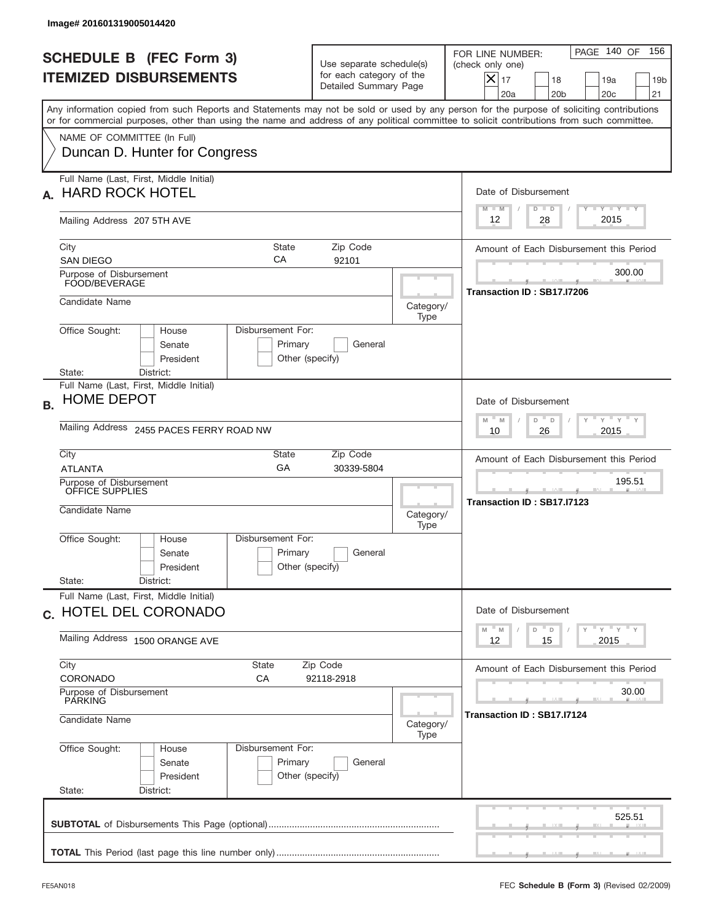Image# 201601319005014420

# SCHEDULE B (FEC Form 3)
## ITEMIZED DISBURSEMENTS

Use separate schedule(s) for each category of the Detailed Summary Page

FOR LINE NUMBER: (check only one)
[X] 17 [ ] 18 [ ] 19a [ ] 19b [ ] 20a [ ] 20b [ ] 20c [ ] 21

PAGE 140 OF 156

Any information copied from such Reports and Statements may not be sold or used by any person for the purpose of soliciting contributions or for commercial purposes, other than using the name and address of any political committee to solicit contributions from such committee.

NAME OF COMMITTEE (In Full)
Duncan D. Hunter for Congress

---

**A.** Full Name (Last, First, Middle Initial): HARD ROCK HOTEL

Mailing Address: 207 5TH AVE

City: SAN DIEGO | State: CA | Zip Code: 92101

Purpose of Disbursement: FOOD/BEVERAGE

Candidate Name:

Category/Type:

Office Sought: [ ] House [ ] Senate [ ] President

Disbursement For: [ ] Primary [ ] General [ ] Other (specify)

State: District:

Date of Disbursement: 12 / 28 / 2015

Amount of Each Disbursement this Period: 300.00

Transaction ID : SB17.I7206

---

**B.** Full Name (Last, First, Middle Initial): HOME DEPOT

Mailing Address: 2455 PACES FERRY ROAD NW

City: ATLANTA | State: GA | Zip Code: 30339-5804

Purpose of Disbursement: OFFICE SUPPLIES

Candidate Name:

Category/Type:

Office Sought: [ ] House [ ] Senate [ ] President

Disbursement For: [ ] Primary [ ] General [ ] Other (specify)

State: District:

Date of Disbursement: 10 / 26 / 2015

Amount of Each Disbursement this Period: 195.51

Transaction ID : SB17.I7123

---

**C.** Full Name (Last, First, Middle Initial): HOTEL DEL CORONADO

Mailing Address: 1500 ORANGE AVE

City: CORONADO | State: CA | Zip Code: 92118-2918

Purpose of Disbursement: PARKING

Candidate Name:

Category/Type:

Office Sought: [ ] House [ ] Senate [ ] President

Disbursement For: [ ] Primary [ ] General [ ] Other (specify)

State: District:

Date of Disbursement: 12 / 15 / 2015

Amount of Each Disbursement this Period: 30.00

Transaction ID : SB17.I7124

---

**SUBTOTAL** of Disbursements This Page (optional): 525.51

**TOTAL** This Period (last page this line number only):

FE5AN018 | FEC **Schedule B (Form 3)** (Revised 02/2009)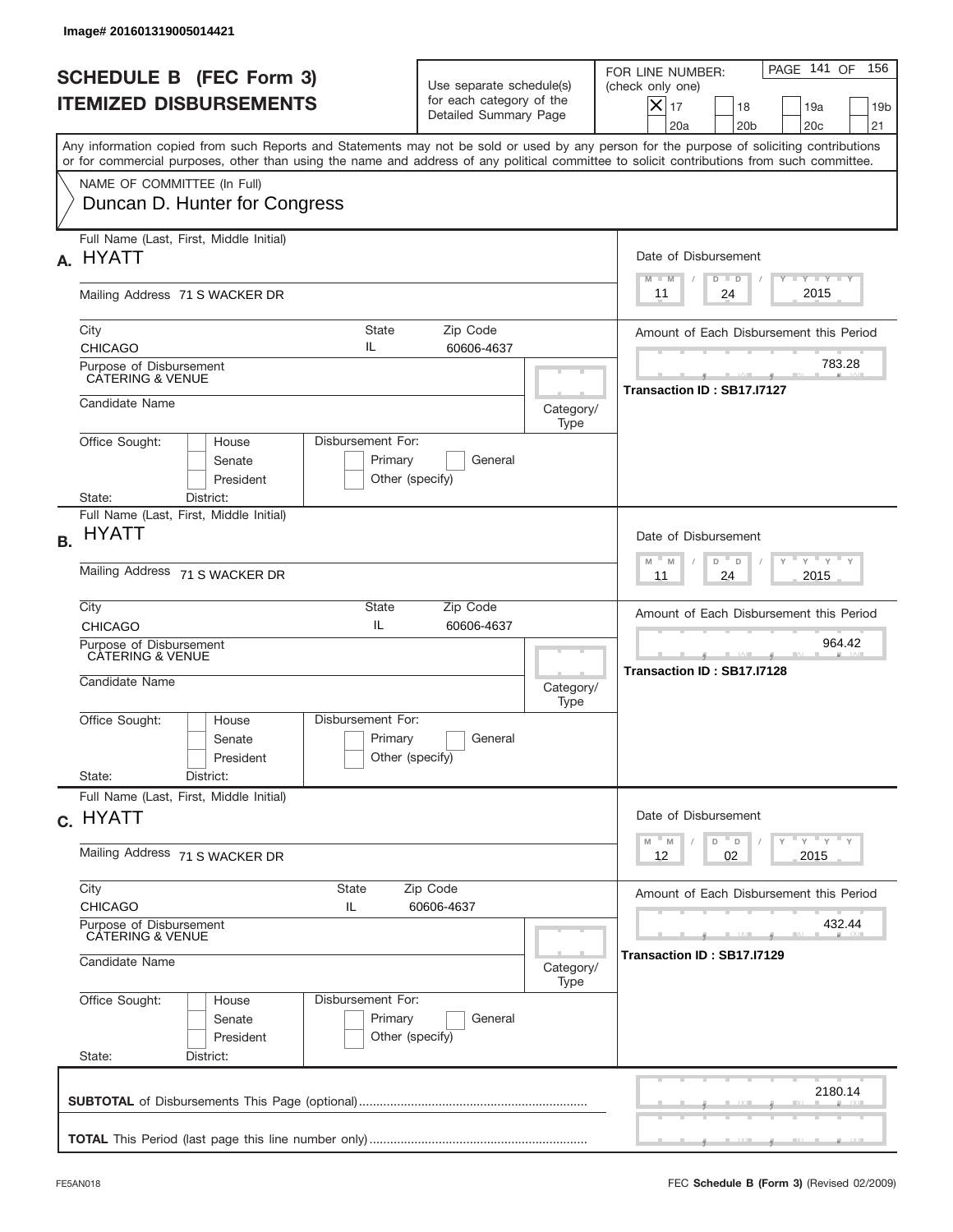Image# 201601319005014421

# SCHEDULE B (FEC Form 3)
## ITEMIZED DISBURSEMENTS

Use separate schedule(s) for each category of the Detailed Summary Page

FOR LINE NUMBER: (check only one)

- [X] 17
- [ ] 18
- [ ] 19a
- [ ] 19b
- [ ] 20a
- [ ] 20b
- [ ] 20c
- [ ] 21

PAGE 141 OF 156

Any information copied from such Reports and Statements may not be sold or used by any person for the purpose of soliciting contributions or for commercial purposes, other than using the name and address of any political committee to solicit contributions from such committee.

NAME OF COMMITTEE (In Full)
Duncan D. Hunter for Congress

---

**A.** Full Name (Last, First, Middle Initial): HYATT

Mailing Address: 71 S WACKER DR

City: CHICAGO | State: IL | Zip Code: 60606-4637

Purpose of Disbursement: CATERING & VENUE

Candidate Name:

Category/Type:

Office Sought: House / Senate / President

Disbursement For: Primary / General / Other (specify)

State: District:

Date of Disbursement: 11 / 24 / 2015

Amount of Each Disbursement this Period: 783.28

Transaction ID : SB17.I7127

---

**B.** Full Name (Last, First, Middle Initial): HYATT

Mailing Address: 71 S WACKER DR

City: CHICAGO | State: IL | Zip Code: 60606-4637

Purpose of Disbursement: CATERING & VENUE

Candidate Name:

Category/Type:

Office Sought: House / Senate / President

Disbursement For: Primary / General / Other (specify)

State: District:

Date of Disbursement: 11 / 24 / 2015

Amount of Each Disbursement this Period: 964.42

Transaction ID : SB17.I7128

---

**C.** Full Name (Last, First, Middle Initial): HYATT

Mailing Address: 71 S WACKER DR

City: CHICAGO | State: IL | Zip Code: 60606-4637

Purpose of Disbursement: CATERING & VENUE

Candidate Name:

Category/Type:

Office Sought: House / Senate / President

Disbursement For: Primary / General / Other (specify)

State: District:

Date of Disbursement: 12 / 02 / 2015

Amount of Each Disbursement this Period: 432.44

Transaction ID : SB17.I7129

---

**SUBTOTAL** of Disbursements This Page (optional): 2180.14

**TOTAL** This Period (last page this line number only):

FE5AN018

FEC **Schedule B (Form 3)** (Revised 02/2009)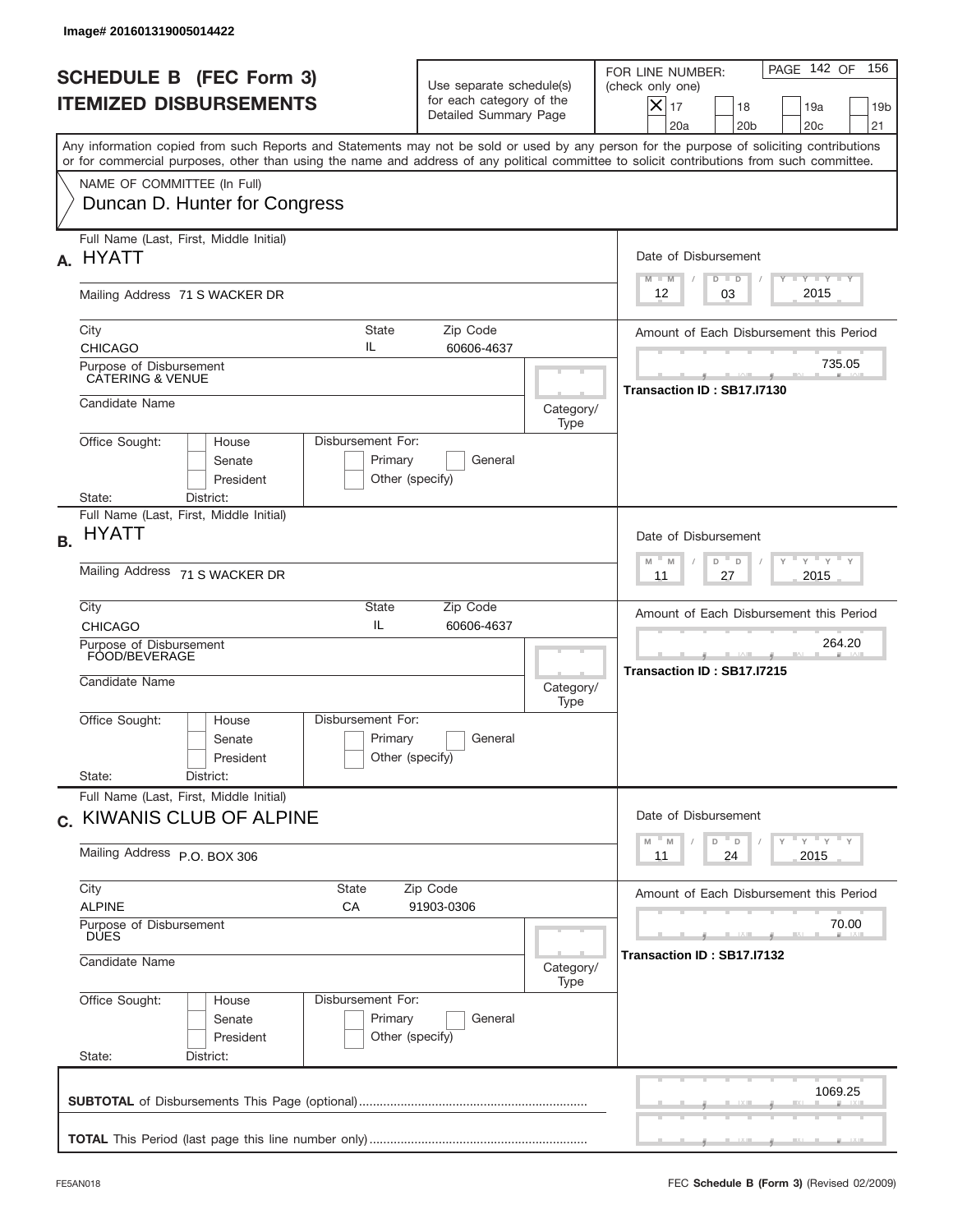Image# 201601319005014422

# SCHEDULE B (FEC Form 3)
## ITEMIZED DISBURSEMENTS

Use separate schedule(s) for each category of the Detailed Summary Page

FOR LINE NUMBER: (check only one)

- [x] 17
- [ ] 18
- [ ] 19a
- [ ] 19b
- [ ] 20a
- [ ] 20b
- [ ] 20c
- [ ] 21

Any information copied from such Reports and Statements may not be sold or used by any person for the purpose of soliciting contributions or for commercial purposes, other than using the name and address of any political committee to solicit contributions from such committee.

NAME OF COMMITTEE (In Full)
Duncan D. Hunter for Congress

---

**A.** Full Name (Last, First, Middle Initial): HYATT

Mailing Address: 71 S WACKER DR

City: CHICAGO | State: IL | Zip Code: 60606-4637

Purpose of Disbursement: CATERING & VENUE

Candidate Name:

Category/Type:

Office Sought: House / Senate / President

Disbursement For: Primary / General / Other (specify)

State: District:

Date of Disbursement: 12/03/2015

Amount of Each Disbursement this Period: 735.05

Transaction ID : SB17.I7130

---

**B.** Full Name (Last, First, Middle Initial): HYATT

Mailing Address: 71 S WACKER DR

City: CHICAGO | State: IL | Zip Code: 60606-4637

Purpose of Disbursement: FOOD/BEVERAGE

Candidate Name:

Category/Type:

Office Sought: House / Senate / President

Disbursement For: Primary / General / Other (specify)

State: District:

Date of Disbursement: 11/27/2015

Amount of Each Disbursement this Period: 264.20

Transaction ID : SB17.I7215

---

**C.** Full Name (Last, First, Middle Initial): KIWANIS CLUB OF ALPINE

Mailing Address: P.O. BOX 306

City: ALPINE | State: CA | Zip Code: 91903-0306

Purpose of Disbursement: DUES

Candidate Name:

Category/Type:

Office Sought: House / Senate / President

Disbursement For: Primary / General / Other (specify)

State: District:

Date of Disbursement: 11/24/2015

Amount of Each Disbursement this Period: 70.00

Transaction ID : SB17.I7132

---

**SUBTOTAL** of Disbursements This Page (optional): 1069.25

**TOTAL** This Period (last page this line number only):

FE5AN018 — FEC **Schedule B (Form 3)** (Revised 02/2009)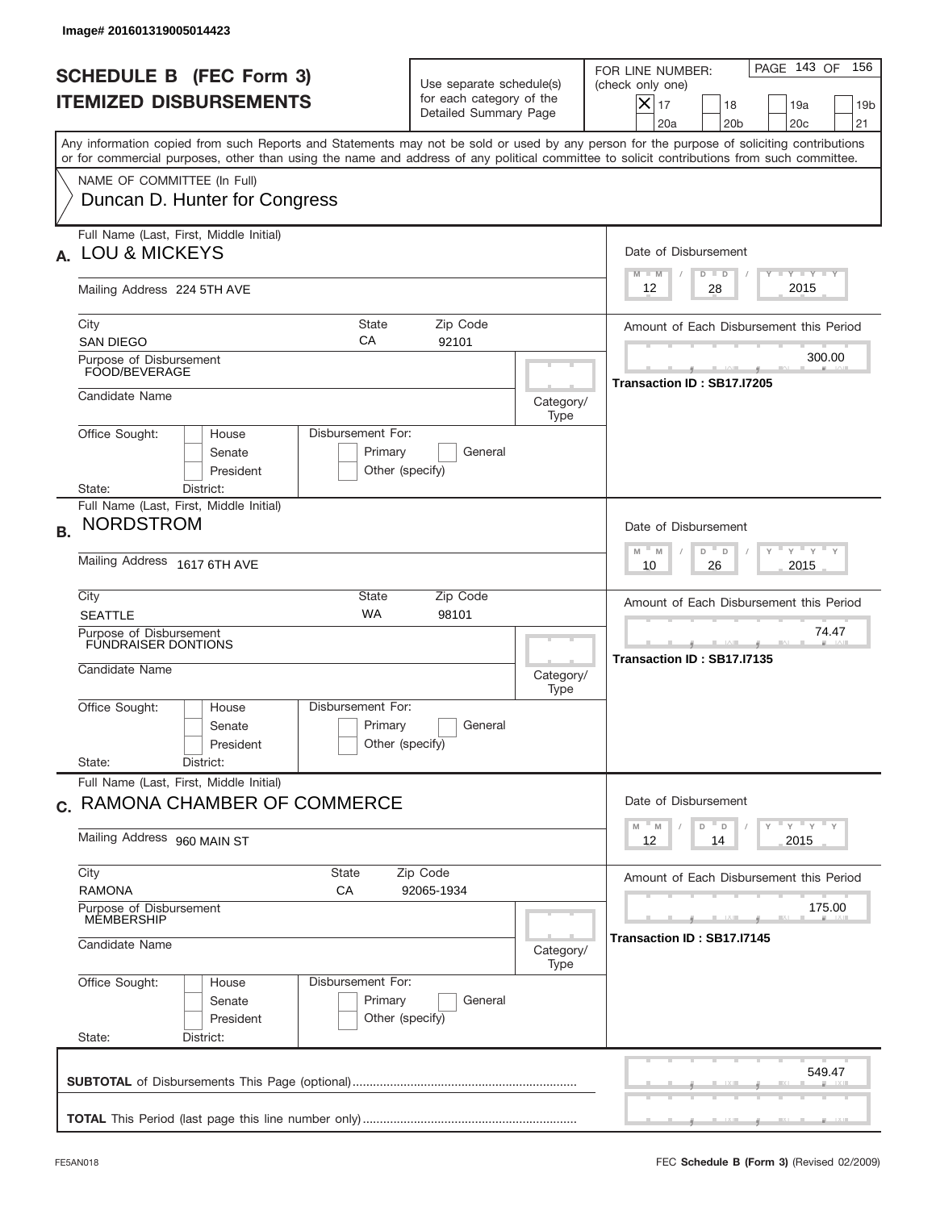Image# 201601319005014423

# SCHEDULE B (FEC Form 3)
# ITEMIZED DISBURSEMENTS

Use separate schedule(s) for each category of the Detailed Summary Page

FOR LINE NUMBER: (check only one)
[X] 17 [ ] 18 [ ] 19a [ ] 19b [ ] 20a [ ] 20b [ ] 20c [ ] 21

Any information copied from such Reports and Statements may not be sold or used by any person for the purpose of soliciting contributions or for commercial purposes, other than using the name and address of any political committee to solicit contributions from such committee.

NAME OF COMMITTEE (In Full)
Duncan D. Hunter for Congress

---

**A.** Full Name (Last, First, Middle Initial): LOU & MICKEYS

Mailing Address: 224 5TH AVE

City: SAN DIEGO | State: CA | Zip Code: 92101

Purpose of Disbursement: FOOD/BEVERAGE

Candidate Name:

Category/Type:

Office Sought: [ ] House [ ] Senate [ ] President
State: District:

Disbursement For: [ ] Primary [ ] General [ ] Other (specify)

Date of Disbursement: 12 / 28 / 2015

Amount of Each Disbursement this Period: 300.00

Transaction ID : SB17.I7205

---

**B.** Full Name (Last, First, Middle Initial): NORDSTROM

Mailing Address: 1617 6TH AVE

City: SEATTLE | State: WA | Zip Code: 98101

Purpose of Disbursement: FUNDRAISER DONTIONS

Candidate Name:

Category/Type:

Office Sought: [ ] House [ ] Senate [ ] President
State: District:

Disbursement For: [ ] Primary [ ] General [ ] Other (specify)

Date of Disbursement: 10 / 26 / 2015

Amount of Each Disbursement this Period: 74.47

Transaction ID : SB17.I7135

---

**C.** Full Name (Last, First, Middle Initial): RAMONA CHAMBER OF COMMERCE

Mailing Address: 960 MAIN ST

City: RAMONA | State: CA | Zip Code: 92065-1934

Purpose of Disbursement: MEMBERSHIP

Candidate Name:

Category/Type:

Office Sought: [ ] House [ ] Senate [ ] President
State: District:

Disbursement For: [ ] Primary [ ] General [ ] Other (specify)

Date of Disbursement: 12 / 14 / 2015

Amount of Each Disbursement this Period: 175.00

Transaction ID : SB17.I7145

---

**SUBTOTAL** of Disbursements This Page (optional): 549.47

**TOTAL** This Period (last page this line number only):

FE5AN018 FEC **Schedule B (Form 3)** (Revised 02/2009)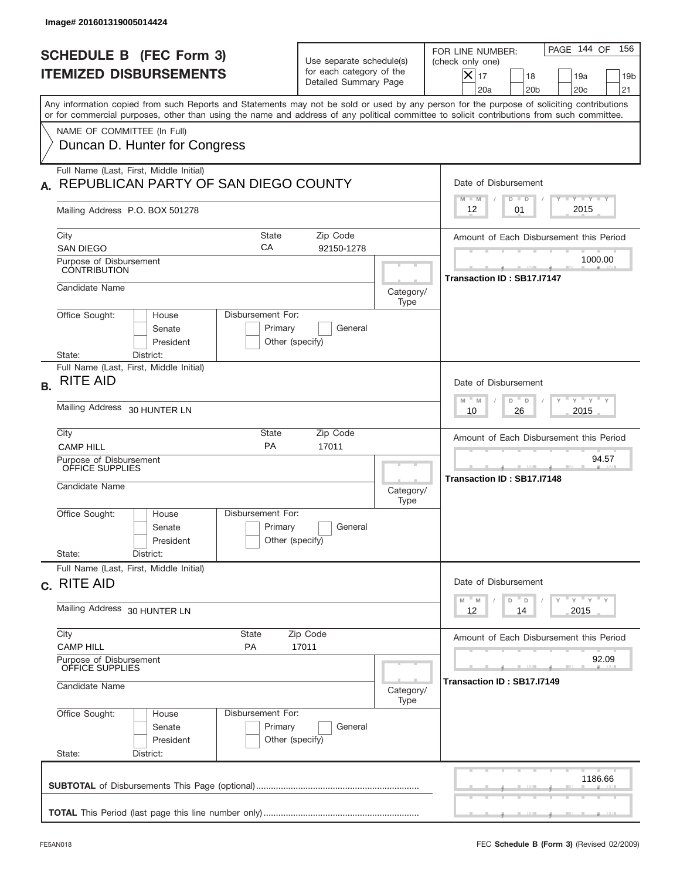Image# 201601319005014424

# SCHEDULE B (FEC Form 3)
## ITEMIZED DISBURSEMENTS

Use separate schedule(s) for each category of the Detailed Summary Page

FOR LINE NUMBER: (check only one)

- [x] 17
- [ ] 18
- [ ] 19a
- [ ] 19b
- [ ] 20a
- [ ] 20b
- [ ] 20c
- [ ] 21

Any information copied from such Reports and Statements may not be sold or used by any person for the purpose of soliciting contributions or for commercial purposes, other than using the name and address of any political committee to solicit contributions from such committee.

NAME OF COMMITTEE (In Full)
Duncan D. Hunter for Congress

---

**A.** Full Name (Last, First, Middle Initial): REPUBLICAN PARTY OF SAN DIEGO COUNTY

Mailing Address: P.O. BOX 501278

City: SAN DIEGO | State: CA | Zip Code: 92150-1278

Purpose of Disbursement: CONTRIBUTION

Candidate Name:

Category/Type:

Office Sought: [ ] House [ ] Senate [ ] President
State: District:

Disbursement For: [ ] Primary [ ] General [ ] Other (specify)

Date of Disbursement: 12 / 01 / 2015

Amount of Each Disbursement this Period: 1000.00

Transaction ID : SB17.I7147

---

**B.** Full Name (Last, First, Middle Initial): RITE AID

Mailing Address: 30 HUNTER LN

City: CAMP HILL | State: PA | Zip Code: 17011

Purpose of Disbursement: OFFICE SUPPLIES

Candidate Name:

Category/Type:

Office Sought: [ ] House [ ] Senate [ ] President
State: District:

Disbursement For: [ ] Primary [ ] General [ ] Other (specify)

Date of Disbursement: 10 / 26 / 2015

Amount of Each Disbursement this Period: 94.57

Transaction ID : SB17.I7148

---

**C.** Full Name (Last, First, Middle Initial): RITE AID

Mailing Address: 30 HUNTER LN

City: CAMP HILL | State: PA | Zip Code: 17011

Purpose of Disbursement: OFFICE SUPPLIES

Candidate Name:

Category/Type:

Office Sought: [ ] House [ ] Senate [ ] President
State: District:

Disbursement For: [ ] Primary [ ] General [ ] Other (specify)

Date of Disbursement: 12 / 14 / 2015

Amount of Each Disbursement this Period: 92.09

Transaction ID : SB17.I7149

---

**SUBTOTAL** of Disbursements This Page (optional): 1186.66

**TOTAL** This Period (last page this line number only):

FE5AN018 — FEC **Schedule B (Form 3)** (Revised 02/2009)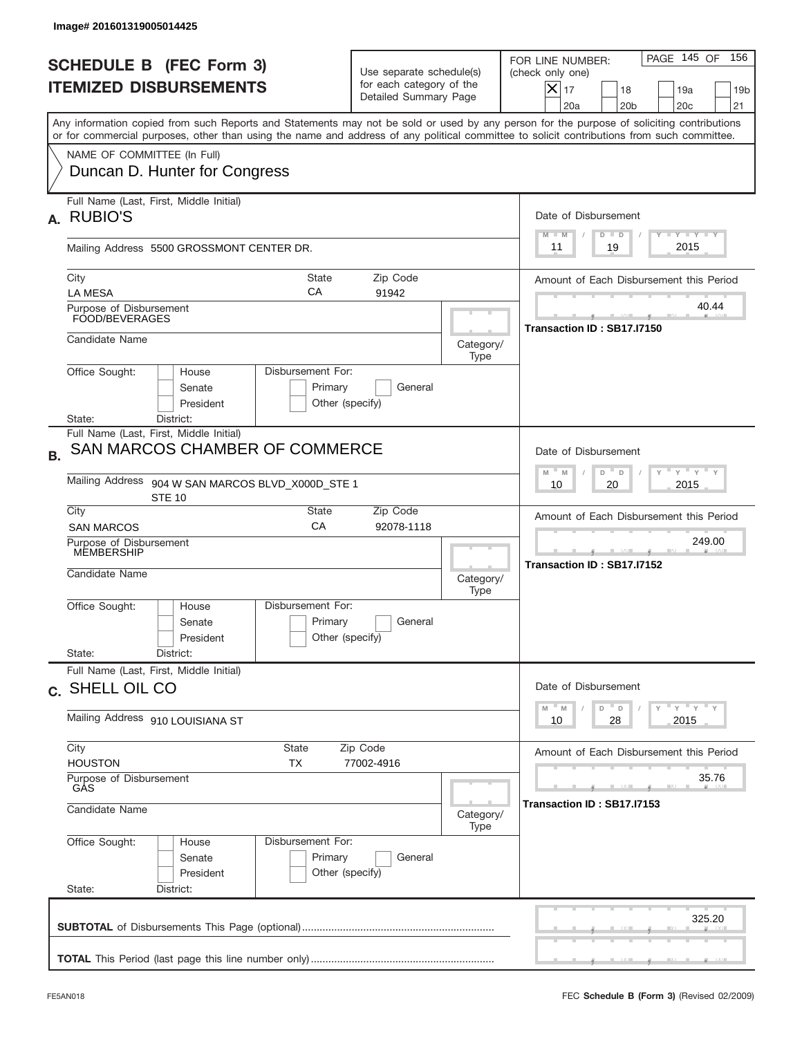Image# 201601319005014425

# SCHEDULE B (FEC Form 3)
# ITEMIZED DISBURSEMENTS

Use separate schedule(s) for each category of the Detailed Summary Page

FOR LINE NUMBER: (check only one)

- [x] 17
- [ ] 18
- [ ] 19a
- [ ] 19b
- [ ] 20a
- [ ] 20b
- [ ] 20c
- [ ] 21

Any information copied from such Reports and Statements may not be sold or used by any person for the purpose of soliciting contributions or for commercial purposes, other than using the name and address of any political committee to solicit contributions from such committee.

NAME OF COMMITTEE (In Full)
Duncan D. Hunter for Congress

---

**A.** Full Name (Last, First, Middle Initial): RUBIO'S

Mailing Address: 5500 GROSSMONT CENTER DR.

City: LA MESA | State: CA | Zip Code: 91942

Purpose of Disbursement: FOOD/BEVERAGES

Candidate Name:

Category/Type:

Office Sought: House / Senate / President

Disbursement For: Primary / General / Other (specify)

State: District:

Date of Disbursement: 11 / 19 / 2015

Amount of Each Disbursement this Period: 40.44

Transaction ID : SB17.I7150

---

**B.** Full Name (Last, First, Middle Initial): SAN MARCOS CHAMBER OF COMMERCE

Mailing Address: 904 W SAN MARCOS BLVD_X000D_STE 1 STE 10

City: SAN MARCOS | State: CA | Zip Code: 92078-1118

Purpose of Disbursement: MEMBERSHIP

Candidate Name:

Category/Type:

Office Sought: House / Senate / President

Disbursement For: Primary / General / Other (specify)

State: District:

Date of Disbursement: 10 / 20 / 2015

Amount of Each Disbursement this Period: 249.00

Transaction ID : SB17.I7152

---

**C.** Full Name (Last, First, Middle Initial): SHELL OIL CO

Mailing Address: 910 LOUISIANA ST

City: HOUSTON | State: TX | Zip Code: 77002-4916

Purpose of Disbursement: GAS

Candidate Name:

Category/Type:

Office Sought: House / Senate / President

Disbursement For: Primary / General / Other (specify)

State: District:

Date of Disbursement: 10 / 28 / 2015

Amount of Each Disbursement this Period: 35.76

Transaction ID : SB17.I7153

---

**SUBTOTAL** of Disbursements This Page (optional): 325.20

**TOTAL** This Period (last page this line number only):

FE5AN018 — FEC **Schedule B (Form 3)** (Revised 02/2009)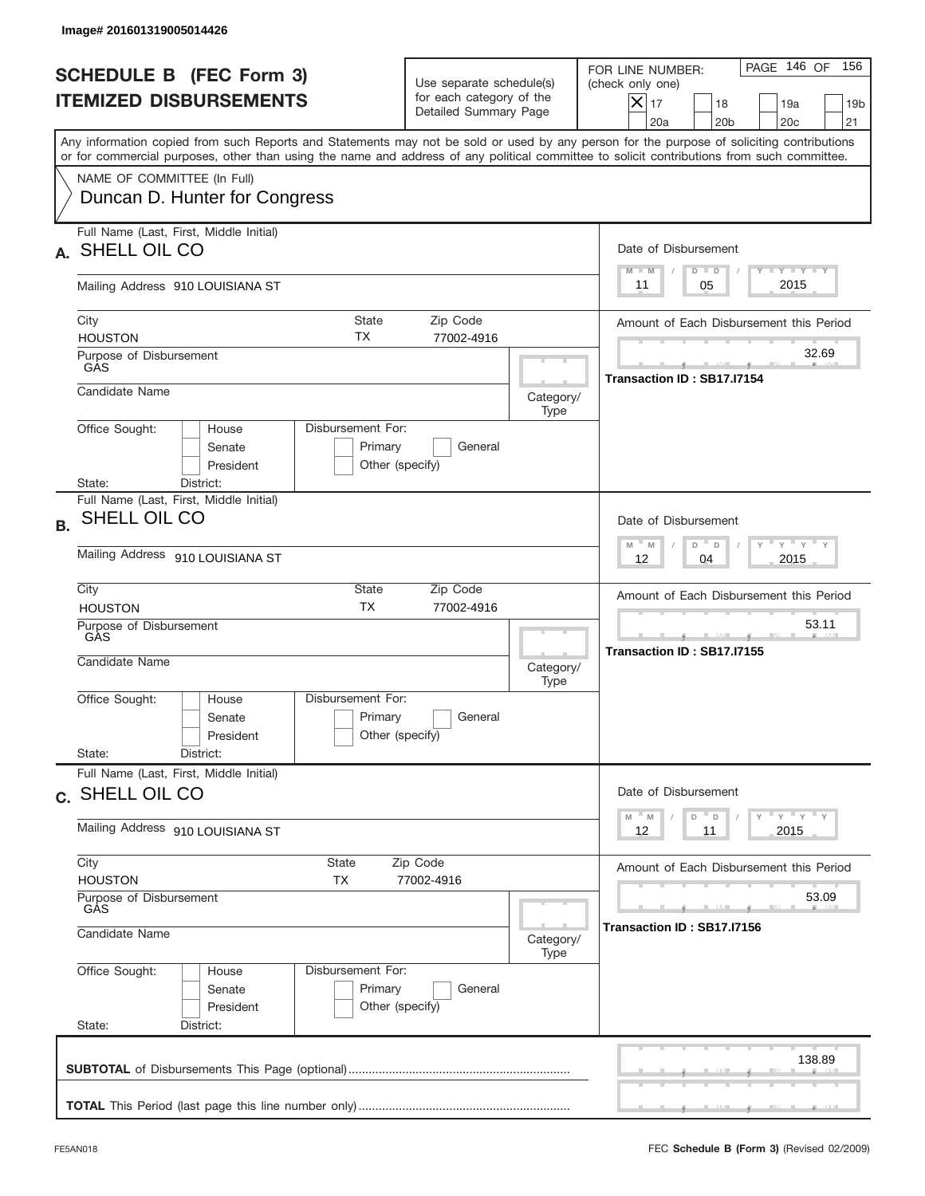Image# 201601319005014426

# SCHEDULE B (FEC Form 3)
## ITEMIZED DISBURSEMENTS

Use separate schedule(s) for each category of the Detailed Summary Page

FOR LINE NUMBER: (check only one)

- [X] 17
- [ ] 18
- [ ] 19a
- [ ] 19b
- [ ] 20a
- [ ] 20b
- [ ] 20c
- [ ] 21

PAGE 146 OF 156

Any information copied from such Reports and Statements may not be sold or used by any person for the purpose of soliciting contributions or for commercial purposes, other than using the name and address of any political committee to solicit contributions from such committee.

NAME OF COMMITTEE (In Full)
Duncan D. Hunter for Congress

---

**A.** Full Name (Last, First, Middle Initial): SHELL OIL CO

Mailing Address: 910 LOUISIANA ST

City: HOUSTON | State: TX | Zip Code: 77002-4916

Purpose of Disbursement: GAS

Candidate Name:

Category/Type:

Office Sought: House / Senate / President

Disbursement For: Primary / General / Other (specify)

State: District:

Date of Disbursement: 11/05/2015

Amount of Each Disbursement this Period: 32.69

Transaction ID : SB17.I7154

---

**B.** Full Name (Last, First, Middle Initial): SHELL OIL CO

Mailing Address: 910 LOUISIANA ST

City: HOUSTON | State: TX | Zip Code: 77002-4916

Purpose of Disbursement: GAS

Candidate Name:

Category/Type:

Office Sought: House / Senate / President

Disbursement For: Primary / General / Other (specify)

State: District:

Date of Disbursement: 12/04/2015

Amount of Each Disbursement this Period: 53.11

Transaction ID : SB17.I7155

---

**C.** Full Name (Last, First, Middle Initial): SHELL OIL CO

Mailing Address: 910 LOUISIANA ST

City: HOUSTON | State: TX | Zip Code: 77002-4916

Purpose of Disbursement: GAS

Candidate Name:

Category/Type:

Office Sought: House / Senate / President

Disbursement For: Primary / General / Other (specify)

State: District:

Date of Disbursement: 12/11/2015

Amount of Each Disbursement this Period: 53.09

Transaction ID : SB17.I7156

---

**SUBTOTAL** of Disbursements This Page (optional): 138.89

**TOTAL** This Period (last page this line number only):

FE5AN018

FEC **Schedule B (Form 3)** (Revised 02/2009)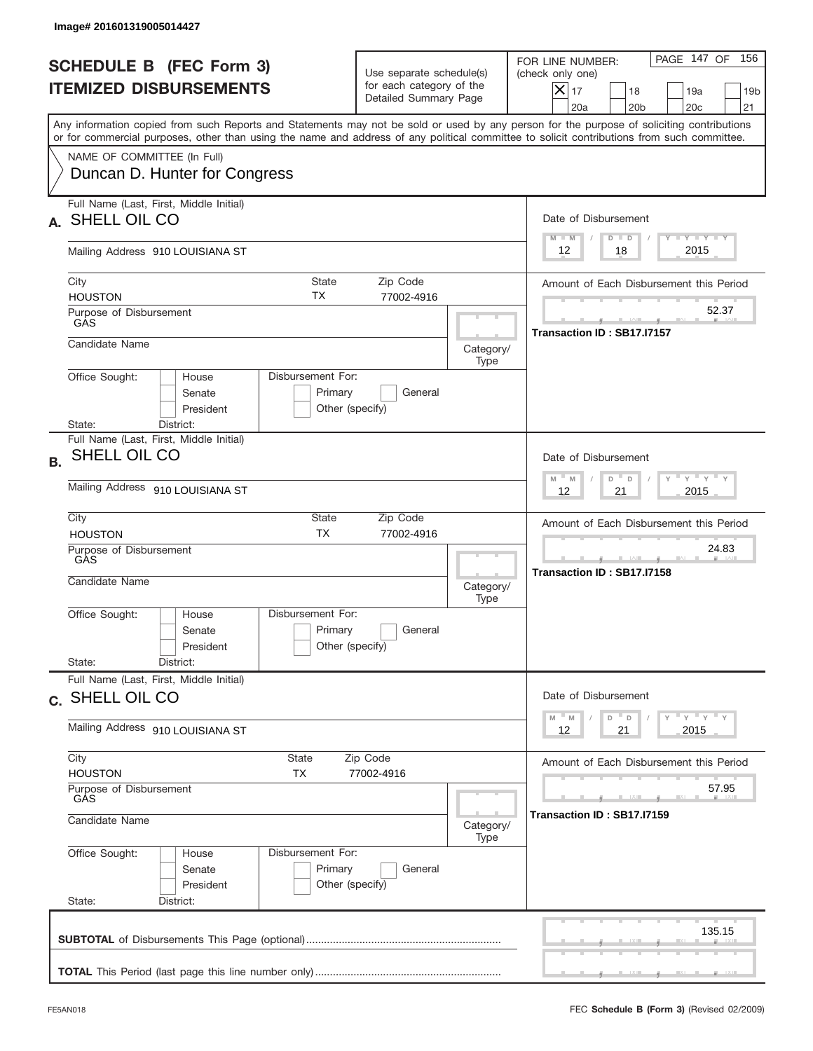Image# 201601319005014427

# SCHEDULE B (FEC Form 3)
## ITEMIZED DISBURSEMENTS

Use separate schedule(s) for each category of the Detailed Summary Page

FOR LINE NUMBER: (check only one)

- [X] 17
- [ ] 18
- [ ] 19a
- [ ] 19b
- [ ] 20a
- [ ] 20b
- [ ] 20c
- [ ] 21

PAGE 147 OF 156

Any information copied from such Reports and Statements may not be sold or used by any person for the purpose of soliciting contributions or for commercial purposes, other than using the name and address of any political committee to solicit contributions from such committee.

NAME OF COMMITTEE (In Full)
Duncan D. Hunter for Congress

---

**A.** Full Name (Last, First, Middle Initial): SHELL OIL CO

Mailing Address: 910 LOUISIANA ST

City: HOUSTON | State: TX | Zip Code: 77002-4916

Purpose of Disbursement: GAS

Candidate Name:

Category/Type:

Office Sought: [ ] House [ ] Senate [ ] President

State: District:

Disbursement For: [ ] Primary [ ] General [ ] Other (specify)

Date of Disbursement: 12 / 18 / 2015

Amount of Each Disbursement this Period: 52.37

Transaction ID : SB17.I7157

---

**B.** Full Name (Last, First, Middle Initial): SHELL OIL CO

Mailing Address: 910 LOUISIANA ST

City: HOUSTON | State: TX | Zip Code: 77002-4916

Purpose of Disbursement: GAS

Candidate Name:

Category/Type:

Office Sought: [ ] House [ ] Senate [ ] President

State: District:

Disbursement For: [ ] Primary [ ] General [ ] Other (specify)

Date of Disbursement: 12 / 21 / 2015

Amount of Each Disbursement this Period: 24.83

Transaction ID : SB17.I7158

---

**C.** Full Name (Last, First, Middle Initial): SHELL OIL CO

Mailing Address: 910 LOUISIANA ST

City: HOUSTON | State: TX | Zip Code: 77002-4916

Purpose of Disbursement: GAS

Candidate Name:

Category/Type:

Office Sought: [ ] House [ ] Senate [ ] President

State: District:

Disbursement For: [ ] Primary [ ] General [ ] Other (specify)

Date of Disbursement: 12 / 21 / 2015

Amount of Each Disbursement this Period: 57.95

Transaction ID : SB17.I7159

---

**SUBTOTAL** of Disbursements This Page (optional): 135.15

**TOTAL** This Period (last page this line number only):

FE5AN018 — FEC **Schedule B (Form 3)** (Revised 02/2009)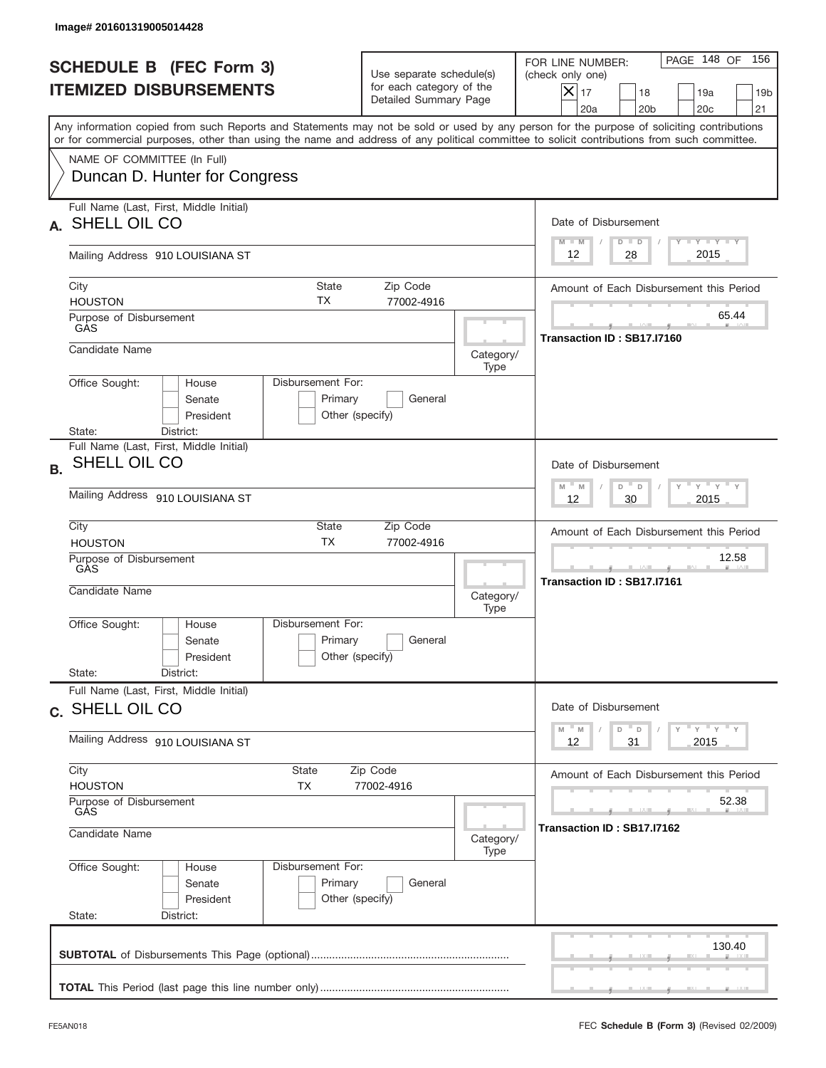Image# 201601319005014428

# SCHEDULE B (FEC Form 3)
# ITEMIZED DISBURSEMENTS

Use separate schedule(s) for each category of the Detailed Summary Page

FOR LINE NUMBER: (check only one)

[X] 17 [ ] 18 [ ] 19a [ ] 19b [ ] 20a [ ] 20b [ ] 20c [ ] 21

PAGE 148 OF 156

Any information copied from such Reports and Statements may not be sold or used by any person for the purpose of soliciting contributions or for commercial purposes, other than using the name and address of any political committee to solicit contributions from such committee.

NAME OF COMMITTEE (In Full)
Duncan D. Hunter for Congress

## A.

Full Name (Last, First, Middle Initial): SHELL OIL CO

Mailing Address: 910 LOUISIANA ST

City: HOUSTON | State: TX | Zip Code: 77002-4916

Purpose of Disbursement: GAS

Candidate Name:

Category/Type:

Office Sought: [ ] House [ ] Senate [ ] President

Disbursement For: [ ] Primary [ ] General [ ] Other (specify)

State: District:

Date of Disbursement: 12 / 28 / 2015

Amount of Each Disbursement this Period: 65.44

Transaction ID : SB17.I7160

## B.

Full Name (Last, First, Middle Initial): SHELL OIL CO

Mailing Address: 910 LOUISIANA ST

City: HOUSTON | State: TX | Zip Code: 77002-4916

Purpose of Disbursement: GAS

Candidate Name:

Category/Type:

Office Sought: [ ] House [ ] Senate [ ] President

Disbursement For: [ ] Primary [ ] General [ ] Other (specify)

State: District:

Date of Disbursement: 12 / 30 / 2015

Amount of Each Disbursement this Period: 12.58

Transaction ID : SB17.I7161

## C.

Full Name (Last, First, Middle Initial): SHELL OIL CO

Mailing Address: 910 LOUISIANA ST

City: HOUSTON | State: TX | Zip Code: 77002-4916

Purpose of Disbursement: GAS

Candidate Name:

Category/Type:

Office Sought: [ ] House [ ] Senate [ ] President

Disbursement For: [ ] Primary [ ] General [ ] Other (specify)

State: District:

Date of Disbursement: 12 / 31 / 2015

Amount of Each Disbursement this Period: 52.38

Transaction ID : SB17.I7162

**SUBTOTAL** of Disbursements This Page (optional): 130.40

**TOTAL** This Period (last page this line number only):

FE5AN018 — FEC **Schedule B (Form 3)** (Revised 02/2009)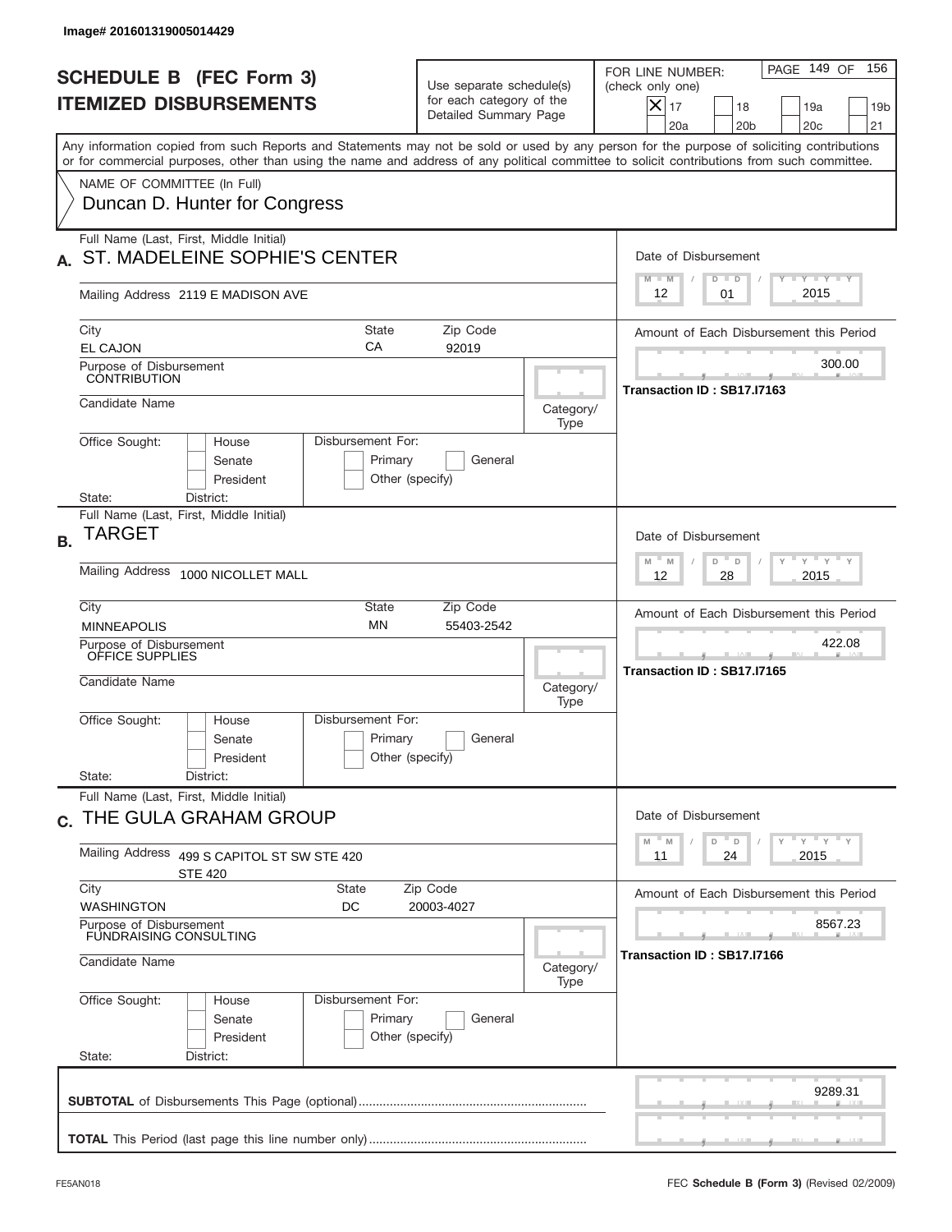Image# 201601319005014429

# SCHEDULE B (FEC Form 3)
## ITEMIZED DISBURSEMENTS

Use separate schedule(s) for each category of the Detailed Summary Page

FOR LINE NUMBER: (check only one)

[X] 17 [ ] 18 [ ] 19a [ ] 19b [ ] 20a [ ] 20b [ ] 20c [ ] 21

PAGE 149 OF 156

Any information copied from such Reports and Statements may not be sold or used by any person for the purpose of soliciting contributions or for commercial purposes, other than using the name and address of any political committee to solicit contributions from such committee.

NAME OF COMMITTEE (In Full)
Duncan D. Hunter for Congress

---

**A.** Full Name (Last, First, Middle Initial): ST. MADELEINE SOPHIE'S CENTER

Mailing Address: 2119 E MADISON AVE

City: EL CAJON | State: CA | Zip Code: 92019

Purpose of Disbursement: CONTRIBUTION

Candidate Name:

Category/Type:

Office Sought: [ ] House [ ] Senate [ ] President

Disbursement For: [ ] Primary [ ] General [ ] Other (specify)

State: District:

Date of Disbursement: 12 / 01 / 2015

Amount of Each Disbursement this Period: 300.00

Transaction ID : SB17.I7163

---

**B.** Full Name (Last, First, Middle Initial): TARGET

Mailing Address: 1000 NICOLLET MALL

City: MINNEAPOLIS | State: MN | Zip Code: 55403-2542

Purpose of Disbursement: OFFICE SUPPLIES

Candidate Name:

Category/Type:

Office Sought: [ ] House [ ] Senate [ ] President

Disbursement For: [ ] Primary [ ] General [ ] Other (specify)

State: District:

Date of Disbursement: 12 / 28 / 2015

Amount of Each Disbursement this Period: 422.08

Transaction ID : SB17.I7165

---

**C.** Full Name (Last, First, Middle Initial): THE GULA GRAHAM GROUP

Mailing Address: 499 S CAPITOL ST SW STE 420
STE 420

City: WASHINGTON | State: DC | Zip Code: 20003-4027

Purpose of Disbursement: FUNDRAISING CONSULTING

Candidate Name:

Category/Type:

Office Sought: [ ] House [ ] Senate [ ] President

Disbursement For: [ ] Primary [ ] General [ ] Other (specify)

State: District:

Date of Disbursement: 11 / 24 / 2015

Amount of Each Disbursement this Period: 8567.23

Transaction ID : SB17.I7166

---

**SUBTOTAL** of Disbursements This Page (optional): 9289.31

**TOTAL** This Period (last page this line number only):

FE5AN018 — FEC **Schedule B (Form 3)** (Revised 02/2009)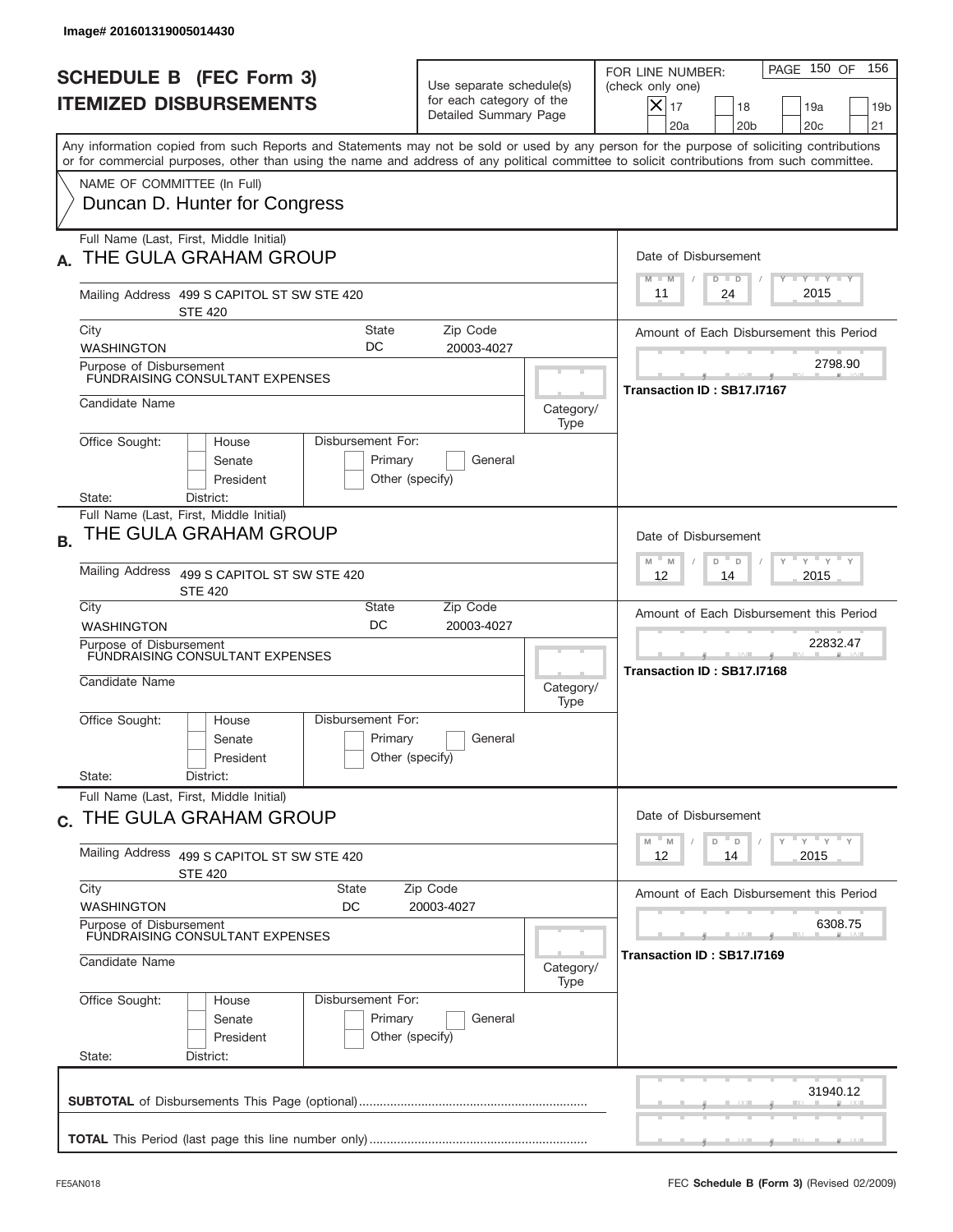Image# 201601319005014430

# SCHEDULE B (FEC Form 3)
## ITEMIZED DISBURSEMENTS

Use separate schedule(s) for each category of the Detailed Summary Page

FOR LINE NUMBER: (check only one)

- [X] 17
- [ ] 18
- [ ] 19a
- [ ] 19b
- [ ] 20a
- [ ] 20b
- [ ] 20c
- [ ] 21

Any information copied from such Reports and Statements may not be sold or used by any person for the purpose of soliciting contributions or for commercial purposes, other than using the name and address of any political committee to solicit contributions from such committee.

NAME OF COMMITTEE (In Full)
Duncan D. Hunter for Congress

---

**A.** Full Name (Last, First, Middle Initial): THE GULA GRAHAM GROUP

Mailing Address: 499 S CAPITOL ST SW STE 420, STE 420

City: WASHINGTON | State: DC | Zip Code: 20003-4027

Purpose of Disbursement: FUNDRAISING CONSULTANT EXPENSES

Candidate Name:

Category/Type:

Office Sought: House / Senate / President

Disbursement For: Primary / General / Other (specify)

State: District:

Date of Disbursement: 11 / 24 / 2015

Amount of Each Disbursement this Period: 2798.90

Transaction ID : SB17.I7167

---

**B.** Full Name (Last, First, Middle Initial): THE GULA GRAHAM GROUP

Mailing Address: 499 S CAPITOL ST SW STE 420, STE 420

City: WASHINGTON | State: DC | Zip Code: 20003-4027

Purpose of Disbursement: FUNDRAISING CONSULTANT EXPENSES

Candidate Name:

Category/Type:

Office Sought: House / Senate / President

Disbursement For: Primary / General / Other (specify)

State: District:

Date of Disbursement: 12 / 14 / 2015

Amount of Each Disbursement this Period: 22832.47

Transaction ID : SB17.I7168

---

**C.** Full Name (Last, First, Middle Initial): THE GULA GRAHAM GROUP

Mailing Address: 499 S CAPITOL ST SW STE 420, STE 420

City: WASHINGTON | State: DC | Zip Code: 20003-4027

Purpose of Disbursement: FUNDRAISING CONSULTANT EXPENSES

Candidate Name:

Category/Type:

Office Sought: House / Senate / President

Disbursement For: Primary / General / Other (specify)

State: District:

Date of Disbursement: 12 / 14 / 2015

Amount of Each Disbursement this Period: 6308.75

Transaction ID : SB17.I7169

---

**SUBTOTAL** of Disbursements This Page (optional): 31940.12

**TOTAL** This Period (last page this line number only):

FE5AN018 — FEC **Schedule B (Form 3)** (Revised 02/2009)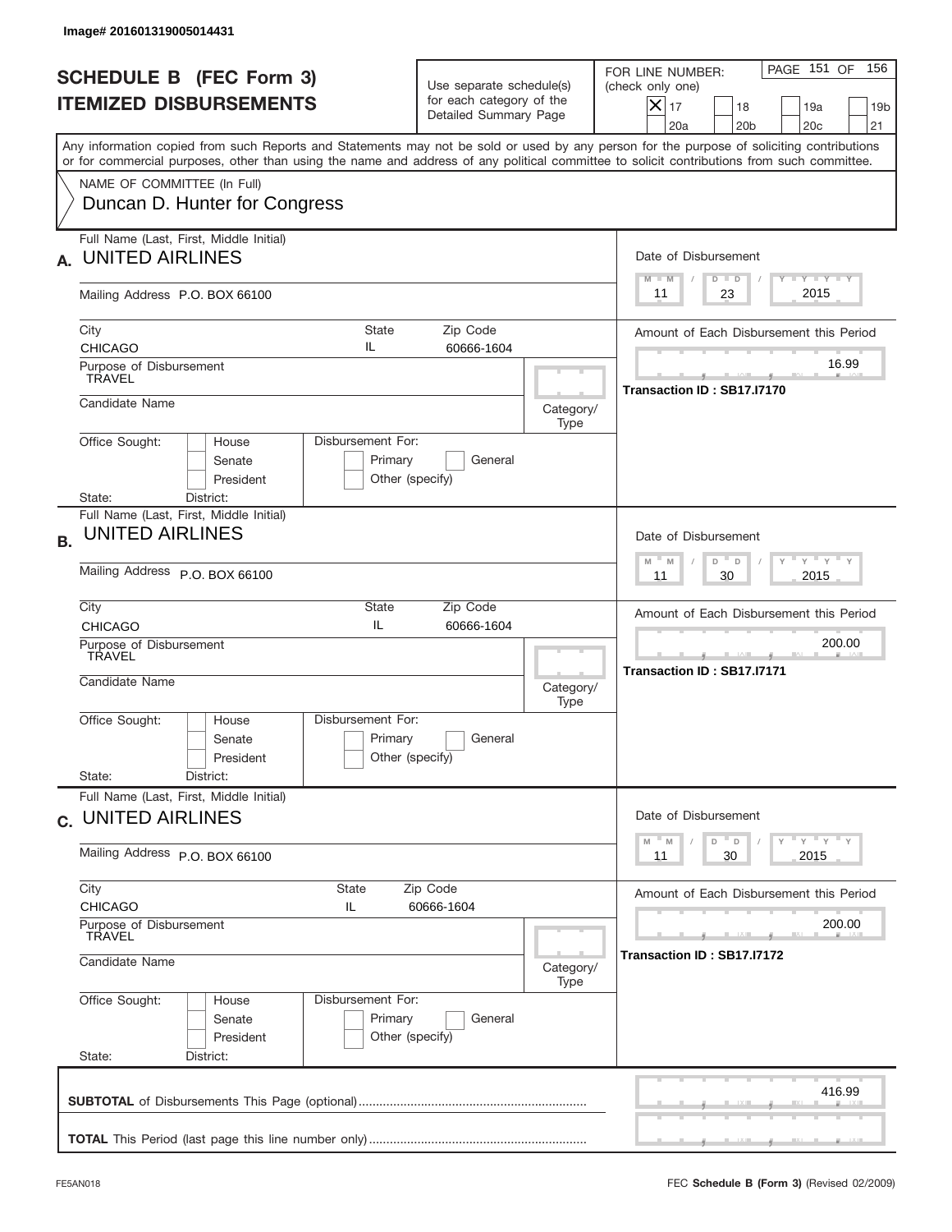Image# 201601319005014431

# SCHEDULE B (FEC Form 3)
# ITEMIZED DISBURSEMENTS

Use separate schedule(s) for each category of the Detailed Summary Page

FOR LINE NUMBER: (check only one)

[X] 17 [ ] 18 [ ] 19a [ ] 19b [ ] 20a [ ] 20b [ ] 20c [ ] 21

PAGE 151 OF 156

Any information copied from such Reports and Statements may not be sold or used by any person for the purpose of soliciting contributions or for commercial purposes, other than using the name and address of any political committee to solicit contributions from such committee.

NAME OF COMMITTEE (In Full)
Duncan D. Hunter for Congress

---

**A.** Full Name (Last, First, Middle Initial): UNITED AIRLINES

Mailing Address: P.O. BOX 66100

City: CHICAGO | State: IL | Zip Code: 60666-1604

Purpose of Disbursement: TRAVEL

Candidate Name:

Category/Type:

Office Sought: [ ] House [ ] Senate [ ] President

State: District:

Disbursement For: [ ] Primary [ ] General [ ] Other (specify)

Date of Disbursement: 11 / 23 / 2015

Amount of Each Disbursement this Period: 16.99

Transaction ID : SB17.I7170

---

**B.** Full Name (Last, First, Middle Initial): UNITED AIRLINES

Mailing Address: P.O. BOX 66100

City: CHICAGO | State: IL | Zip Code: 60666-1604

Purpose of Disbursement: TRAVEL

Candidate Name:

Category/Type:

Office Sought: [ ] House [ ] Senate [ ] President

State: District:

Disbursement For: [ ] Primary [ ] General [ ] Other (specify)

Date of Disbursement: 11 / 30 / 2015

Amount of Each Disbursement this Period: 200.00

Transaction ID : SB17.I7171

---

**C.** Full Name (Last, First, Middle Initial): UNITED AIRLINES

Mailing Address: P.O. BOX 66100

City: CHICAGO | State: IL | Zip Code: 60666-1604

Purpose of Disbursement: TRAVEL

Candidate Name:

Category/Type:

Office Sought: [ ] House [ ] Senate [ ] President

State: District:

Disbursement For: [ ] Primary [ ] General [ ] Other (specify)

Date of Disbursement: 11 / 30 / 2015

Amount of Each Disbursement this Period: 200.00

Transaction ID : SB17.I7172

---

**SUBTOTAL** of Disbursements This Page (optional): 416.99

**TOTAL** This Period (last page this line number only):

FE5AN018 — FEC **Schedule B (Form 3)** (Revised 02/2009)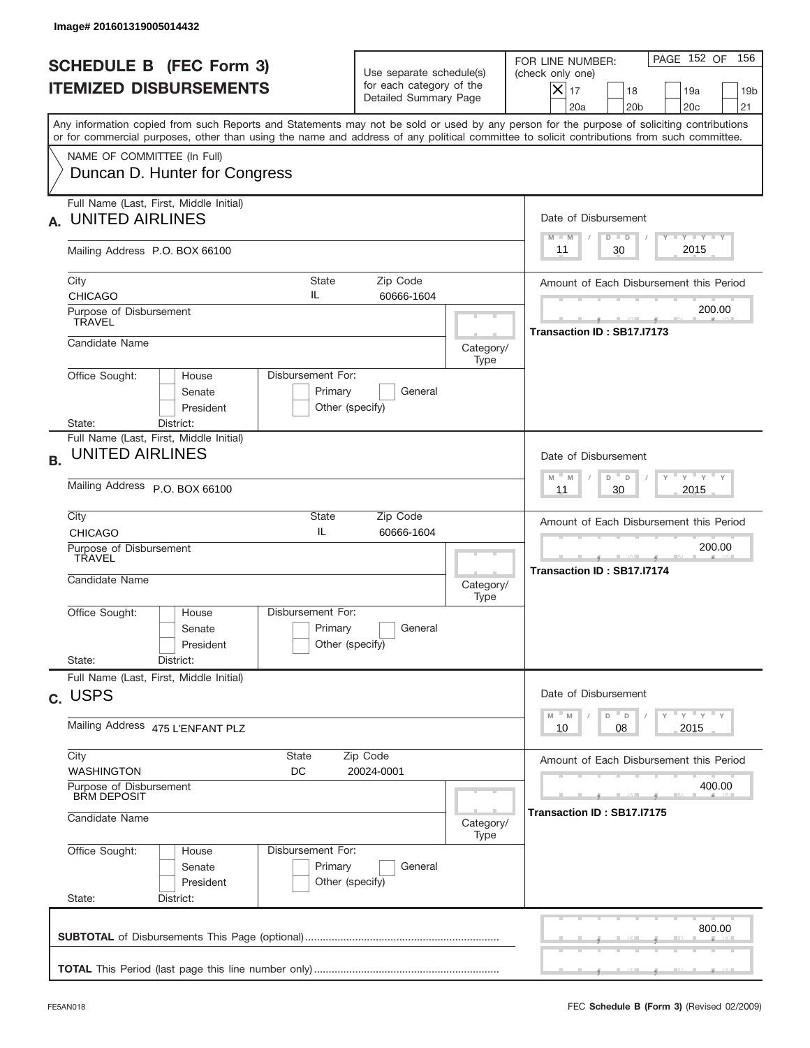Image# 201601319005014432

# SCHEDULE B (FEC Form 3) ITEMIZED DISBURSEMENTS

Use separate schedule(s) for each category of the Detailed Summary Page

FOR LINE NUMBER: (check only one)

- [X] 17
- [ ] 18
- [ ] 19a
- [ ] 19b
- [ ] 20a
- [ ] 20b
- [ ] 20c
- [ ] 21

Any information copied from such Reports and Statements may not be sold or used by any person for the purpose of soliciting contributions or for commercial purposes, other than using the name and address of any political committee to solicit contributions from such committee.

NAME OF COMMITTEE (In Full)
Duncan D. Hunter for Congress

## A.

Full Name (Last, First, Middle Initial): UNITED AIRLINES
Mailing Address: P.O. BOX 66100
City: CHICAGO
State: IL
Zip Code: 60666-1604
Purpose of Disbursement: TRAVEL
Candidate Name:
Category/Type:
Office Sought: House / Senate / President
Disbursement For: Primary / General / Other (specify)
State: District:

Date of Disbursement: 11 / 30 / 2015
Amount of Each Disbursement this Period: 200.00
Transaction ID : SB17.I7173

## B.

Full Name (Last, First, Middle Initial): UNITED AIRLINES
Mailing Address: P.O. BOX 66100
City: CHICAGO
State: IL
Zip Code: 60666-1604
Purpose of Disbursement: TRAVEL
Candidate Name:
Category/Type:
Office Sought: House / Senate / President
Disbursement For: Primary / General / Other (specify)
State: District:

Date of Disbursement: 11 / 30 / 2015
Amount of Each Disbursement this Period: 200.00
Transaction ID : SB17.I7174

## C.

Full Name (Last, First, Middle Initial): USPS
Mailing Address: 475 L'ENFANT PLZ
City: WASHINGTON
State: DC
Zip Code: 20024-0001
Purpose of Disbursement: BRM DEPOSIT
Candidate Name:
Category/Type:
Office Sought: House / Senate / President
Disbursement For: Primary / General / Other (specify)
State: District:

Date of Disbursement: 10 / 08 / 2015
Amount of Each Disbursement this Period: 400.00
Transaction ID : SB17.I7175

**SUBTOTAL** of Disbursements This Page (optional): 800.00

**TOTAL** This Period (last page this line number only):

FE5AN018

FEC **Schedule B (Form 3)** (Revised 02/2009)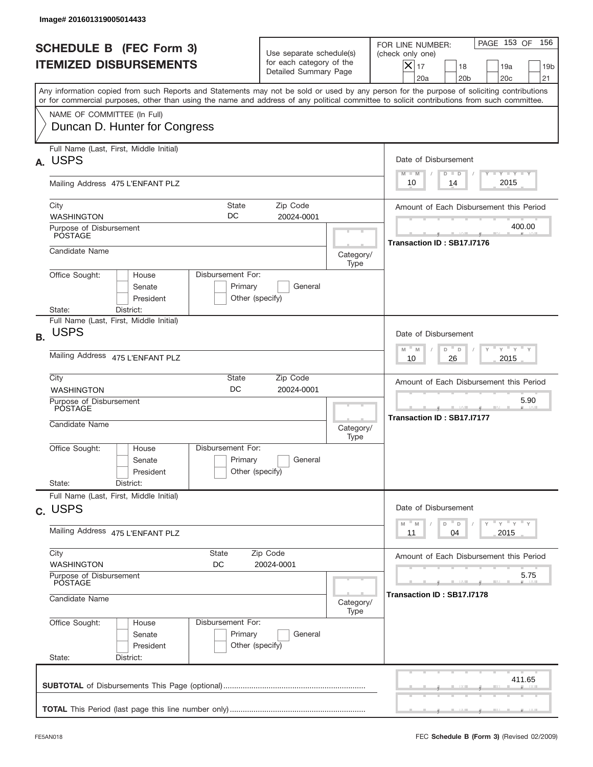Image# 201601319005014433

# SCHEDULE B (FEC Form 3)
## ITEMIZED DISBURSEMENTS

Use separate schedule(s) for each category of the Detailed Summary Page

FOR LINE NUMBER: (check only one)

- [X] 17
- [ ] 18
- [ ] 19a
- [ ] 19b
- [ ] 20a
- [ ] 20b
- [ ] 20c
- [ ] 21

PAGE 153 OF 156

Any information copied from such Reports and Statements may not be sold or used by any person for the purpose of soliciting contributions or for commercial purposes, other than using the name and address of any political committee to solicit contributions from such committee.

NAME OF COMMITTEE (In Full)
Duncan D. Hunter for Congress

---

**A.** Full Name (Last, First, Middle Initial): USPS

Mailing Address: 475 L'ENFANT PLZ

City: WASHINGTON | State: DC | Zip Code: 20024-0001

Purpose of Disbursement: POSTAGE

Candidate Name:

Category/Type:

Office Sought: [ ] House [ ] Senate [ ] President

Disbursement For: [ ] Primary [ ] General [ ] Other (specify)

State: District:

Date of Disbursement: 10 / 14 / 2015

Amount of Each Disbursement this Period: 400.00

Transaction ID : SB17.I7176

---

**B.** Full Name (Last, First, Middle Initial): USPS

Mailing Address: 475 L'ENFANT PLZ

City: WASHINGTON | State: DC | Zip Code: 20024-0001

Purpose of Disbursement: POSTAGE

Candidate Name:

Category/Type:

Office Sought: [ ] House [ ] Senate [ ] President

Disbursement For: [ ] Primary [ ] General [ ] Other (specify)

State: District:

Date of Disbursement: 10 / 26 / 2015

Amount of Each Disbursement this Period: 5.90

Transaction ID : SB17.I7177

---

**C.** Full Name (Last, First, Middle Initial): USPS

Mailing Address: 475 L'ENFANT PLZ

City: WASHINGTON | State: DC | Zip Code: 20024-0001

Purpose of Disbursement: POSTAGE

Candidate Name:

Category/Type:

Office Sought: [ ] House [ ] Senate [ ] President

Disbursement For: [ ] Primary [ ] General [ ] Other (specify)

State: District:

Date of Disbursement: 11 / 04 / 2015

Amount of Each Disbursement this Period: 5.75

Transaction ID : SB17.I7178

---

**SUBTOTAL** of Disbursements This Page (optional): 411.65

**TOTAL** This Period (last page this line number only):

FE5AN018

FEC **Schedule B (Form 3)** (Revised 02/2009)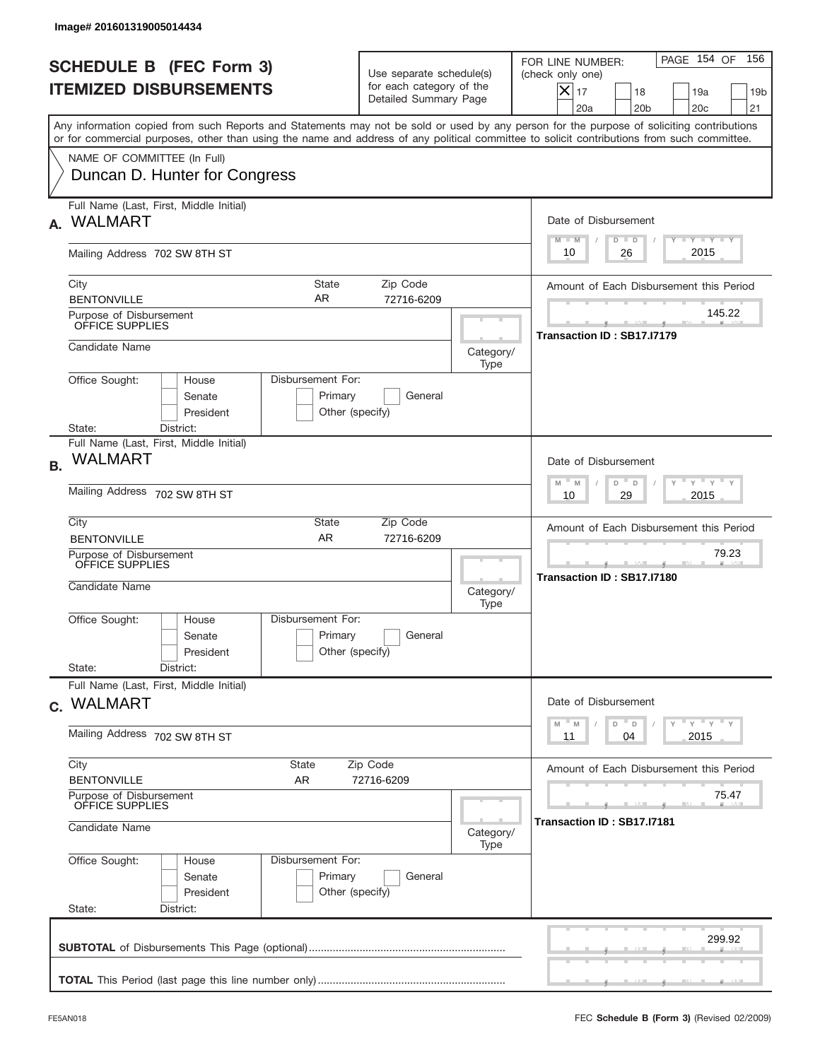Image# 201601319005014434

# SCHEDULE B (FEC Form 3)
## ITEMIZED DISBURSEMENTS

Use separate schedule(s) for each category of the Detailed Summary Page

FOR LINE NUMBER: (check only one)

- [X] 17
- [ ] 18
- [ ] 19a
- [ ] 19b
- [ ] 20a
- [ ] 20b
- [ ] 20c
- [ ] 21

PAGE 154 OF 156

Any information copied from such Reports and Statements may not be sold or used by any person for the purpose of soliciting contributions or for commercial purposes, other than using the name and address of any political committee to solicit contributions from such committee.

NAME OF COMMITTEE (In Full)
Duncan D. Hunter for Congress

---

**A.** Full Name (Last, First, Middle Initial): WALMART

Mailing Address: 702 SW 8TH ST

City: BENTONVILLE | State: AR | Zip Code: 72716-6209

Purpose of Disbursement: OFFICE SUPPLIES

Candidate Name:

Category/Type:

Office Sought: [ ] House [ ] Senate [ ] President

State: District:

Disbursement For: [ ] Primary [ ] General [ ] Other (specify)

Date of Disbursement: 10 / 26 / 2015

Amount of Each Disbursement this Period: 145.22

Transaction ID : SB17.I7179

---

**B.** Full Name (Last, First, Middle Initial): WALMART

Mailing Address: 702 SW 8TH ST

City: BENTONVILLE | State: AR | Zip Code: 72716-6209

Purpose of Disbursement: OFFICE SUPPLIES

Candidate Name:

Category/Type:

Office Sought: [ ] House [ ] Senate [ ] President

State: District:

Disbursement For: [ ] Primary [ ] General [ ] Other (specify)

Date of Disbursement: 10 / 29 / 2015

Amount of Each Disbursement this Period: 79.23

Transaction ID : SB17.I7180

---

**C.** Full Name (Last, First, Middle Initial): WALMART

Mailing Address: 702 SW 8TH ST

City: BENTONVILLE | State: AR | Zip Code: 72716-6209

Purpose of Disbursement: OFFICE SUPPLIES

Candidate Name:

Category/Type:

Office Sought: [ ] House [ ] Senate [ ] President

State: District:

Disbursement For: [ ] Primary [ ] General [ ] Other (specify)

Date of Disbursement: 11 / 04 / 2015

Amount of Each Disbursement this Period: 75.47

Transaction ID : SB17.I7181

---

**SUBTOTAL** of Disbursements This Page (optional): 299.92

**TOTAL** This Period (last page this line number only):

FE5AN018 — FEC **Schedule B (Form 3)** (Revised 02/2009)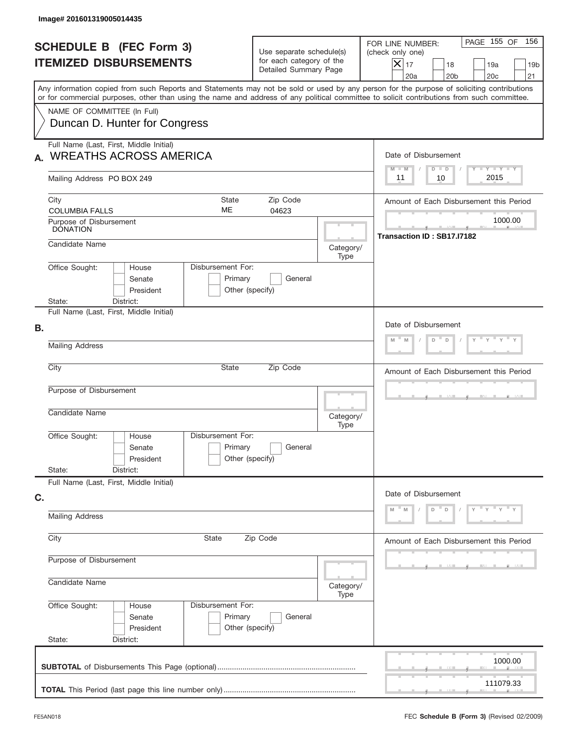Image# 201601319005014435

# SCHEDULE B (FEC Form 3)
## ITEMIZED DISBURSEMENTS

Use separate schedule(s) for each category of the Detailed Summary Page

FOR LINE NUMBER: (check only one)

- [X] 17
- [ ] 18
- [ ] 19a
- [ ] 19b
- [ ] 20a
- [ ] 20b
- [ ] 20c
- [ ] 21

PAGE 155 OF 156

Any information copied from such Reports and Statements may not be sold or used by any person for the purpose of soliciting contributions or for commercial purposes, other than using the name and address of any political committee to solicit contributions from such committee.

NAME OF COMMITTEE (In Full)
Duncan D. Hunter for Congress

**A.** Full Name (Last, First, Middle Initial): WREATHS ACROSS AMERICA

Mailing Address: PO BOX 249

City: COLUMBIA FALLS | State: ME | Zip Code: 04623

Purpose of Disbursement: DONATION

Candidate Name:

Category/Type:

Office Sought: House / Senate / President

Disbursement For: Primary / General / Other (specify)

State: District:

Date of Disbursement: 11 / 10 / 2015

Amount of Each Disbursement this Period: 1000.00

Transaction ID : SB17.I7182

**B.** Full Name (Last, First, Middle Initial):

Mailing Address:

City: State: Zip Code:

Purpose of Disbursement:

Candidate Name:

Category/Type:

Office Sought: House / Senate / President

Disbursement For: Primary / General / Other (specify)

State: District:

Date of Disbursement:

Amount of Each Disbursement this Period:

**C.** Full Name (Last, First, Middle Initial):

Mailing Address:

City: State: Zip Code:

Purpose of Disbursement:

Candidate Name:

Category/Type:

Office Sought: House / Senate / President

Disbursement For: Primary / General / Other (specify)

State: District:

Date of Disbursement:

Amount of Each Disbursement this Period:

**SUBTOTAL** of Disbursements This Page (optional): 1000.00

**TOTAL** This Period (last page this line number only): 111079.33

FE5AN018

FEC **Schedule B (Form 3)** (Revised 02/2009)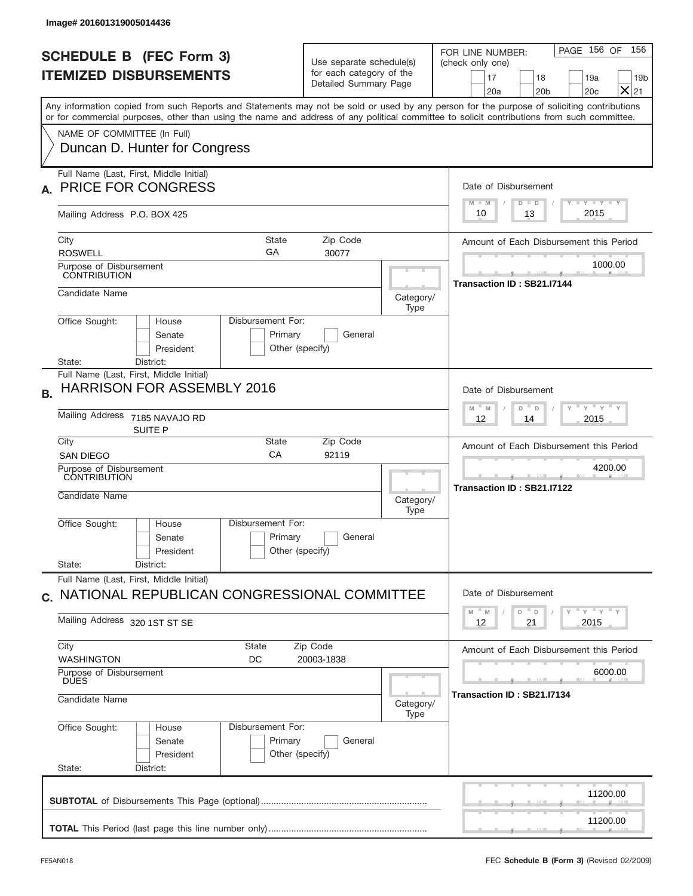Image# 201601319005014436

# SCHEDULE B (FEC Form 3)
# ITEMIZED DISBURSEMENTS

Use separate schedule(s) for each category of the Detailed Summary Page

FOR LINE NUMBER: (check only one)

17 | 18 | 19a | 19b | 20a | 20b | 20c | [X] 21

PAGE 156 OF 156

Any information copied from such Reports and Statements may not be sold or used by any person for the purpose of soliciting contributions or for commercial purposes, other than using the name and address of any political committee to solicit contributions from such committee.

NAME OF COMMITTEE (In Full)
Duncan D. Hunter for Congress

---

**A.** Full Name (Last, First, Middle Initial): PRICE FOR CONGRESS

Mailing Address: P.O. BOX 425

City: ROSWELL | State: GA | Zip Code: 30077

Purpose of Disbursement: CONTRIBUTION

Candidate Name:

Category/Type:

Office Sought: House / Senate / President

Disbursement For: Primary / General / Other (specify)

State: District:

Date of Disbursement: 10 / 13 / 2015

Amount of Each Disbursement this Period: 1000.00

Transaction ID : SB21.I7144

---

**B.** Full Name (Last, First, Middle Initial): HARRISON FOR ASSEMBLY 2016

Mailing Address: 7185 NAVAJO RD SUITE P

City: SAN DIEGO | State: CA | Zip Code: 92119

Purpose of Disbursement: CONTRIBUTION

Candidate Name:

Category/Type:

Office Sought: House / Senate / President

Disbursement For: Primary / General / Other (specify)

State: District:

Date of Disbursement: 12 / 14 / 2015

Amount of Each Disbursement this Period: 4200.00

Transaction ID : SB21.I7122

---

**C.** Full Name (Last, First, Middle Initial): NATIONAL REPUBLICAN CONGRESSIONAL COMMITTEE

Mailing Address: 320 1ST ST SE

City: WASHINGTON | State: DC | Zip Code: 20003-1838

Purpose of Disbursement: DUES

Candidate Name:

Category/Type:

Office Sought: House / Senate / President

Disbursement For: Primary / General / Other (specify)

State: District:

Date of Disbursement: 12 / 21 / 2015

Amount of Each Disbursement this Period: 6000.00

Transaction ID : SB21.I7134

---

**SUBTOTAL** of Disbursements This Page (optional): 11200.00

**TOTAL** This Period (last page this line number only): 11200.00

FE5AN018

FEC **Schedule B (Form 3)** (Revised 02/2009)